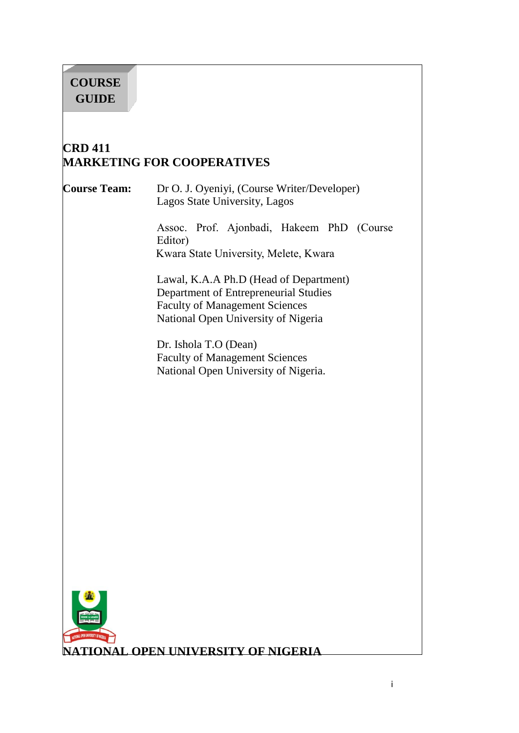**COURSE GUIDE**

# CRD 411
# MARKETING FOR COOPERATIVES

**Course Team:** Dr O. J. Oyeniyi, (Course Writer/Developer)
Lagos State University, Lagos

Assoc. Prof. Ajonbadi, Hakeem PhD (Course Editor)
Kwara State University, Melete, Kwara

Lawal, K.A.A Ph.D (Head of Department)
Department of Entrepreneurial Studies
Faculty of Management Sciences
National Open University of Nigeria

Dr. Ishola T.O (Dean)
Faculty of Management Sciences
National Open University of Nigeria.

**NATIONAL OPEN UNIVERSITY OF NIGERIA**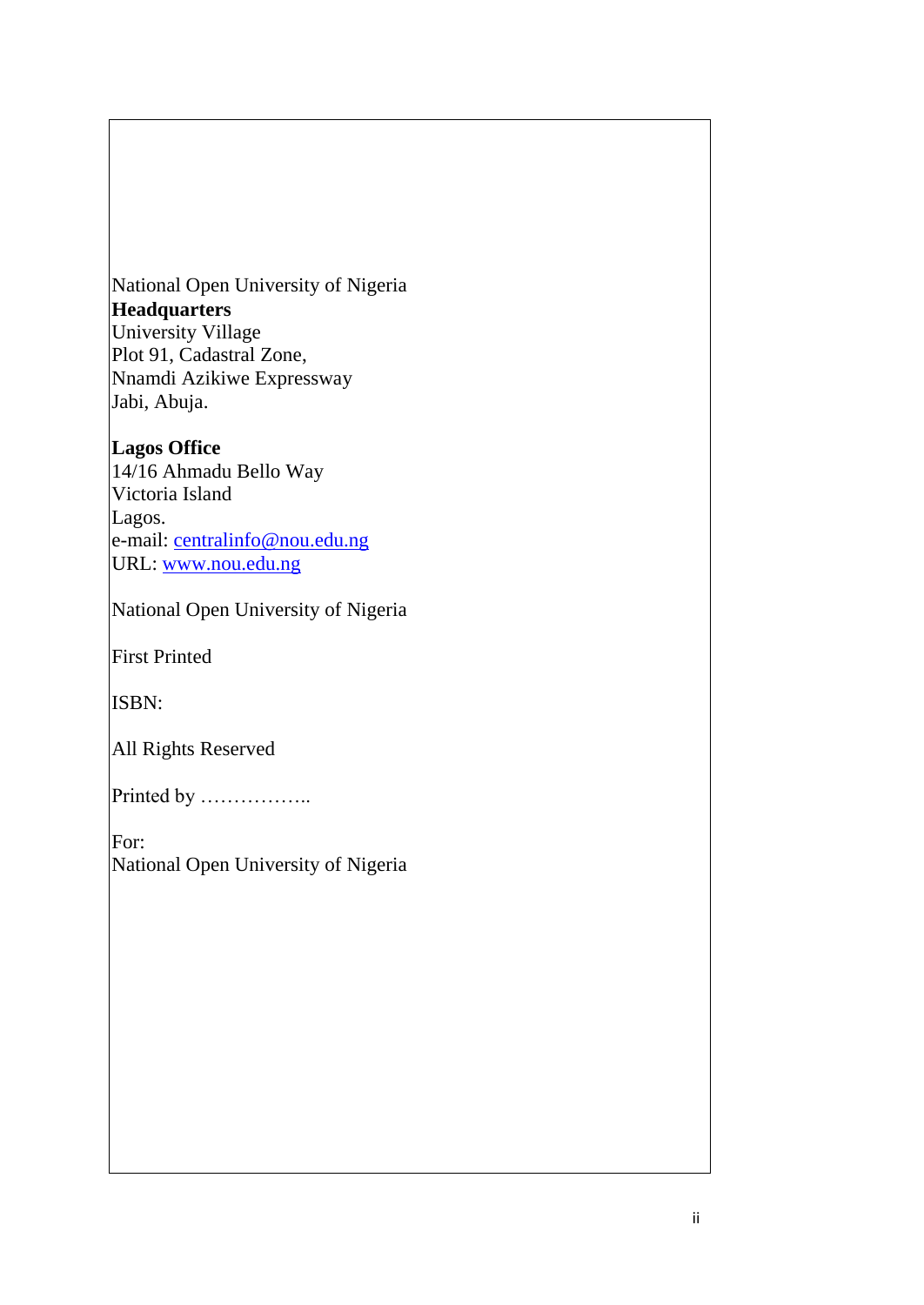National Open University of Nigeria
**Headquarters**
University Village
Plot 91, Cadastral Zone,
Nnamdi Azikiwe Expressway
Jabi, Abuja.

**Lagos Office**
14/16 Ahmadu Bello Way
Victoria Island
Lagos.
e-mail: centralinfo@nou.edu.ng
URL: www.nou.edu.ng

National Open University of Nigeria

First Printed

ISBN:

All Rights Reserved

Printed by ……………..

For:
National Open University of Nigeria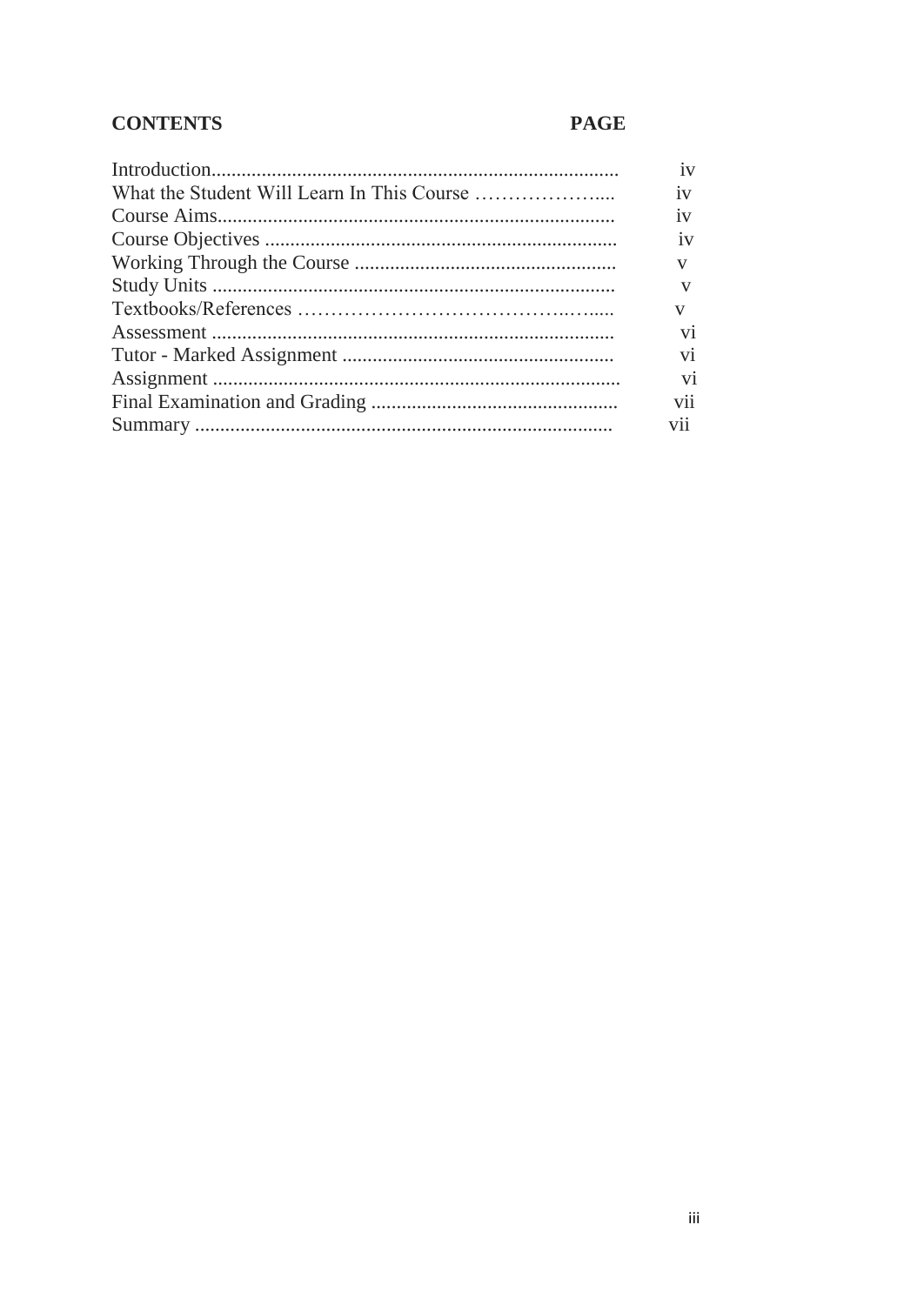| CONTENTS | PAGE |
|---|---|
| Introduction | iv |
| What the Student Will Learn In This Course | iv |
| Course Aims | iv |
| Course Objectives | iv |
| Working Through the Course | v |
| Study Units | v |
| Textbooks/References | v |
| Assessment | vi |
| Tutor - Marked Assignment | vi |
| Assignment | vi |
| Final Examination and Grading | vii |
| Summary | vii |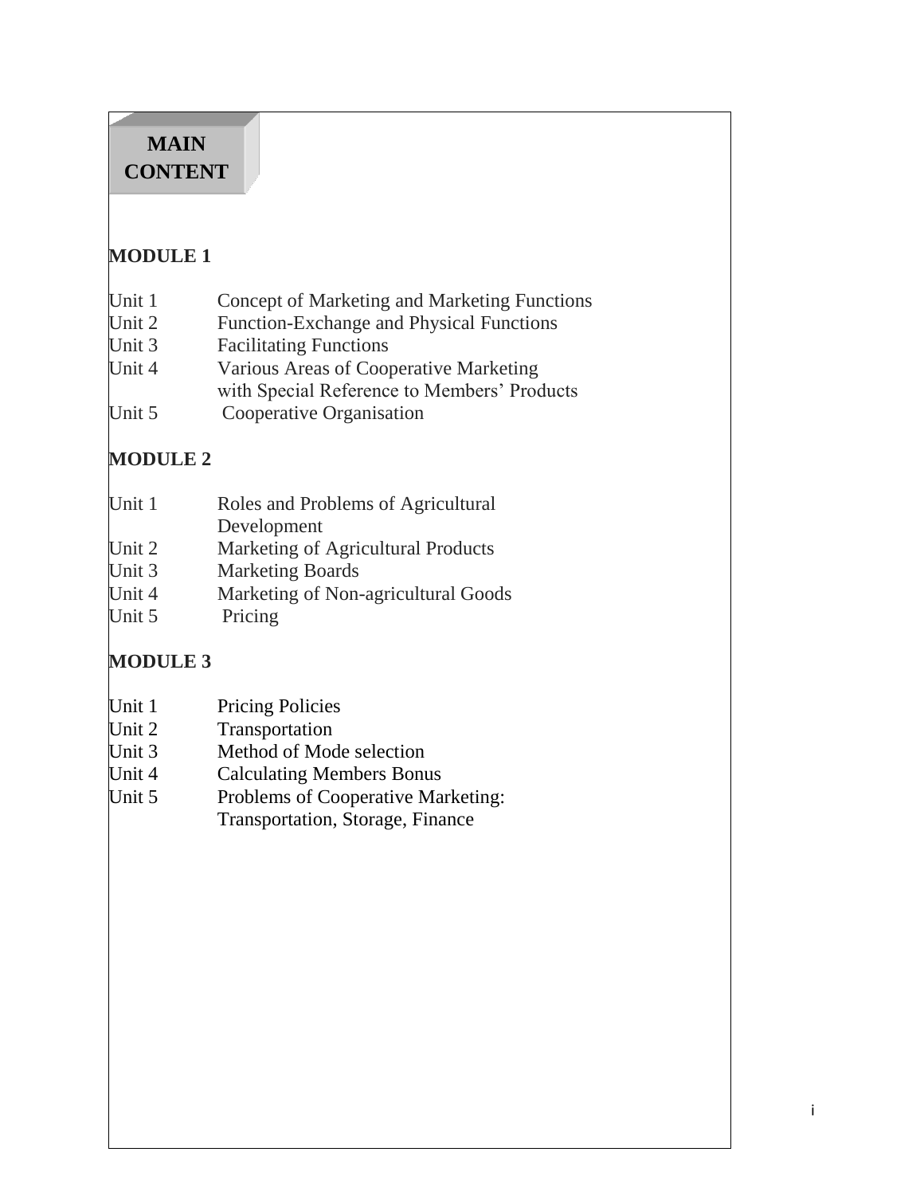# MAIN CONTENT

## MODULE 1

| | |
|---|---|
| Unit 1 | Concept of Marketing and Marketing Functions |
| Unit 2 | Function-Exchange and Physical Functions |
| Unit 3 | Facilitating Functions |
| Unit 4 | Various Areas of Cooperative Marketing with Special Reference to Members' Products |
| Unit 5 | Cooperative Organisation |

## MODULE 2

| | |
|---|---|
| Unit 1 | Roles and Problems of Agricultural Development |
| Unit 2 | Marketing of Agricultural Products |
| Unit 3 | Marketing Boards |
| Unit 4 | Marketing of Non-agricultural Goods |
| Unit 5 | Pricing |

## MODULE 3

| | |
|---|---|
| Unit 1 | Pricing Policies |
| Unit 2 | Transportation |
| Unit 3 | Method of Mode selection |
| Unit 4 | Calculating Members Bonus |
| Unit 5 | Problems of Cooperative Marketing: Transportation, Storage, Finance |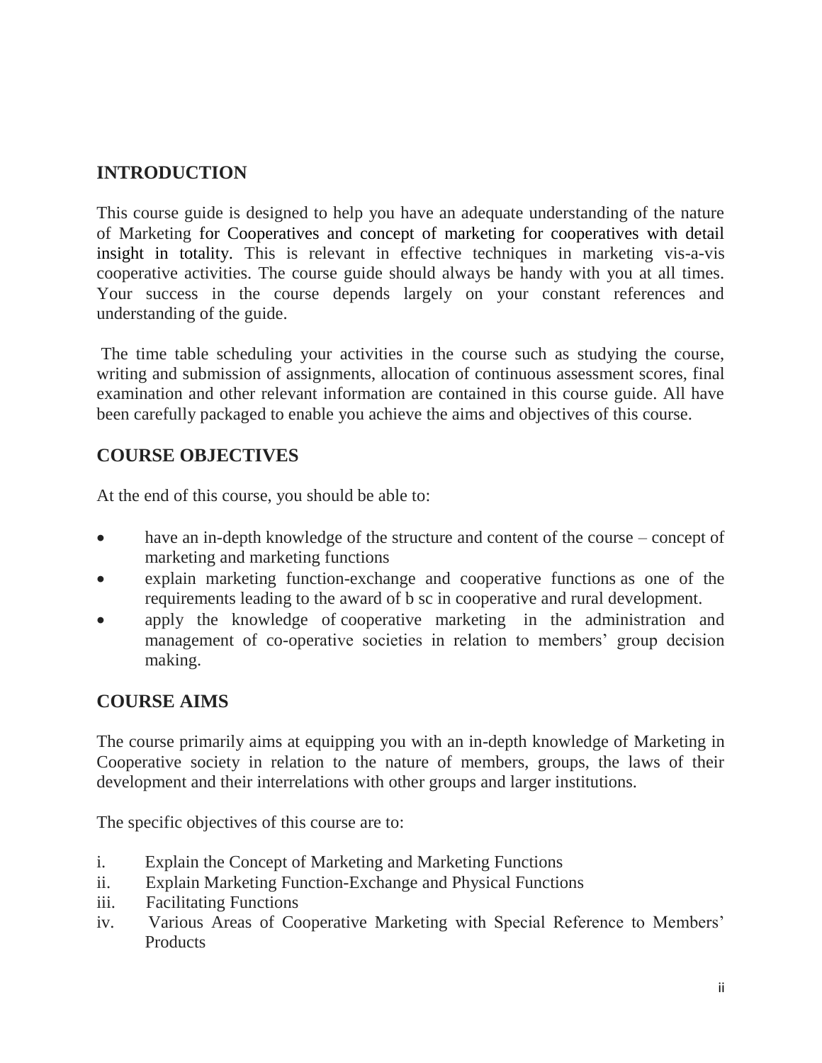## INTRODUCTION

This course guide is designed to help you have an adequate understanding of the nature of Marketing for Cooperatives and concept of marketing for cooperatives with detail insight in totality. This is relevant in effective techniques in marketing vis-a-vis cooperative activities. The course guide should always be handy with you at all times. Your success in the course depends largely on your constant references and understanding of the guide.

The time table scheduling your activities in the course such as studying the course, writing and submission of assignments, allocation of continuous assessment scores, final examination and other relevant information are contained in this course guide. All have been carefully packaged to enable you achieve the aims and objectives of this course.

## COURSE OBJECTIVES

At the end of this course, you should be able to:

- have an in-depth knowledge of the structure and content of the course – concept of marketing and marketing functions
- explain marketing function-exchange and cooperative functions as one of the requirements leading to the award of b sc in cooperative and rural development.
- apply the knowledge of cooperative marketing in the administration and management of co-operative societies in relation to members' group decision making.

## COURSE AIMS

The course primarily aims at equipping you with an in-depth knowledge of Marketing in Cooperative society in relation to the nature of members, groups, the laws of their development and their interrelations with other groups and larger institutions.

The specific objectives of this course are to:

i. Explain the Concept of Marketing and Marketing Functions
ii. Explain Marketing Function-Exchange and Physical Functions
iii. Facilitating Functions
iv. Various Areas of Cooperative Marketing with Special Reference to Members' Products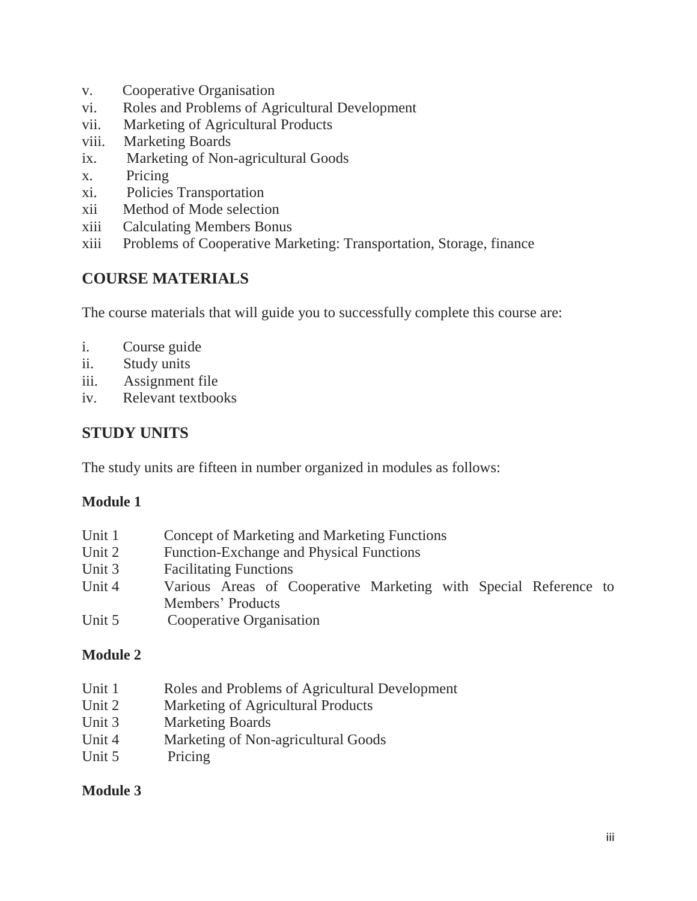v. Cooperative Organisation
vi. Roles and Problems of Agricultural Development
vii. Marketing of Agricultural Products
viii. Marketing Boards
ix. Marketing of Non-agricultural Goods
x. Pricing
xi. Policies Transportation
xii Method of Mode selection
xiii Calculating Members Bonus
xiii Problems of Cooperative Marketing: Transportation, Storage, finance

## COURSE MATERIALS

The course materials that will guide you to successfully complete this course are:

i. Course guide
ii. Study units
iii. Assignment file
iv. Relevant textbooks

## STUDY UNITS

The study units are fifteen in number organized in modules as follows:

**Module 1**

Unit 1 Concept of Marketing and Marketing Functions
Unit 2 Function-Exchange and Physical Functions
Unit 3 Facilitating Functions
Unit 4 Various Areas of Cooperative Marketing with Special Reference to Members' Products
Unit 5 Cooperative Organisation

**Module 2**

Unit 1 Roles and Problems of Agricultural Development
Unit 2 Marketing of Agricultural Products
Unit 3 Marketing Boards
Unit 4 Marketing of Non-agricultural Goods
Unit 5 Pricing

**Module 3**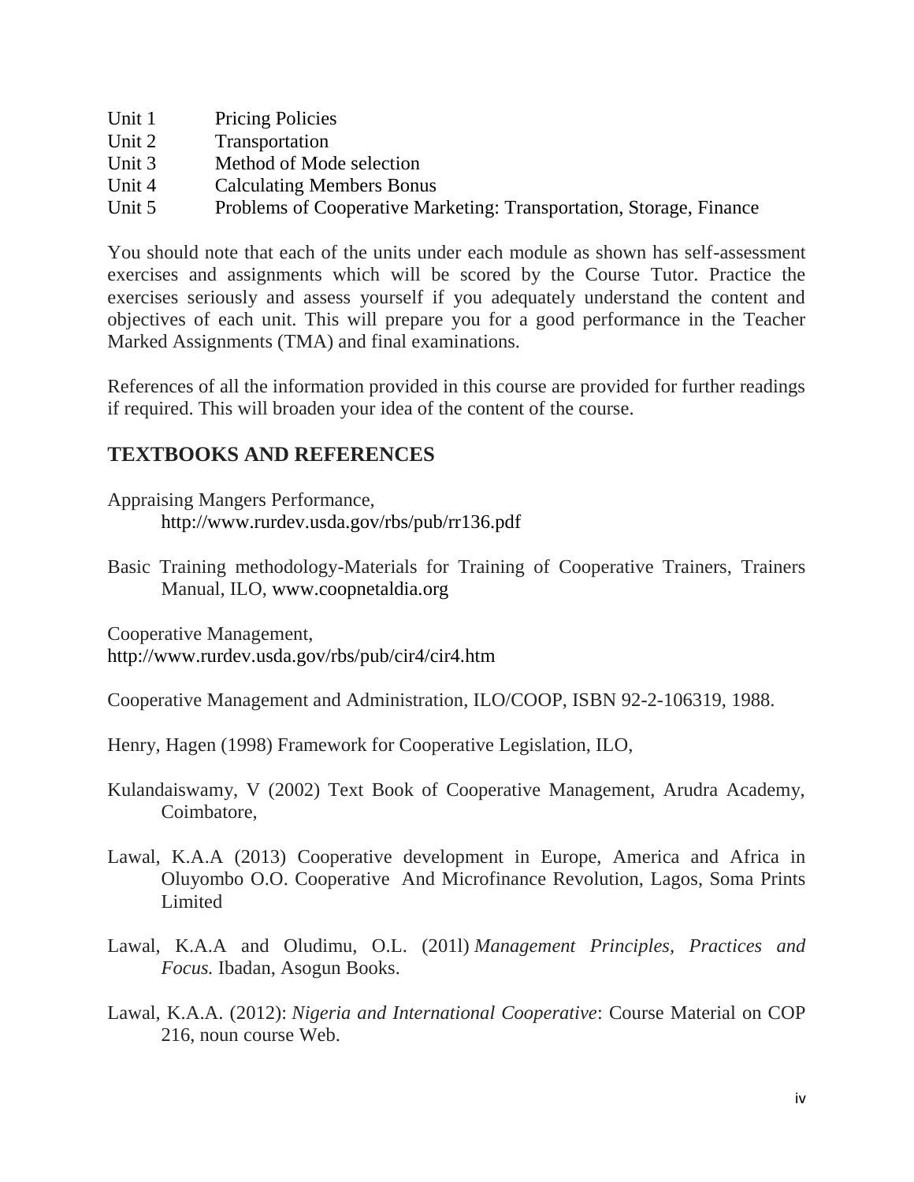Unit 1 Pricing Policies
Unit 2 Transportation
Unit 3 Method of Mode selection
Unit 4 Calculating Members Bonus
Unit 5 Problems of Cooperative Marketing: Transportation, Storage, Finance

You should note that each of the units under each module as shown has self-assessment exercises and assignments which will be scored by the Course Tutor. Practice the exercises seriously and assess yourself if you adequately understand the content and objectives of each unit. This will prepare you for a good performance in the Teacher Marked Assignments (TMA) and final examinations.

References of all the information provided in this course are provided for further readings if required. This will broaden your idea of the content of the course.

## TEXTBOOKS AND REFERENCES

Appraising Mangers Performance,
http://www.rurdev.usda.gov/rbs/pub/rr136.pdf

Basic Training methodology-Materials for Training of Cooperative Trainers, Trainers Manual, ILO, www.coopnetaldia.org

Cooperative Management,
http://www.rurdev.usda.gov/rbs/pub/cir4/cir4.htm

Cooperative Management and Administration, ILO/COOP, ISBN 92-2-106319, 1988.

Henry, Hagen (1998) Framework for Cooperative Legislation, ILO,

Kulandaiswamy, V (2002) Text Book of Cooperative Management, Arudra Academy, Coimbatore,

Lawal, K.A.A (2013) Cooperative development in Europe, America and Africa in Oluyombo O.O. Cooperative And Microfinance Revolution, Lagos, Soma Prints Limited

Lawal, K.A.A and Oludimu, O.L. (201l) *Management Principles, Practices and Focus.* Ibadan, Asogun Books.

Lawal, K.A.A. (2012): *Nigeria and International Cooperative*: Course Material on COP 216, noun course Web.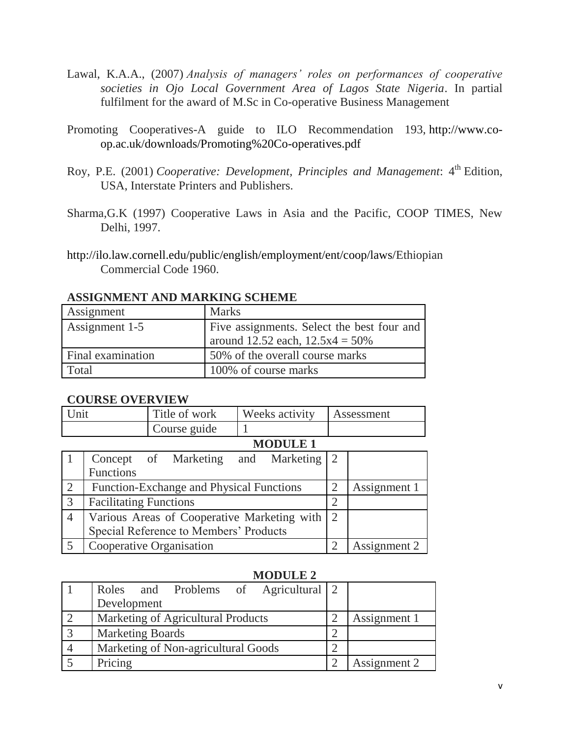Lawal, K.A.A., (2007) *Analysis of managers' roles on performances of cooperative societies in Ojo Local Government Area of Lagos State Nigeria*. In partial fulfilment for the award of M.Sc in Co-operative Business Management

Promoting Cooperatives-A guide to ILO Recommendation 193, http://www.co-op.ac.uk/downloads/Promoting%20Co-operatives.pdf

Roy, P.E. (2001) *Cooperative: Development, Principles and Management*: 4th Edition, USA, Interstate Printers and Publishers.

Sharma,G.K (1997) Cooperative Laws in Asia and the Pacific, COOP TIMES, New Delhi, 1997.

http://ilo.law.cornell.edu/public/english/employment/ent/coop/laws/Ethiopian Commercial Code 1960.

## ASSIGNMENT AND MARKING SCHEME

| Assignment | Marks |
|---|---|
| Assignment 1-5 | Five assignments. Select the best four and around 12.52 each, 12.5x4 = 50% |
| Final examination | 50% of the overall course marks |
| Total | 100% of course marks |

## COURSE OVERVIEW

| Unit | Title of work | Weeks activity | Assessment |
|---|---|---|---|
| | Course guide | 1 | |

**MODULE 1**

| Unit | Title of work | Weeks activity | Assessment |
|---|---|---|---|
| 1 | Concept of Marketing and Marketing Functions | 2 | |
| 2 | Function-Exchange and Physical Functions | 2 | Assignment 1 |
| 3 | Facilitating Functions | 2 | |
| 4 | Various Areas of Cooperative Marketing with Special Reference to Members' Products | 2 | |
| 5 | Cooperative Organisation | 2 | Assignment 2 |

**MODULE 2**

| Unit | Title of work | Weeks activity | Assessment |
|---|---|---|---|
| 1 | Roles and Problems of Agricultural Development | 2 | |
| 2 | Marketing of Agricultural Products | 2 | Assignment 1 |
| 3 | Marketing Boards | 2 | |
| 4 | Marketing of Non-agricultural Goods | 2 | |
| 5 | Pricing | 2 | Assignment 2 |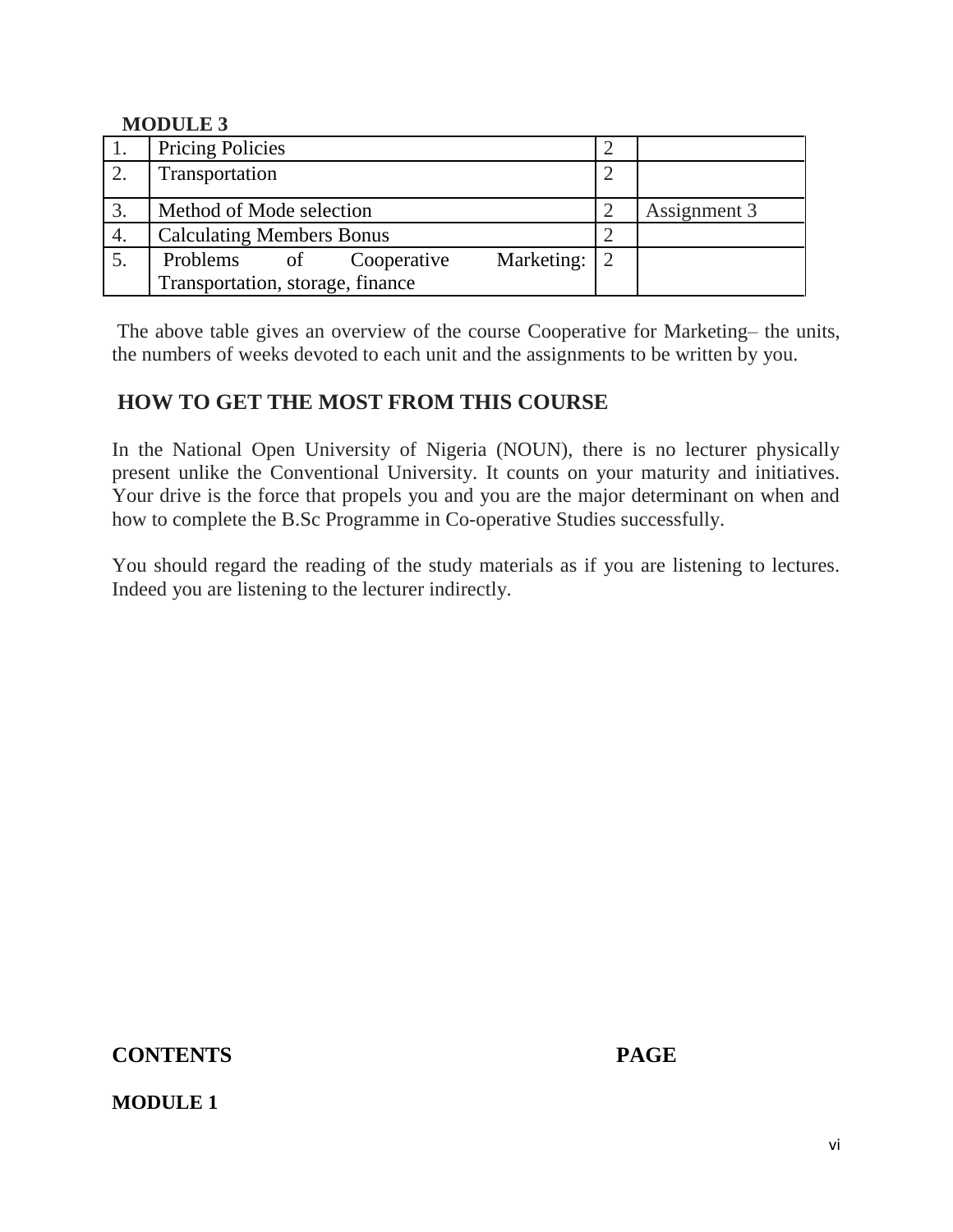**MODULE 3**

| | | | |
|---|---|---|---|
| 1. | Pricing Policies | 2 | |
| 2. | Transportation | 2 | |
| 3. | Method of Mode selection | 2 | Assignment 3 |
| 4. | Calculating Members Bonus | 2 | |
| 5. | Problems of Cooperative Marketing: Transportation, storage, finance | 2 | |

The above table gives an overview of the course Cooperative for Marketing– the units, the numbers of weeks devoted to each unit and the assignments to be written by you.

## HOW TO GET THE MOST FROM THIS COURSE

In the National Open University of Nigeria (NOUN), there is no lecturer physically present unlike the Conventional University. It counts on your maturity and initiatives. Your drive is the force that propels you and you are the major determinant on when and how to complete the B.Sc Programme in Co-operative Studies successfully.

You should regard the reading of the study materials as if you are listening to lectures. Indeed you are listening to the lecturer indirectly.

**CONTENTS** **PAGE**

**MODULE 1**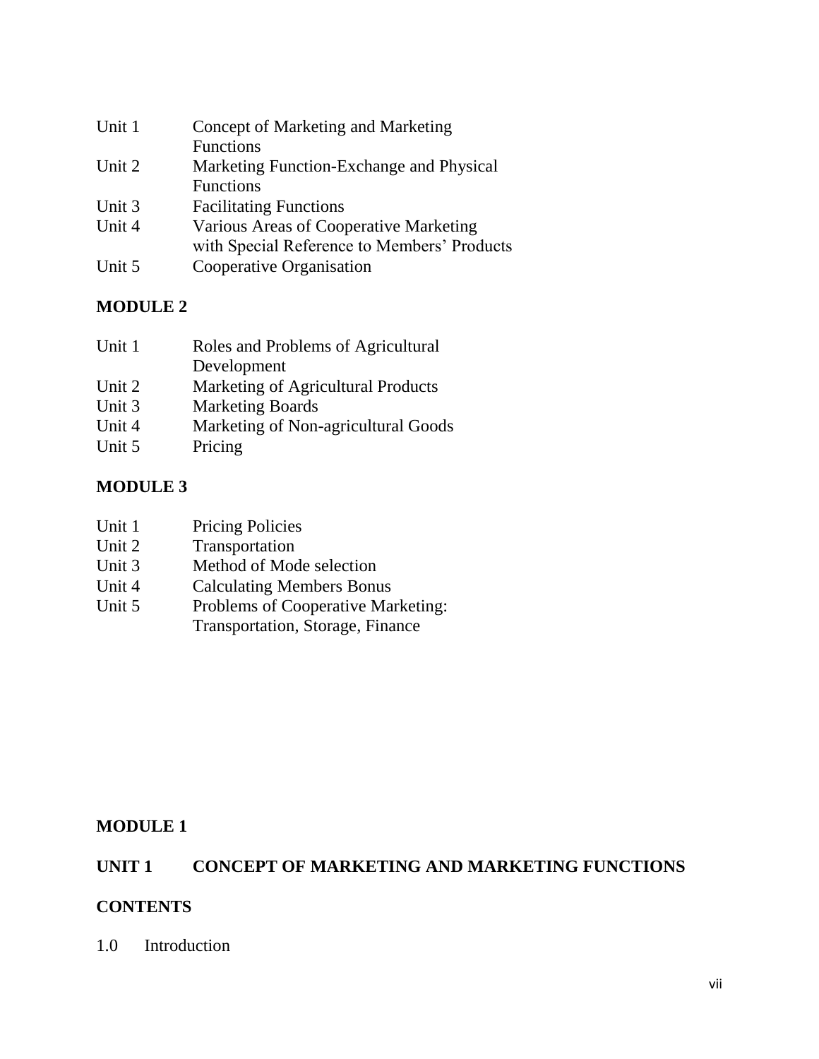| | |
|---|---|
| Unit 1 | Concept of Marketing and Marketing Functions |
| Unit 2 | Marketing Function-Exchange and Physical Functions |
| Unit 3 | Facilitating Functions |
| Unit 4 | Various Areas of Cooperative Marketing with Special Reference to Members' Products |
| Unit 5 | Cooperative Organisation |

**MODULE 2**

| | |
|---|---|
| Unit 1 | Roles and Problems of Agricultural Development |
| Unit 2 | Marketing of Agricultural Products |
| Unit 3 | Marketing Boards |
| Unit 4 | Marketing of Non-agricultural Goods |
| Unit 5 | Pricing |

**MODULE 3**

| | |
|---|---|
| Unit 1 | Pricing Policies |
| Unit 2 | Transportation |
| Unit 3 | Method of Mode selection |
| Unit 4 | Calculating Members Bonus |
| Unit 5 | Problems of Cooperative Marketing: Transportation, Storage, Finance |

## MODULE 1

## UNIT 1 CONCEPT OF MARKETING AND MARKETING FUNCTIONS

**CONTENTS**

1.0 Introduction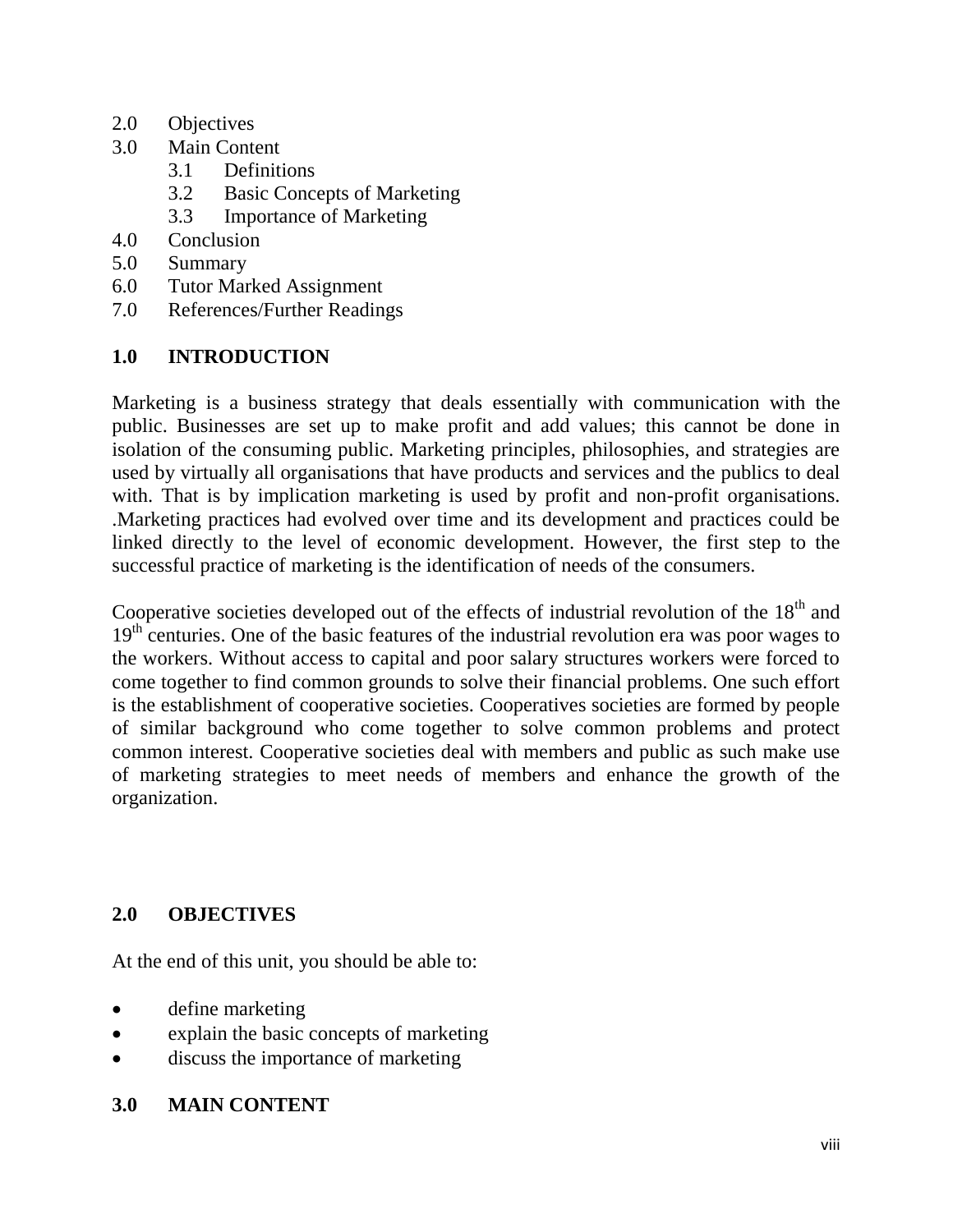- 2.0 Objectives
- 3.0 Main Content
    - 3.1 Definitions
    - 3.2 Basic Concepts of Marketing
    - 3.3 Importance of Marketing
- 4.0 Conclusion
- 5.0 Summary
- 6.0 Tutor Marked Assignment
- 7.0 References/Further Readings

## 1.0 INTRODUCTION

Marketing is a business strategy that deals essentially with communication with the public. Businesses are set up to make profit and add values; this cannot be done in isolation of the consuming public. Marketing principles, philosophies, and strategies are used by virtually all organisations that have products and services and the publics to deal with. That is by implication marketing is used by profit and non-profit organisations. .Marketing practices had evolved over time and its development and practices could be linked directly to the level of economic development. However, the first step to the successful practice of marketing is the identification of needs of the consumers.

Cooperative societies developed out of the effects of industrial revolution of the 18th and 19th centuries. One of the basic features of the industrial revolution era was poor wages to the workers. Without access to capital and poor salary structures workers were forced to come together to find common grounds to solve their financial problems. One such effort is the establishment of cooperative societies. Cooperatives societies are formed by people of similar background who come together to solve common problems and protect common interest. Cooperative societies deal with members and public as such make use of marketing strategies to meet needs of members and enhance the growth of the organization.

## 2.0 OBJECTIVES

At the end of this unit, you should be able to:

- define marketing
- explain the basic concepts of marketing
- discuss the importance of marketing

## 3.0 MAIN CONTENT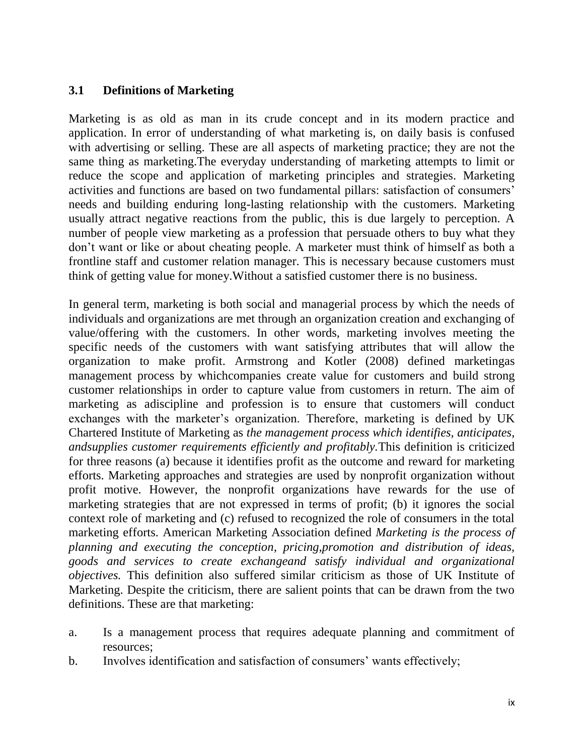### 3.1 Definitions of Marketing

Marketing is as old as man in its crude concept and in its modern practice and application. In error of understanding of what marketing is, on daily basis is confused with advertising or selling. These are all aspects of marketing practice; they are not the same thing as marketing.The everyday understanding of marketing attempts to limit or reduce the scope and application of marketing principles and strategies. Marketing activities and functions are based on two fundamental pillars: satisfaction of consumers' needs and building enduring long-lasting relationship with the customers. Marketing usually attract negative reactions from the public, this is due largely to perception. A number of people view marketing as a profession that persuade others to buy what they don't want or like or about cheating people. A marketer must think of himself as both a frontline staff and customer relation manager. This is necessary because customers must think of getting value for money.Without a satisfied customer there is no business.

In general term, marketing is both social and managerial process by which the needs of individuals and organizations are met through an organization creation and exchanging of value/offering with the customers. In other words, marketing involves meeting the specific needs of the customers with want satisfying attributes that will allow the organization to make profit. Armstrong and Kotler (2008) defined marketingas management process by whichcompanies create value for customers and build strong customer relationships in order to capture value from customers in return. The aim of marketing as adiscipline and profession is to ensure that customers will conduct exchanges with the marketer's organization. Therefore, marketing is defined by UK Chartered Institute of Marketing as *the management process which identifies, anticipates, andsupplies customer requirements efficiently and profitably.*This definition is criticized for three reasons (a) because it identifies profit as the outcome and reward for marketing efforts. Marketing approaches and strategies are used by nonprofit organization without profit motive. However, the nonprofit organizations have rewards for the use of marketing strategies that are not expressed in terms of profit; (b) it ignores the social context role of marketing and (c) refused to recognized the role of consumers in the total marketing efforts. American Marketing Association defined *Marketing is the process of planning and executing the conception, pricing,promotion and distribution of ideas, goods and services to create exchangeand satisfy individual and organizational objectives.* This definition also suffered similar criticism as those of UK Institute of Marketing. Despite the criticism, there are salient points that can be drawn from the two definitions. These are that marketing:

a. Is a management process that requires adequate planning and commitment of resources;
b. Involves identification and satisfaction of consumers' wants effectively;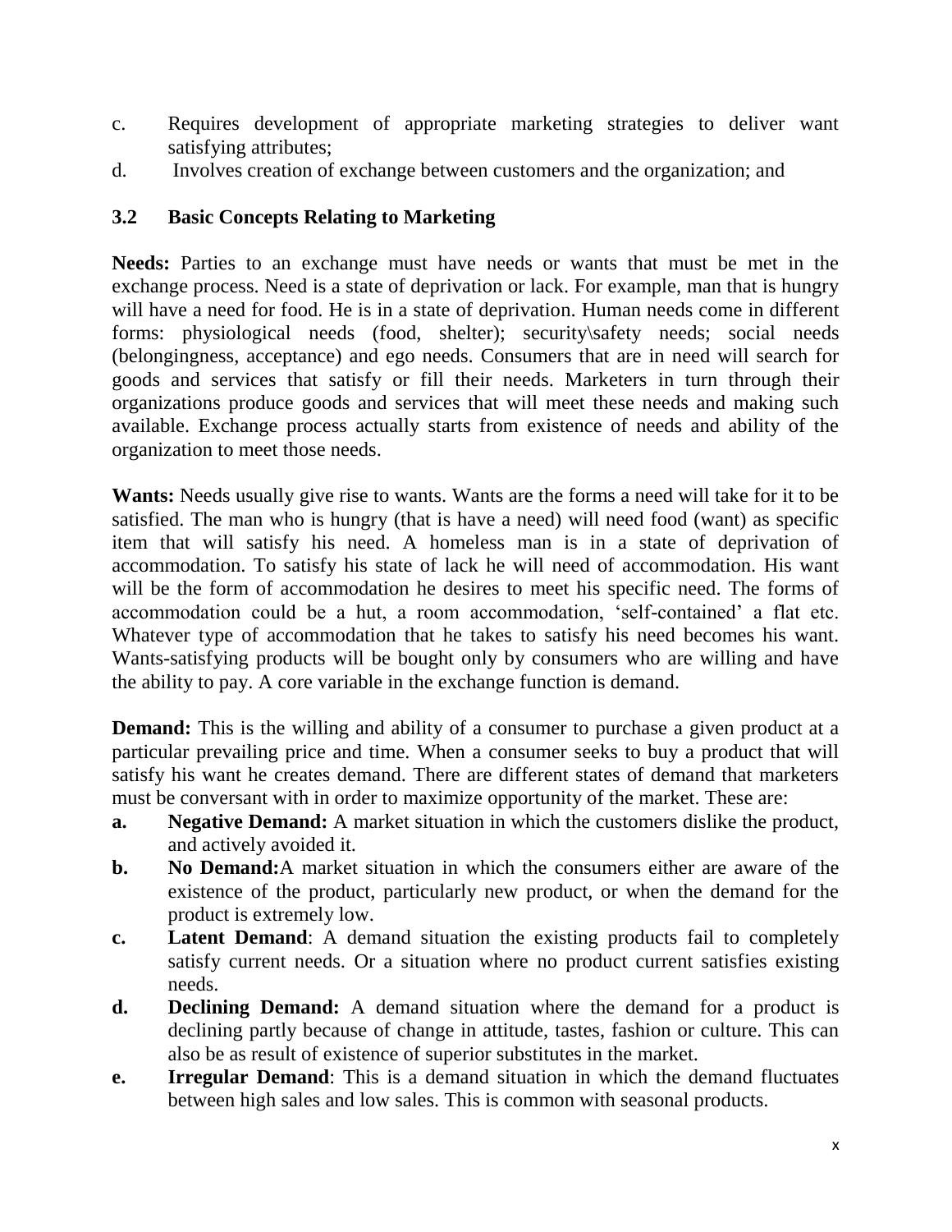c. Requires development of appropriate marketing strategies to deliver want satisfying attributes;

d. Involves creation of exchange between customers and the organization; and

### 3.2 Basic Concepts Relating to Marketing

**Needs:** Parties to an exchange must have needs or wants that must be met in the exchange process. Need is a state of deprivation or lack. For example, man that is hungry will have a need for food. He is in a state of deprivation. Human needs come in different forms: physiological needs (food, shelter); security\safety needs; social needs (belongingness, acceptance) and ego needs. Consumers that are in need will search for goods and services that satisfy or fill their needs. Marketers in turn through their organizations produce goods and services that will meet these needs and making such available. Exchange process actually starts from existence of needs and ability of the organization to meet those needs.

**Wants:** Needs usually give rise to wants. Wants are the forms a need will take for it to be satisfied. The man who is hungry (that is have a need) will need food (want) as specific item that will satisfy his need. A homeless man is in a state of deprivation of accommodation. To satisfy his state of lack he will need of accommodation. His want will be the form of accommodation he desires to meet his specific need. The forms of accommodation could be a hut, a room accommodation, 'self-contained' a flat etc. Whatever type of accommodation that he takes to satisfy his need becomes his want. Wants-satisfying products will be bought only by consumers who are willing and have the ability to pay. A core variable in the exchange function is demand.

**Demand:** This is the willing and ability of a consumer to purchase a given product at a particular prevailing price and time. When a consumer seeks to buy a product that will satisfy his want he creates demand. There are different states of demand that marketers must be conversant with in order to maximize opportunity of the market. These are:

**a.** **Negative Demand:** A market situation in which the customers dislike the product, and actively avoided it.

**b.** **No Demand:**A market situation in which the consumers either are aware of the existence of the product, particularly new product, or when the demand for the product is extremely low.

**c.** **Latent Demand**: A demand situation the existing products fail to completely satisfy current needs. Or a situation where no product current satisfies existing needs.

**d.** **Declining Demand:** A demand situation where the demand for a product is declining partly because of change in attitude, tastes, fashion or culture. This can also be as result of existence of superior substitutes in the market.

**e.** **Irregular Demand**: This is a demand situation in which the demand fluctuates between high sales and low sales. This is common with seasonal products.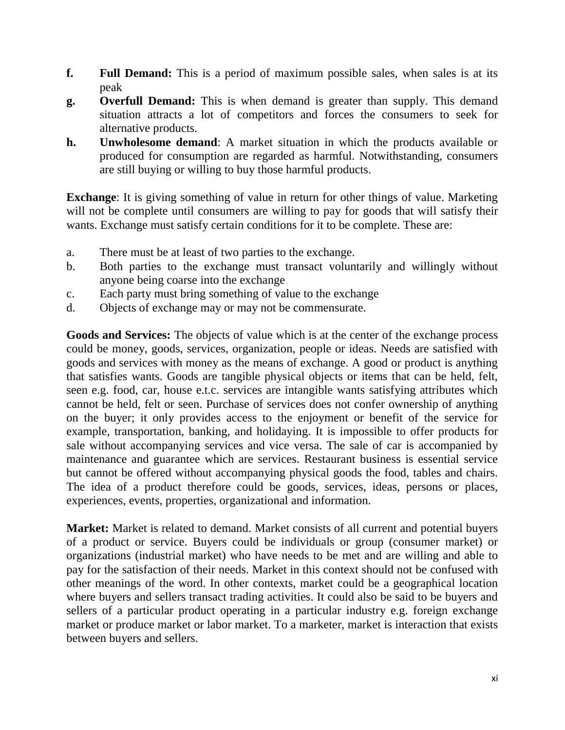f. **Full Demand:** This is a period of maximum possible sales, when sales is at its peak

g. **Overfull Demand:** This is when demand is greater than supply. This demand situation attracts a lot of competitors and forces the consumers to seek for alternative products.

h. **Unwholesome demand**: A market situation in which the products available or produced for consumption are regarded as harmful. Notwithstanding, consumers are still buying or willing to buy those harmful products.

**Exchange**: It is giving something of value in return for other things of value. Marketing will not be complete until consumers are willing to pay for goods that will satisfy their wants. Exchange must satisfy certain conditions for it to be complete. These are:

a. There must be at least of two parties to the exchange.
b. Both parties to the exchange must transact voluntarily and willingly without anyone being coarse into the exchange
c. Each party must bring something of value to the exchange
d. Objects of exchange may or may not be commensurate.

**Goods and Services:** The objects of value which is at the center of the exchange process could be money, goods, services, organization, people or ideas. Needs are satisfied with goods and services with money as the means of exchange. A good or product is anything that satisfies wants. Goods are tangible physical objects or items that can be held, felt, seen e.g. food, car, house e.t.c. services are intangible wants satisfying attributes which cannot be held, felt or seen. Purchase of services does not confer ownership of anything on the buyer; it only provides access to the enjoyment or benefit of the service for example, transportation, banking, and holidaying. It is impossible to offer products for sale without accompanying services and vice versa. The sale of car is accompanied by maintenance and guarantee which are services. Restaurant business is essential service but cannot be offered without accompanying physical goods the food, tables and chairs. The idea of a product therefore could be goods, services, ideas, persons or places, experiences, events, properties, organizational and information.

**Market:** Market is related to demand. Market consists of all current and potential buyers of a product or service. Buyers could be individuals or group (consumer market) or organizations (industrial market) who have needs to be met and are willing and able to pay for the satisfaction of their needs. Market in this context should not be confused with other meanings of the word. In other contexts, market could be a geographical location where buyers and sellers transact trading activities. It could also be said to be buyers and sellers of a particular product operating in a particular industry e.g. foreign exchange market or produce market or labor market. To a marketer, market is interaction that exists between buyers and sellers.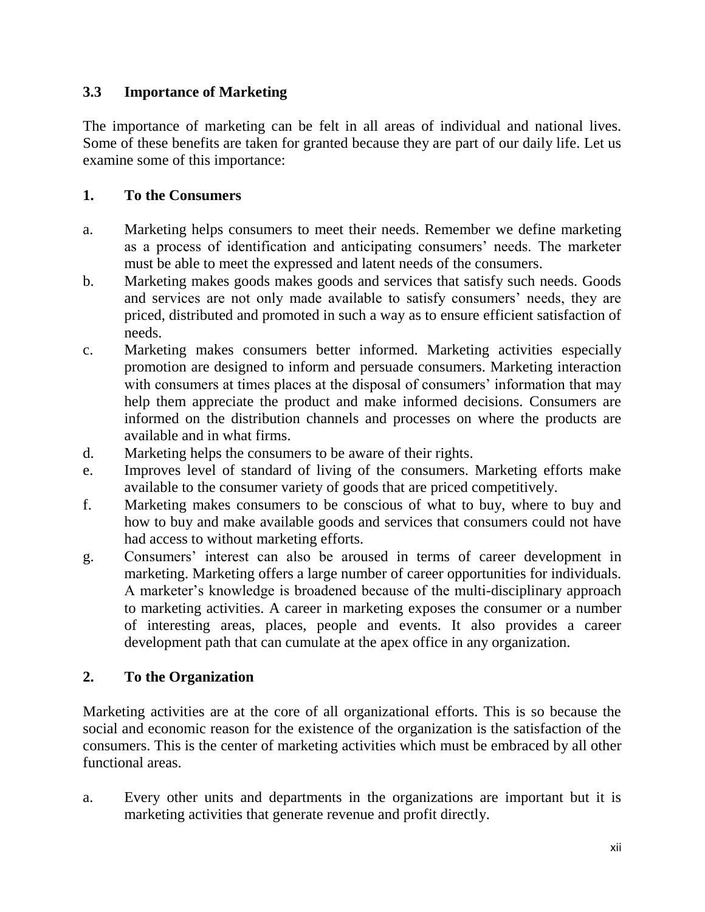### 3.3 Importance of Marketing

The importance of marketing can be felt in all areas of individual and national lives. Some of these benefits are taken for granted because they are part of our daily life. Let us examine some of this importance:

#### 1. To the Consumers

a. Marketing helps consumers to meet their needs. Remember we define marketing as a process of identification and anticipating consumers' needs. The marketer must be able to meet the expressed and latent needs of the consumers.

b. Marketing makes goods makes goods and services that satisfy such needs. Goods and services are not only made available to satisfy consumers' needs, they are priced, distributed and promoted in such a way as to ensure efficient satisfaction of needs.

c. Marketing makes consumers better informed. Marketing activities especially promotion are designed to inform and persuade consumers. Marketing interaction with consumers at times places at the disposal of consumers' information that may help them appreciate the product and make informed decisions. Consumers are informed on the distribution channels and processes on where the products are available and in what firms.

d. Marketing helps the consumers to be aware of their rights.

e. Improves level of standard of living of the consumers. Marketing efforts make available to the consumer variety of goods that are priced competitively.

f. Marketing makes consumers to be conscious of what to buy, where to buy and how to buy and make available goods and services that consumers could not have had access to without marketing efforts.

g. Consumers' interest can also be aroused in terms of career development in marketing. Marketing offers a large number of career opportunities for individuals. A marketer's knowledge is broadened because of the multi-disciplinary approach to marketing activities. A career in marketing exposes the consumer or a number of interesting areas, places, people and events. It also provides a career development path that can cumulate at the apex office in any organization.

#### 2. To the Organization

Marketing activities are at the core of all organizational efforts. This is so because the social and economic reason for the existence of the organization is the satisfaction of the consumers. This is the center of marketing activities which must be embraced by all other functional areas.

a. Every other units and departments in the organizations are important but it is marketing activities that generate revenue and profit directly.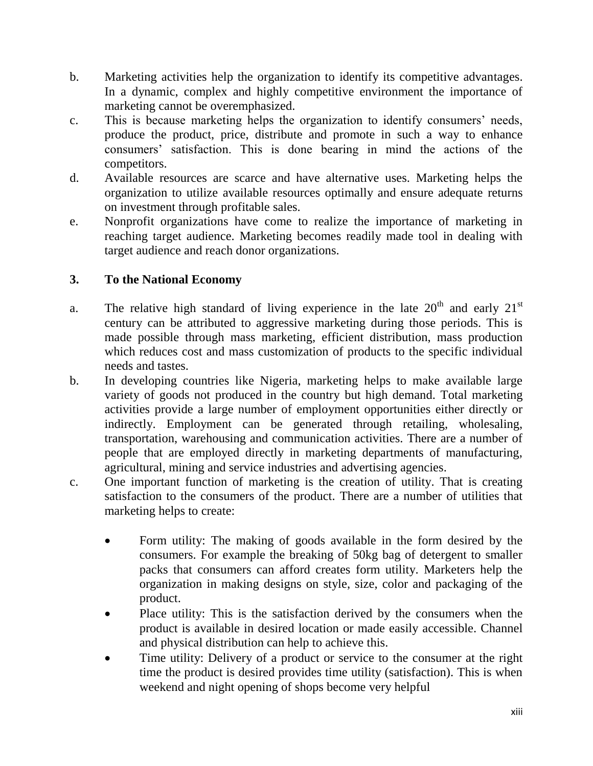b. Marketing activities help the organization to identify its competitive advantages. In a dynamic, complex and highly competitive environment the importance of marketing cannot be overemphasized.

c. This is because marketing helps the organization to identify consumers' needs, produce the product, price, distribute and promote in such a way to enhance consumers' satisfaction. This is done bearing in mind the actions of the competitors.

d. Available resources are scarce and have alternative uses. Marketing helps the organization to utilize available resources optimally and ensure adequate returns on investment through profitable sales.

e. Nonprofit organizations have come to realize the importance of marketing in reaching target audience. Marketing becomes readily made tool in dealing with target audience and reach donor organizations.

**3. To the National Economy**

a. The relative high standard of living experience in the late 20th and early 21st century can be attributed to aggressive marketing during those periods. This is made possible through mass marketing, efficient distribution, mass production which reduces cost and mass customization of products to the specific individual needs and tastes.

b. In developing countries like Nigeria, marketing helps to make available large variety of goods not produced in the country but high demand. Total marketing activities provide a large number of employment opportunities either directly or indirectly. Employment can be generated through retailing, wholesaling, transportation, warehousing and communication activities. There are a number of people that are employed directly in marketing departments of manufacturing, agricultural, mining and service industries and advertising agencies.

c. One important function of marketing is the creation of utility. That is creating satisfaction to the consumers of the product. There are a number of utilities that marketing helps to create:

- Form utility: The making of goods available in the form desired by the consumers. For example the breaking of 50kg bag of detergent to smaller packs that consumers can afford creates form utility. Marketers help the organization in making designs on style, size, color and packaging of the product.
- Place utility: This is the satisfaction derived by the consumers when the product is available in desired location or made easily accessible. Channel and physical distribution can help to achieve this.
- Time utility: Delivery of a product or service to the consumer at the right time the product is desired provides time utility (satisfaction). This is when weekend and night opening of shops become very helpful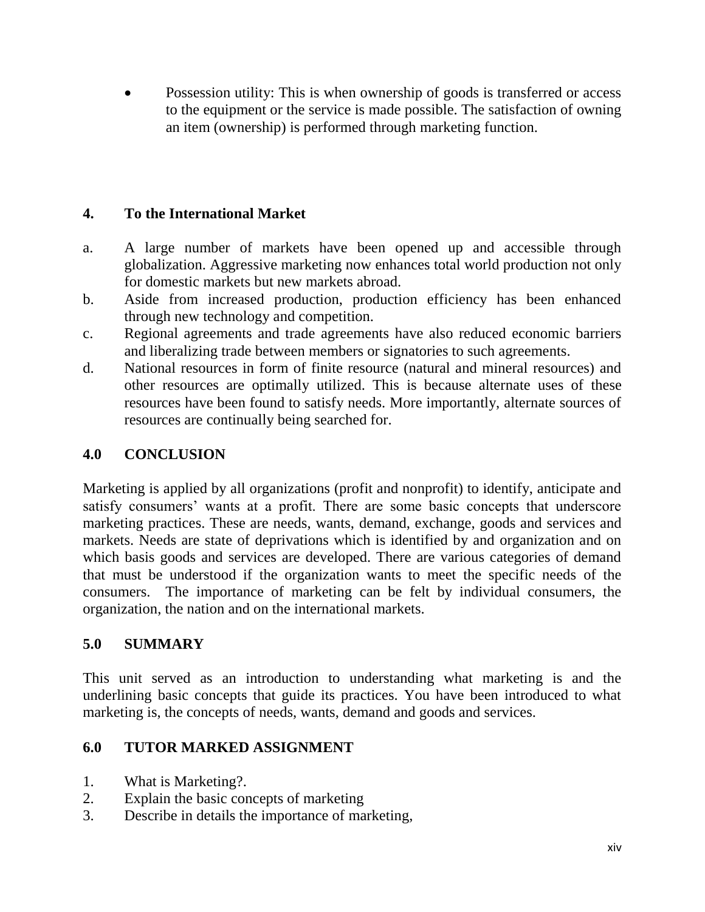- Possession utility: This is when ownership of goods is transferred or access to the equipment or the service is made possible. The satisfaction of owning an item (ownership) is performed through marketing function.

**4. To the International Market**

a. A large number of markets have been opened up and accessible through globalization. Aggressive marketing now enhances total world production not only for domestic markets but new markets abroad.

b. Aside from increased production, production efficiency has been enhanced through new technology and competition.

c. Regional agreements and trade agreements have also reduced economic barriers and liberalizing trade between members or signatories to such agreements.

d. National resources in form of finite resource (natural and mineral resources) and other resources are optimally utilized. This is because alternate uses of these resources have been found to satisfy needs. More importantly, alternate sources of resources are continually being searched for.

## 4.0 CONCLUSION

Marketing is applied by all organizations (profit and nonprofit) to identify, anticipate and satisfy consumers' wants at a profit. There are some basic concepts that underscore marketing practices. These are needs, wants, demand, exchange, goods and services and markets. Needs are state of deprivations which is identified by and organization and on which basis goods and services are developed. There are various categories of demand that must be understood if the organization wants to meet the specific needs of the consumers. The importance of marketing can be felt by individual consumers, the organization, the nation and on the international markets.

## 5.0 SUMMARY

This unit served as an introduction to understanding what marketing is and the underlining basic concepts that guide its practices. You have been introduced to what marketing is, the concepts of needs, wants, demand and goods and services.

## 6.0 TUTOR MARKED ASSIGNMENT

1. What is Marketing?.
2. Explain the basic concepts of marketing
3. Describe in details the importance of marketing,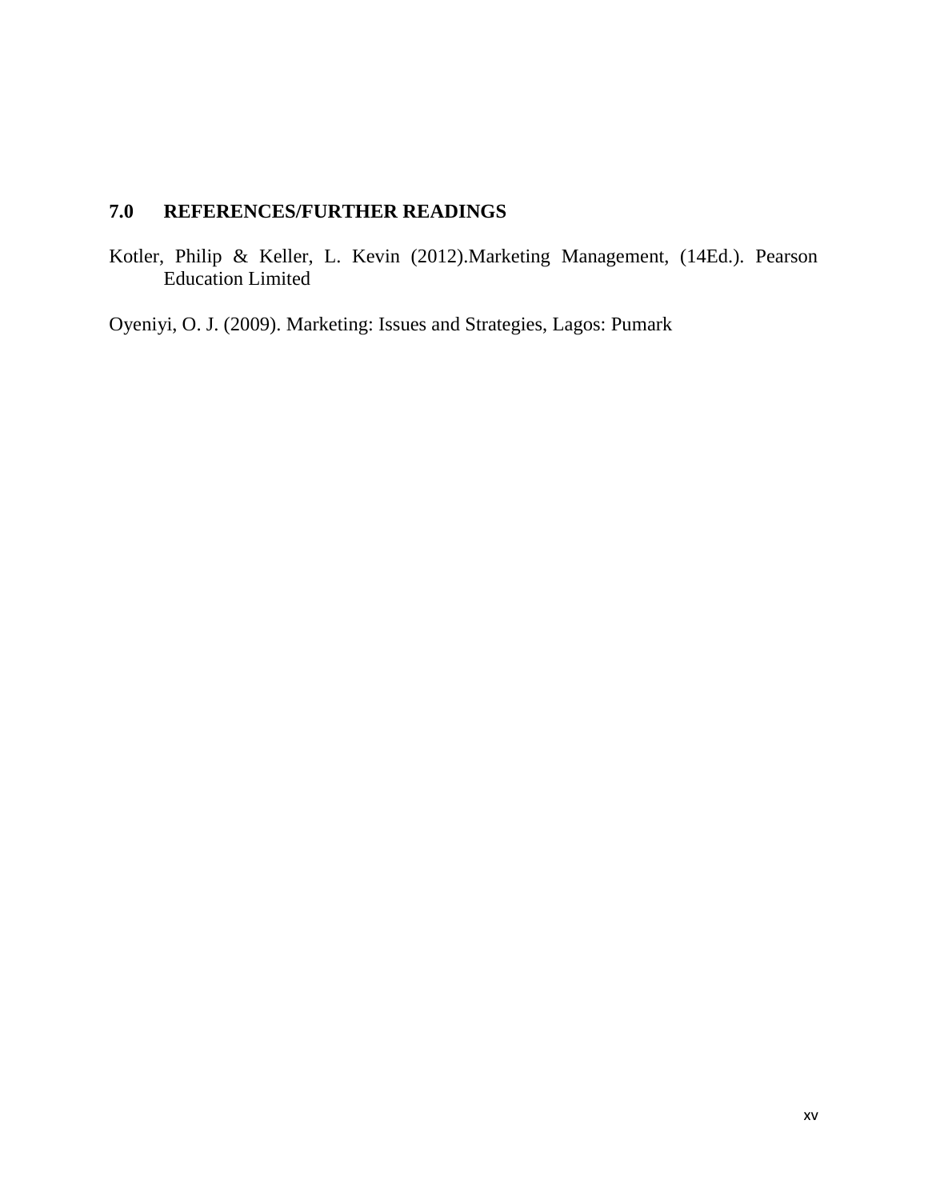## 7.0 REFERENCES/FURTHER READINGS

Kotler, Philip & Keller, L. Kevin (2012).Marketing Management, (14Ed.). Pearson Education Limited

Oyeniyi, O. J. (2009). Marketing: Issues and Strategies, Lagos: Pumark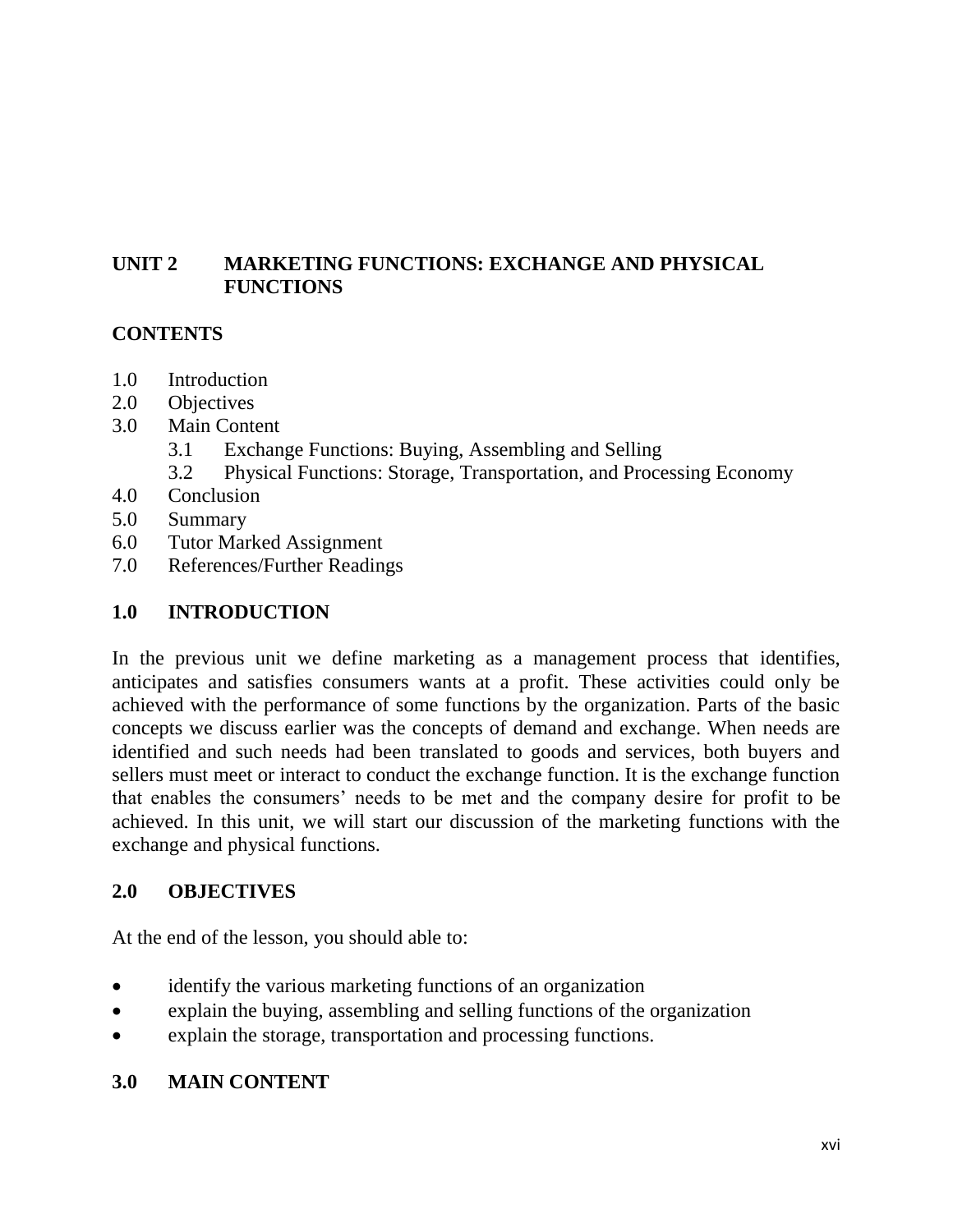## UNIT 2 MARKETING FUNCTIONS: EXCHANGE AND PHYSICAL FUNCTIONS

### CONTENTS

1.0 Introduction
2.0 Objectives
3.0 Main Content
 3.1 Exchange Functions: Buying, Assembling and Selling
 3.2 Physical Functions: Storage, Transportation, and Processing Economy
4.0 Conclusion
5.0 Summary
6.0 Tutor Marked Assignment
7.0 References/Further Readings

### 1.0 INTRODUCTION

In the previous unit we define marketing as a management process that identifies, anticipates and satisfies consumers wants at a profit. These activities could only be achieved with the performance of some functions by the organization. Parts of the basic concepts we discuss earlier was the concepts of demand and exchange. When needs are identified and such needs had been translated to goods and services, both buyers and sellers must meet or interact to conduct the exchange function. It is the exchange function that enables the consumers' needs to be met and the company desire for profit to be achieved. In this unit, we will start our discussion of the marketing functions with the exchange and physical functions.

### 2.0 OBJECTIVES

At the end of the lesson, you should able to:

- identify the various marketing functions of an organization
- explain the buying, assembling and selling functions of the organization
- explain the storage, transportation and processing functions.

### 3.0 MAIN CONTENT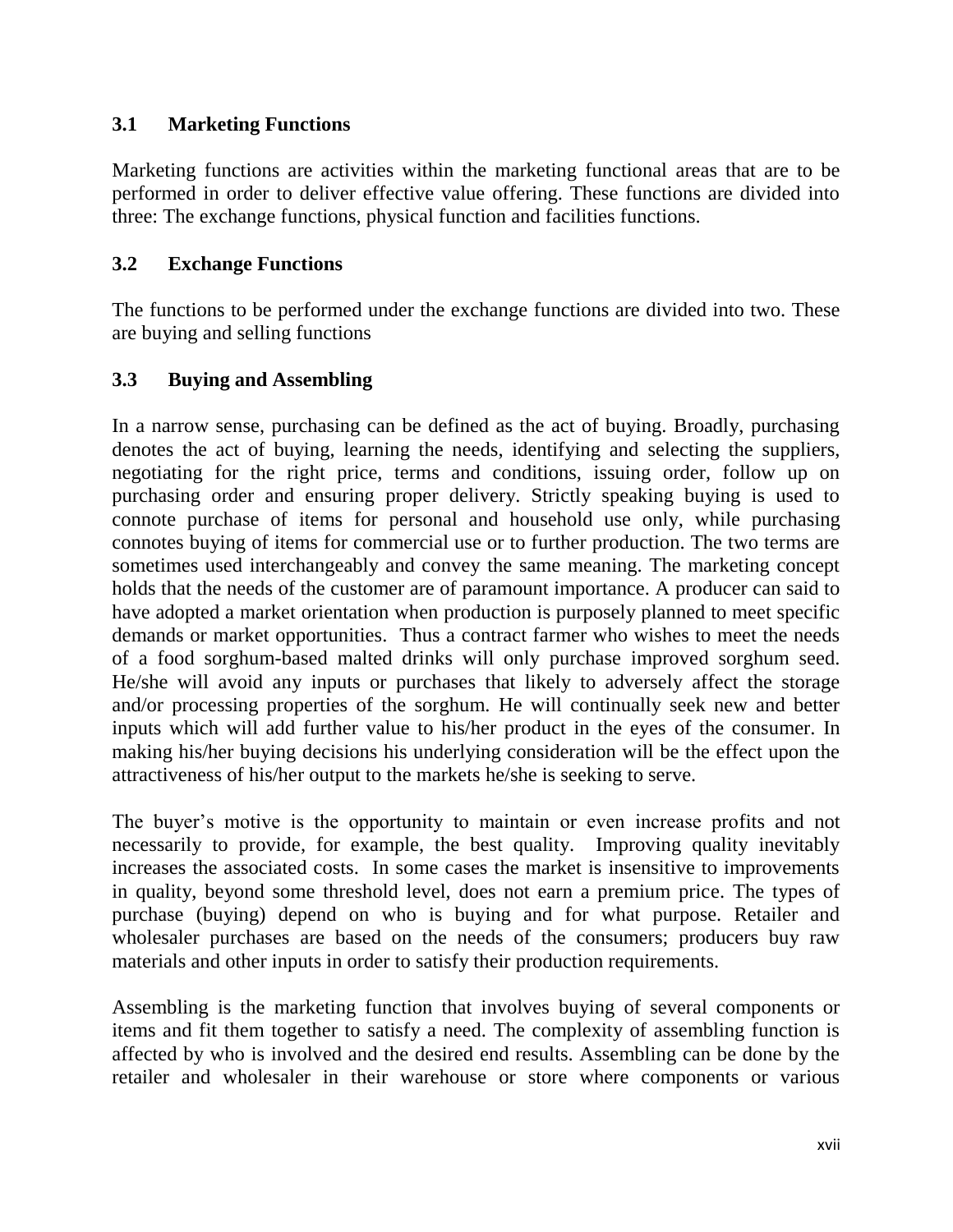### 3.1 Marketing Functions

Marketing functions are activities within the marketing functional areas that are to be performed in order to deliver effective value offering. These functions are divided into three: The exchange functions, physical function and facilities functions.

### 3.2 Exchange Functions

The functions to be performed under the exchange functions are divided into two. These are buying and selling functions

### 3.3 Buying and Assembling

In a narrow sense, purchasing can be defined as the act of buying. Broadly, purchasing denotes the act of buying, learning the needs, identifying and selecting the suppliers, negotiating for the right price, terms and conditions, issuing order, follow up on purchasing order and ensuring proper delivery. Strictly speaking buying is used to connote purchase of items for personal and household use only, while purchasing connotes buying of items for commercial use or to further production. The two terms are sometimes used interchangeably and convey the same meaning. The marketing concept holds that the needs of the customer are of paramount importance. A producer can said to have adopted a market orientation when production is purposely planned to meet specific demands or market opportunities. Thus a contract farmer who wishes to meet the needs of a food sorghum-based malted drinks will only purchase improved sorghum seed. He/she will avoid any inputs or purchases that likely to adversely affect the storage and/or processing properties of the sorghum. He will continually seek new and better inputs which will add further value to his/her product in the eyes of the consumer. In making his/her buying decisions his underlying consideration will be the effect upon the attractiveness of his/her output to the markets he/she is seeking to serve.

The buyer's motive is the opportunity to maintain or even increase profits and not necessarily to provide, for example, the best quality. Improving quality inevitably increases the associated costs. In some cases the market is insensitive to improvements in quality, beyond some threshold level, does not earn a premium price. The types of purchase (buying) depend on who is buying and for what purpose. Retailer and wholesaler purchases are based on the needs of the consumers; producers buy raw materials and other inputs in order to satisfy their production requirements.

Assembling is the marketing function that involves buying of several components or items and fit them together to satisfy a need. The complexity of assembling function is affected by who is involved and the desired end results. Assembling can be done by the retailer and wholesaler in their warehouse or store where components or various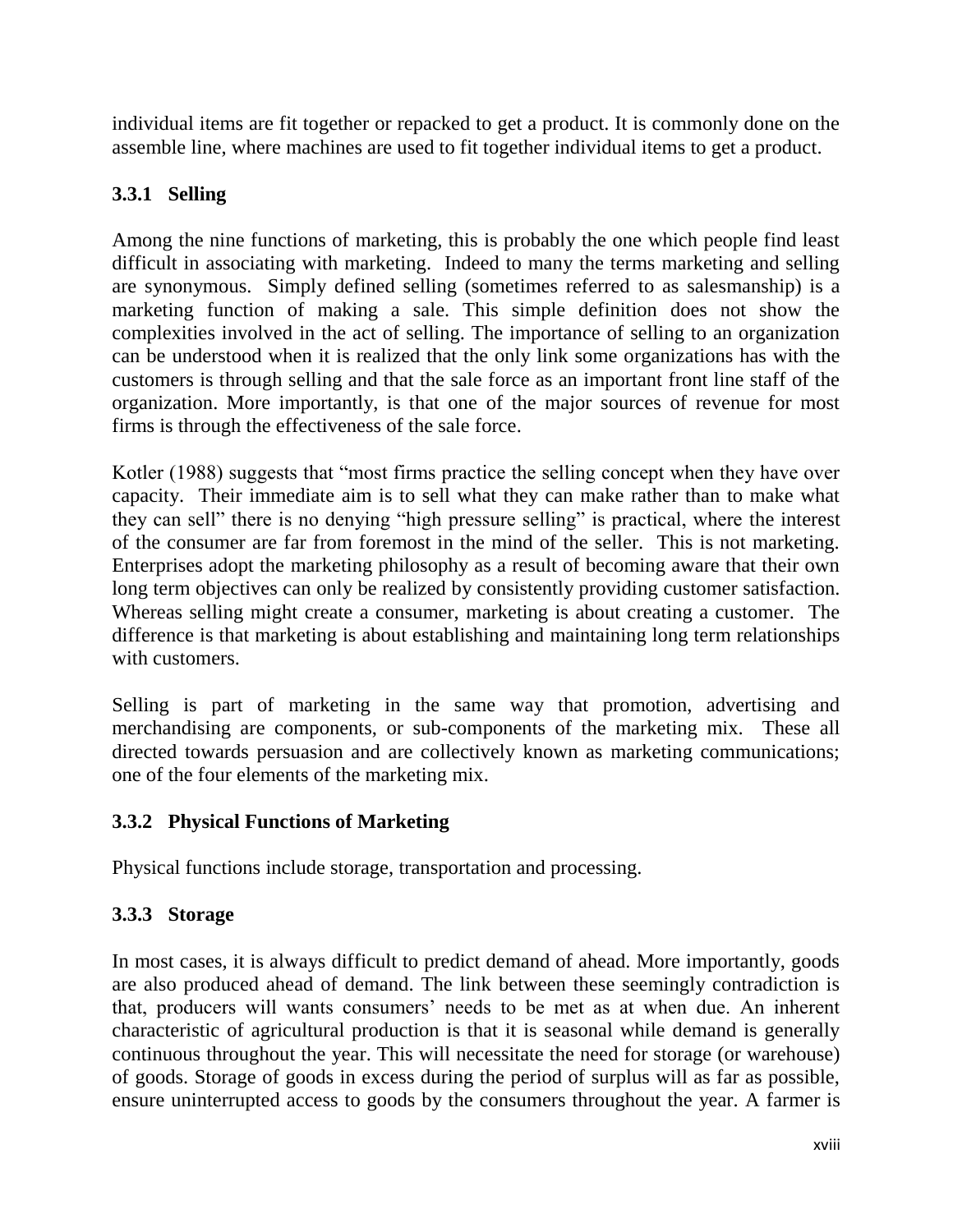individual items are fit together or repacked to get a product. It is commonly done on the assemble line, where machines are used to fit together individual items to get a product.

### 3.3.1 Selling

Among the nine functions of marketing, this is probably the one which people find least difficult in associating with marketing. Indeed to many the terms marketing and selling are synonymous. Simply defined selling (sometimes referred to as salesmanship) is a marketing function of making a sale. This simple definition does not show the complexities involved in the act of selling. The importance of selling to an organization can be understood when it is realized that the only link some organizations has with the customers is through selling and that the sale force as an important front line staff of the organization. More importantly, is that one of the major sources of revenue for most firms is through the effectiveness of the sale force.

Kotler (1988) suggests that "most firms practice the selling concept when they have over capacity. Their immediate aim is to sell what they can make rather than to make what they can sell" there is no denying "high pressure selling" is practical, where the interest of the consumer are far from foremost in the mind of the seller. This is not marketing. Enterprises adopt the marketing philosophy as a result of becoming aware that their own long term objectives can only be realized by consistently providing customer satisfaction. Whereas selling might create a consumer, marketing is about creating a customer. The difference is that marketing is about establishing and maintaining long term relationships with customers.

Selling is part of marketing in the same way that promotion, advertising and merchandising are components, or sub-components of the marketing mix. These all directed towards persuasion and are collectively known as marketing communications; one of the four elements of the marketing mix.

### 3.3.2 Physical Functions of Marketing

Physical functions include storage, transportation and processing.

### 3.3.3 Storage

In most cases, it is always difficult to predict demand of ahead. More importantly, goods are also produced ahead of demand. The link between these seemingly contradiction is that, producers will wants consumers' needs to be met as at when due. An inherent characteristic of agricultural production is that it is seasonal while demand is generally continuous throughout the year. This will necessitate the need for storage (or warehouse) of goods. Storage of goods in excess during the period of surplus will as far as possible, ensure uninterrupted access to goods by the consumers throughout the year. A farmer is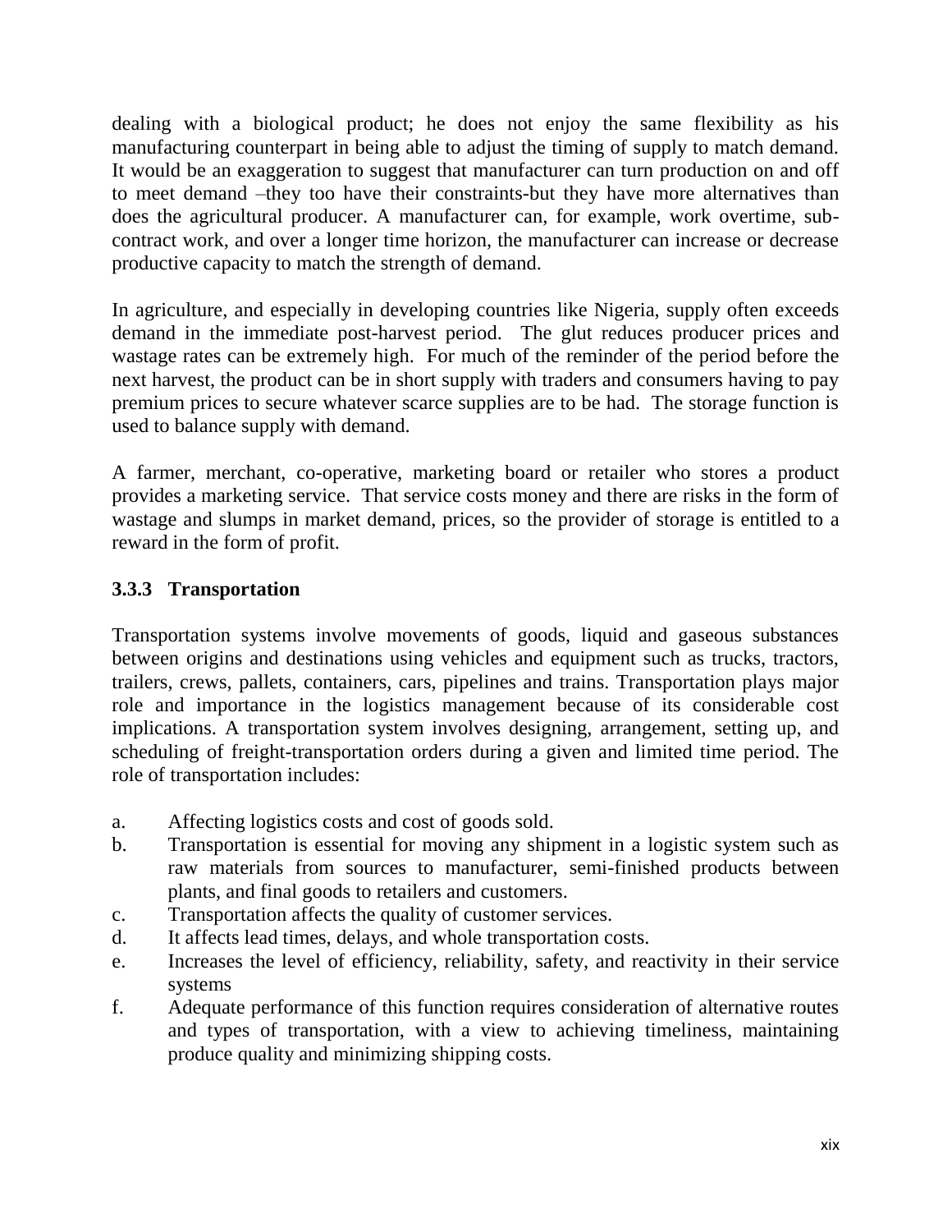dealing with a biological product; he does not enjoy the same flexibility as his manufacturing counterpart in being able to adjust the timing of supply to match demand. It would be an exaggeration to suggest that manufacturer can turn production on and off to meet demand –they too have their constraints-but they have more alternatives than does the agricultural producer. A manufacturer can, for example, work overtime, sub-contract work, and over a longer time horizon, the manufacturer can increase or decrease productive capacity to match the strength of demand.

In agriculture, and especially in developing countries like Nigeria, supply often exceeds demand in the immediate post-harvest period. The glut reduces producer prices and wastage rates can be extremely high. For much of the reminder of the period before the next harvest, the product can be in short supply with traders and consumers having to pay premium prices to secure whatever scarce supplies are to be had. The storage function is used to balance supply with demand.

A farmer, merchant, co-operative, marketing board or retailer who stores a product provides a marketing service. That service costs money and there are risks in the form of wastage and slumps in market demand, prices, so the provider of storage is entitled to a reward in the form of profit.

### 3.3.3 Transportation

Transportation systems involve movements of goods, liquid and gaseous substances between origins and destinations using vehicles and equipment such as trucks, tractors, trailers, crews, pallets, containers, cars, pipelines and trains. Transportation plays major role and importance in the logistics management because of its considerable cost implications. A transportation system involves designing, arrangement, setting up, and scheduling of freight-transportation orders during a given and limited time period. The role of transportation includes:

a. Affecting logistics costs and cost of goods sold.
b. Transportation is essential for moving any shipment in a logistic system such as raw materials from sources to manufacturer, semi-finished products between plants, and final goods to retailers and customers.
c. Transportation affects the quality of customer services.
d. It affects lead times, delays, and whole transportation costs.
e. Increases the level of efficiency, reliability, safety, and reactivity in their service systems
f. Adequate performance of this function requires consideration of alternative routes and types of transportation, with a view to achieving timeliness, maintaining produce quality and minimizing shipping costs.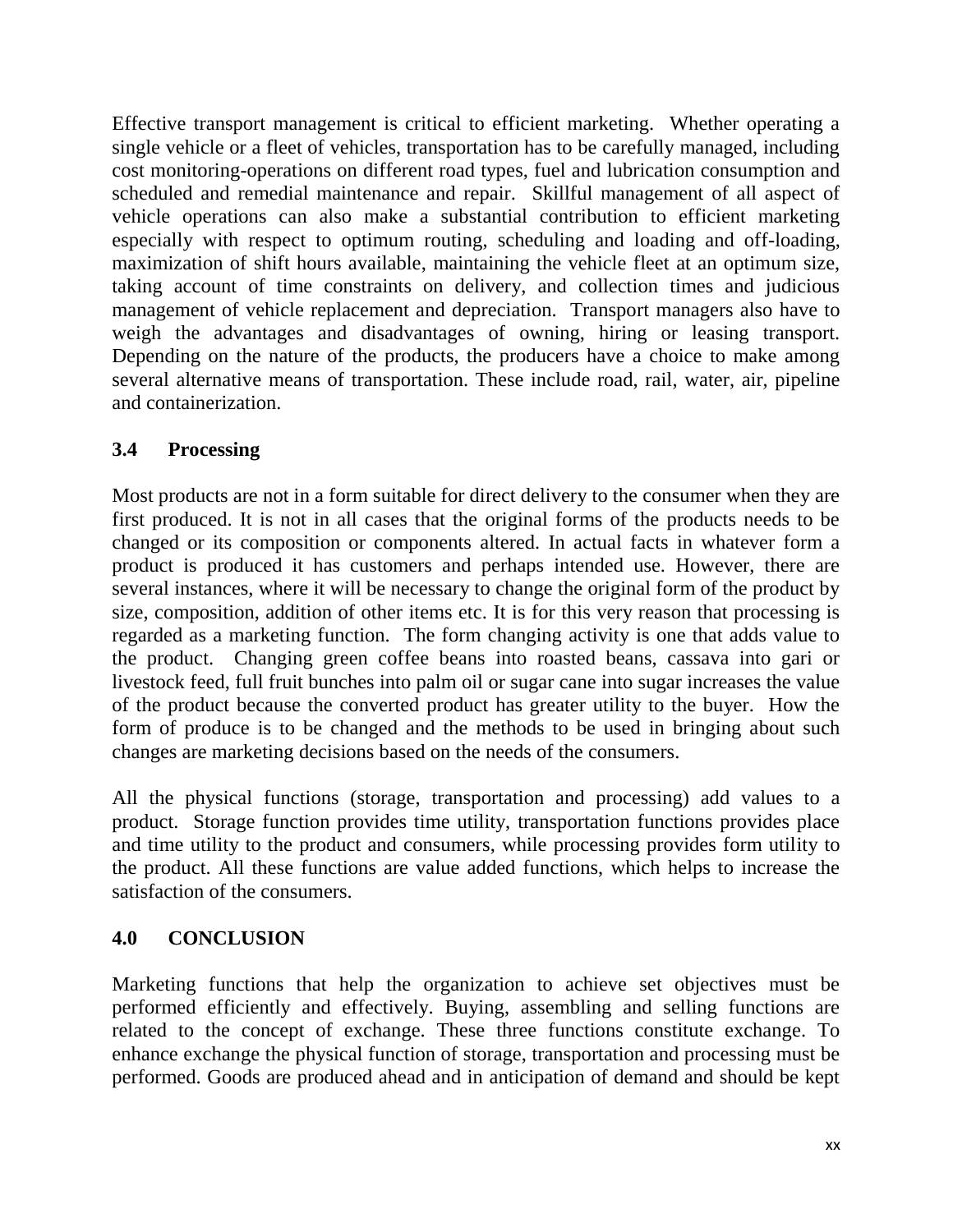Effective transport management is critical to efficient marketing. Whether operating a single vehicle or a fleet of vehicles, transportation has to be carefully managed, including cost monitoring-operations on different road types, fuel and lubrication consumption and scheduled and remedial maintenance and repair. Skillful management of all aspect of vehicle operations can also make a substantial contribution to efficient marketing especially with respect to optimum routing, scheduling and loading and off-loading, maximization of shift hours available, maintaining the vehicle fleet at an optimum size, taking account of time constraints on delivery, and collection times and judicious management of vehicle replacement and depreciation. Transport managers also have to weigh the advantages and disadvantages of owning, hiring or leasing transport. Depending on the nature of the products, the producers have a choice to make among several alternative means of transportation. These include road, rail, water, air, pipeline and containerization.

### 3.4 Processing

Most products are not in a form suitable for direct delivery to the consumer when they are first produced. It is not in all cases that the original forms of the products needs to be changed or its composition or components altered. In actual facts in whatever form a product is produced it has customers and perhaps intended use. However, there are several instances, where it will be necessary to change the original form of the product by size, composition, addition of other items etc. It is for this very reason that processing is regarded as a marketing function. The form changing activity is one that adds value to the product. Changing green coffee beans into roasted beans, cassava into gari or livestock feed, full fruit bunches into palm oil or sugar cane into sugar increases the value of the product because the converted product has greater utility to the buyer. How the form of produce is to be changed and the methods to be used in bringing about such changes are marketing decisions based on the needs of the consumers.

All the physical functions (storage, transportation and processing) add values to a product. Storage function provides time utility, transportation functions provides place and time utility to the product and consumers, while processing provides form utility to the product. All these functions are value added functions, which helps to increase the satisfaction of the consumers.

## 4.0 CONCLUSION

Marketing functions that help the organization to achieve set objectives must be performed efficiently and effectively. Buying, assembling and selling functions are related to the concept of exchange. These three functions constitute exchange. To enhance exchange the physical function of storage, transportation and processing must be performed. Goods are produced ahead and in anticipation of demand and should be kept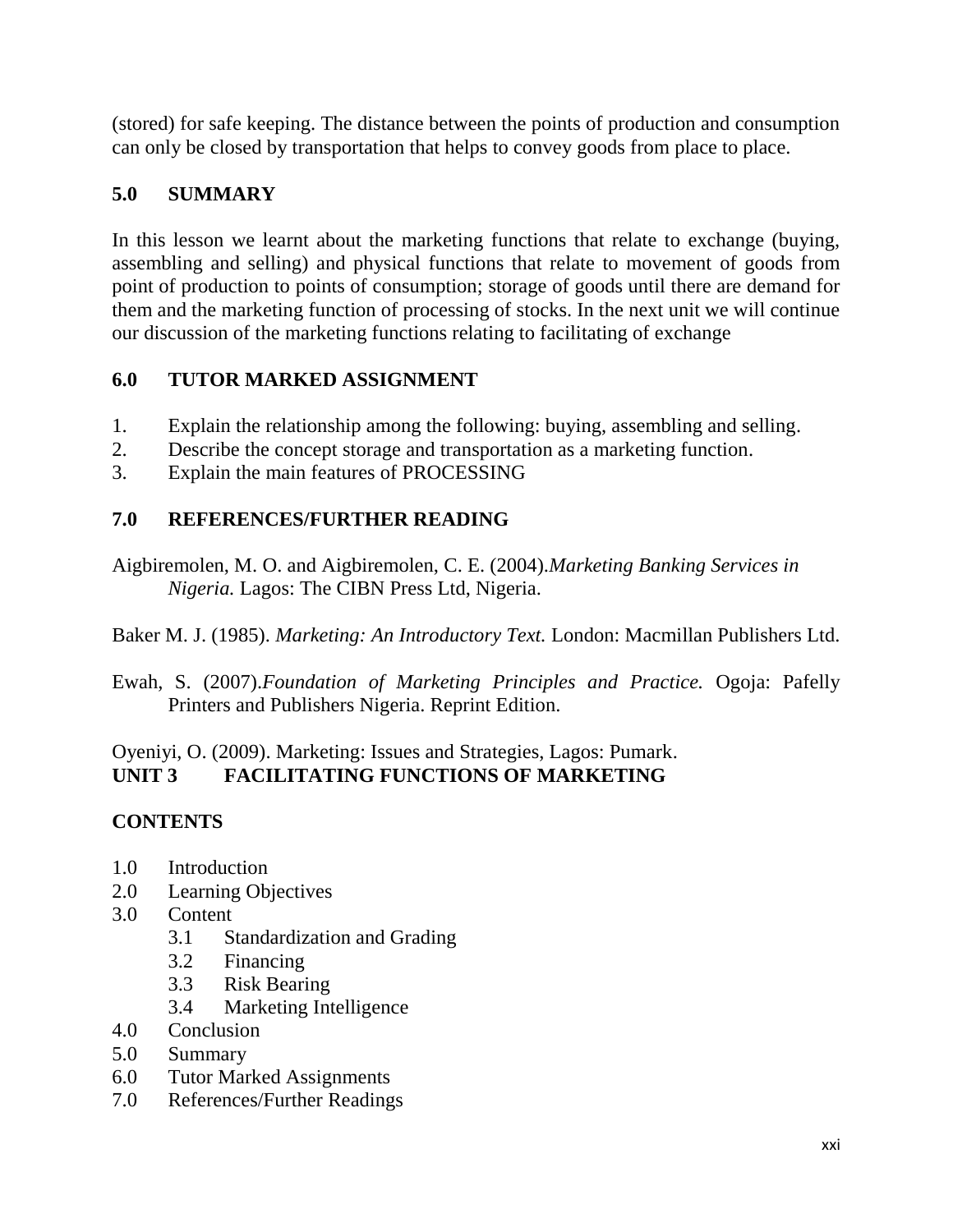(stored) for safe keeping. The distance between the points of production and consumption can only be closed by transportation that helps to convey goods from place to place.

## 5.0 SUMMARY

In this lesson we learnt about the marketing functions that relate to exchange (buying, assembling and selling) and physical functions that relate to movement of goods from point of production to points of consumption; storage of goods until there are demand for them and the marketing function of processing of stocks. In the next unit we will continue our discussion of the marketing functions relating to facilitating of exchange

## 6.0 TUTOR MARKED ASSIGNMENT

1. Explain the relationship among the following: buying, assembling and selling.
2. Describe the concept storage and transportation as a marketing function.
3. Explain the main features of PROCESSING

## 7.0 REFERENCES/FURTHER READING

Aigbiremolen, M. O. and Aigbiremolen, C. E. (2004).*Marketing Banking Services in Nigeria.* Lagos: The CIBN Press Ltd, Nigeria.

Baker M. J. (1985). *Marketing: An Introductory Text.* London: Macmillan Publishers Ltd.

Ewah, S. (2007).*Foundation of Marketing Principles and Practice.* Ogoja: Pafelly Printers and Publishers Nigeria. Reprint Edition.

Oyeniyi, O. (2009). Marketing: Issues and Strategies, Lagos: Pumark.

# UNIT 3 FACILITATING FUNCTIONS OF MARKETING

**CONTENTS**

- 1.0 Introduction
- 2.0 Learning Objectives
- 3.0 Content
  - 3.1 Standardization and Grading
  - 3.2 Financing
  - 3.3 Risk Bearing
  - 3.4 Marketing Intelligence
- 4.0 Conclusion
- 5.0 Summary
- 6.0 Tutor Marked Assignments
- 7.0 References/Further Readings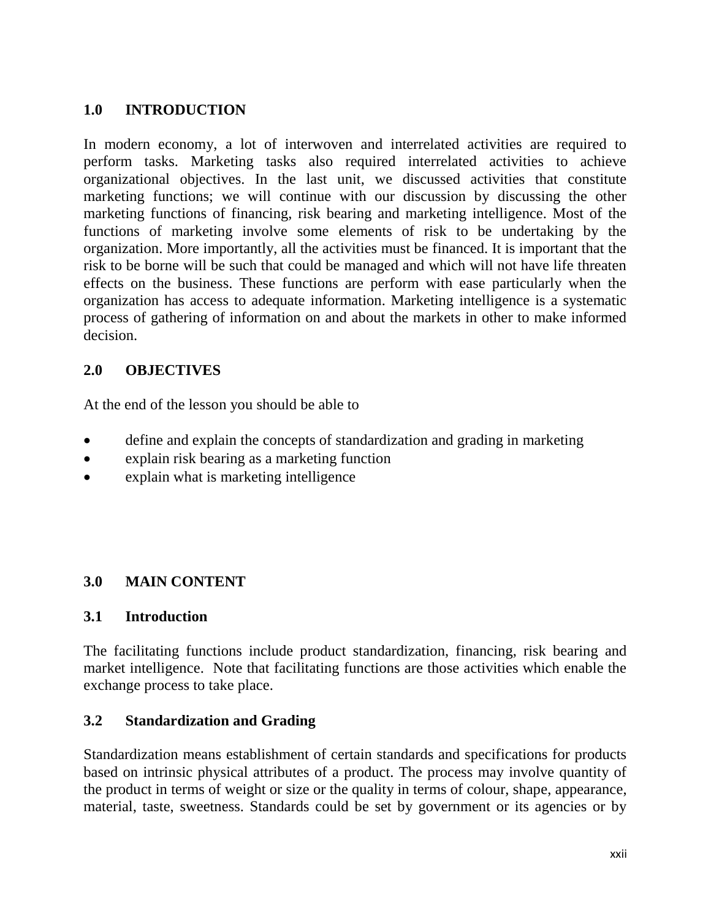## 1.0 INTRODUCTION

In modern economy, a lot of interwoven and interrelated activities are required to perform tasks. Marketing tasks also required interrelated activities to achieve organizational objectives. In the last unit, we discussed activities that constitute marketing functions; we will continue with our discussion by discussing the other marketing functions of financing, risk bearing and marketing intelligence. Most of the functions of marketing involve some elements of risk to be undertaking by the organization. More importantly, all the activities must be financed. It is important that the risk to be borne will be such that could be managed and which will not have life threaten effects on the business. These functions are perform with ease particularly when the organization has access to adequate information. Marketing intelligence is a systematic process of gathering of information on and about the markets in other to make informed decision.

## 2.0 OBJECTIVES

At the end of the lesson you should be able to

- define and explain the concepts of standardization and grading in marketing
- explain risk bearing as a marketing function
- explain what is marketing intelligence

## 3.0 MAIN CONTENT

### 3.1 Introduction

The facilitating functions include product standardization, financing, risk bearing and market intelligence. Note that facilitating functions are those activities which enable the exchange process to take place.

### 3.2 Standardization and Grading

Standardization means establishment of certain standards and specifications for products based on intrinsic physical attributes of a product. The process may involve quantity of the product in terms of weight or size or the quality in terms of colour, shape, appearance, material, taste, sweetness. Standards could be set by government or its agencies or by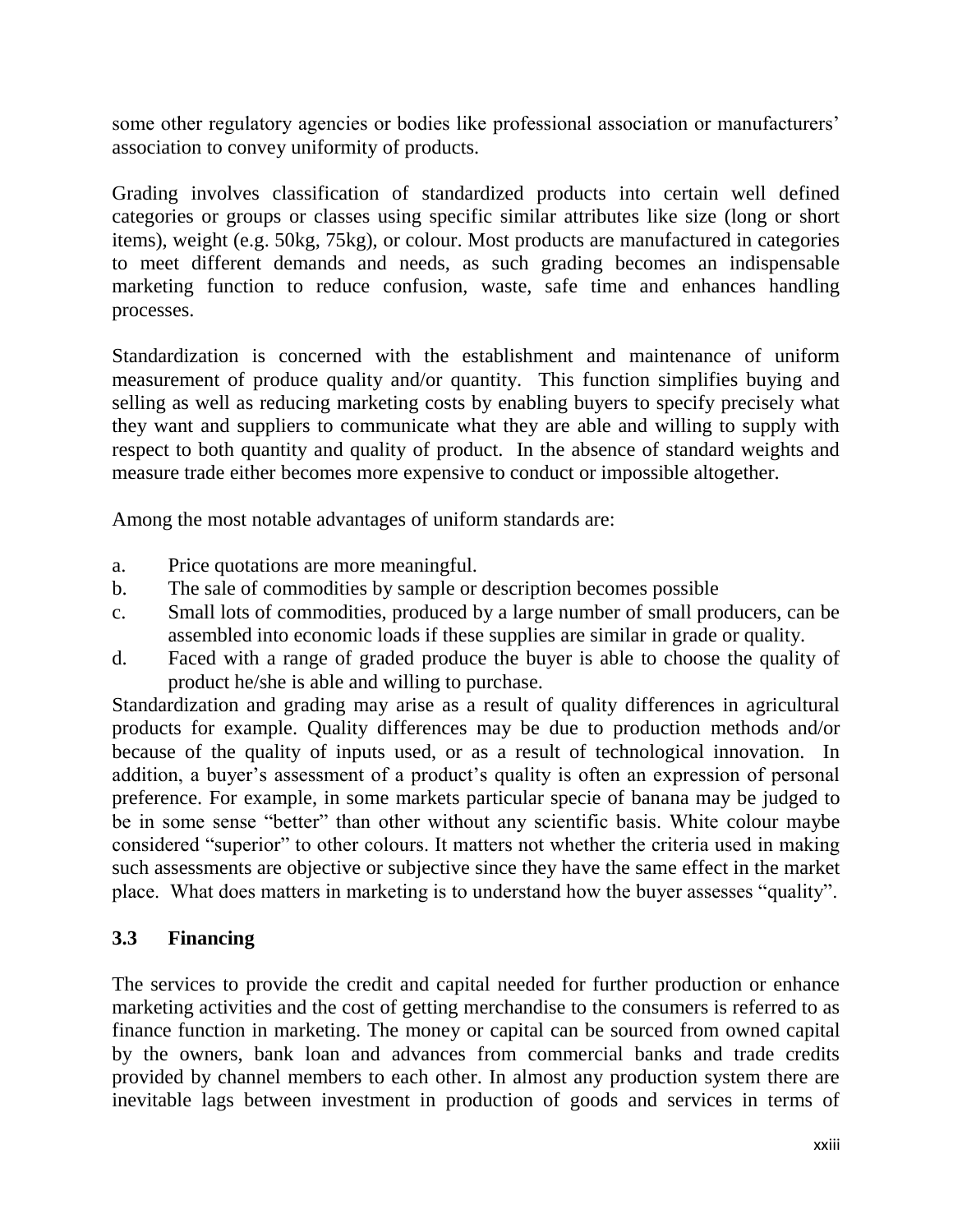some other regulatory agencies or bodies like professional association or manufacturers' association to convey uniformity of products.

Grading involves classification of standardized products into certain well defined categories or groups or classes using specific similar attributes like size (long or short items), weight (e.g. 50kg, 75kg), or colour. Most products are manufactured in categories to meet different demands and needs, as such grading becomes an indispensable marketing function to reduce confusion, waste, safe time and enhances handling processes.

Standardization is concerned with the establishment and maintenance of uniform measurement of produce quality and/or quantity. This function simplifies buying and selling as well as reducing marketing costs by enabling buyers to specify precisely what they want and suppliers to communicate what they are able and willing to supply with respect to both quantity and quality of product. In the absence of standard weights and measure trade either becomes more expensive to conduct or impossible altogether.

Among the most notable advantages of uniform standards are:

a. Price quotations are more meaningful.
b. The sale of commodities by sample or description becomes possible
c. Small lots of commodities, produced by a large number of small producers, can be assembled into economic loads if these supplies are similar in grade or quality.
d. Faced with a range of graded produce the buyer is able to choose the quality of product he/she is able and willing to purchase.

Standardization and grading may arise as a result of quality differences in agricultural products for example. Quality differences may be due to production methods and/or because of the quality of inputs used, or as a result of technological innovation. In addition, a buyer's assessment of a product's quality is often an expression of personal preference. For example, in some markets particular specie of banana may be judged to be in some sense "better" than other without any scientific basis. White colour maybe considered "superior" to other colours. It matters not whether the criteria used in making such assessments are objective or subjective since they have the same effect in the market place. What does matters in marketing is to understand how the buyer assesses "quality".

### 3.3 Financing

The services to provide the credit and capital needed for further production or enhance marketing activities and the cost of getting merchandise to the consumers is referred to as finance function in marketing. The money or capital can be sourced from owned capital by the owners, bank loan and advances from commercial banks and trade credits provided by channel members to each other. In almost any production system there are inevitable lags between investment in production of goods and services in terms of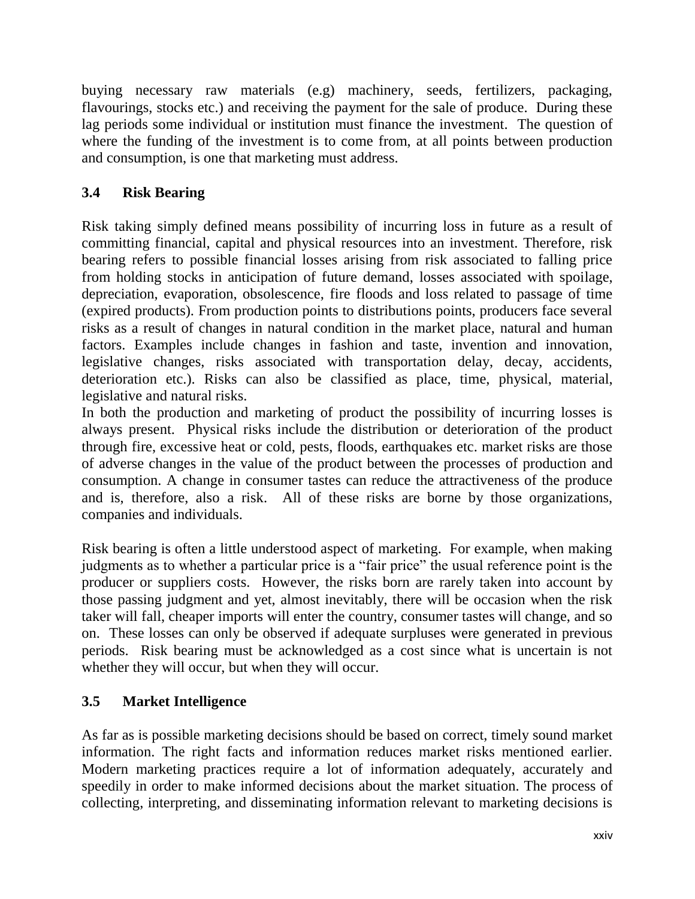buying necessary raw materials (e.g) machinery, seeds, fertilizers, packaging, flavourings, stocks etc.) and receiving the payment for the sale of produce. During these lag periods some individual or institution must finance the investment. The question of where the funding of the investment is to come from, at all points between production and consumption, is one that marketing must address.

### 3.4 Risk Bearing

Risk taking simply defined means possibility of incurring loss in future as a result of committing financial, capital and physical resources into an investment. Therefore, risk bearing refers to possible financial losses arising from risk associated to falling price from holding stocks in anticipation of future demand, losses associated with spoilage, depreciation, evaporation, obsolescence, fire floods and loss related to passage of time (expired products). From production points to distributions points, producers face several risks as a result of changes in natural condition in the market place, natural and human factors. Examples include changes in fashion and taste, invention and innovation, legislative changes, risks associated with transportation delay, decay, accidents, deterioration etc.). Risks can also be classified as place, time, physical, material, legislative and natural risks.

In both the production and marketing of product the possibility of incurring losses is always present. Physical risks include the distribution or deterioration of the product through fire, excessive heat or cold, pests, floods, earthquakes etc. market risks are those of adverse changes in the value of the product between the processes of production and consumption. A change in consumer tastes can reduce the attractiveness of the produce and is, therefore, also a risk. All of these risks are borne by those organizations, companies and individuals.

Risk bearing is often a little understood aspect of marketing. For example, when making judgments as to whether a particular price is a "fair price" the usual reference point is the producer or suppliers costs. However, the risks born are rarely taken into account by those passing judgment and yet, almost inevitably, there will be occasion when the risk taker will fall, cheaper imports will enter the country, consumer tastes will change, and so on. These losses can only be observed if adequate surpluses were generated in previous periods. Risk bearing must be acknowledged as a cost since what is uncertain is not whether they will occur, but when they will occur.

### 3.5 Market Intelligence

As far as is possible marketing decisions should be based on correct, timely sound market information. The right facts and information reduces market risks mentioned earlier. Modern marketing practices require a lot of information adequately, accurately and speedily in order to make informed decisions about the market situation. The process of collecting, interpreting, and disseminating information relevant to marketing decisions is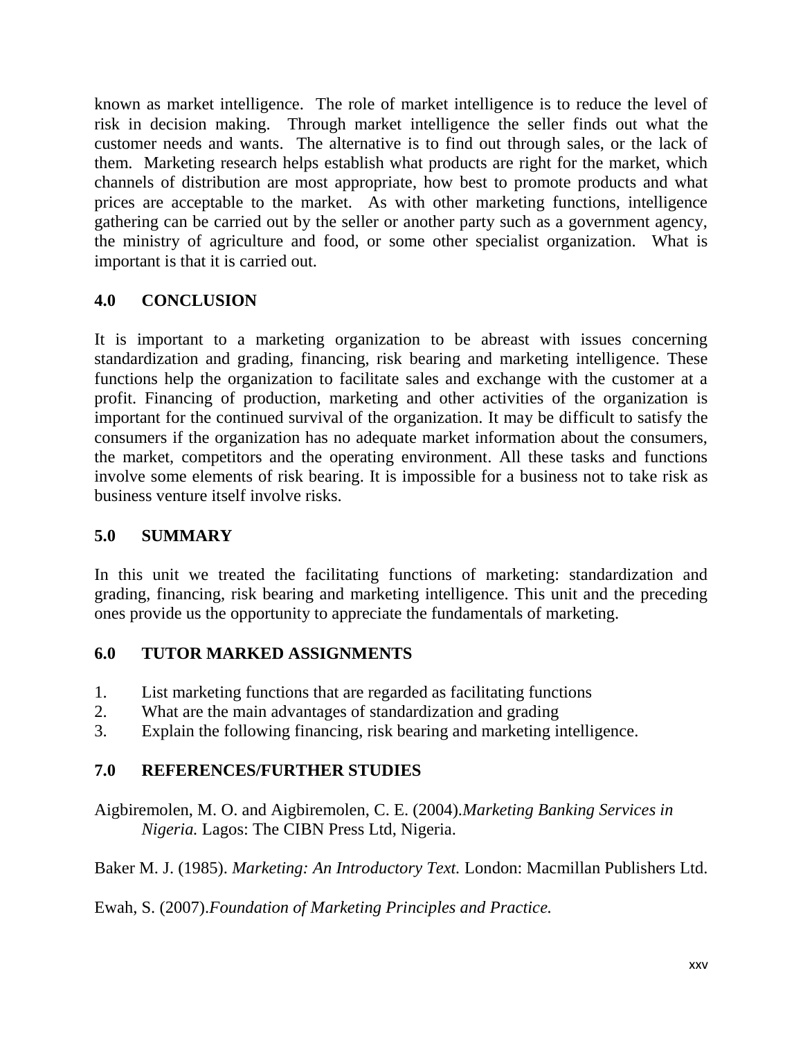known as market intelligence. The role of market intelligence is to reduce the level of risk in decision making. Through market intelligence the seller finds out what the customer needs and wants. The alternative is to find out through sales, or the lack of them. Marketing research helps establish what products are right for the market, which channels of distribution are most appropriate, how best to promote products and what prices are acceptable to the market. As with other marketing functions, intelligence gathering can be carried out by the seller or another party such as a government agency, the ministry of agriculture and food, or some other specialist organization. What is important is that it is carried out.

## 4.0 CONCLUSION

It is important to a marketing organization to be abreast with issues concerning standardization and grading, financing, risk bearing and marketing intelligence. These functions help the organization to facilitate sales and exchange with the customer at a profit. Financing of production, marketing and other activities of the organization is important for the continued survival of the organization. It may be difficult to satisfy the consumers if the organization has no adequate market information about the consumers, the market, competitors and the operating environment. All these tasks and functions involve some elements of risk bearing. It is impossible for a business not to take risk as business venture itself involve risks.

## 5.0 SUMMARY

In this unit we treated the facilitating functions of marketing: standardization and grading, financing, risk bearing and marketing intelligence. This unit and the preceding ones provide us the opportunity to appreciate the fundamentals of marketing.

## 6.0 TUTOR MARKED ASSIGNMENTS

1. List marketing functions that are regarded as facilitating functions
2. What are the main advantages of standardization and grading
3. Explain the following financing, risk bearing and marketing intelligence.

## 7.0 REFERENCES/FURTHER STUDIES

Aigbiremolen, M. O. and Aigbiremolen, C. E. (2004).*Marketing Banking Services in Nigeria.* Lagos: The CIBN Press Ltd, Nigeria.

Baker M. J. (1985). *Marketing: An Introductory Text.* London: Macmillan Publishers Ltd.

Ewah, S. (2007).*Foundation of Marketing Principles and Practice.*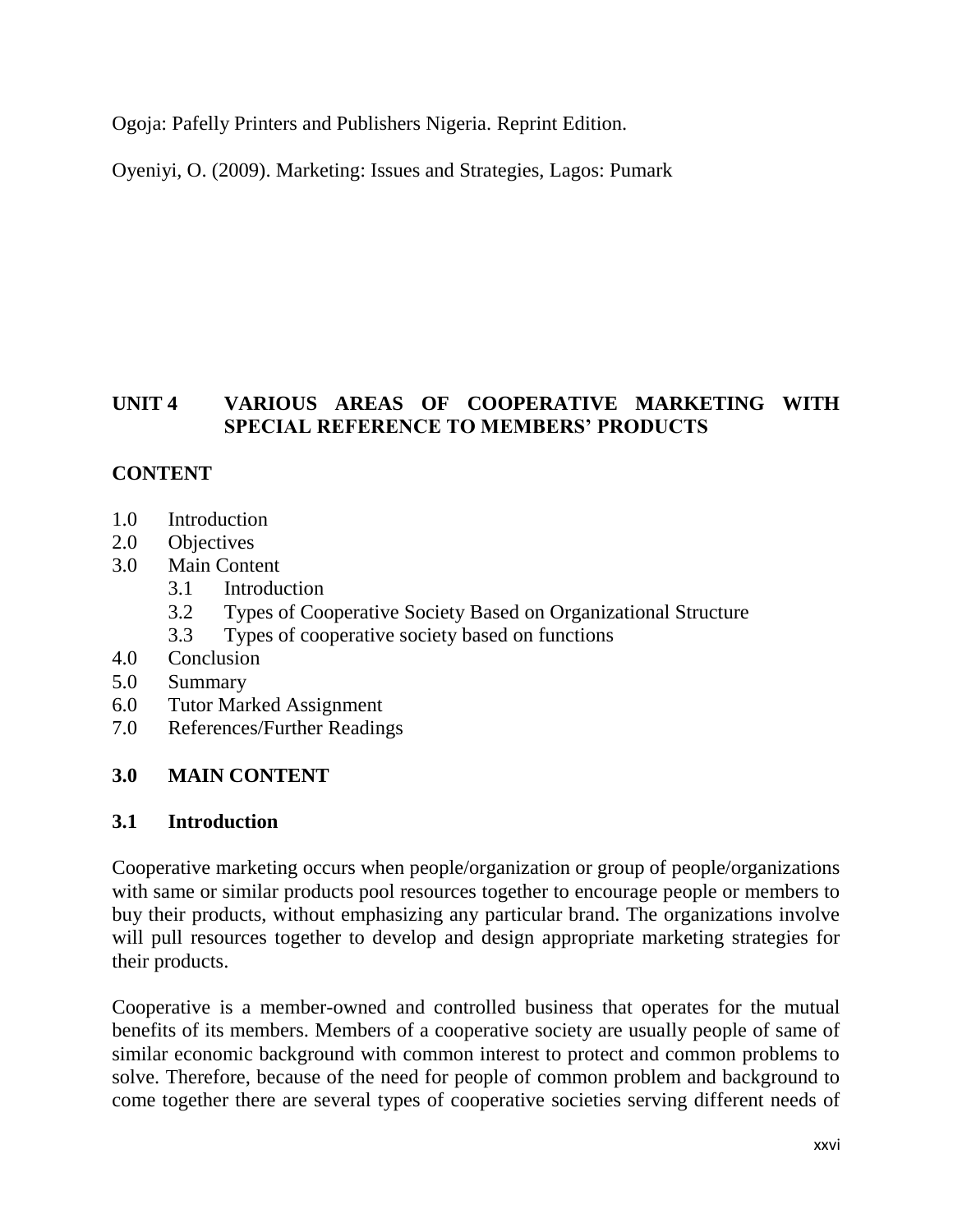Ogoja: Pafelly Printers and Publishers Nigeria. Reprint Edition.

Oyeniyi, O. (2009). Marketing: Issues and Strategies, Lagos: Pumark

## UNIT 4 VARIOUS AREAS OF COOPERATIVE MARKETING WITH SPECIAL REFERENCE TO MEMBERS' PRODUCTS

**CONTENT**

1.0 Introduction
2.0 Objectives
3.0 Main Content
   3.1 Introduction
   3.2 Types of Cooperative Society Based on Organizational Structure
   3.3 Types of cooperative society based on functions
4.0 Conclusion
5.0 Summary
6.0 Tutor Marked Assignment
7.0 References/Further Readings

### 3.0 MAIN CONTENT

### 3.1 Introduction

Cooperative marketing occurs when people/organization or group of people/organizations with same or similar products pool resources together to encourage people or members to buy their products, without emphasizing any particular brand. The organizations involve will pull resources together to develop and design appropriate marketing strategies for their products.

Cooperative is a member-owned and controlled business that operates for the mutual benefits of its members. Members of a cooperative society are usually people of same of similar economic background with common interest to protect and common problems to solve. Therefore, because of the need for people of common problem and background to come together there are several types of cooperative societies serving different needs of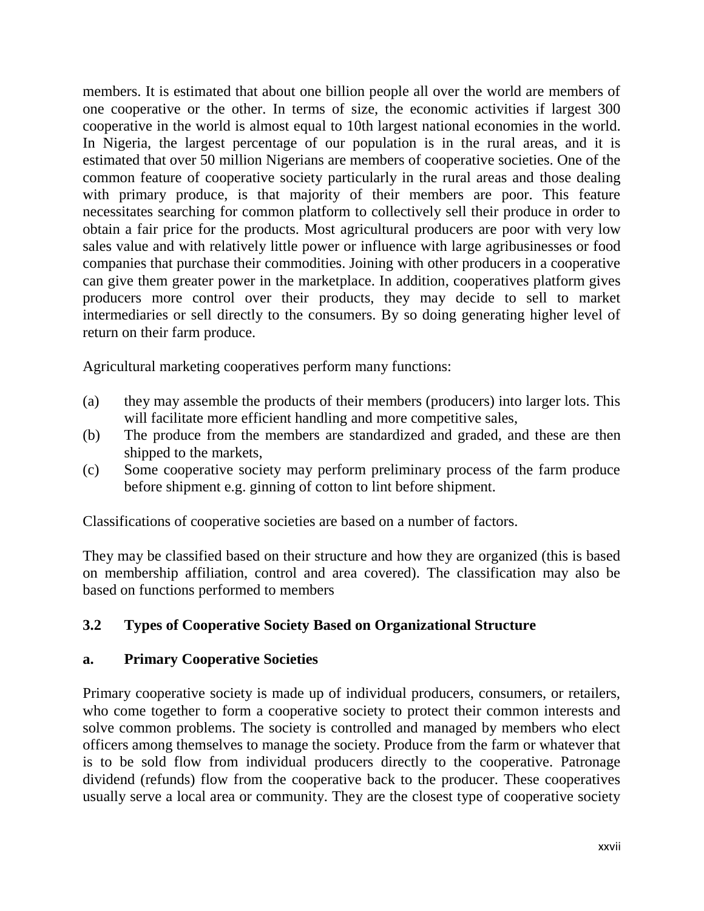members. It is estimated that about one billion people all over the world are members of one cooperative or the other. In terms of size, the economic activities if largest 300 cooperative in the world is almost equal to 10th largest national economies in the world. In Nigeria, the largest percentage of our population is in the rural areas, and it is estimated that over 50 million Nigerians are members of cooperative societies. One of the common feature of cooperative society particularly in the rural areas and those dealing with primary produce, is that majority of their members are poor. This feature necessitates searching for common platform to collectively sell their produce in order to obtain a fair price for the products. Most agricultural producers are poor with very low sales value and with relatively little power or influence with large agribusinesses or food companies that purchase their commodities. Joining with other producers in a cooperative can give them greater power in the marketplace. In addition, cooperatives platform gives producers more control over their products, they may decide to sell to market intermediaries or sell directly to the consumers. By so doing generating higher level of return on their farm produce.

Agricultural marketing cooperatives perform many functions:

(a) they may assemble the products of their members (producers) into larger lots. This will facilitate more efficient handling and more competitive sales,
(b) The produce from the members are standardized and graded, and these are then shipped to the markets,
(c) Some cooperative society may perform preliminary process of the farm produce before shipment e.g. ginning of cotton to lint before shipment.

Classifications of cooperative societies are based on a number of factors.

They may be classified based on their structure and how they are organized (this is based on membership affiliation, control and area covered). The classification may also be based on functions performed to members

## 3.2 Types of Cooperative Society Based on Organizational Structure

### a. Primary Cooperative Societies

Primary cooperative society is made up of individual producers, consumers, or retailers, who come together to form a cooperative society to protect their common interests and solve common problems. The society is controlled and managed by members who elect officers among themselves to manage the society. Produce from the farm or whatever that is to be sold flow from individual producers directly to the cooperative. Patronage dividend (refunds) flow from the cooperative back to the producer. These cooperatives usually serve a local area or community. They are the closest type of cooperative society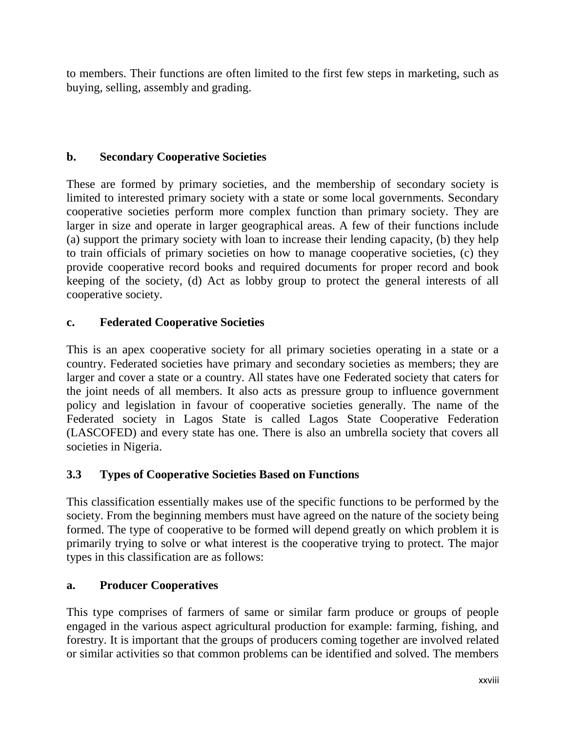to members. Their functions are often limited to the first few steps in marketing, such as buying, selling, assembly and grading.

**b. Secondary Cooperative Societies**

These are formed by primary societies, and the membership of secondary society is limited to interested primary society with a state or some local governments. Secondary cooperative societies perform more complex function than primary society. They are larger in size and operate in larger geographical areas. A few of their functions include (a) support the primary society with loan to increase their lending capacity, (b) they help to train officials of primary societies on how to manage cooperative societies, (c) they provide cooperative record books and required documents for proper record and book keeping of the society, (d) Act as lobby group to protect the general interests of all cooperative society.

**c. Federated Cooperative Societies**

This is an apex cooperative society for all primary societies operating in a state or a country. Federated societies have primary and secondary societies as members; they are larger and cover a state or a country. All states have one Federated society that caters for the joint needs of all members. It also acts as pressure group to influence government policy and legislation in favour of cooperative societies generally. The name of the Federated society in Lagos State is called Lagos State Cooperative Federation (LASCOFED) and every state has one. There is also an umbrella society that covers all societies in Nigeria.

## 3.3 Types of Cooperative Societies Based on Functions

This classification essentially makes use of the specific functions to be performed by the society. From the beginning members must have agreed on the nature of the society being formed. The type of cooperative to be formed will depend greatly on which problem it is primarily trying to solve or what interest is the cooperative trying to protect. The major types in this classification are as follows:

**a. Producer Cooperatives**

This type comprises of farmers of same or similar farm produce or groups of people engaged in the various aspect agricultural production for example: farming, fishing, and forestry. It is important that the groups of producers coming together are involved related or similar activities so that common problems can be identified and solved. The members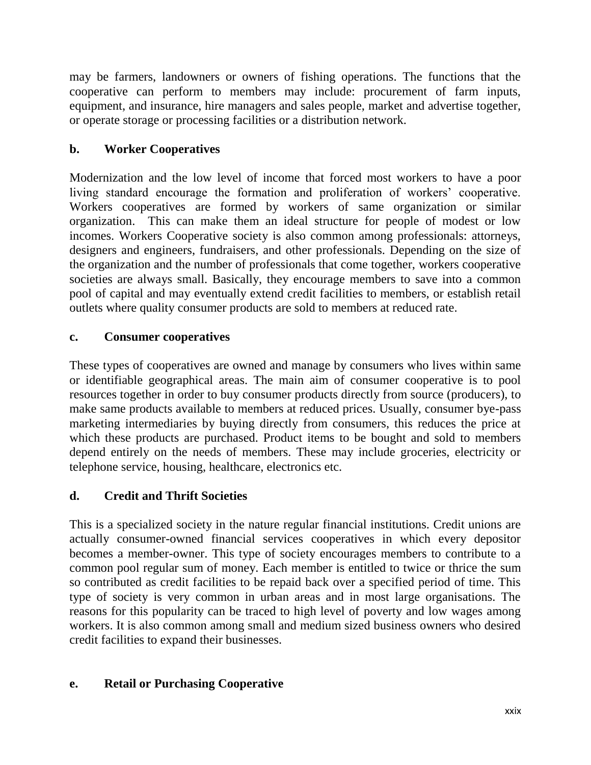may be farmers, landowners or owners of fishing operations. The functions that the cooperative can perform to members may include: procurement of farm inputs, equipment, and insurance, hire managers and sales people, market and advertise together, or operate storage or processing facilities or a distribution network.

**b. Worker Cooperatives**

Modernization and the low level of income that forced most workers to have a poor living standard encourage the formation and proliferation of workers' cooperative. Workers cooperatives are formed by workers of same organization or similar organization. This can make them an ideal structure for people of modest or low incomes. Workers Cooperative society is also common among professionals: attorneys, designers and engineers, fundraisers, and other professionals. Depending on the size of the organization and the number of professionals that come together, workers cooperative societies are always small. Basically, they encourage members to save into a common pool of capital and may eventually extend credit facilities to members, or establish retail outlets where quality consumer products are sold to members at reduced rate.

**c. Consumer cooperatives**

These types of cooperatives are owned and manage by consumers who lives within same or identifiable geographical areas. The main aim of consumer cooperative is to pool resources together in order to buy consumer products directly from source (producers), to make same products available to members at reduced prices. Usually, consumer bye-pass marketing intermediaries by buying directly from consumers, this reduces the price at which these products are purchased. Product items to be bought and sold to members depend entirely on the needs of members. These may include groceries, electricity or telephone service, housing, healthcare, electronics etc.

**d. Credit and Thrift Societies**

This is a specialized society in the nature regular financial institutions. Credit unions are actually consumer-owned financial services cooperatives in which every depositor becomes a member-owner. This type of society encourages members to contribute to a common pool regular sum of money. Each member is entitled to twice or thrice the sum so contributed as credit facilities to be repaid back over a specified period of time. This type of society is very common in urban areas and in most large organisations. The reasons for this popularity can be traced to high level of poverty and low wages among workers. It is also common among small and medium sized business owners who desired credit facilities to expand their businesses.

**e. Retail or Purchasing Cooperative**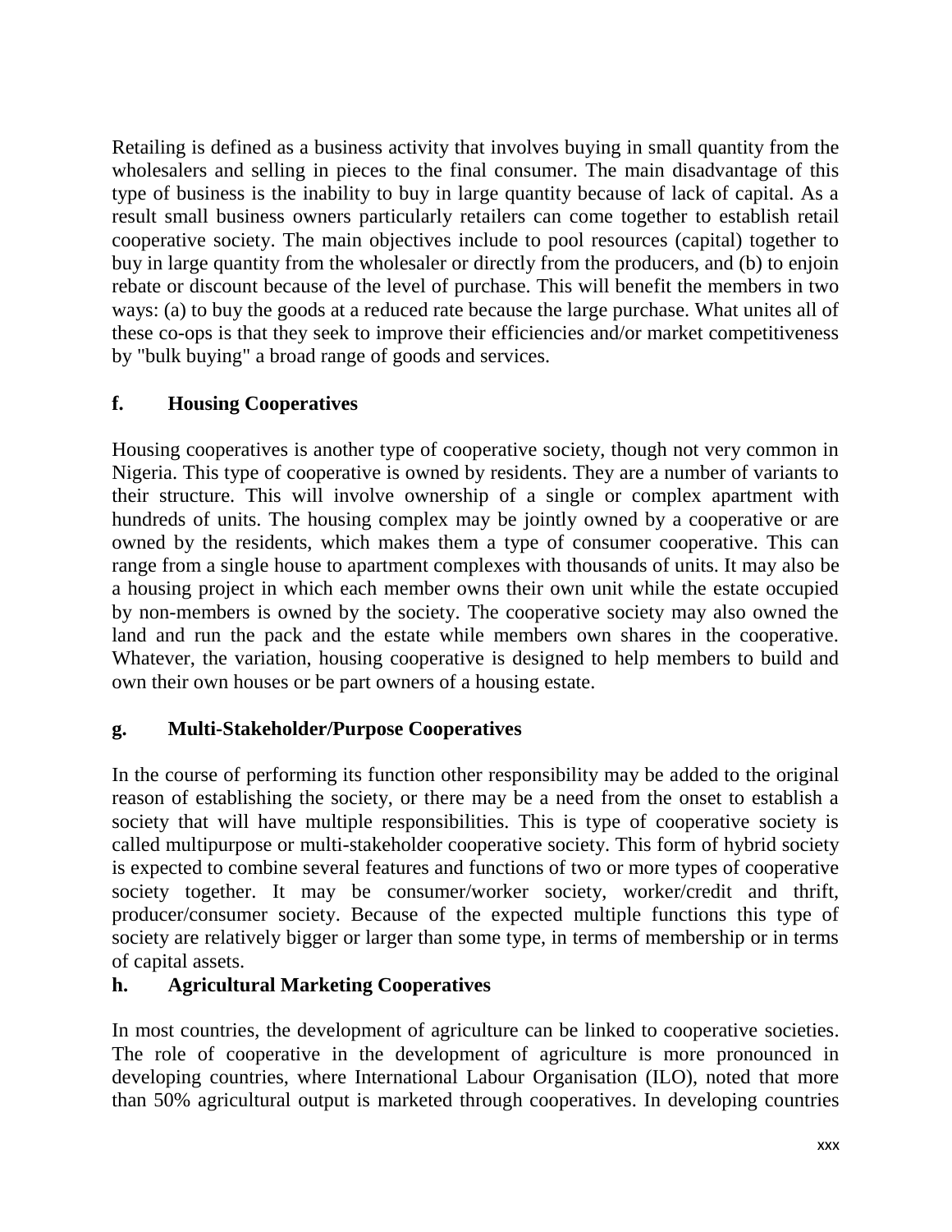Retailing is defined as a business activity that involves buying in small quantity from the wholesalers and selling in pieces to the final consumer. The main disadvantage of this type of business is the inability to buy in large quantity because of lack of capital. As a result small business owners particularly retailers can come together to establish retail cooperative society. The main objectives include to pool resources (capital) together to buy in large quantity from the wholesaler or directly from the producers, and (b) to enjoin rebate or discount because of the level of purchase. This will benefit the members in two ways: (a) to buy the goods at a reduced rate because the large purchase. What unites all of these co-ops is that they seek to improve their efficiencies and/or market competitiveness by "bulk buying" a broad range of goods and services.

### f. Housing Cooperatives

Housing cooperatives is another type of cooperative society, though not very common in Nigeria. This type of cooperative is owned by residents. They are a number of variants to their structure. This will involve ownership of a single or complex apartment with hundreds of units. The housing complex may be jointly owned by a cooperative or are owned by the residents, which makes them a type of consumer cooperative. This can range from a single house to apartment complexes with thousands of units. It may also be a housing project in which each member owns their own unit while the estate occupied by non-members is owned by the society. The cooperative society may also owned the land and run the pack and the estate while members own shares in the cooperative. Whatever, the variation, housing cooperative is designed to help members to build and own their own houses or be part owners of a housing estate.

### g. Multi-Stakeholder/Purpose Cooperatives

In the course of performing its function other responsibility may be added to the original reason of establishing the society, or there may be a need from the onset to establish a society that will have multiple responsibilities. This is type of cooperative society is called multipurpose or multi-stakeholder cooperative society. This form of hybrid society is expected to combine several features and functions of two or more types of cooperative society together. It may be consumer/worker society, worker/credit and thrift, producer/consumer society. Because of the expected multiple functions this type of society are relatively bigger or larger than some type, in terms of membership or in terms of capital assets.

### h. Agricultural Marketing Cooperatives

In most countries, the development of agriculture can be linked to cooperative societies. The role of cooperative in the development of agriculture is more pronounced in developing countries, where International Labour Organisation (ILO), noted that more than 50% agricultural output is marketed through cooperatives. In developing countries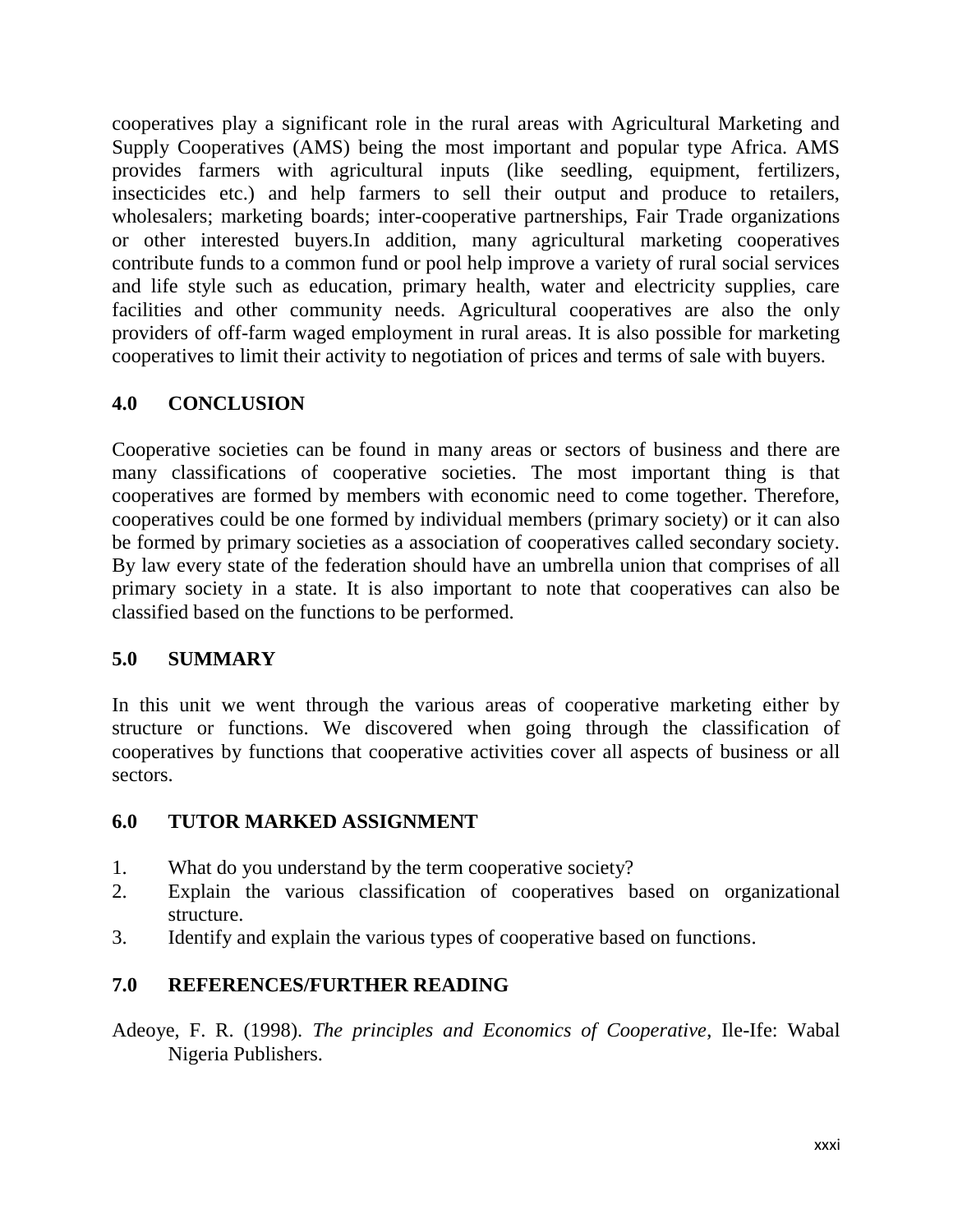cooperatives play a significant role in the rural areas with Agricultural Marketing and Supply Cooperatives (AMS) being the most important and popular type Africa. AMS provides farmers with agricultural inputs (like seedling, equipment, fertilizers, insecticides etc.) and help farmers to sell their output and produce to retailers, wholesalers; marketing boards; inter-cooperative partnerships, Fair Trade organizations or other interested buyers.In addition, many agricultural marketing cooperatives contribute funds to a common fund or pool help improve a variety of rural social services and life style such as education, primary health, water and electricity supplies, care facilities and other community needs. Agricultural cooperatives are also the only providers of off-farm waged employment in rural areas. It is also possible for marketing cooperatives to limit their activity to negotiation of prices and terms of sale with buyers.

## 4.0 CONCLUSION

Cooperative societies can be found in many areas or sectors of business and there are many classifications of cooperative societies. The most important thing is that cooperatives are formed by members with economic need to come together. Therefore, cooperatives could be one formed by individual members (primary society) or it can also be formed by primary societies as a association of cooperatives called secondary society. By law every state of the federation should have an umbrella union that comprises of all primary society in a state. It is also important to note that cooperatives can also be classified based on the functions to be performed.

## 5.0 SUMMARY

In this unit we went through the various areas of cooperative marketing either by structure or functions. We discovered when going through the classification of cooperatives by functions that cooperative activities cover all aspects of business or all sectors.

## 6.0 TUTOR MARKED ASSIGNMENT

1. What do you understand by the term cooperative society?
2. Explain the various classification of cooperatives based on organizational structure.
3. Identify and explain the various types of cooperative based on functions.

## 7.0 REFERENCES/FURTHER READING

Adeoye, F. R. (1998). *The principles and Economics of Cooperative*, Ile-Ife: Wabal Nigeria Publishers.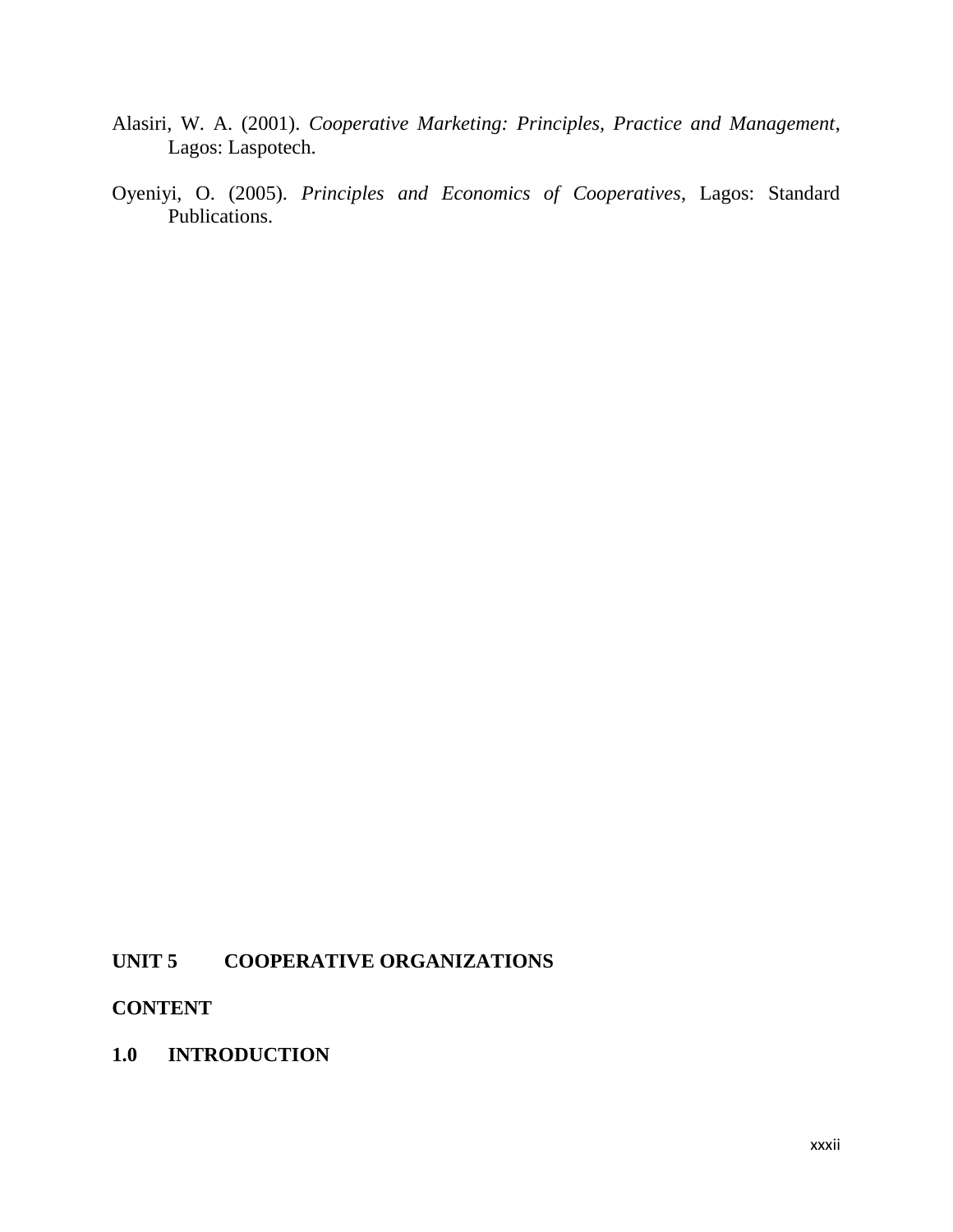Alasiri, W. A. (2001). *Cooperative Marketing: Principles, Practice and Management*, Lagos: Laspotech.

Oyeniyi, O. (2005). *Principles and Economics of Cooperatives*, Lagos: Standard Publications.

## UNIT 5 COOPERATIVE ORGANIZATIONS

**CONTENT**

### 1.0 INTRODUCTION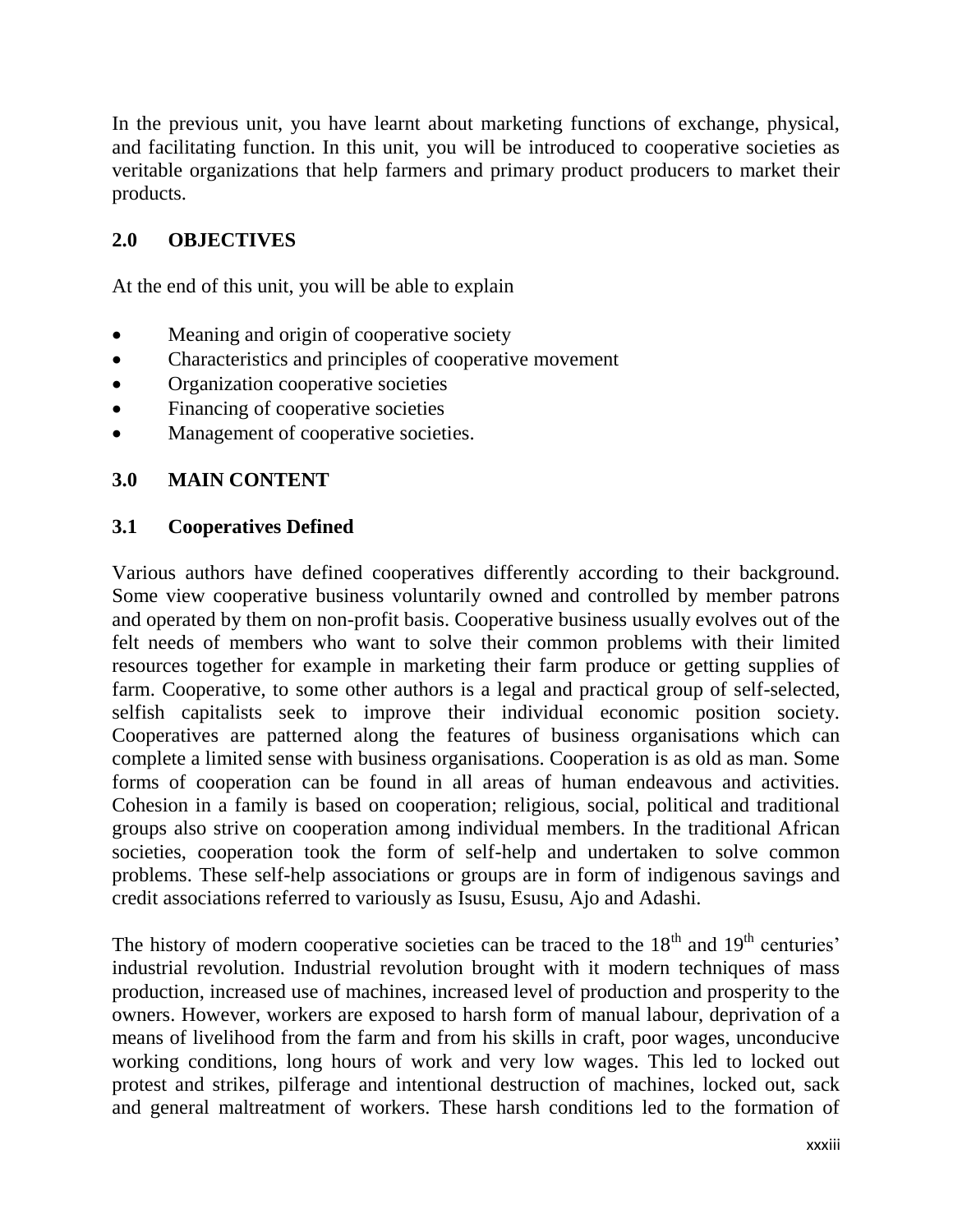In the previous unit, you have learnt about marketing functions of exchange, physical, and facilitating function. In this unit, you will be introduced to cooperative societies as veritable organizations that help farmers and primary product producers to market their products.

## 2.0 OBJECTIVES

At the end of this unit, you will be able to explain

- Meaning and origin of cooperative society
- Characteristics and principles of cooperative movement
- Organization cooperative societies
- Financing of cooperative societies
- Management of cooperative societies.

## 3.0 MAIN CONTENT

### 3.1 Cooperatives Defined

Various authors have defined cooperatives differently according to their background. Some view cooperative business voluntarily owned and controlled by member patrons and operated by them on non-profit basis. Cooperative business usually evolves out of the felt needs of members who want to solve their common problems with their limited resources together for example in marketing their farm produce or getting supplies of farm. Cooperative, to some other authors is a legal and practical group of self-selected, selfish capitalists seek to improve their individual economic position society. Cooperatives are patterned along the features of business organisations which can complete a limited sense with business organisations. Cooperation is as old as man. Some forms of cooperation can be found in all areas of human endeavous and activities. Cohesion in a family is based on cooperation; religious, social, political and traditional groups also strive on cooperation among individual members. In the traditional African societies, cooperation took the form of self-help and undertaken to solve common problems. These self-help associations or groups are in form of indigenous savings and credit associations referred to variously as Isusu, Esusu, Ajo and Adashi.

The history of modern cooperative societies can be traced to the 18th and 19th centuries' industrial revolution. Industrial revolution brought with it modern techniques of mass production, increased use of machines, increased level of production and prosperity to the owners. However, workers are exposed to harsh form of manual labour, deprivation of a means of livelihood from the farm and from his skills in craft, poor wages, unconducive working conditions, long hours of work and very low wages. This led to locked out protest and strikes, pilferage and intentional destruction of machines, locked out, sack and general maltreatment of workers. These harsh conditions led to the formation of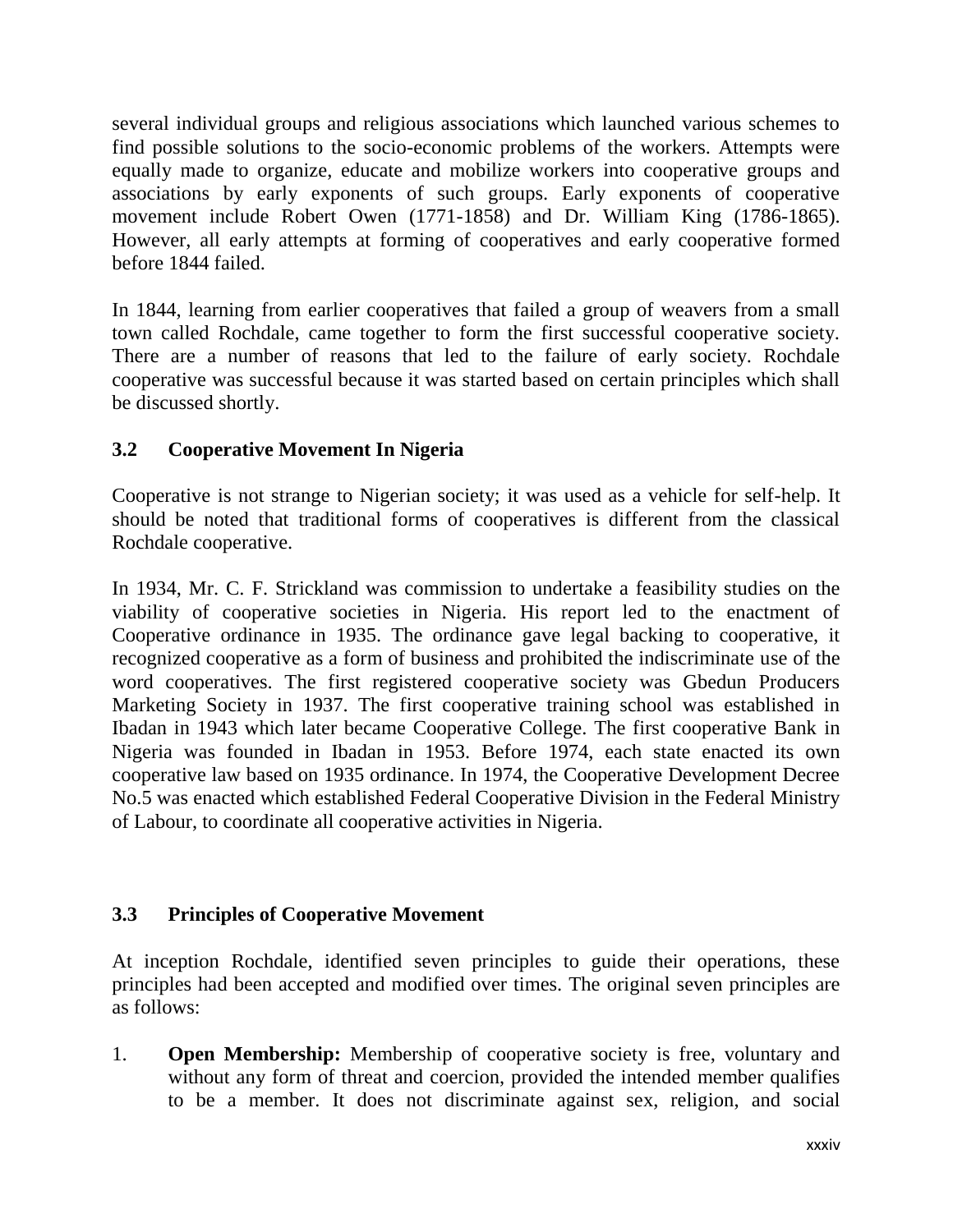several individual groups and religious associations which launched various schemes to find possible solutions to the socio-economic problems of the workers. Attempts were equally made to organize, educate and mobilize workers into cooperative groups and associations by early exponents of such groups. Early exponents of cooperative movement include Robert Owen (1771-1858) and Dr. William King (1786-1865). However, all early attempts at forming of cooperatives and early cooperative formed before 1844 failed.

In 1844, learning from earlier cooperatives that failed a group of weavers from a small town called Rochdale, came together to form the first successful cooperative society. There are a number of reasons that led to the failure of early society. Rochdale cooperative was successful because it was started based on certain principles which shall be discussed shortly.

### 3.2 Cooperative Movement In Nigeria

Cooperative is not strange to Nigerian society; it was used as a vehicle for self-help. It should be noted that traditional forms of cooperatives is different from the classical Rochdale cooperative.

In 1934, Mr. C. F. Strickland was commission to undertake a feasibility studies on the viability of cooperative societies in Nigeria. His report led to the enactment of Cooperative ordinance in 1935. The ordinance gave legal backing to cooperative, it recognized cooperative as a form of business and prohibited the indiscriminate use of the word cooperatives. The first registered cooperative society was Gbedun Producers Marketing Society in 1937. The first cooperative training school was established in Ibadan in 1943 which later became Cooperative College. The first cooperative Bank in Nigeria was founded in Ibadan in 1953. Before 1974, each state enacted its own cooperative law based on 1935 ordinance. In 1974, the Cooperative Development Decree No.5 was enacted which established Federal Cooperative Division in the Federal Ministry of Labour, to coordinate all cooperative activities in Nigeria.

### 3.3 Principles of Cooperative Movement

At inception Rochdale, identified seven principles to guide their operations, these principles had been accepted and modified over times. The original seven principles are as follows:

1. **Open Membership:** Membership of cooperative society is free, voluntary and without any form of threat and coercion, provided the intended member qualifies to be a member. It does not discriminate against sex, religion, and social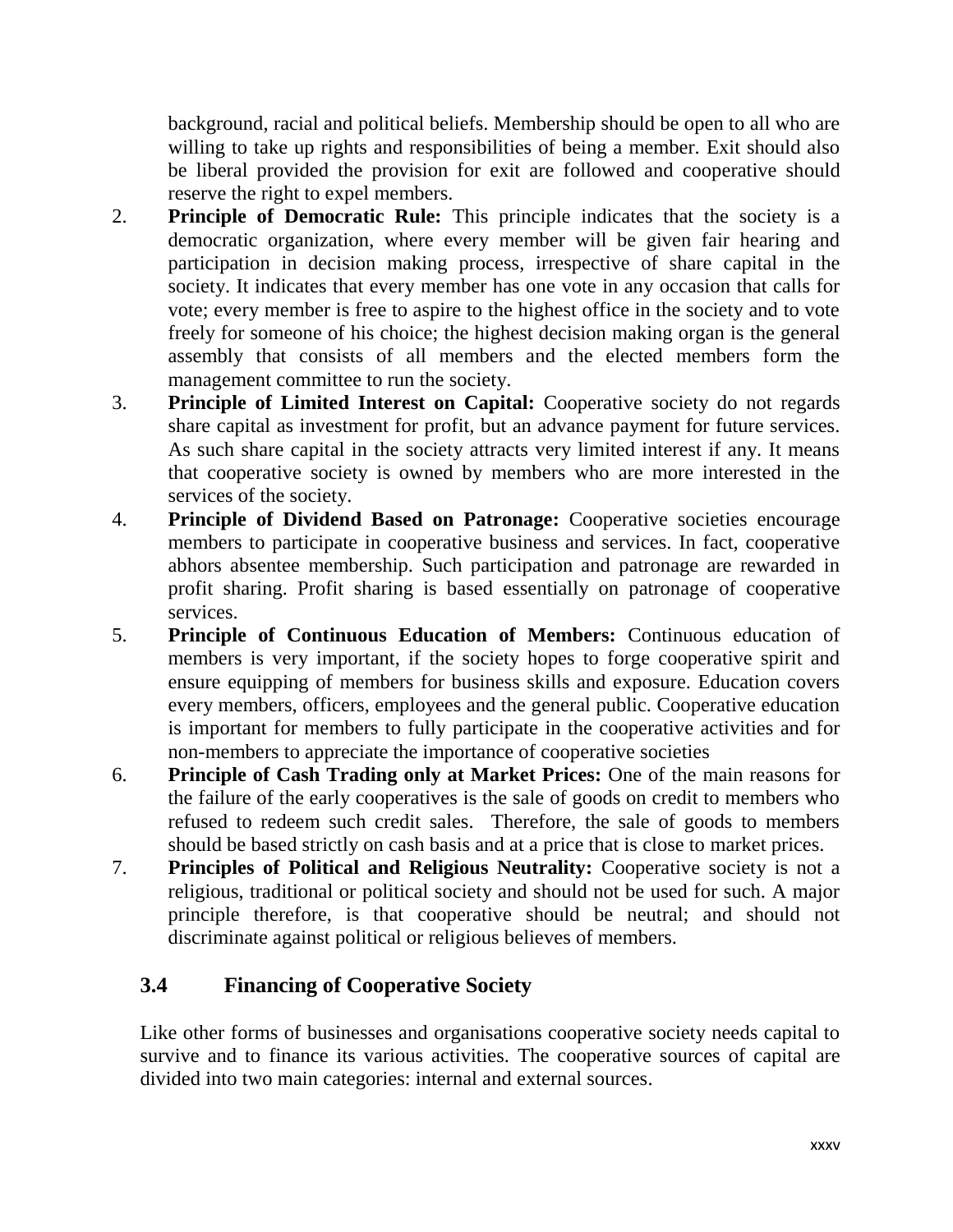background, racial and political beliefs. Membership should be open to all who are willing to take up rights and responsibilities of being a member. Exit should also be liberal provided the provision for exit are followed and cooperative should reserve the right to expel members.

2. **Principle of Democratic Rule:** This principle indicates that the society is a democratic organization, where every member will be given fair hearing and participation in decision making process, irrespective of share capital in the society. It indicates that every member has one vote in any occasion that calls for vote; every member is free to aspire to the highest office in the society and to vote freely for someone of his choice; the highest decision making organ is the general assembly that consists of all members and the elected members form the management committee to run the society.
3. **Principle of Limited Interest on Capital:** Cooperative society do not regards share capital as investment for profit, but an advance payment for future services. As such share capital in the society attracts very limited interest if any. It means that cooperative society is owned by members who are more interested in the services of the society.
4. **Principle of Dividend Based on Patronage:** Cooperative societies encourage members to participate in cooperative business and services. In fact, cooperative abhors absentee membership. Such participation and patronage are rewarded in profit sharing. Profit sharing is based essentially on patronage of cooperative services.
5. **Principle of Continuous Education of Members:** Continuous education of members is very important, if the society hopes to forge cooperative spirit and ensure equipping of members for business skills and exposure. Education covers every members, officers, employees and the general public. Cooperative education is important for members to fully participate in the cooperative activities and for non-members to appreciate the importance of cooperative societies
6. **Principle of Cash Trading only at Market Prices:** One of the main reasons for the failure of the early cooperatives is the sale of goods on credit to members who refused to redeem such credit sales. Therefore, the sale of goods to members should be based strictly on cash basis and at a price that is close to market prices.
7. **Principles of Political and Religious Neutrality:** Cooperative society is not a religious, traditional or political society and should not be used for such. A major principle therefore, is that cooperative should be neutral; and should not discriminate against political or religious believes of members.

### 3.4 Financing of Cooperative Society

Like other forms of businesses and organisations cooperative society needs capital to survive and to finance its various activities. The cooperative sources of capital are divided into two main categories: internal and external sources.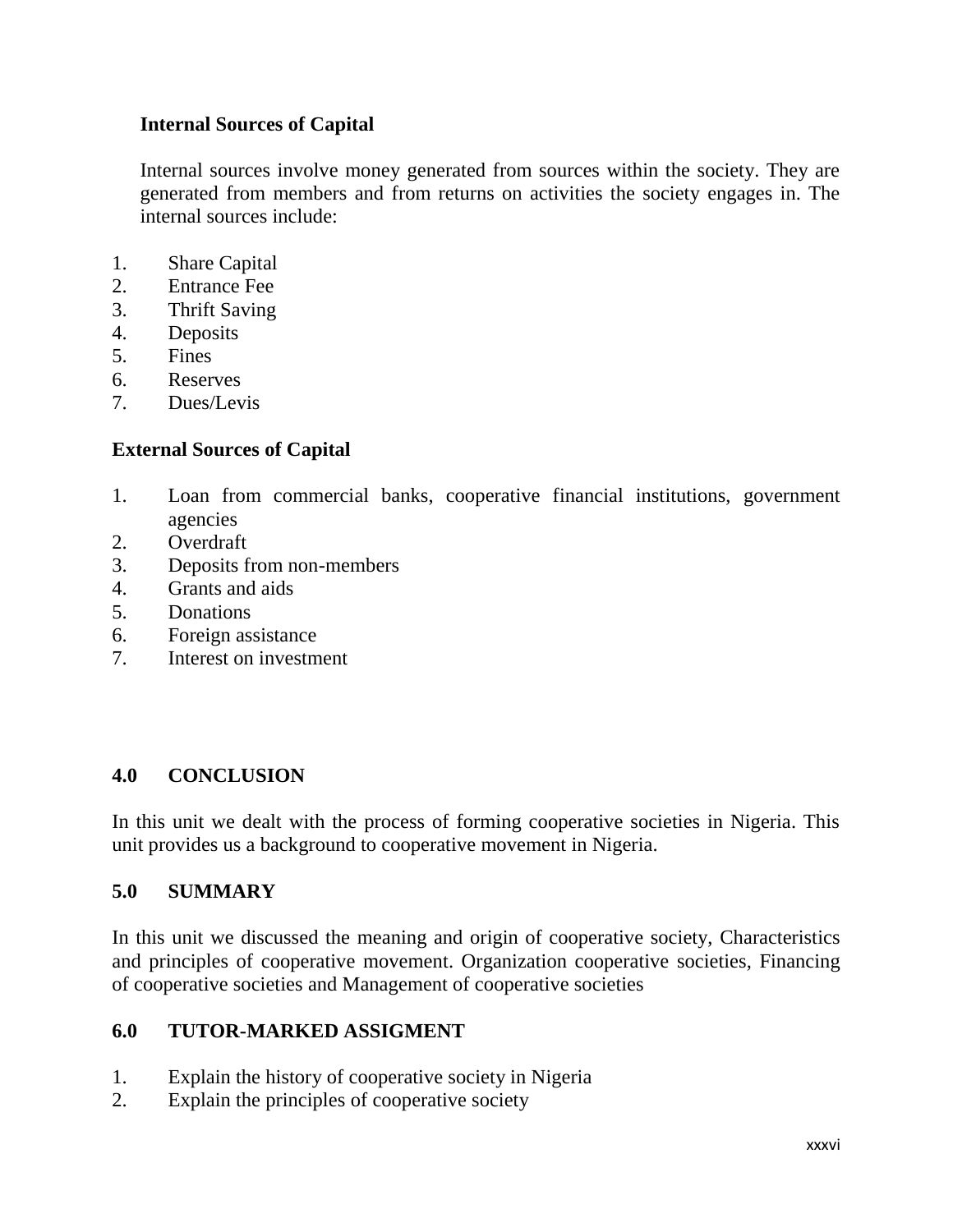**Internal Sources of Capital**

Internal sources involve money generated from sources within the society. They are generated from members and from returns on activities the society engages in. The internal sources include:

1. Share Capital
2. Entrance Fee
3. Thrift Saving
4. Deposits
5. Fines
6. Reserves
7. Dues/Levis

**External Sources of Capital**

1. Loan from commercial banks, cooperative financial institutions, government agencies
2. Overdraft
3. Deposits from non-members
4. Grants and aids
5. Donations
6. Foreign assistance
7. Interest on investment

## 4.0 CONCLUSION

In this unit we dealt with the process of forming cooperative societies in Nigeria. This unit provides us a background to cooperative movement in Nigeria.

## 5.0 SUMMARY

In this unit we discussed the meaning and origin of cooperative society, Characteristics and principles of cooperative movement. Organization cooperative societies, Financing of cooperative societies and Management of cooperative societies

## 6.0 TUTOR-MARKED ASSIGMENT

1. Explain the history of cooperative society in Nigeria
2. Explain the principles of cooperative society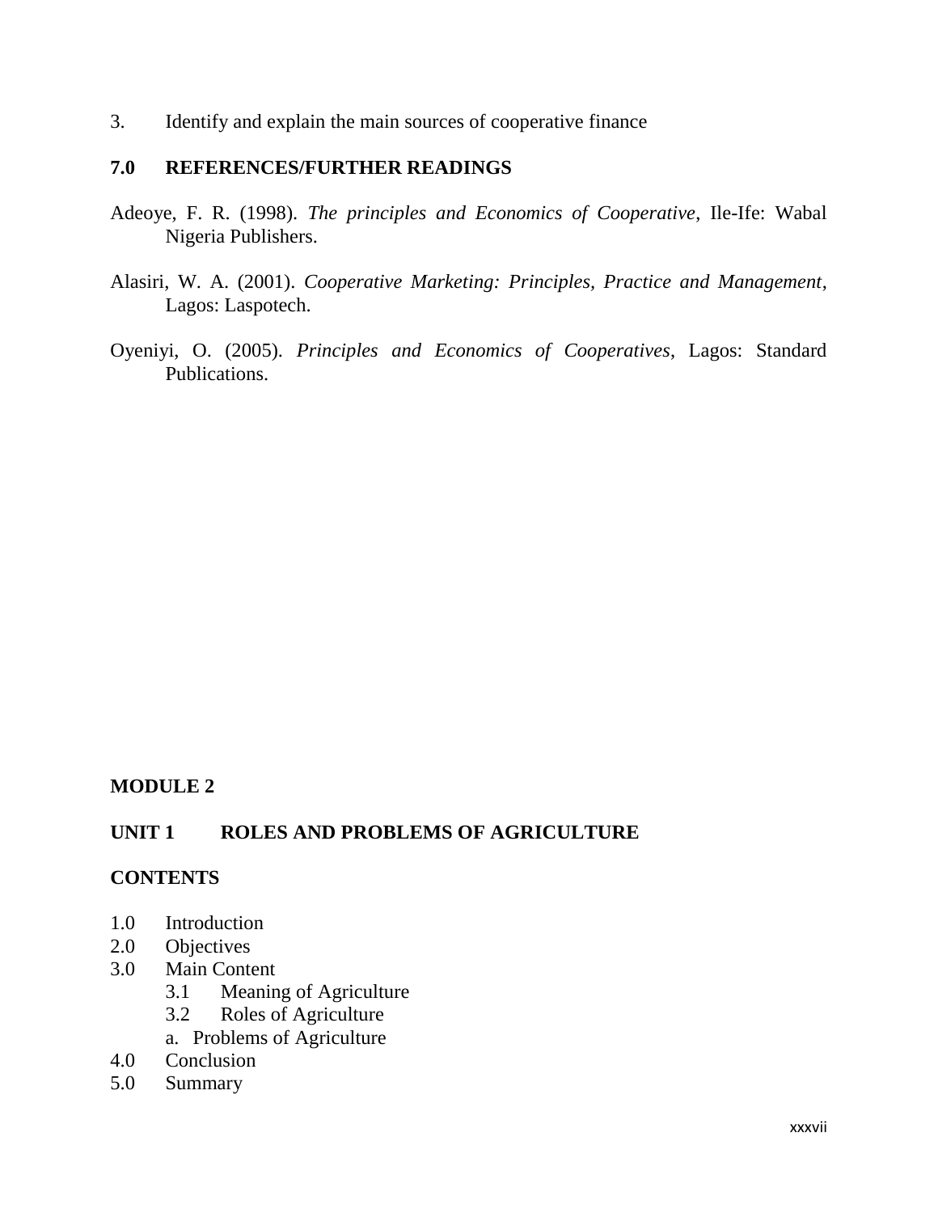3. Identify and explain the main sources of cooperative finance

## 7.0 REFERENCES/FURTHER READINGS

Adeoye, F. R. (1998). *The principles and Economics of Cooperative*, Ile-Ife: Wabal Nigeria Publishers.

Alasiri, W. A. (2001). *Cooperative Marketing: Principles, Practice and Management*, Lagos: Laspotech.

Oyeniyi, O. (2005). *Principles and Economics of Cooperatives*, Lagos: Standard Publications.

# MODULE 2

## UNIT 1 ROLES AND PROBLEMS OF AGRICULTURE

## CONTENTS

1.0 Introduction
2.0 Objectives
3.0 Main Content
  3.1 Meaning of Agriculture
  3.2 Roles of Agriculture
  a. Problems of Agriculture
4.0 Conclusion
5.0 Summary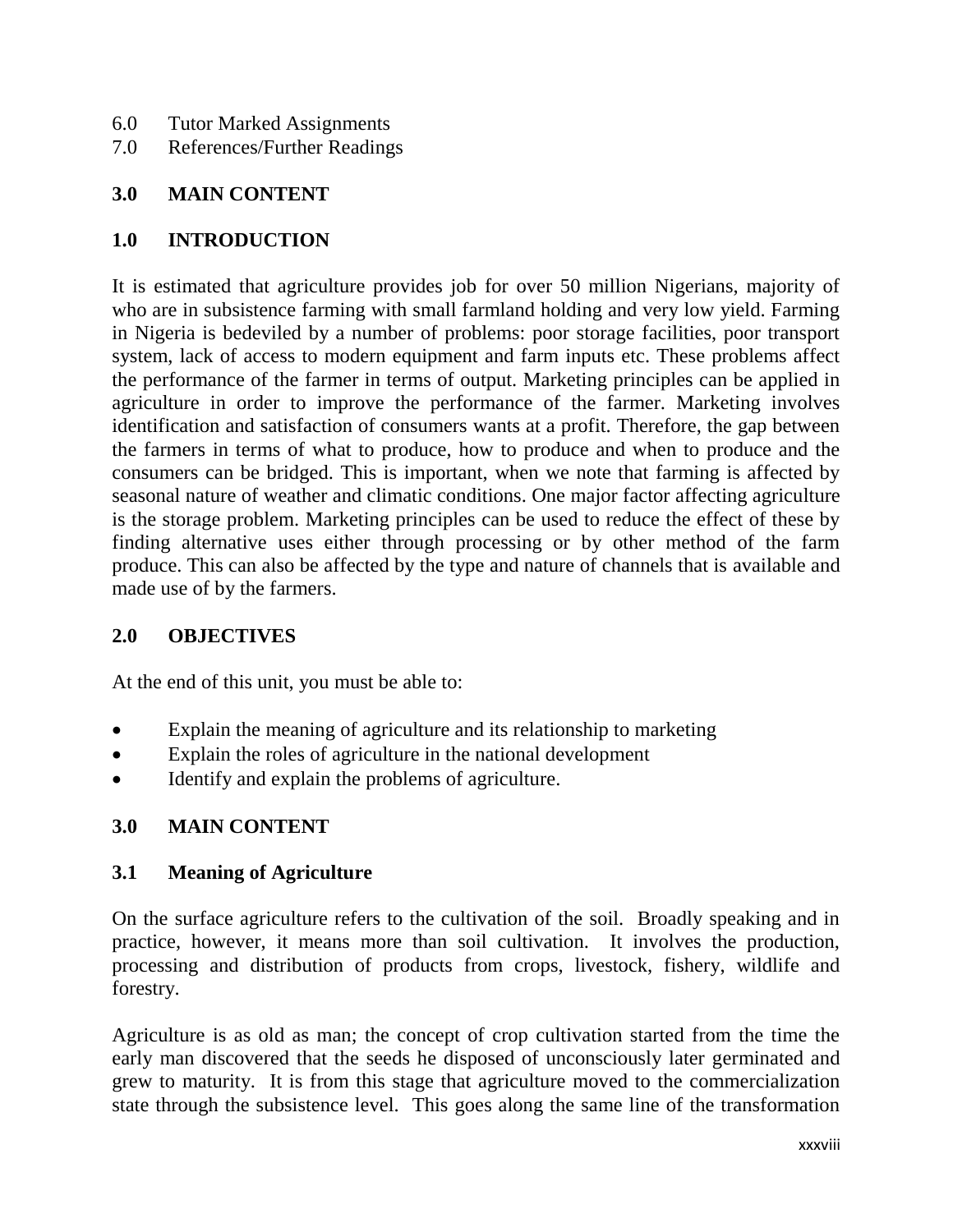6.0 Tutor Marked Assignments
7.0 References/Further Readings

## 3.0 MAIN CONTENT

## 1.0 INTRODUCTION

It is estimated that agriculture provides job for over 50 million Nigerians, majority of who are in subsistence farming with small farmland holding and very low yield. Farming in Nigeria is bedeviled by a number of problems: poor storage facilities, poor transport system, lack of access to modern equipment and farm inputs etc. These problems affect the performance of the farmer in terms of output. Marketing principles can be applied in agriculture in order to improve the performance of the farmer. Marketing involves identification and satisfaction of consumers wants at a profit. Therefore, the gap between the farmers in terms of what to produce, how to produce and when to produce and the consumers can be bridged. This is important, when we note that farming is affected by seasonal nature of weather and climatic conditions. One major factor affecting agriculture is the storage problem. Marketing principles can be used to reduce the effect of these by finding alternative uses either through processing or by other method of the farm produce. This can also be affected by the type and nature of channels that is available and made use of by the farmers.

## 2.0 OBJECTIVES

At the end of this unit, you must be able to:

- Explain the meaning of agriculture and its relationship to marketing
- Explain the roles of agriculture in the national development
- Identify and explain the problems of agriculture.

## 3.0 MAIN CONTENT

### 3.1 Meaning of Agriculture

On the surface agriculture refers to the cultivation of the soil. Broadly speaking and in practice, however, it means more than soil cultivation. It involves the production, processing and distribution of products from crops, livestock, fishery, wildlife and forestry.

Agriculture is as old as man; the concept of crop cultivation started from the time the early man discovered that the seeds he disposed of unconsciously later germinated and grew to maturity. It is from this stage that agriculture moved to the commercialization state through the subsistence level. This goes along the same line of the transformation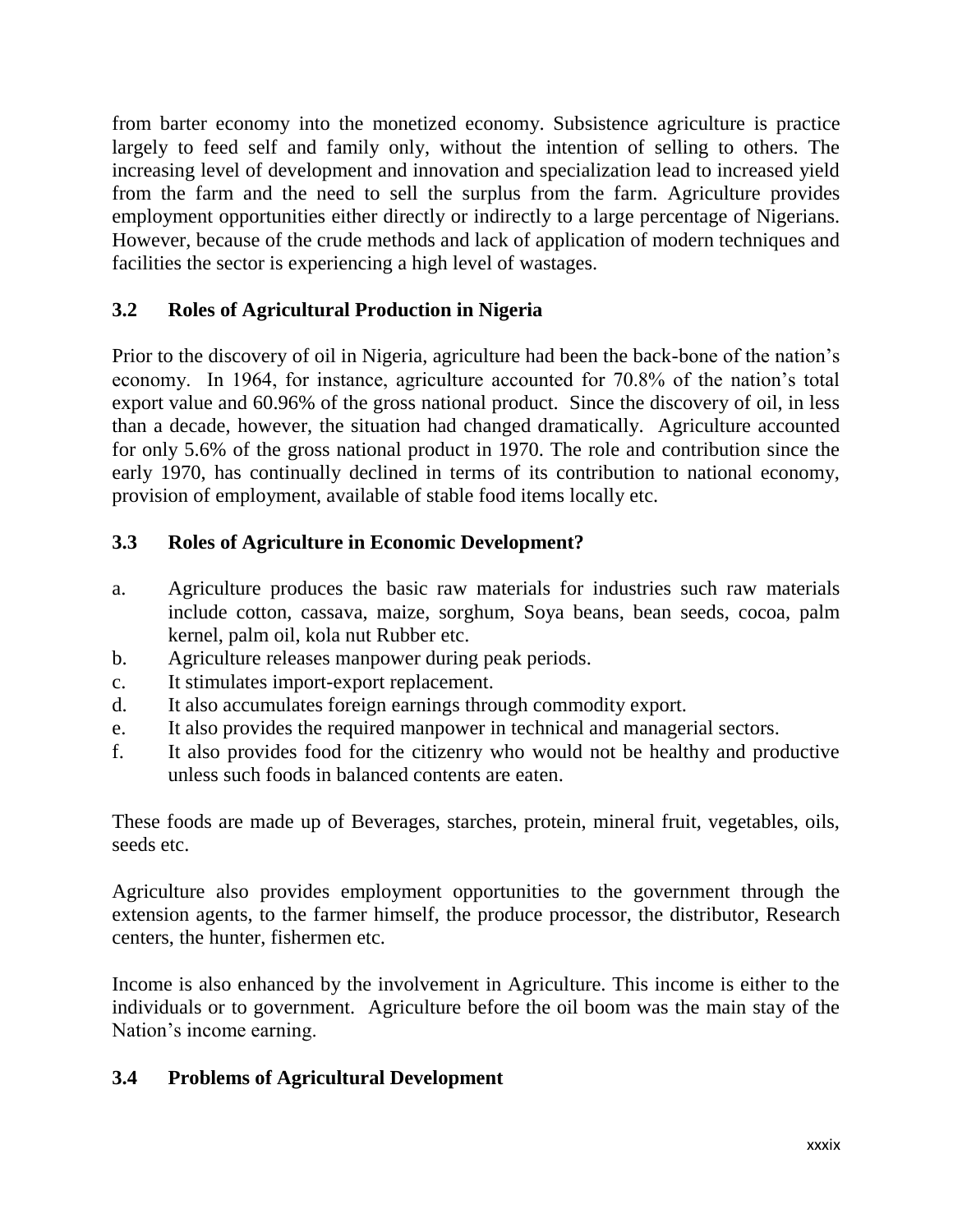from barter economy into the monetized economy. Subsistence agriculture is practice largely to feed self and family only, without the intention of selling to others. The increasing level of development and innovation and specialization lead to increased yield from the farm and the need to sell the surplus from the farm. Agriculture provides employment opportunities either directly or indirectly to a large percentage of Nigerians. However, because of the crude methods and lack of application of modern techniques and facilities the sector is experiencing a high level of wastages.

### 3.2 Roles of Agricultural Production in Nigeria

Prior to the discovery of oil in Nigeria, agriculture had been the back-bone of the nation's economy. In 1964, for instance, agriculture accounted for 70.8% of the nation's total export value and 60.96% of the gross national product. Since the discovery of oil, in less than a decade, however, the situation had changed dramatically. Agriculture accounted for only 5.6% of the gross national product in 1970. The role and contribution since the early 1970, has continually declined in terms of its contribution to national economy, provision of employment, available of stable food items locally etc.

### 3.3 Roles of Agriculture in Economic Development?

a. Agriculture produces the basic raw materials for industries such raw materials include cotton, cassava, maize, sorghum, Soya beans, bean seeds, cocoa, palm kernel, palm oil, kola nut Rubber etc.
b. Agriculture releases manpower during peak periods.
c. It stimulates import-export replacement.
d. It also accumulates foreign earnings through commodity export.
e. It also provides the required manpower in technical and managerial sectors.
f. It also provides food for the citizenry who would not be healthy and productive unless such foods in balanced contents are eaten.

These foods are made up of Beverages, starches, protein, mineral fruit, vegetables, oils, seeds etc.

Agriculture also provides employment opportunities to the government through the extension agents, to the farmer himself, the produce processor, the distributor, Research centers, the hunter, fishermen etc.

Income is also enhanced by the involvement in Agriculture. This income is either to the individuals or to government. Agriculture before the oil boom was the main stay of the Nation's income earning.

### 3.4 Problems of Agricultural Development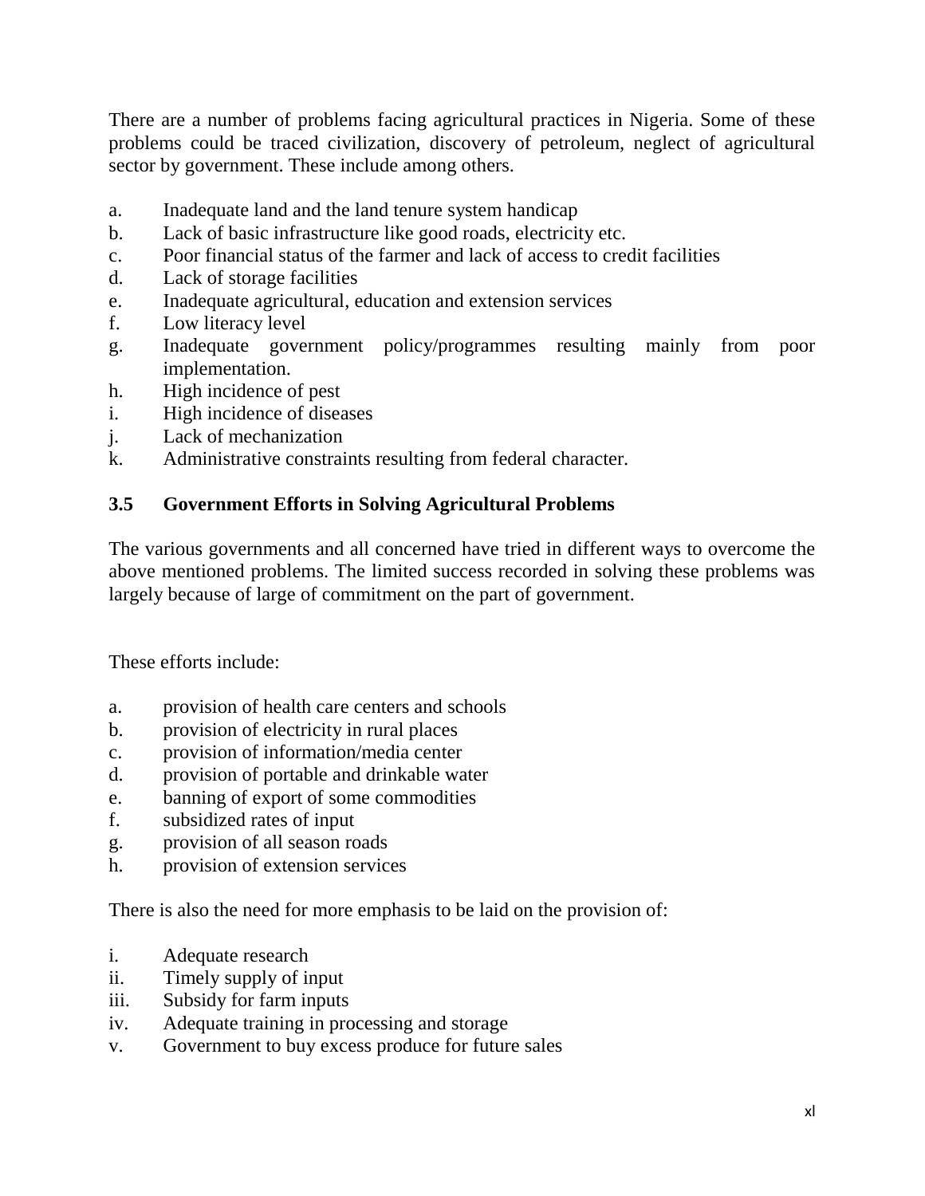There are a number of problems facing agricultural practices in Nigeria. Some of these problems could be traced civilization, discovery of petroleum, neglect of agricultural sector by government. These include among others.

a. Inadequate land and the land tenure system handicap
b. Lack of basic infrastructure like good roads, electricity etc.
c. Poor financial status of the farmer and lack of access to credit facilities
d. Lack of storage facilities
e. Inadequate agricultural, education and extension services
f. Low literacy level
g. Inadequate government policy/programmes resulting mainly from poor implementation.
h. High incidence of pest
i. High incidence of diseases
j. Lack of mechanization
k. Administrative constraints resulting from federal character.

### 3.5 Government Efforts in Solving Agricultural Problems

The various governments and all concerned have tried in different ways to overcome the above mentioned problems. The limited success recorded in solving these problems was largely because of large of commitment on the part of government.

These efforts include:

a. provision of health care centers and schools
b. provision of electricity in rural places
c. provision of information/media center
d. provision of portable and drinkable water
e. banning of export of some commodities
f. subsidized rates of input
g. provision of all season roads
h. provision of extension services

There is also the need for more emphasis to be laid on the provision of:

i. Adequate research
ii. Timely supply of input
iii. Subsidy for farm inputs
iv. Adequate training in processing and storage
v. Government to buy excess produce for future sales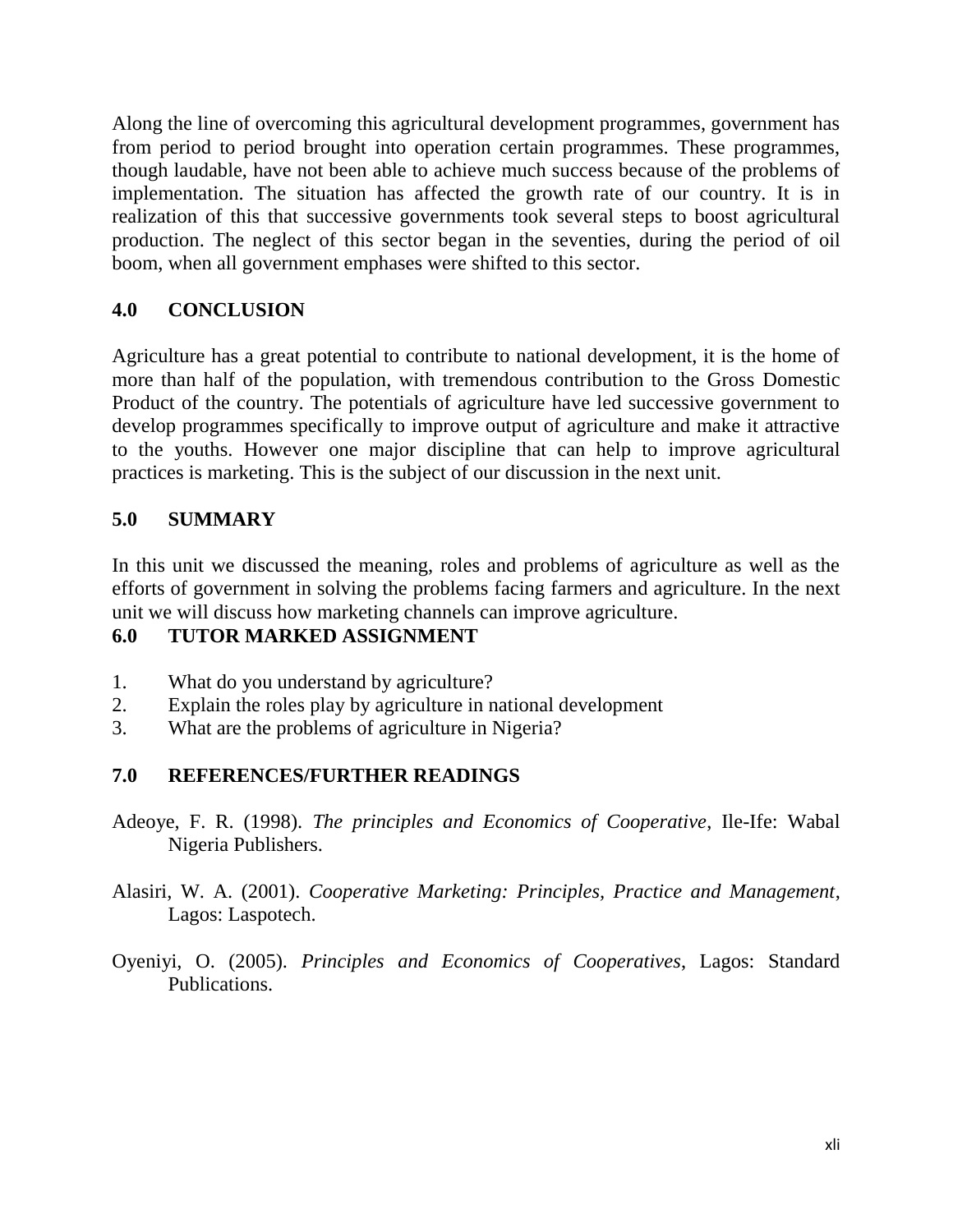Along the line of overcoming this agricultural development programmes, government has from period to period brought into operation certain programmes. These programmes, though laudable, have not been able to achieve much success because of the problems of implementation. The situation has affected the growth rate of our country. It is in realization of this that successive governments took several steps to boost agricultural production. The neglect of this sector began in the seventies, during the period of oil boom, when all government emphases were shifted to this sector.

## 4.0 CONCLUSION

Agriculture has a great potential to contribute to national development, it is the home of more than half of the population, with tremendous contribution to the Gross Domestic Product of the country. The potentials of agriculture have led successive government to develop programmes specifically to improve output of agriculture and make it attractive to the youths. However one major discipline that can help to improve agricultural practices is marketing. This is the subject of our discussion in the next unit.

## 5.0 SUMMARY

In this unit we discussed the meaning, roles and problems of agriculture as well as the efforts of government in solving the problems facing farmers and agriculture. In the next unit we will discuss how marketing channels can improve agriculture.

## 6.0 TUTOR MARKED ASSIGNMENT

1. What do you understand by agriculture?
2. Explain the roles play by agriculture in national development
3. What are the problems of agriculture in Nigeria?

## 7.0 REFERENCES/FURTHER READINGS

Adeoye, F. R. (1998). *The principles and Economics of Cooperative,* Ile-Ife: Wabal Nigeria Publishers.

Alasiri, W. A. (2001). *Cooperative Marketing: Principles, Practice and Management*, Lagos: Laspotech.

Oyeniyi, O. (2005). *Principles and Economics of Cooperatives*, Lagos: Standard Publications.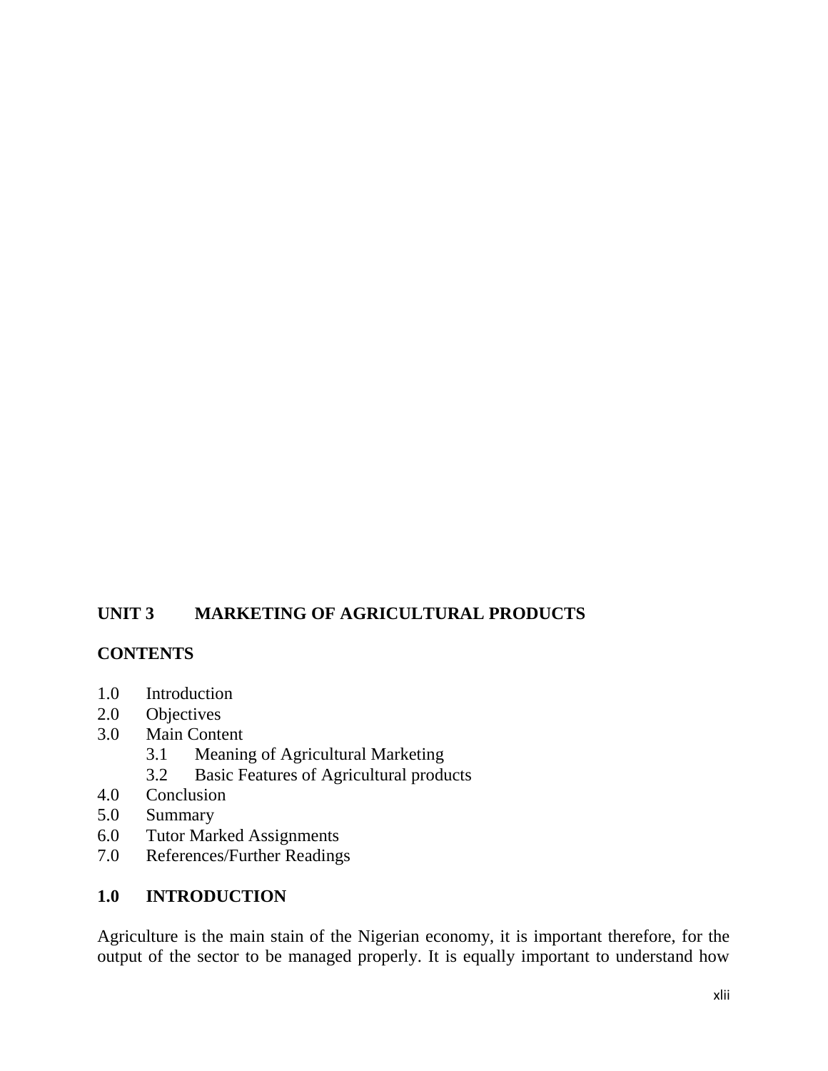## UNIT 3 MARKETING OF AGRICULTURAL PRODUCTS

**CONTENTS**

1.0 Introduction
2.0 Objectives
3.0 Main Content
    3.1 Meaning of Agricultural Marketing
    3.2 Basic Features of Agricultural products
4.0 Conclusion
5.0 Summary
6.0 Tutor Marked Assignments
7.0 References/Further Readings

## 1.0 INTRODUCTION

Agriculture is the main stain of the Nigerian economy, it is important therefore, for the output of the sector to be managed properly. It is equally important to understand how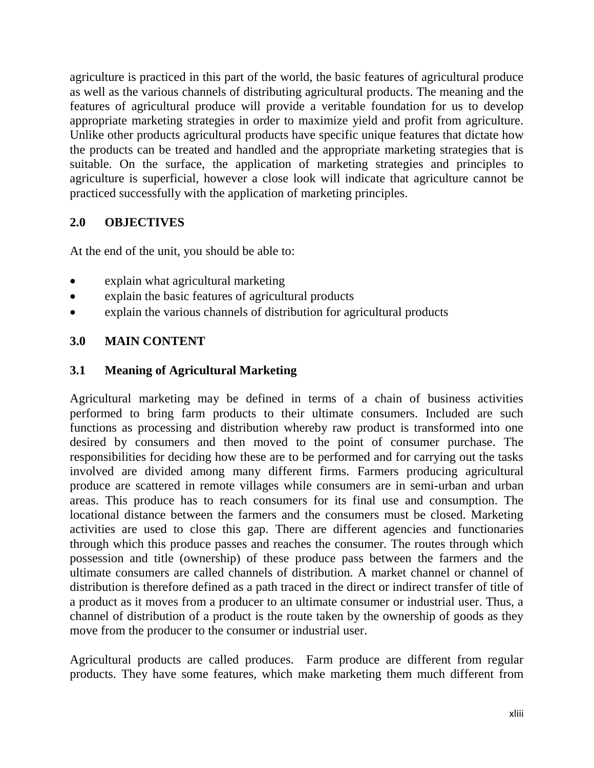agriculture is practiced in this part of the world, the basic features of agricultural produce as well as the various channels of distributing agricultural products. The meaning and the features of agricultural produce will provide a veritable foundation for us to develop appropriate marketing strategies in order to maximize yield and profit from agriculture. Unlike other products agricultural products have specific unique features that dictate how the products can be treated and handled and the appropriate marketing strategies that is suitable. On the surface, the application of marketing strategies and principles to agriculture is superficial, however a close look will indicate that agriculture cannot be practiced successfully with the application of marketing principles.

## 2.0 OBJECTIVES

At the end of the unit, you should be able to:

- explain what agricultural marketing
- explain the basic features of agricultural products
- explain the various channels of distribution for agricultural products

## 3.0 MAIN CONTENT

### 3.1 Meaning of Agricultural Marketing

Agricultural marketing may be defined in terms of a chain of business activities performed to bring farm products to their ultimate consumers. Included are such functions as processing and distribution whereby raw product is transformed into one desired by consumers and then moved to the point of consumer purchase. The responsibilities for deciding how these are to be performed and for carrying out the tasks involved are divided among many different firms. Farmers producing agricultural produce are scattered in remote villages while consumers are in semi-urban and urban areas. This produce has to reach consumers for its final use and consumption. The locational distance between the farmers and the consumers must be closed. Marketing activities are used to close this gap. There are different agencies and functionaries through which this produce passes and reaches the consumer. The routes through which possession and title (ownership) of these produce pass between the farmers and the ultimate consumers are called channels of distribution. A market channel or channel of distribution is therefore defined as a path traced in the direct or indirect transfer of title of a product as it moves from a producer to an ultimate consumer or industrial user. Thus, a channel of distribution of a product is the route taken by the ownership of goods as they move from the producer to the consumer or industrial user.

Agricultural products are called produces. Farm produce are different from regular products. They have some features, which make marketing them much different from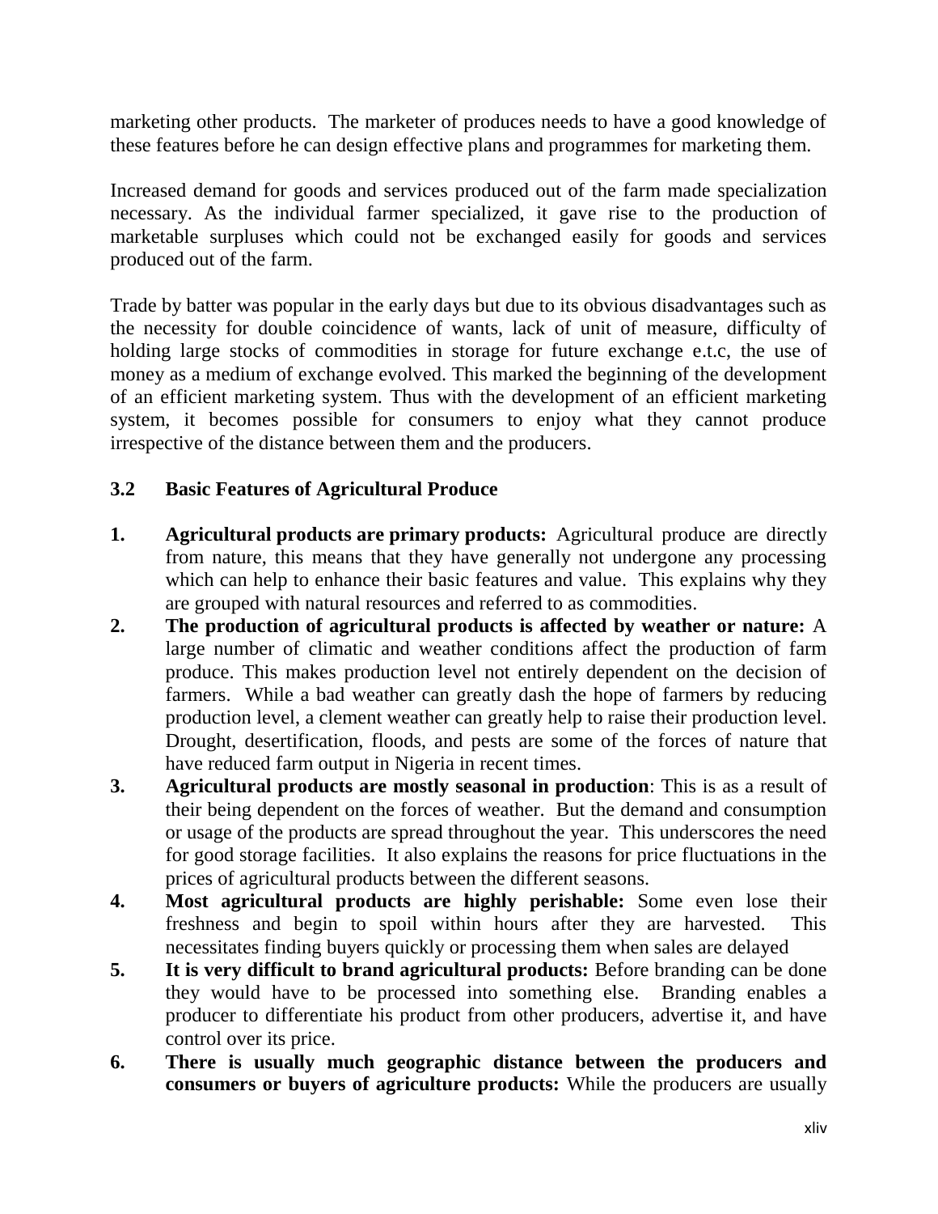marketing other products. The marketer of produces needs to have a good knowledge of these features before he can design effective plans and programmes for marketing them.

Increased demand for goods and services produced out of the farm made specialization necessary. As the individual farmer specialized, it gave rise to the production of marketable surpluses which could not be exchanged easily for goods and services produced out of the farm.

Trade by batter was popular in the early days but due to its obvious disadvantages such as the necessity for double coincidence of wants, lack of unit of measure, difficulty of holding large stocks of commodities in storage for future exchange e.t.c, the use of money as a medium of exchange evolved. This marked the beginning of the development of an efficient marketing system. Thus with the development of an efficient marketing system, it becomes possible for consumers to enjoy what they cannot produce irrespective of the distance between them and the producers.

### 3.2 Basic Features of Agricultural Produce

1. **Agricultural products are primary products:** Agricultural produce are directly from nature, this means that they have generally not undergone any processing which can help to enhance their basic features and value. This explains why they are grouped with natural resources and referred to as commodities.
2. **The production of agricultural products is affected by weather or nature:** A large number of climatic and weather conditions affect the production of farm produce. This makes production level not entirely dependent on the decision of farmers. While a bad weather can greatly dash the hope of farmers by reducing production level, a clement weather can greatly help to raise their production level. Drought, desertification, floods, and pests are some of the forces of nature that have reduced farm output in Nigeria in recent times.
3. **Agricultural products are mostly seasonal in production**: This is as a result of their being dependent on the forces of weather. But the demand and consumption or usage of the products are spread throughout the year. This underscores the need for good storage facilities. It also explains the reasons for price fluctuations in the prices of agricultural products between the different seasons.
4. **Most agricultural products are highly perishable:** Some even lose their freshness and begin to spoil within hours after they are harvested. This necessitates finding buyers quickly or processing them when sales are delayed
5. **It is very difficult to brand agricultural products:** Before branding can be done they would have to be processed into something else. Branding enables a producer to differentiate his product from other producers, advertise it, and have control over its price.
6. **There is usually much geographic distance between the producers and consumers or buyers of agriculture products:** While the producers are usually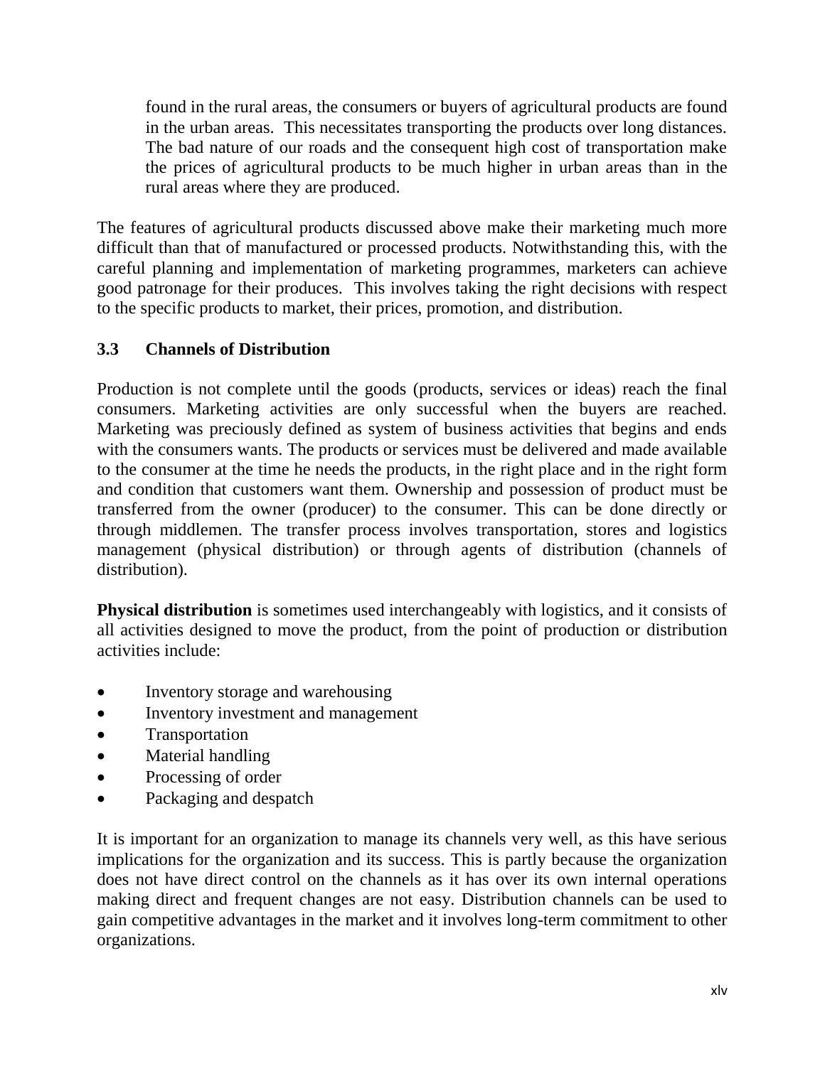found in the rural areas, the consumers or buyers of agricultural products are found in the urban areas. This necessitates transporting the products over long distances. The bad nature of our roads and the consequent high cost of transportation make the prices of agricultural products to be much higher in urban areas than in the rural areas where they are produced.

The features of agricultural products discussed above make their marketing much more difficult than that of manufactured or processed products. Notwithstanding this, with the careful planning and implementation of marketing programmes, marketers can achieve good patronage for their produces. This involves taking the right decisions with respect to the specific products to market, their prices, promotion, and distribution.

### 3.3 Channels of Distribution

Production is not complete until the goods (products, services or ideas) reach the final consumers. Marketing activities are only successful when the buyers are reached. Marketing was preciously defined as system of business activities that begins and ends with the consumers wants. The products or services must be delivered and made available to the consumer at the time he needs the products, in the right place and in the right form and condition that customers want them. Ownership and possession of product must be transferred from the owner (producer) to the consumer. This can be done directly or through middlemen. The transfer process involves transportation, stores and logistics management (physical distribution) or through agents of distribution (channels of distribution).

**Physical distribution** is sometimes used interchangeably with logistics, and it consists of all activities designed to move the product, from the point of production or distribution activities include:

- Inventory storage and warehousing
- Inventory investment and management
- Transportation
- Material handling
- Processing of order
- Packaging and despatch

It is important for an organization to manage its channels very well, as this have serious implications for the organization and its success. This is partly because the organization does not have direct control on the channels as it has over its own internal operations making direct and frequent changes are not easy. Distribution channels can be used to gain competitive advantages in the market and it involves long-term commitment to other organizations.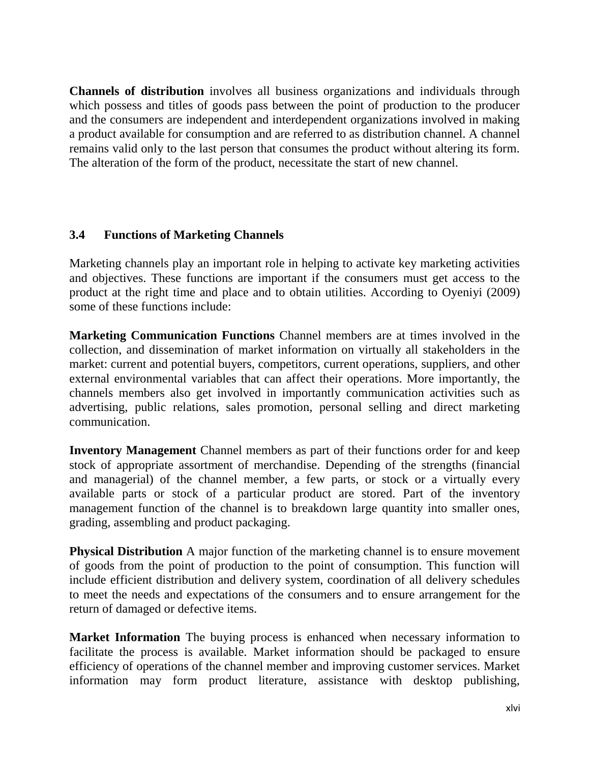**Channels of distribution** involves all business organizations and individuals through which possess and titles of goods pass between the point of production to the producer and the consumers are independent and interdependent organizations involved in making a product available for consumption and are referred to as distribution channel. A channel remains valid only to the last person that consumes the product without altering its form. The alteration of the form of the product, necessitate the start of new channel.

### 3.4 Functions of Marketing Channels

Marketing channels play an important role in helping to activate key marketing activities and objectives. These functions are important if the consumers must get access to the product at the right time and place and to obtain utilities. According to Oyeniyi (2009) some of these functions include:

**Marketing Communication Functions** Channel members are at times involved in the collection, and dissemination of market information on virtually all stakeholders in the market: current and potential buyers, competitors, current operations, suppliers, and other external environmental variables that can affect their operations. More importantly, the channels members also get involved in importantly communication activities such as advertising, public relations, sales promotion, personal selling and direct marketing communication.

**Inventory Management** Channel members as part of their functions order for and keep stock of appropriate assortment of merchandise. Depending of the strengths (financial and managerial) of the channel member, a few parts, or stock or a virtually every available parts or stock of a particular product are stored. Part of the inventory management function of the channel is to breakdown large quantity into smaller ones, grading, assembling and product packaging.

**Physical Distribution** A major function of the marketing channel is to ensure movement of goods from the point of production to the point of consumption. This function will include efficient distribution and delivery system, coordination of all delivery schedules to meet the needs and expectations of the consumers and to ensure arrangement for the return of damaged or defective items.

**Market Information** The buying process is enhanced when necessary information to facilitate the process is available. Market information should be packaged to ensure efficiency of operations of the channel member and improving customer services. Market information may form product literature, assistance with desktop publishing,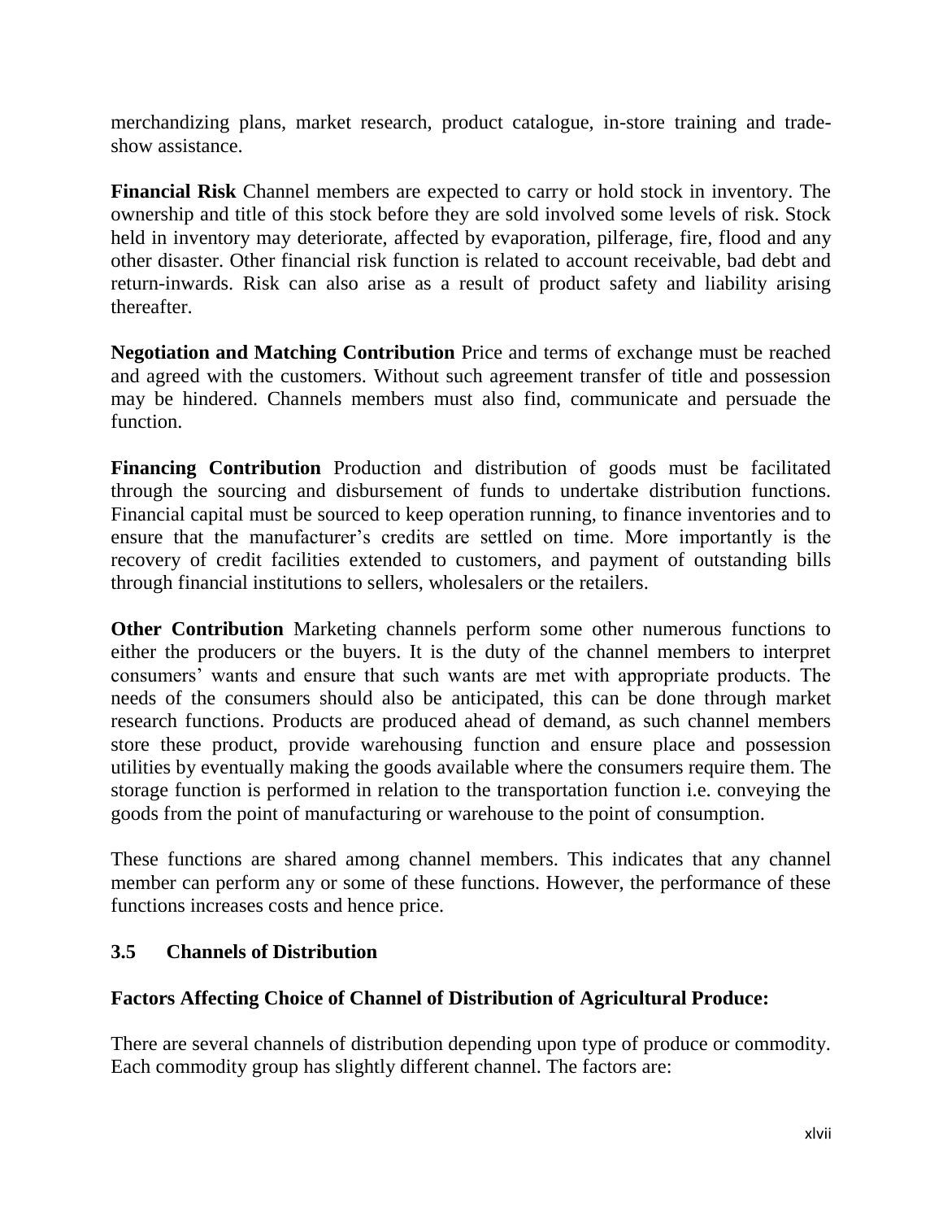merchandizing plans, market research, product catalogue, in-store training and trade-show assistance.

**Financial Risk** Channel members are expected to carry or hold stock in inventory. The ownership and title of this stock before they are sold involved some levels of risk. Stock held in inventory may deteriorate, affected by evaporation, pilferage, fire, flood and any other disaster. Other financial risk function is related to account receivable, bad debt and return-inwards. Risk can also arise as a result of product safety and liability arising thereafter.

**Negotiation and Matching Contribution** Price and terms of exchange must be reached and agreed with the customers. Without such agreement transfer of title and possession may be hindered. Channels members must also find, communicate and persuade the function.

**Financing Contribution** Production and distribution of goods must be facilitated through the sourcing and disbursement of funds to undertake distribution functions. Financial capital must be sourced to keep operation running, to finance inventories and to ensure that the manufacturer's credits are settled on time. More importantly is the recovery of credit facilities extended to customers, and payment of outstanding bills through financial institutions to sellers, wholesalers or the retailers.

**Other Contribution** Marketing channels perform some other numerous functions to either the producers or the buyers. It is the duty of the channel members to interpret consumers' wants and ensure that such wants are met with appropriate products. The needs of the consumers should also be anticipated, this can be done through market research functions. Products are produced ahead of demand, as such channel members store these product, provide warehousing function and ensure place and possession utilities by eventually making the goods available where the consumers require them. The storage function is performed in relation to the transportation function i.e. conveying the goods from the point of manufacturing or warehouse to the point of consumption.

These functions are shared among channel members. This indicates that any channel member can perform any or some of these functions. However, the performance of these functions increases costs and hence price.

### 3.5 Channels of Distribution

**Factors Affecting Choice of Channel of Distribution of Agricultural Produce:**

There are several channels of distribution depending upon type of produce or commodity. Each commodity group has slightly different channel. The factors are: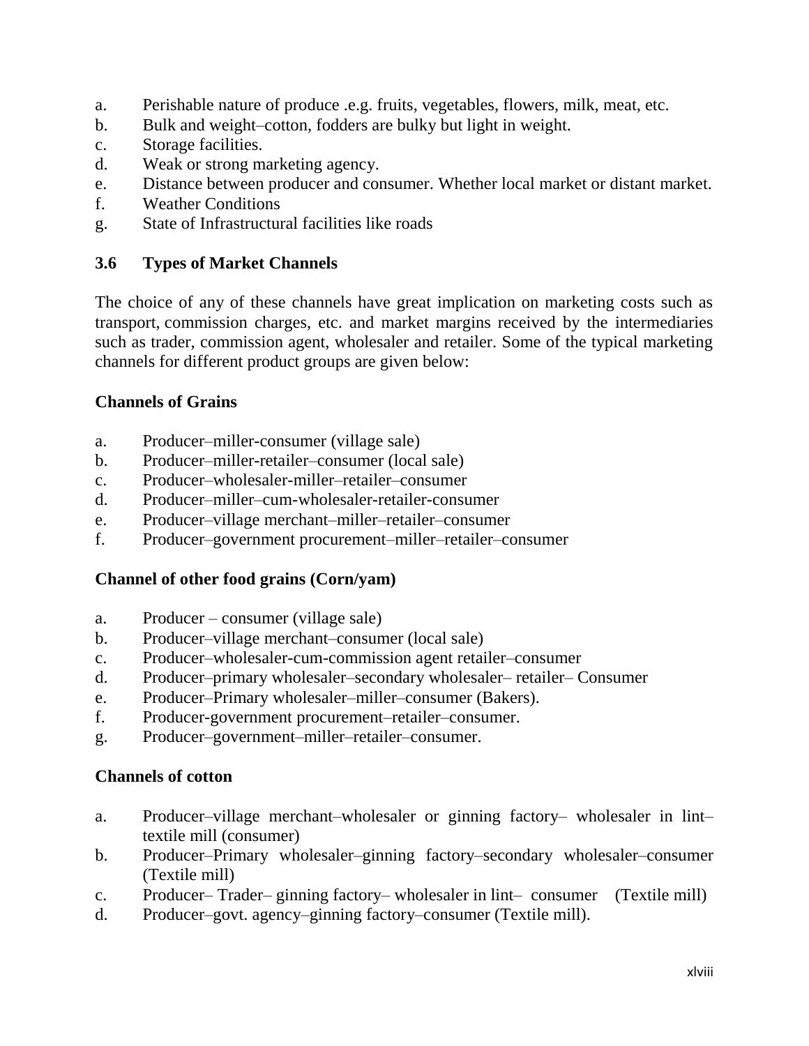a. Perishable nature of produce .e.g. fruits, vegetables, flowers, milk, meat, etc.
b. Bulk and weight–cotton, fodders are bulky but light in weight.
c. Storage facilities.
d. Weak or strong marketing agency.
e. Distance between producer and consumer. Whether local market or distant market.
f. Weather Conditions
g. State of Infrastructural facilities like roads

### 3.6 Types of Market Channels

The choice of any of these channels have great implication on marketing costs such as transport, commission charges, etc. and market margins received by the intermediaries such as trader, commission agent, wholesaler and retailer. Some of the typical marketing channels for different product groups are given below:

**Channels of Grains**

a. Producer–miller-consumer (village sale)
b. Producer–miller-retailer–consumer (local sale)
c. Producer–wholesaler-miller–retailer–consumer
d. Producer–miller–cum-wholesaler-retailer-consumer
e. Producer–village merchant–miller–retailer–consumer
f. Producer–government procurement–miller–retailer–consumer

**Channel of other food grains (Corn/yam)**

a. Producer – consumer (village sale)
b. Producer–village merchant–consumer (local sale)
c. Producer–wholesaler-cum-commission agent retailer–consumer
d. Producer–primary wholesaler–secondary wholesaler– retailer– Consumer
e. Producer–Primary wholesaler–miller–consumer (Bakers).
f. Producer-government procurement–retailer–consumer.
g. Producer–government–miller–retailer–consumer.

**Channels of cotton**

a. Producer–village merchant–wholesaler or ginning factory– wholesaler in lint–textile mill (consumer)
b. Producer–Primary wholesaler–ginning factory–secondary wholesaler–consumer (Textile mill)
c. Producer– Trader– ginning factory– wholesaler in lint– consumer (Textile mill)
d. Producer–govt. agency–ginning factory–consumer (Textile mill).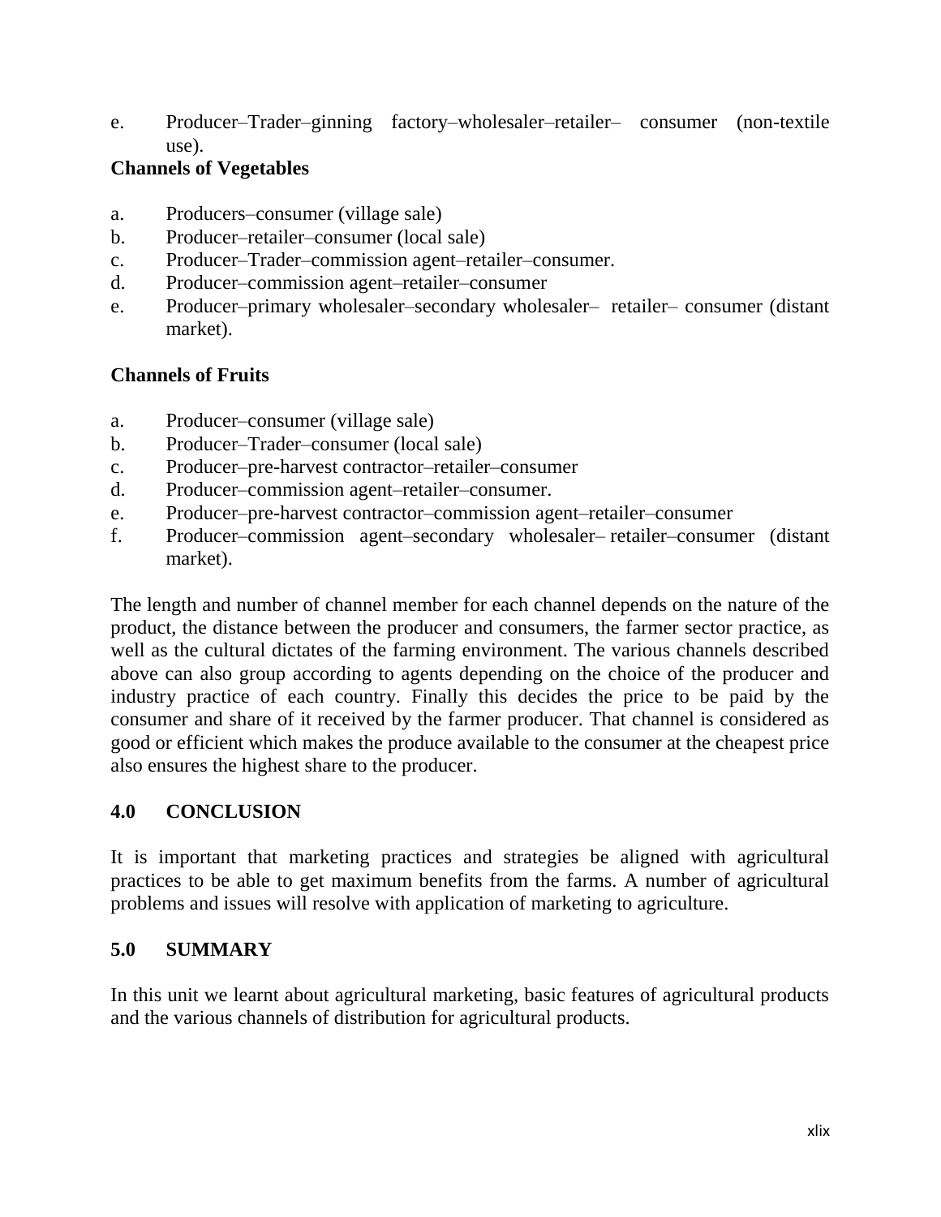e. Producer–Trader–ginning factory–wholesaler–retailer– consumer (non-textile use).

**Channels of Vegetables**

a. Producers–consumer (village sale)
b. Producer–retailer–consumer (local sale)
c. Producer–Trader–commission agent–retailer–consumer.
d. Producer–commission agent–retailer–consumer
e. Producer–primary wholesaler–secondary wholesaler– retailer– consumer (distant market).

**Channels of Fruits**

a. Producer–consumer (village sale)
b. Producer–Trader–consumer (local sale)
c. Producer–pre-harvest contractor–retailer–consumer
d. Producer–commission agent–retailer–consumer.
e. Producer–pre-harvest contractor–commission agent–retailer–consumer
f. Producer–commission agent–secondary wholesaler– retailer–consumer (distant market).

The length and number of channel member for each channel depends on the nature of the product, the distance between the producer and consumers, the farmer sector practice, as well as the cultural dictates of the farming environment. The various channels described above can also group according to agents depending on the choice of the producer and industry practice of each country. Finally this decides the price to be paid by the consumer and share of it received by the farmer producer. That channel is considered as good or efficient which makes the produce available to the consumer at the cheapest price also ensures the highest share to the producer.

## 4.0 CONCLUSION

It is important that marketing practices and strategies be aligned with agricultural practices to be able to get maximum benefits from the farms. A number of agricultural problems and issues will resolve with application of marketing to agriculture.

## 5.0 SUMMARY

In this unit we learnt about agricultural marketing, basic features of agricultural products and the various channels of distribution for agricultural products.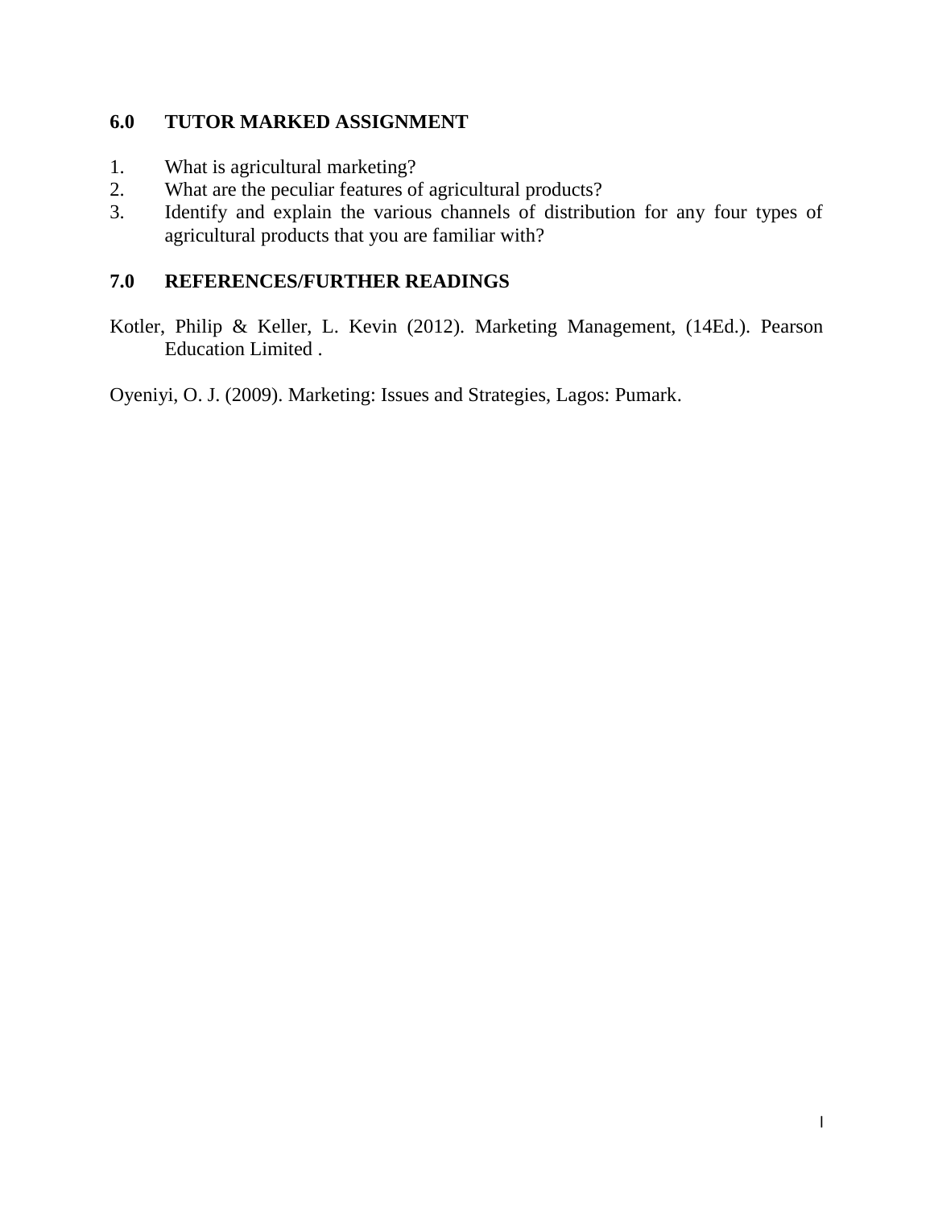## 6.0 TUTOR MARKED ASSIGNMENT

1. What is agricultural marketing?
2. What are the peculiar features of agricultural products?
3. Identify and explain the various channels of distribution for any four types of agricultural products that you are familiar with?

## 7.0 REFERENCES/FURTHER READINGS

Kotler, Philip & Keller, L. Kevin (2012). Marketing Management, (14Ed.). Pearson Education Limited .

Oyeniyi, O. J. (2009). Marketing: Issues and Strategies, Lagos: Pumark.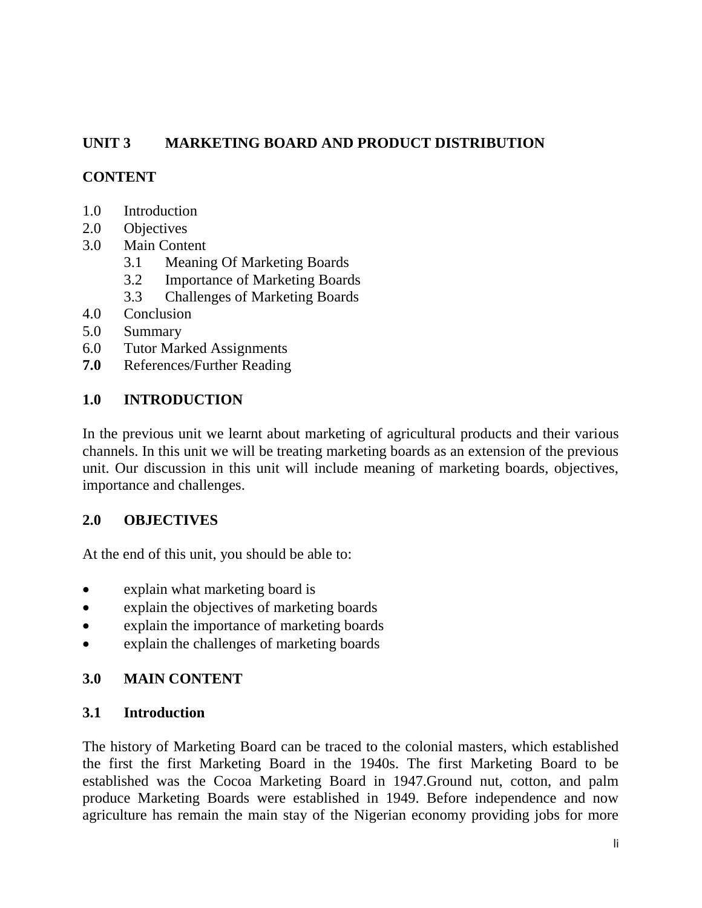## UNIT 3 MARKETING BOARD AND PRODUCT DISTRIBUTION

**CONTENT**

1.0 Introduction
2.0 Objectives
3.0 Main Content
    3.1 Meaning Of Marketing Boards
    3.2 Importance of Marketing Boards
    3.3 Challenges of Marketing Boards
4.0 Conclusion
5.0 Summary
6.0 Tutor Marked Assignments
**7.0** References/Further Reading

### 1.0 INTRODUCTION

In the previous unit we learnt about marketing of agricultural products and their various channels. In this unit we will be treating marketing boards as an extension of the previous unit. Our discussion in this unit will include meaning of marketing boards, objectives, importance and challenges.

### 2.0 OBJECTIVES

At the end of this unit, you should be able to:

- explain what marketing board is
- explain the objectives of marketing boards
- explain the importance of marketing boards
- explain the challenges of marketing boards

### 3.0 MAIN CONTENT

### 3.1 Introduction

The history of Marketing Board can be traced to the colonial masters, which established the first the first Marketing Board in the 1940s. The first Marketing Board to be established was the Cocoa Marketing Board in 1947.Ground nut, cotton, and palm produce Marketing Boards were established in 1949. Before independence and now agriculture has remain the main stay of the Nigerian economy providing jobs for more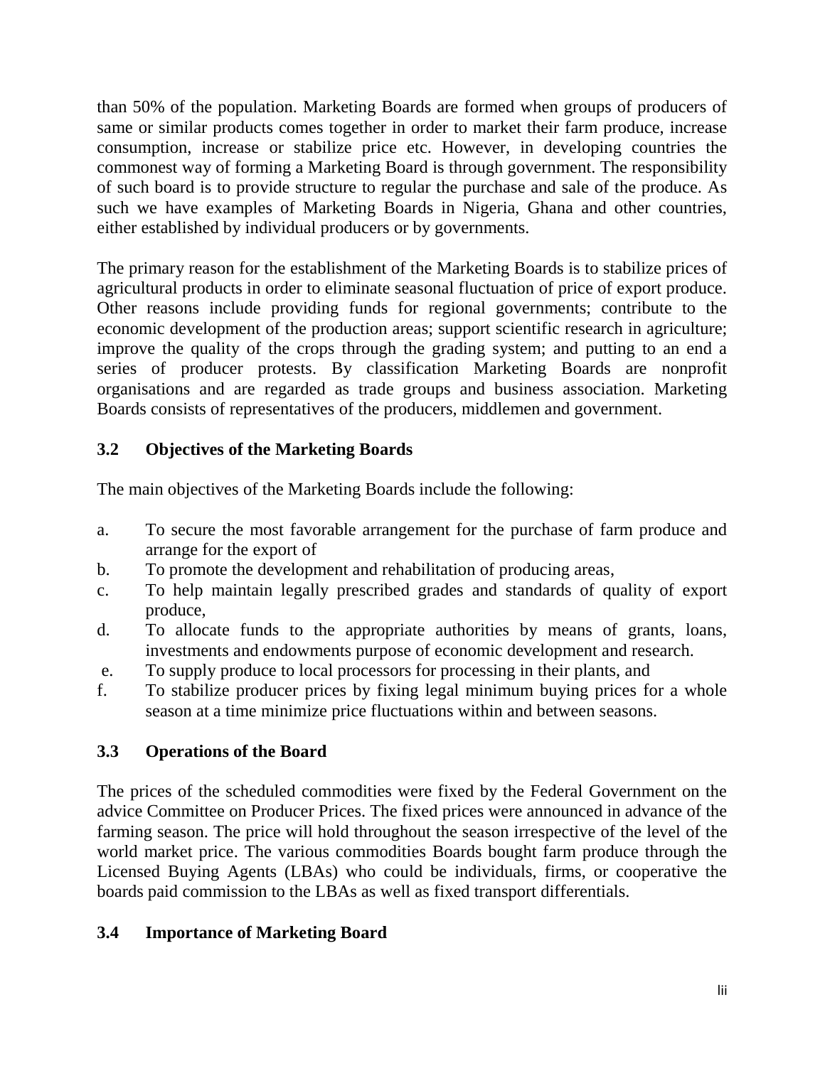than 50% of the population. Marketing Boards are formed when groups of producers of same or similar products comes together in order to market their farm produce, increase consumption, increase or stabilize price etc. However, in developing countries the commonest way of forming a Marketing Board is through government. The responsibility of such board is to provide structure to regular the purchase and sale of the produce. As such we have examples of Marketing Boards in Nigeria, Ghana and other countries, either established by individual producers or by governments.

The primary reason for the establishment of the Marketing Boards is to stabilize prices of agricultural products in order to eliminate seasonal fluctuation of price of export produce. Other reasons include providing funds for regional governments; contribute to the economic development of the production areas; support scientific research in agriculture; improve the quality of the crops through the grading system; and putting to an end a series of producer protests. By classification Marketing Boards are nonprofit organisations and are regarded as trade groups and business association. Marketing Boards consists of representatives of the producers, middlemen and government.

### 3.2 Objectives of the Marketing Boards

The main objectives of the Marketing Boards include the following:

a. To secure the most favorable arrangement for the purchase of farm produce and arrange for the export of
b. To promote the development and rehabilitation of producing areas,
c. To help maintain legally prescribed grades and standards of quality of export produce,
d. To allocate funds to the appropriate authorities by means of grants, loans, investments and endowments purpose of economic development and research.
e. To supply produce to local processors for processing in their plants, and
f. To stabilize producer prices by fixing legal minimum buying prices for a whole season at a time minimize price fluctuations within and between seasons.

### 3.3 Operations of the Board

The prices of the scheduled commodities were fixed by the Federal Government on the advice Committee on Producer Prices. The fixed prices were announced in advance of the farming season. The price will hold throughout the season irrespective of the level of the world market price. The various commodities Boards bought farm produce through the Licensed Buying Agents (LBAs) who could be individuals, firms, or cooperative the boards paid commission to the LBAs as well as fixed transport differentials.

### 3.4 Importance of Marketing Board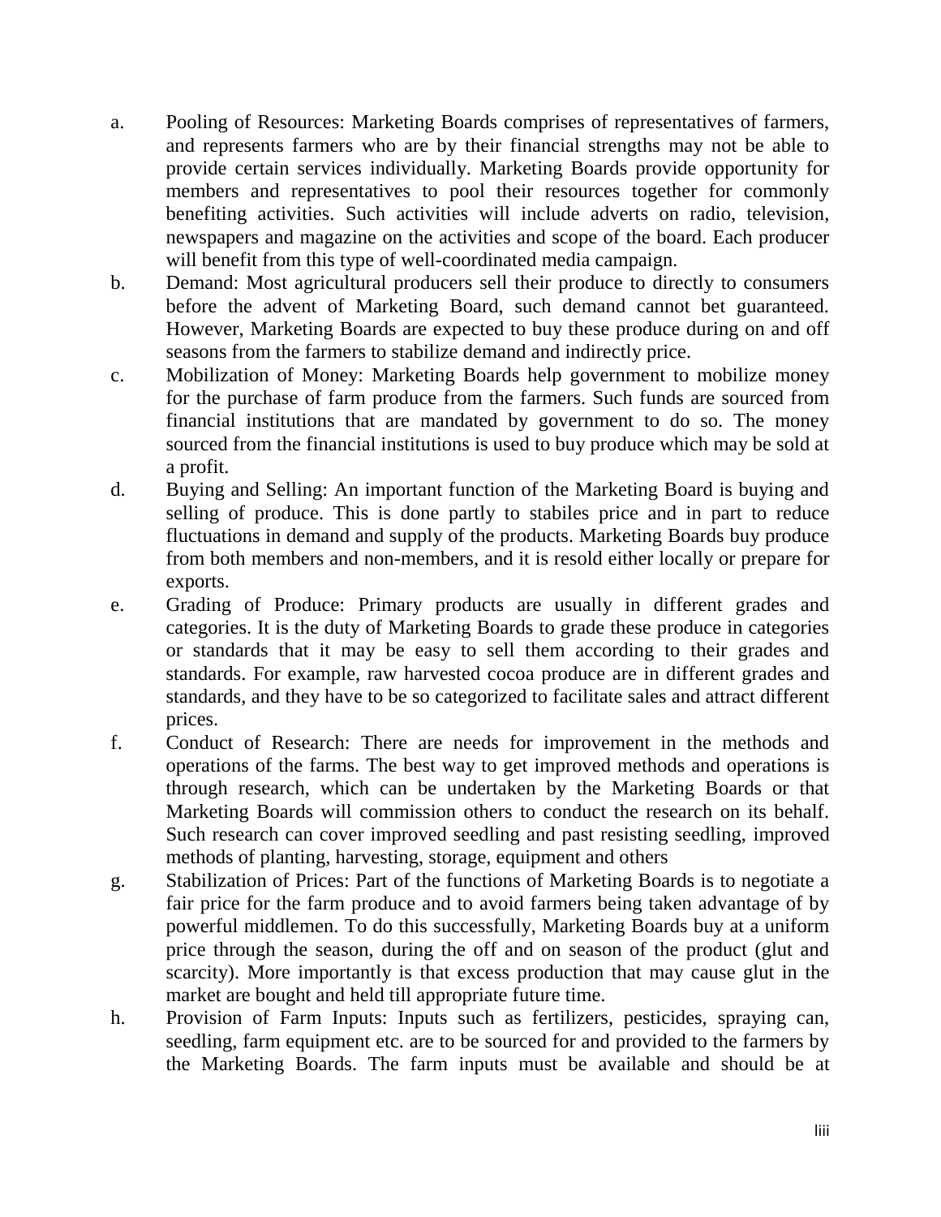a. Pooling of Resources: Marketing Boards comprises of representatives of farmers, and represents farmers who are by their financial strengths may not be able to provide certain services individually. Marketing Boards provide opportunity for members and representatives to pool their resources together for commonly benefiting activities. Such activities will include adverts on radio, television, newspapers and magazine on the activities and scope of the board. Each producer will benefit from this type of well-coordinated media campaign.
b. Demand: Most agricultural producers sell their produce to directly to consumers before the advent of Marketing Board, such demand cannot bet guaranteed. However, Marketing Boards are expected to buy these produce during on and off seasons from the farmers to stabilize demand and indirectly price.
c. Mobilization of Money: Marketing Boards help government to mobilize money for the purchase of farm produce from the farmers. Such funds are sourced from financial institutions that are mandated by government to do so. The money sourced from the financial institutions is used to buy produce which may be sold at a profit.
d. Buying and Selling: An important function of the Marketing Board is buying and selling of produce. This is done partly to stabiles price and in part to reduce fluctuations in demand and supply of the products. Marketing Boards buy produce from both members and non-members, and it is resold either locally or prepare for exports.
e. Grading of Produce: Primary products are usually in different grades and categories. It is the duty of Marketing Boards to grade these produce in categories or standards that it may be easy to sell them according to their grades and standards. For example, raw harvested cocoa produce are in different grades and standards, and they have to be so categorized to facilitate sales and attract different prices.
f. Conduct of Research: There are needs for improvement in the methods and operations of the farms. The best way to get improved methods and operations is through research, which can be undertaken by the Marketing Boards or that Marketing Boards will commission others to conduct the research on its behalf. Such research can cover improved seedling and past resisting seedling, improved methods of planting, harvesting, storage, equipment and others
g. Stabilization of Prices: Part of the functions of Marketing Boards is to negotiate a fair price for the farm produce and to avoid farmers being taken advantage of by powerful middlemen. To do this successfully, Marketing Boards buy at a uniform price through the season, during the off and on season of the product (glut and scarcity). More importantly is that excess production that may cause glut in the market are bought and held till appropriate future time.
h. Provision of Farm Inputs: Inputs such as fertilizers, pesticides, spraying can, seedling, farm equipment etc. are to be sourced for and provided to the farmers by the Marketing Boards. The farm inputs must be available and should be at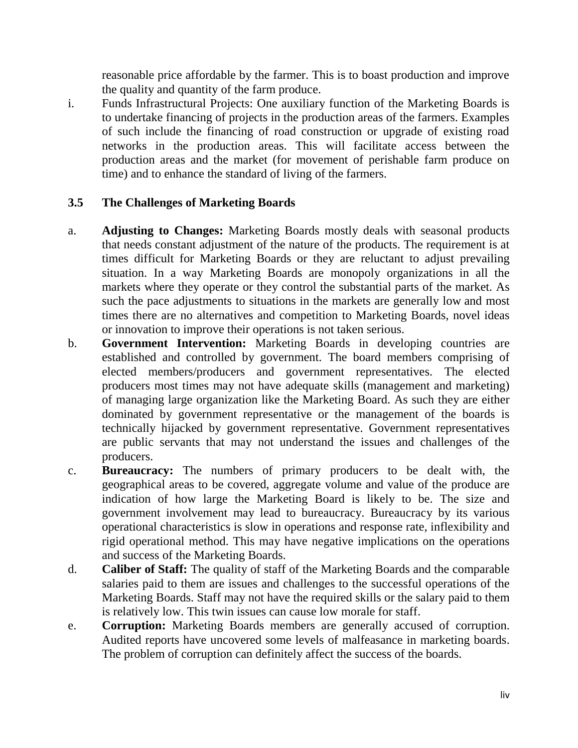reasonable price affordable by the farmer. This is to boast production and improve the quality and quantity of the farm produce.

i. Funds Infrastructural Projects: One auxiliary function of the Marketing Boards is to undertake financing of projects in the production areas of the farmers. Examples of such include the financing of road construction or upgrade of existing road networks in the production areas. This will facilitate access between the production areas and the market (for movement of perishable farm produce on time) and to enhance the standard of living of the farmers.

### 3.5 The Challenges of Marketing Boards

a. **Adjusting to Changes:** Marketing Boards mostly deals with seasonal products that needs constant adjustment of the nature of the products. The requirement is at times difficult for Marketing Boards or they are reluctant to adjust prevailing situation. In a way Marketing Boards are monopoly organizations in all the markets where they operate or they control the substantial parts of the market. As such the pace adjustments to situations in the markets are generally low and most times there are no alternatives and competition to Marketing Boards, novel ideas or innovation to improve their operations is not taken serious.

b. **Government Intervention:** Marketing Boards in developing countries are established and controlled by government. The board members comprising of elected members/producers and government representatives. The elected producers most times may not have adequate skills (management and marketing) of managing large organization like the Marketing Board. As such they are either dominated by government representative or the management of the boards is technically hijacked by government representative. Government representatives are public servants that may not understand the issues and challenges of the producers.

c. **Bureaucracy:** The numbers of primary producers to be dealt with, the geographical areas to be covered, aggregate volume and value of the produce are indication of how large the Marketing Board is likely to be. The size and government involvement may lead to bureaucracy. Bureaucracy by its various operational characteristics is slow in operations and response rate, inflexibility and rigid operational method. This may have negative implications on the operations and success of the Marketing Boards.

d. **Caliber of Staff:** The quality of staff of the Marketing Boards and the comparable salaries paid to them are issues and challenges to the successful operations of the Marketing Boards. Staff may not have the required skills or the salary paid to them is relatively low. This twin issues can cause low morale for staff.

e. **Corruption:** Marketing Boards members are generally accused of corruption. Audited reports have uncovered some levels of malfeasance in marketing boards. The problem of corruption can definitely affect the success of the boards.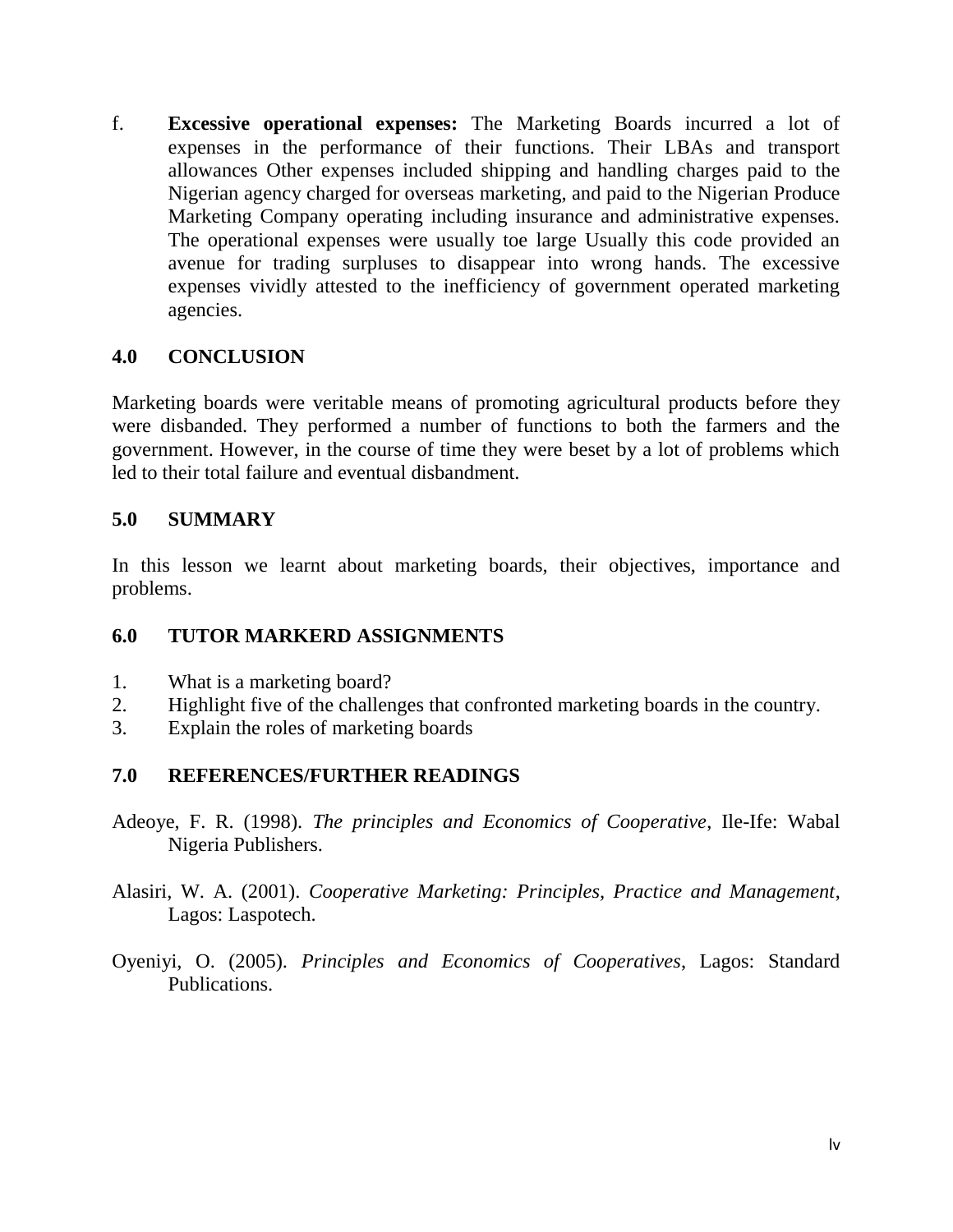f. **Excessive operational expenses:** The Marketing Boards incurred a lot of expenses in the performance of their functions. Their LBAs and transport allowances Other expenses included shipping and handling charges paid to the Nigerian agency charged for overseas marketing, and paid to the Nigerian Produce Marketing Company operating including insurance and administrative expenses. The operational expenses were usually toe large Usually this code provided an avenue for trading surpluses to disappear into wrong hands. The excessive expenses vividly attested to the inefficiency of government operated marketing agencies.

## 4.0 CONCLUSION

Marketing boards were veritable means of promoting agricultural products before they were disbanded. They performed a number of functions to both the farmers and the government. However, in the course of time they were beset by a lot of problems which led to their total failure and eventual disbandment.

## 5.0 SUMMARY

In this lesson we learnt about marketing boards, their objectives, importance and problems.

## 6.0 TUTOR MARKERD ASSIGNMENTS

1. What is a marketing board?
2. Highlight five of the challenges that confronted marketing boards in the country.
3. Explain the roles of marketing boards

## 7.0 REFERENCES/FURTHER READINGS

Adeoye, F. R. (1998). *The principles and Economics of Cooperative,* Ile-Ife: Wabal Nigeria Publishers.

Alasiri, W. A. (2001). *Cooperative Marketing: Principles, Practice and Management*, Lagos: Laspotech.

Oyeniyi, O. (2005). *Principles and Economics of Cooperatives*, Lagos: Standard Publications.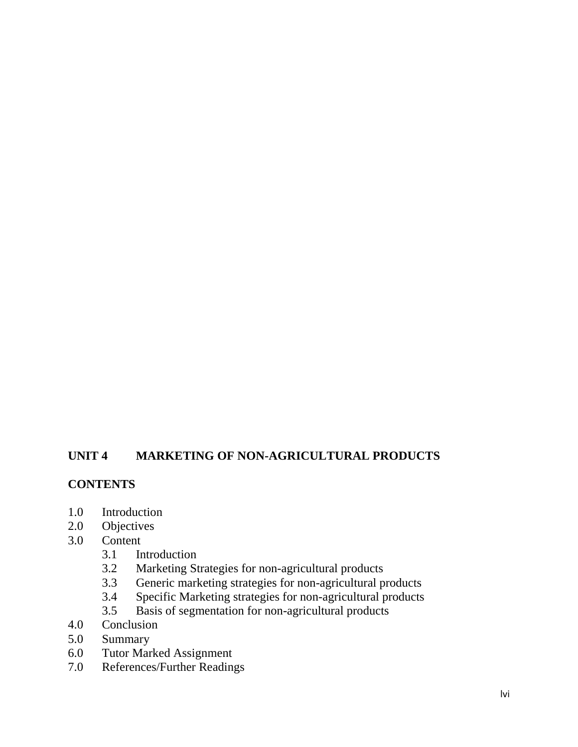## UNIT 4 MARKETING OF NON-AGRICULTURAL PRODUCTS

**CONTENTS**

- 1.0 Introduction
- 2.0 Objectives
- 3.0 Content
    - 3.1 Introduction
    - 3.2 Marketing Strategies for non-agricultural products
    - 3.3 Generic marketing strategies for non-agricultural products
    - 3.4 Specific Marketing strategies for non-agricultural products
    - 3.5 Basis of segmentation for non-agricultural products
- 4.0 Conclusion
- 5.0 Summary
- 6.0 Tutor Marked Assignment
- 7.0 References/Further Readings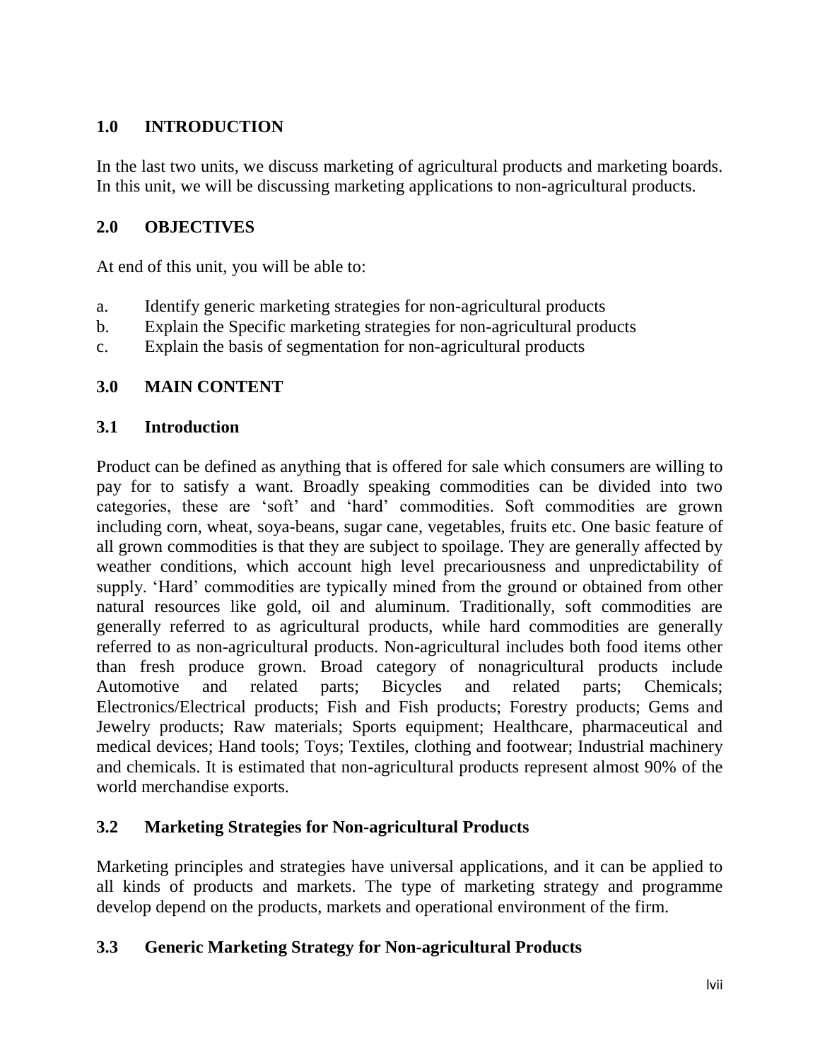## 1.0 INTRODUCTION

In the last two units, we discuss marketing of agricultural products and marketing boards. In this unit, we will be discussing marketing applications to non-agricultural products.

## 2.0 OBJECTIVES

At end of this unit, you will be able to:

a. Identify generic marketing strategies for non-agricultural products
b. Explain the Specific marketing strategies for non-agricultural products
c. Explain the basis of segmentation for non-agricultural products

## 3.0 MAIN CONTENT

### 3.1 Introduction

Product can be defined as anything that is offered for sale which consumers are willing to pay for to satisfy a want. Broadly speaking commodities can be divided into two categories, these are 'soft' and 'hard' commodities. Soft commodities are grown including corn, wheat, soya-beans, sugar cane, vegetables, fruits etc. One basic feature of all grown commodities is that they are subject to spoilage. They are generally affected by weather conditions, which account high level precariousness and unpredictability of supply. 'Hard' commodities are typically mined from the ground or obtained from other natural resources like gold, oil and aluminum. Traditionally, soft commodities are generally referred to as agricultural products, while hard commodities are generally referred to as non-agricultural products. Non-agricultural includes both food items other than fresh produce grown. Broad category of nonagricultural products include Automotive and related parts; Bicycles and related parts; Chemicals; Electronics/Electrical products; Fish and Fish products; Forestry products; Gems and Jewelry products; Raw materials; Sports equipment; Healthcare, pharmaceutical and medical devices; Hand tools; Toys; Textiles, clothing and footwear; Industrial machinery and chemicals. It is estimated that non-agricultural products represent almost 90% of the world merchandise exports.

### 3.2 Marketing Strategies for Non-agricultural Products

Marketing principles and strategies have universal applications, and it can be applied to all kinds of products and markets. The type of marketing strategy and programme develop depend on the products, markets and operational environment of the firm.

### 3.3 Generic Marketing Strategy for Non-agricultural Products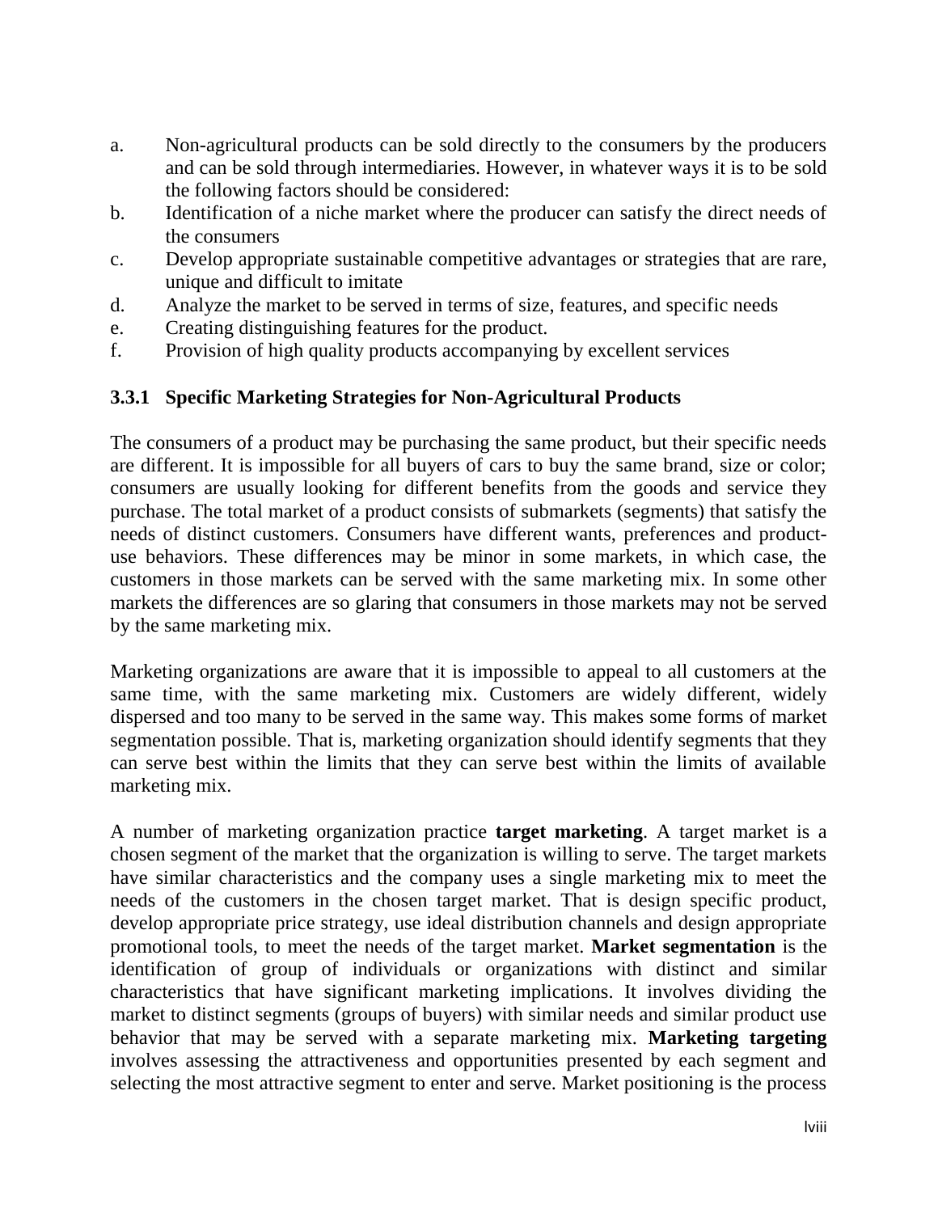a. Non-agricultural products can be sold directly to the consumers by the producers and can be sold through intermediaries. However, in whatever ways it is to be sold the following factors should be considered:
b. Identification of a niche market where the producer can satisfy the direct needs of the consumers
c. Develop appropriate sustainable competitive advantages or strategies that are rare, unique and difficult to imitate
d. Analyze the market to be served in terms of size, features, and specific needs
e. Creating distinguishing features for the product.
f. Provision of high quality products accompanying by excellent services

### 3.3.1 Specific Marketing Strategies for Non-Agricultural Products

The consumers of a product may be purchasing the same product, but their specific needs are different. It is impossible for all buyers of cars to buy the same brand, size or color; consumers are usually looking for different benefits from the goods and service they purchase. The total market of a product consists of submarkets (segments) that satisfy the needs of distinct customers. Consumers have different wants, preferences and product-use behaviors. These differences may be minor in some markets, in which case, the customers in those markets can be served with the same marketing mix. In some other markets the differences are so glaring that consumers in those markets may not be served by the same marketing mix.

Marketing organizations are aware that it is impossible to appeal to all customers at the same time, with the same marketing mix. Customers are widely different, widely dispersed and too many to be served in the same way. This makes some forms of market segmentation possible. That is, marketing organization should identify segments that they can serve best within the limits that they can serve best within the limits of available marketing mix.

A number of marketing organization practice **target marketing**. A target market is a chosen segment of the market that the organization is willing to serve. The target markets have similar characteristics and the company uses a single marketing mix to meet the needs of the customers in the chosen target market. That is design specific product, develop appropriate price strategy, use ideal distribution channels and design appropriate promotional tools, to meet the needs of the target market. **Market segmentation** is the identification of group of individuals or organizations with distinct and similar characteristics that have significant marketing implications. It involves dividing the market to distinct segments (groups of buyers) with similar needs and similar product use behavior that may be served with a separate marketing mix. **Marketing targeting** involves assessing the attractiveness and opportunities presented by each segment and selecting the most attractive segment to enter and serve. Market positioning is the process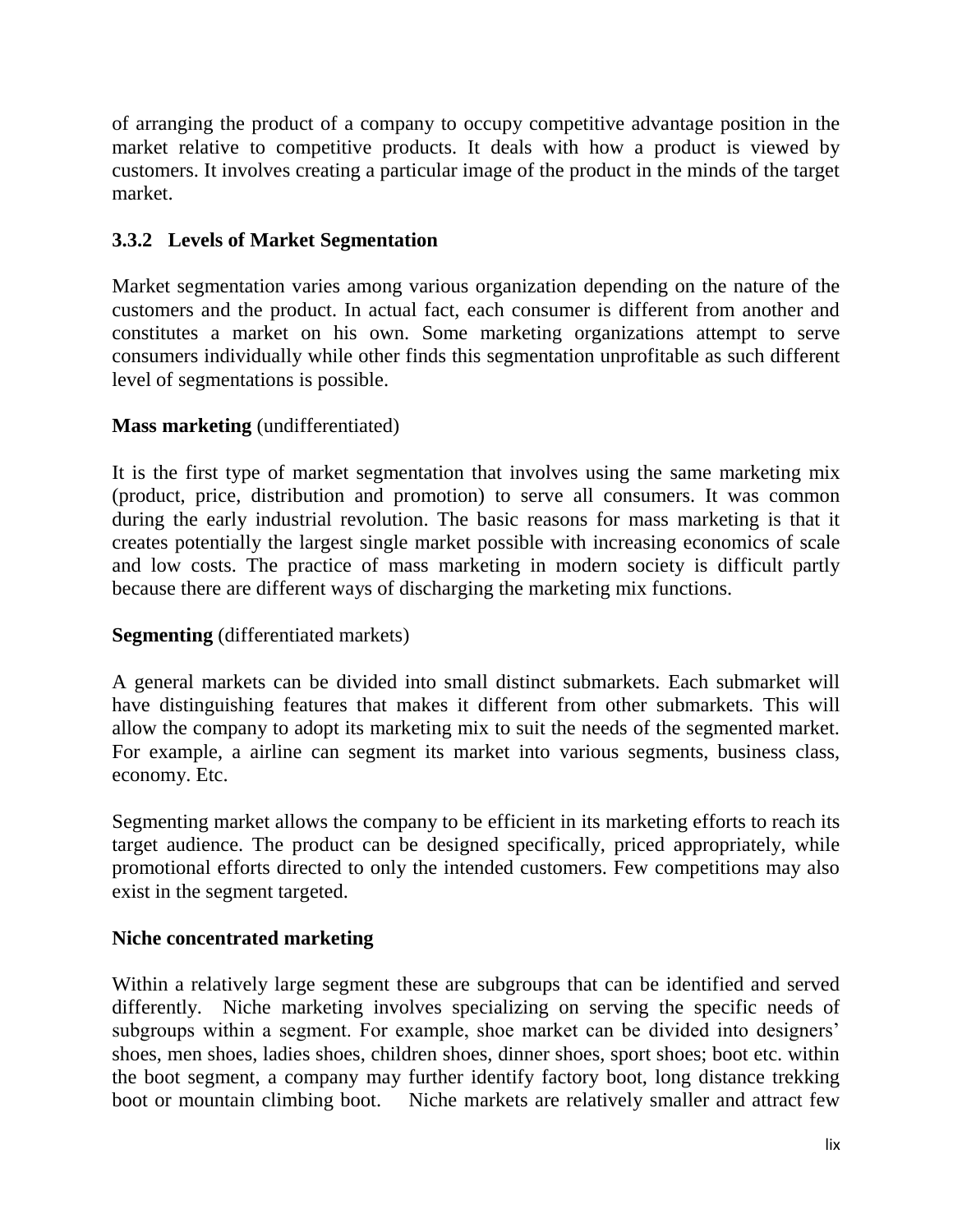of arranging the product of a company to occupy competitive advantage position in the market relative to competitive products. It deals with how a product is viewed by customers. It involves creating a particular image of the product in the minds of the target market.

### 3.3.2 Levels of Market Segmentation

Market segmentation varies among various organization depending on the nature of the customers and the product. In actual fact, each consumer is different from another and constitutes a market on his own. Some marketing organizations attempt to serve consumers individually while other finds this segmentation unprofitable as such different level of segmentations is possible.

**Mass marketing** (undifferentiated)

It is the first type of market segmentation that involves using the same marketing mix (product, price, distribution and promotion) to serve all consumers. It was common during the early industrial revolution. The basic reasons for mass marketing is that it creates potentially the largest single market possible with increasing economics of scale and low costs. The practice of mass marketing in modern society is difficult partly because there are different ways of discharging the marketing mix functions.

**Segmenting** (differentiated markets)

A general markets can be divided into small distinct submarkets. Each submarket will have distinguishing features that makes it different from other submarkets. This will allow the company to adopt its marketing mix to suit the needs of the segmented market. For example, a airline can segment its market into various segments, business class, economy. Etc.

Segmenting market allows the company to be efficient in its marketing efforts to reach its target audience. The product can be designed specifically, priced appropriately, while promotional efforts directed to only the intended customers. Few competitions may also exist in the segment targeted.

**Niche concentrated marketing**

Within a relatively large segment these are subgroups that can be identified and served differently. Niche marketing involves specializing on serving the specific needs of subgroups within a segment. For example, shoe market can be divided into designers' shoes, men shoes, ladies shoes, children shoes, dinner shoes, sport shoes; boot etc. within the boot segment, a company may further identify factory boot, long distance trekking boot or mountain climbing boot. Niche markets are relatively smaller and attract few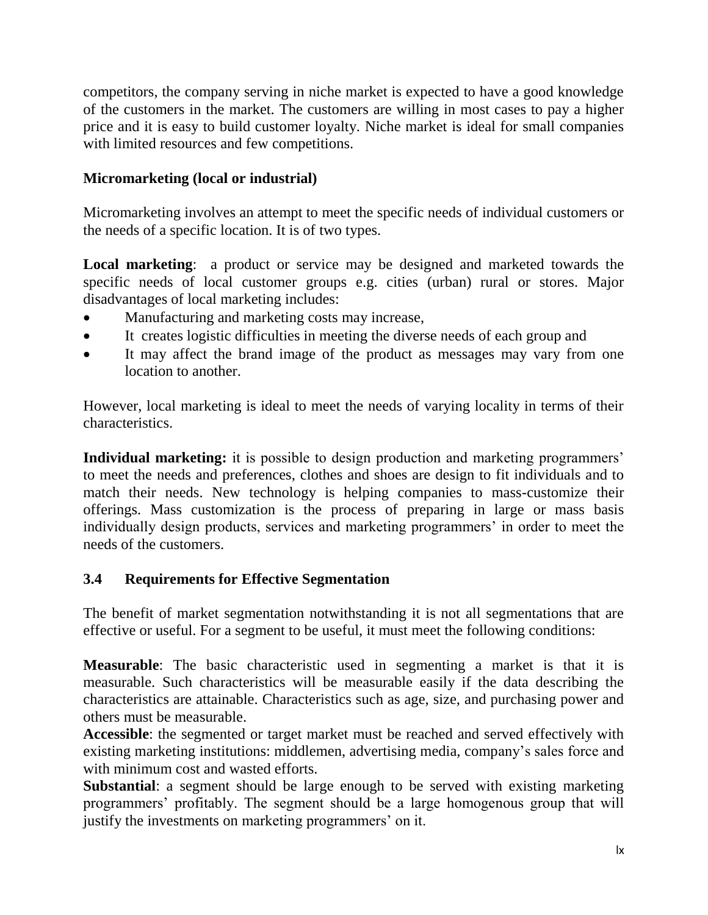competitors, the company serving in niche market is expected to have a good knowledge of the customers in the market. The customers are willing in most cases to pay a higher price and it is easy to build customer loyalty. Niche market is ideal for small companies with limited resources and few competitions.

**Micromarketing (local or industrial)**

Micromarketing involves an attempt to meet the specific needs of individual customers or the needs of a specific location. It is of two types.

**Local marketing**: a product or service may be designed and marketed towards the specific needs of local customer groups e.g. cities (urban) rural or stores. Major disadvantages of local marketing includes:

- Manufacturing and marketing costs may increase,
- It creates logistic difficulties in meeting the diverse needs of each group and
- It may affect the brand image of the product as messages may vary from one location to another.

However, local marketing is ideal to meet the needs of varying locality in terms of their characteristics.

**Individual marketing:** it is possible to design production and marketing programmers' to meet the needs and preferences, clothes and shoes are design to fit individuals and to match their needs. New technology is helping companies to mass-customize their offerings. Mass customization is the process of preparing in large or mass basis individually design products, services and marketing programmers' in order to meet the needs of the customers.

### 3.4 Requirements for Effective Segmentation

The benefit of market segmentation notwithstanding it is not all segmentations that are effective or useful. For a segment to be useful, it must meet the following conditions:

**Measurable**: The basic characteristic used in segmenting a market is that it is measurable. Such characteristics will be measurable easily if the data describing the characteristics are attainable. Characteristics such as age, size, and purchasing power and others must be measurable.

**Accessible**: the segmented or target market must be reached and served effectively with existing marketing institutions: middlemen, advertising media, company's sales force and with minimum cost and wasted efforts.

**Substantial**: a segment should be large enough to be served with existing marketing programmers' profitably. The segment should be a large homogenous group that will justify the investments on marketing programmers' on it.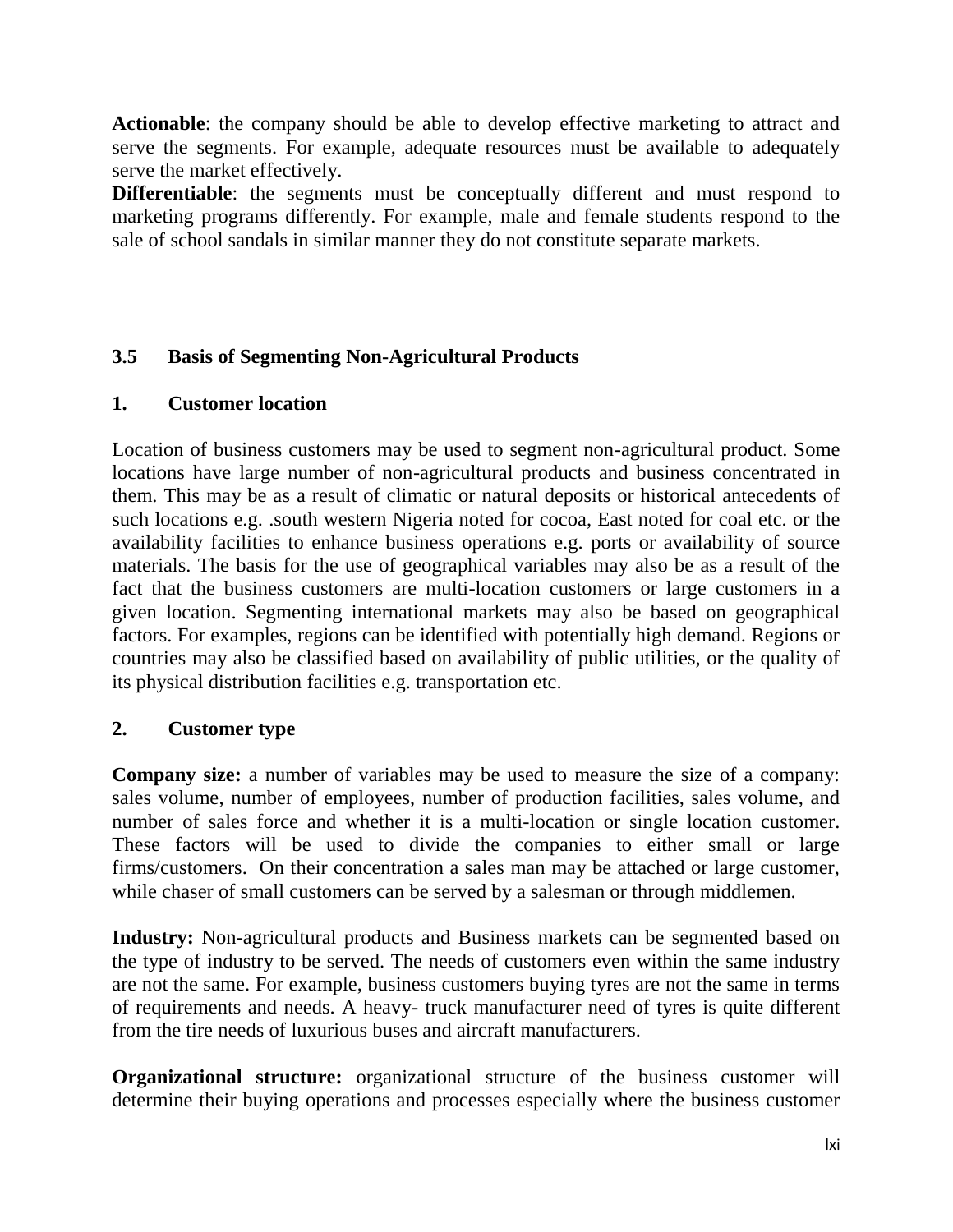**Actionable**: the company should be able to develop effective marketing to attract and serve the segments. For example, adequate resources must be available to adequately serve the market effectively.

**Differentiable**: the segments must be conceptually different and must respond to marketing programs differently. For example, male and female students respond to the sale of school sandals in similar manner they do not constitute separate markets.

### 3.5 Basis of Segmenting Non-Agricultural Products

#### 1. Customer location

Location of business customers may be used to segment non-agricultural product. Some locations have large number of non-agricultural products and business concentrated in them. This may be as a result of climatic or natural deposits or historical antecedents of such locations e.g. .south western Nigeria noted for cocoa, East noted for coal etc. or the availability facilities to enhance business operations e.g. ports or availability of source materials. The basis for the use of geographical variables may also be as a result of the fact that the business customers are multi-location customers or large customers in a given location. Segmenting international markets may also be based on geographical factors. For examples, regions can be identified with potentially high demand. Regions or countries may also be classified based on availability of public utilities, or the quality of its physical distribution facilities e.g. transportation etc.

#### 2. Customer type

**Company size:** a number of variables may be used to measure the size of a company: sales volume, number of employees, number of production facilities, sales volume, and number of sales force and whether it is a multi-location or single location customer. These factors will be used to divide the companies to either small or large firms/customers. On their concentration a sales man may be attached or large customer, while chaser of small customers can be served by a salesman or through middlemen.

**Industry:** Non-agricultural products and Business markets can be segmented based on the type of industry to be served. The needs of customers even within the same industry are not the same. For example, business customers buying tyres are not the same in terms of requirements and needs. A heavy- truck manufacturer need of tyres is quite different from the tire needs of luxurious buses and aircraft manufacturers.

**Organizational structure:** organizational structure of the business customer will determine their buying operations and processes especially where the business customer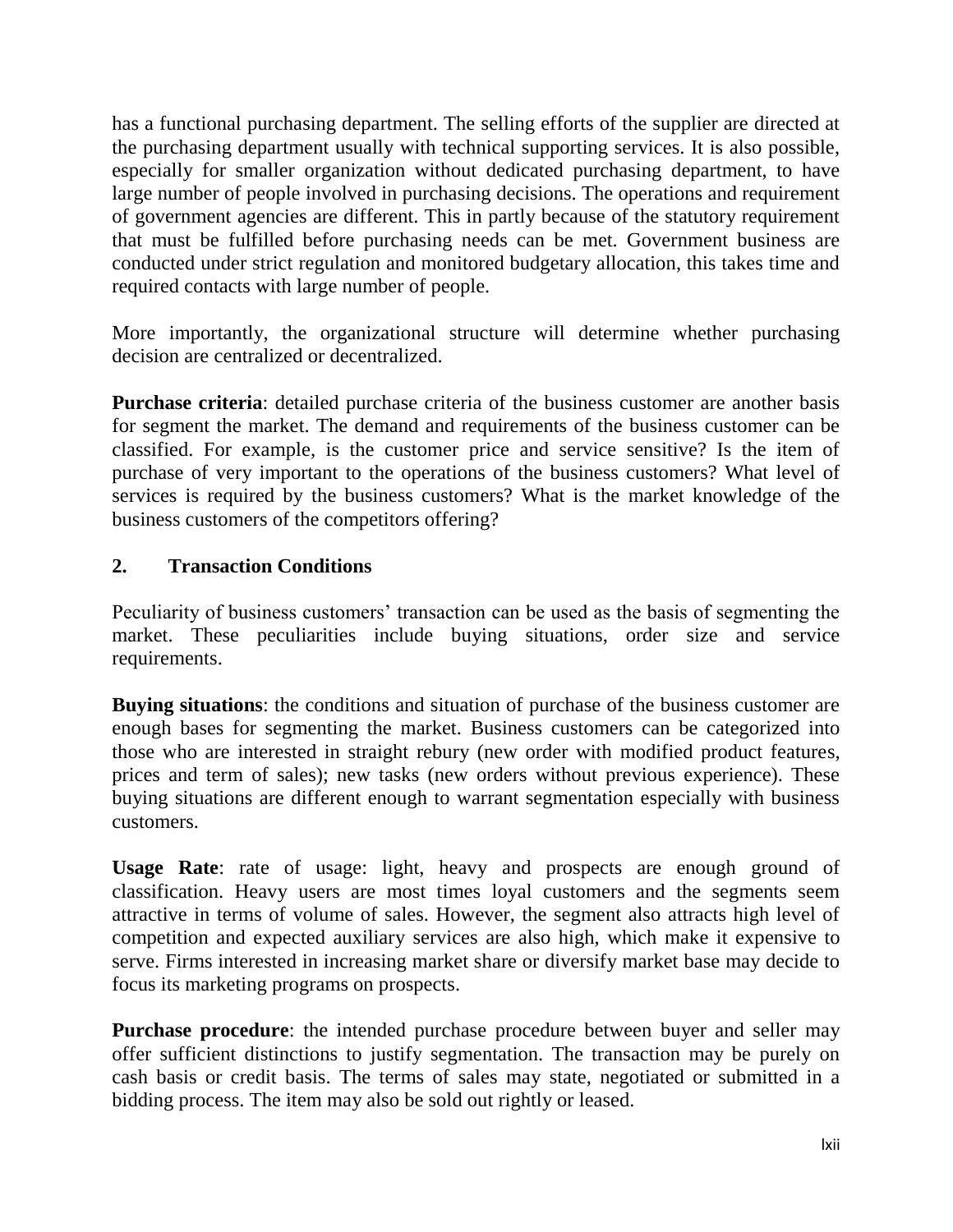has a functional purchasing department. The selling efforts of the supplier are directed at the purchasing department usually with technical supporting services. It is also possible, especially for smaller organization without dedicated purchasing department, to have large number of people involved in purchasing decisions. The operations and requirement of government agencies are different. This in partly because of the statutory requirement that must be fulfilled before purchasing needs can be met. Government business are conducted under strict regulation and monitored budgetary allocation, this takes time and required contacts with large number of people.

More importantly, the organizational structure will determine whether purchasing decision are centralized or decentralized.

**Purchase criteria**: detailed purchase criteria of the business customer are another basis for segment the market. The demand and requirements of the business customer can be classified. For example, is the customer price and service sensitive? Is the item of purchase of very important to the operations of the business customers? What level of services is required by the business customers? What is the market knowledge of the business customers of the competitors offering?

## 2. Transaction Conditions

Peculiarity of business customers' transaction can be used as the basis of segmenting the market. These peculiarities include buying situations, order size and service requirements.

**Buying situations**: the conditions and situation of purchase of the business customer are enough bases for segmenting the market. Business customers can be categorized into those who are interested in straight rebury (new order with modified product features, prices and term of sales); new tasks (new orders without previous experience). These buying situations are different enough to warrant segmentation especially with business customers.

**Usage Rate**: rate of usage: light, heavy and prospects are enough ground of classification. Heavy users are most times loyal customers and the segments seem attractive in terms of volume of sales. However, the segment also attracts high level of competition and expected auxiliary services are also high, which make it expensive to serve. Firms interested in increasing market share or diversify market base may decide to focus its marketing programs on prospects.

**Purchase procedure**: the intended purchase procedure between buyer and seller may offer sufficient distinctions to justify segmentation. The transaction may be purely on cash basis or credit basis. The terms of sales may state, negotiated or submitted in a bidding process. The item may also be sold out rightly or leased.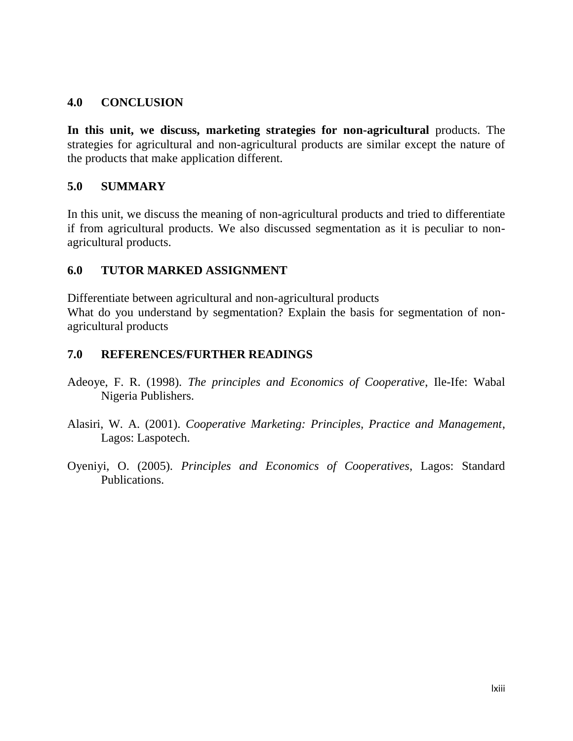## 4.0 CONCLUSION

**In this unit, we discuss, marketing strategies for non-agricultural** products. The strategies for agricultural and non-agricultural products are similar except the nature of the products that make application different.

## 5.0 SUMMARY

In this unit, we discuss the meaning of non-agricultural products and tried to differentiate if from agricultural products. We also discussed segmentation as it is peculiar to non-agricultural products.

## 6.0 TUTOR MARKED ASSIGNMENT

Differentiate between agricultural and non-agricultural products
What do you understand by segmentation? Explain the basis for segmentation of non-agricultural products

## 7.0 REFERENCES/FURTHER READINGS

Adeoye, F. R. (1998). *The principles and Economics of Cooperative*, Ile-Ife: Wabal Nigeria Publishers.

Alasiri, W. A. (2001). *Cooperative Marketing: Principles, Practice and Management*, Lagos: Laspotech.

Oyeniyi, O. (2005). *Principles and Economics of Cooperatives*, Lagos: Standard Publications.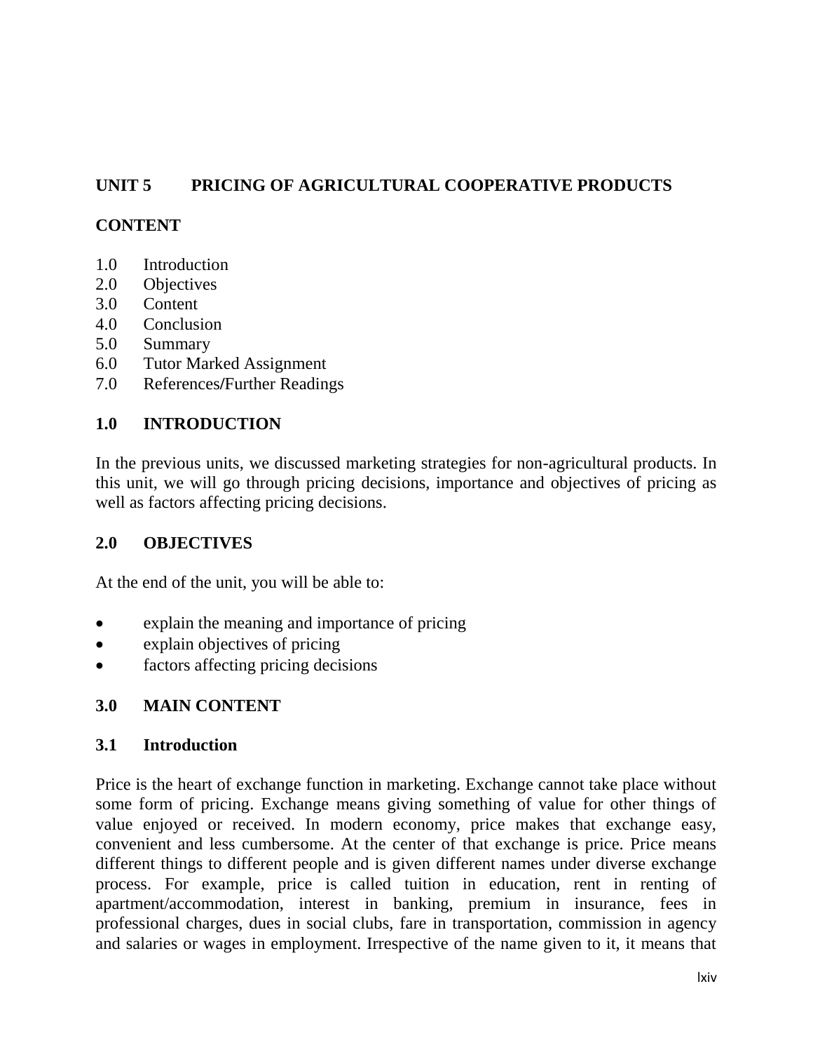## UNIT 5 PRICING OF AGRICULTURAL COOPERATIVE PRODUCTS

**CONTENT**

1.0 Introduction
2.0 Objectives
3.0 Content
4.0 Conclusion
5.0 Summary
6.0 Tutor Marked Assignment
7.0 References/Further Readings

### 1.0 INTRODUCTION

In the previous units, we discussed marketing strategies for non-agricultural products. In this unit, we will go through pricing decisions, importance and objectives of pricing as well as factors affecting pricing decisions.

### 2.0 OBJECTIVES

At the end of the unit, you will be able to:

- explain the meaning and importance of pricing
- explain objectives of pricing
- factors affecting pricing decisions

### 3.0 MAIN CONTENT

#### 3.1 Introduction

Price is the heart of exchange function in marketing. Exchange cannot take place without some form of pricing. Exchange means giving something of value for other things of value enjoyed or received. In modern economy, price makes that exchange easy, convenient and less cumbersome. At the center of that exchange is price. Price means different things to different people and is given different names under diverse exchange process. For example, price is called tuition in education, rent in renting of apartment/accommodation, interest in banking, premium in insurance, fees in professional charges, dues in social clubs, fare in transportation, commission in agency and salaries or wages in employment. Irrespective of the name given to it, it means that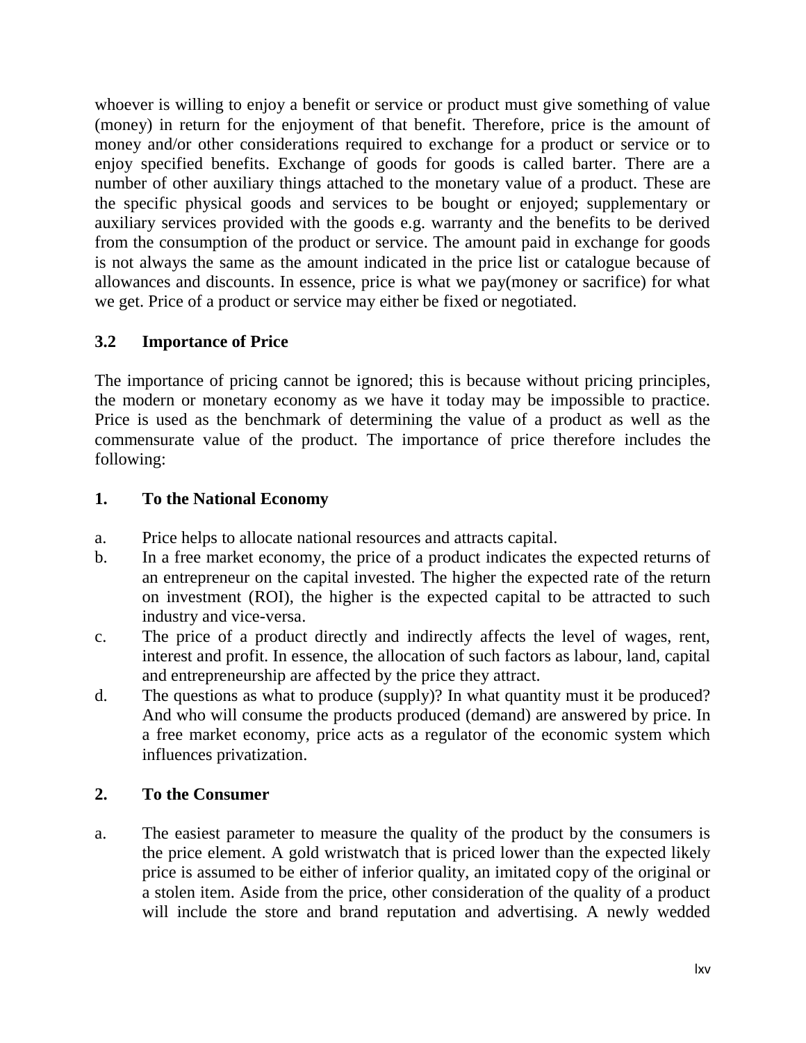whoever is willing to enjoy a benefit or service or product must give something of value (money) in return for the enjoyment of that benefit. Therefore, price is the amount of money and/or other considerations required to exchange for a product or service or to enjoy specified benefits. Exchange of goods for goods is called barter. There are a number of other auxiliary things attached to the monetary value of a product. These are the specific physical goods and services to be bought or enjoyed; supplementary or auxiliary services provided with the goods e.g. warranty and the benefits to be derived from the consumption of the product or service. The amount paid in exchange for goods is not always the same as the amount indicated in the price list or catalogue because of allowances and discounts. In essence, price is what we pay(money or sacrifice) for what we get. Price of a product or service may either be fixed or negotiated.

### 3.2 Importance of Price

The importance of pricing cannot be ignored; this is because without pricing principles, the modern or monetary economy as we have it today may be impossible to practice. Price is used as the benchmark of determining the value of a product as well as the commensurate value of the product. The importance of price therefore includes the following:

#### 1. To the National Economy

a. Price helps to allocate national resources and attracts capital.

b. In a free market economy, the price of a product indicates the expected returns of an entrepreneur on the capital invested. The higher the expected rate of the return on investment (ROI), the higher is the expected capital to be attracted to such industry and vice-versa.

c. The price of a product directly and indirectly affects the level of wages, rent, interest and profit. In essence, the allocation of such factors as labour, land, capital and entrepreneurship are affected by the price they attract.

d. The questions as what to produce (supply)? In what quantity must it be produced? And who will consume the products produced (demand) are answered by price. In a free market economy, price acts as a regulator of the economic system which influences privatization.

#### 2. To the Consumer

a. The easiest parameter to measure the quality of the product by the consumers is the price element. A gold wristwatch that is priced lower than the expected likely price is assumed to be either of inferior quality, an imitated copy of the original or a stolen item. Aside from the price, other consideration of the quality of a product will include the store and brand reputation and advertising. A newly wedded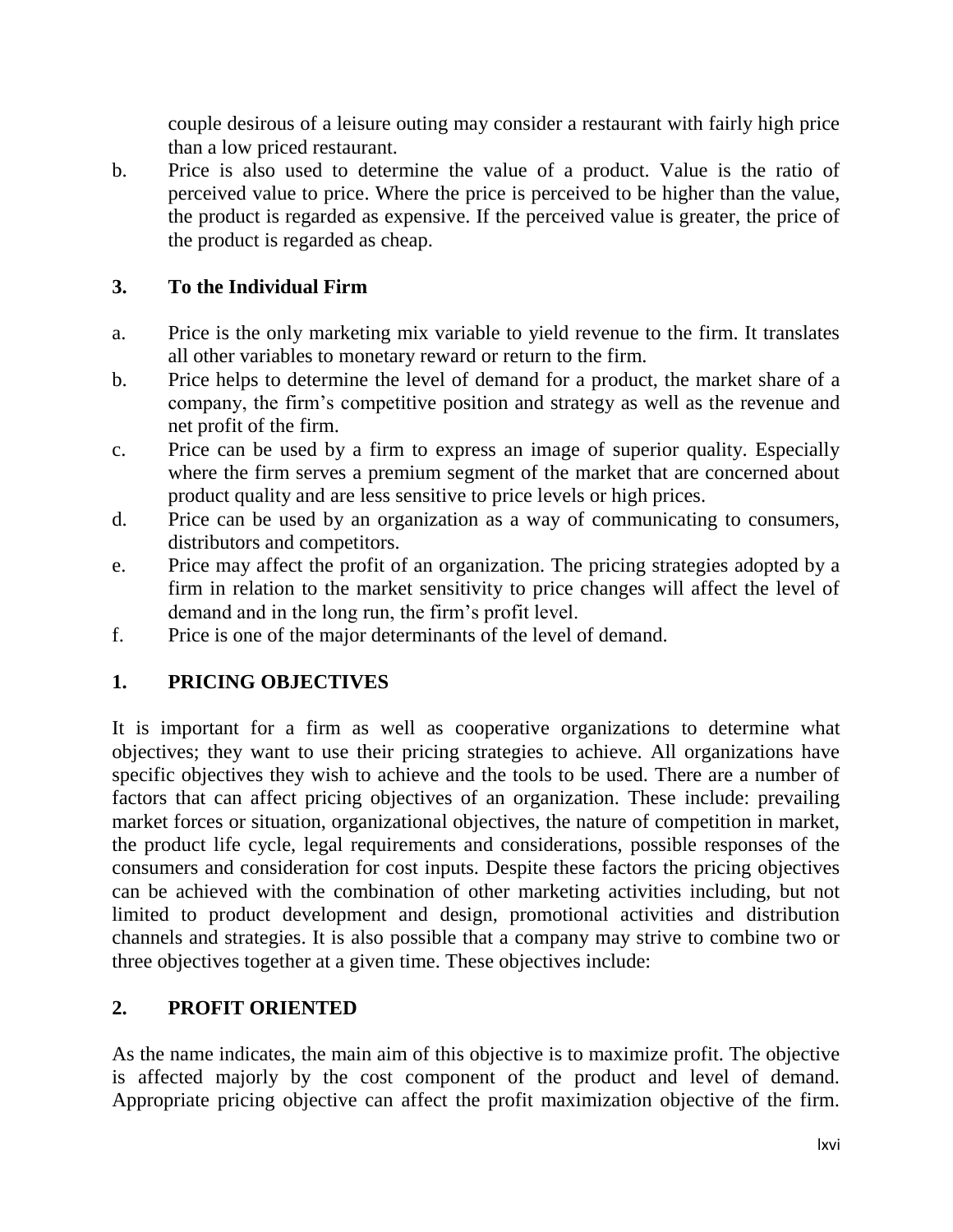couple desirous of a leisure outing may consider a restaurant with fairly high price than a low priced restaurant.

b. Price is also used to determine the value of a product. Value is the ratio of perceived value to price. Where the price is perceived to be higher than the value, the product is regarded as expensive. If the perceived value is greater, the price of the product is regarded as cheap.

### 3. To the Individual Firm

a. Price is the only marketing mix variable to yield revenue to the firm. It translates all other variables to monetary reward or return to the firm.
b. Price helps to determine the level of demand for a product, the market share of a company, the firm's competitive position and strategy as well as the revenue and net profit of the firm.
c. Price can be used by a firm to express an image of superior quality. Especially where the firm serves a premium segment of the market that are concerned about product quality and are less sensitive to price levels or high prices.
d. Price can be used by an organization as a way of communicating to consumers, distributors and competitors.
e. Price may affect the profit of an organization. The pricing strategies adopted by a firm in relation to the market sensitivity to price changes will affect the level of demand and in the long run, the firm's profit level.
f. Price is one of the major determinants of the level of demand.

## 1. PRICING OBJECTIVES

It is important for a firm as well as cooperative organizations to determine what objectives; they want to use their pricing strategies to achieve. All organizations have specific objectives they wish to achieve and the tools to be used. There are a number of factors that can affect pricing objectives of an organization. These include: prevailing market forces or situation, organizational objectives, the nature of competition in market, the product life cycle, legal requirements and considerations, possible responses of the consumers and consideration for cost inputs. Despite these factors the pricing objectives can be achieved with the combination of other marketing activities including, but not limited to product development and design, promotional activities and distribution channels and strategies. It is also possible that a company may strive to combine two or three objectives together at a given time. These objectives include:

## 2. PROFIT ORIENTED

As the name indicates, the main aim of this objective is to maximize profit. The objective is affected majorly by the cost component of the product and level of demand. Appropriate pricing objective can affect the profit maximization objective of the firm.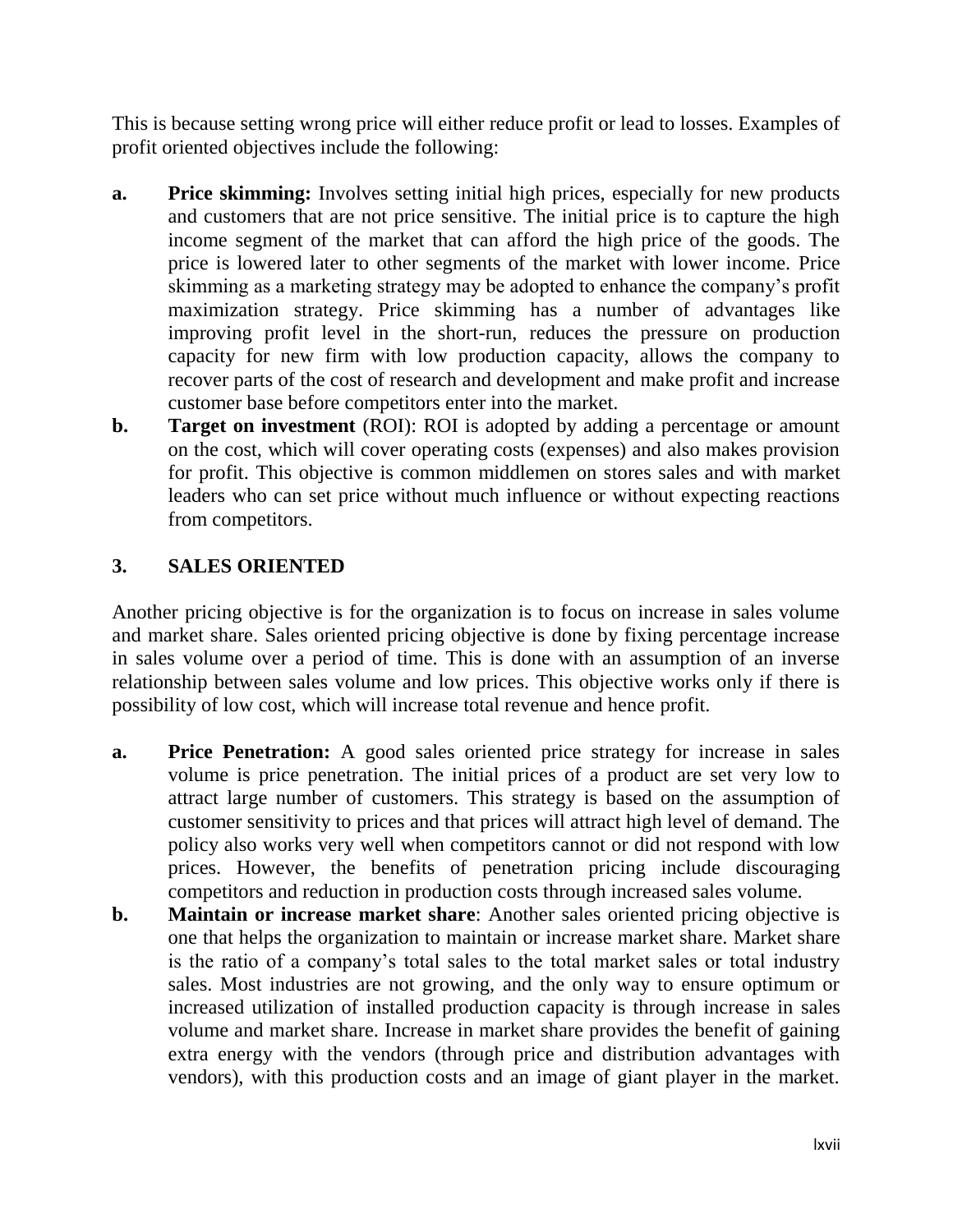This is because setting wrong price will either reduce profit or lead to losses. Examples of profit oriented objectives include the following:

**a.** **Price skimming:** Involves setting initial high prices, especially for new products and customers that are not price sensitive. The initial price is to capture the high income segment of the market that can afford the high price of the goods. The price is lowered later to other segments of the market with lower income. Price skimming as a marketing strategy may be adopted to enhance the company's profit maximization strategy. Price skimming has a number of advantages like improving profit level in the short-run, reduces the pressure on production capacity for new firm with low production capacity, allows the company to recover parts of the cost of research and development and make profit and increase customer base before competitors enter into the market.

**b.** **Target on investment** (ROI): ROI is adopted by adding a percentage or amount on the cost, which will cover operating costs (expenses) and also makes provision for profit. This objective is common middlemen on stores sales and with market leaders who can set price without much influence or without expecting reactions from competitors.

### 3. SALES ORIENTED

Another pricing objective is for the organization is to focus on increase in sales volume and market share. Sales oriented pricing objective is done by fixing percentage increase in sales volume over a period of time. This is done with an assumption of an inverse relationship between sales volume and low prices. This objective works only if there is possibility of low cost, which will increase total revenue and hence profit.

**a.** **Price Penetration:** A good sales oriented price strategy for increase in sales volume is price penetration. The initial prices of a product are set very low to attract large number of customers. This strategy is based on the assumption of customer sensitivity to prices and that prices will attract high level of demand. The policy also works very well when competitors cannot or did not respond with low prices. However, the benefits of penetration pricing include discouraging competitors and reduction in production costs through increased sales volume.

**b.** **Maintain or increase market share**: Another sales oriented pricing objective is one that helps the organization to maintain or increase market share. Market share is the ratio of a company's total sales to the total market sales or total industry sales. Most industries are not growing, and the only way to ensure optimum or increased utilization of installed production capacity is through increase in sales volume and market share. Increase in market share provides the benefit of gaining extra energy with the vendors (through price and distribution advantages with vendors), with this production costs and an image of giant player in the market.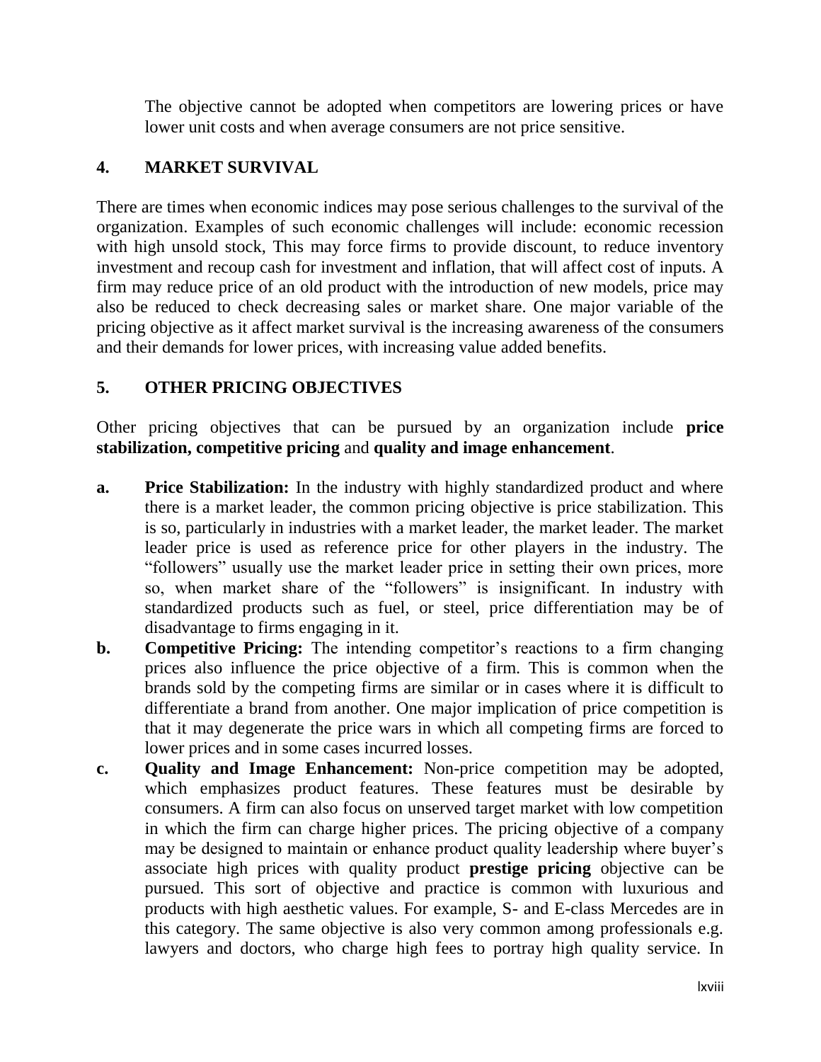The objective cannot be adopted when competitors are lowering prices or have lower unit costs and when average consumers are not price sensitive.

## 4. MARKET SURVIVAL

There are times when economic indices may pose serious challenges to the survival of the organization. Examples of such economic challenges will include: economic recession with high unsold stock, This may force firms to provide discount, to reduce inventory investment and recoup cash for investment and inflation, that will affect cost of inputs. A firm may reduce price of an old product with the introduction of new models, price may also be reduced to check decreasing sales or market share. One major variable of the pricing objective as it affect market survival is the increasing awareness of the consumers and their demands for lower prices, with increasing value added benefits.

## 5. OTHER PRICING OBJECTIVES

Other pricing objectives that can be pursued by an organization include **price stabilization, competitive pricing** and **quality and image enhancement**.

**a. Price Stabilization:** In the industry with highly standardized product and where there is a market leader, the common pricing objective is price stabilization. This is so, particularly in industries with a market leader, the market leader. The market leader price is used as reference price for other players in the industry. The "followers" usually use the market leader price in setting their own prices, more so, when market share of the "followers" is insignificant. In industry with standardized products such as fuel, or steel, price differentiation may be of disadvantage to firms engaging in it.

**b. Competitive Pricing:** The intending competitor's reactions to a firm changing prices also influence the price objective of a firm. This is common when the brands sold by the competing firms are similar or in cases where it is difficult to differentiate a brand from another. One major implication of price competition is that it may degenerate the price wars in which all competing firms are forced to lower prices and in some cases incurred losses.

**c. Quality and Image Enhancement:** Non-price competition may be adopted, which emphasizes product features. These features must be desirable by consumers. A firm can also focus on unserved target market with low competition in which the firm can charge higher prices. The pricing objective of a company may be designed to maintain or enhance product quality leadership where buyer's associate high prices with quality product **prestige pricing** objective can be pursued. This sort of objective and practice is common with luxurious and products with high aesthetic values. For example, S- and E-class Mercedes are in this category. The same objective is also very common among professionals e.g. lawyers and doctors, who charge high fees to portray high quality service. In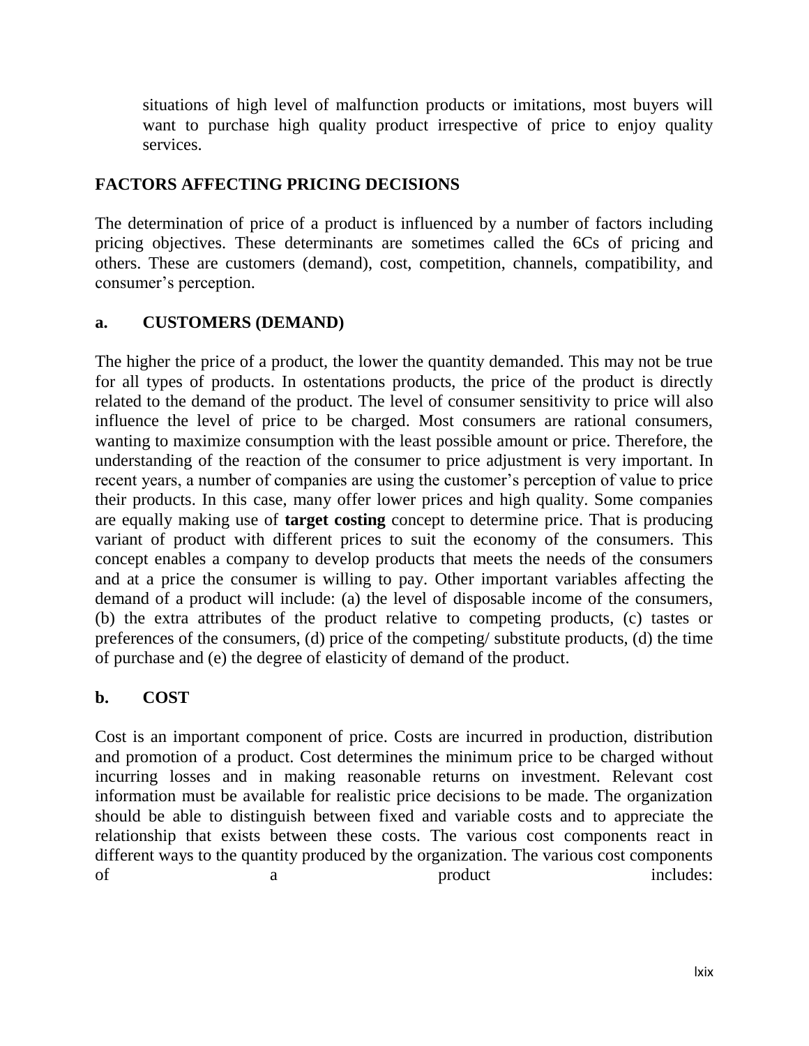situations of high level of malfunction products or imitations, most buyers will want to purchase high quality product irrespective of price to enjoy quality services.

## FACTORS AFFECTING PRICING DECISIONS

The determination of price of a product is influenced by a number of factors including pricing objectives. These determinants are sometimes called the 6Cs of pricing and others. These are customers (demand), cost, competition, channels, compatibility, and consumer's perception.

### a. CUSTOMERS (DEMAND)

The higher the price of a product, the lower the quantity demanded. This may not be true for all types of products. In ostentations products, the price of the product is directly related to the demand of the product. The level of consumer sensitivity to price will also influence the level of price to be charged. Most consumers are rational consumers, wanting to maximize consumption with the least possible amount or price. Therefore, the understanding of the reaction of the consumer to price adjustment is very important. In recent years, a number of companies are using the customer's perception of value to price their products. In this case, many offer lower prices and high quality. Some companies are equally making use of **target costing** concept to determine price. That is producing variant of product with different prices to suit the economy of the consumers. This concept enables a company to develop products that meets the needs of the consumers and at a price the consumer is willing to pay. Other important variables affecting the demand of a product will include: (a) the level of disposable income of the consumers, (b) the extra attributes of the product relative to competing products, (c) tastes or preferences of the consumers, (d) price of the competing/ substitute products, (d) the time of purchase and (e) the degree of elasticity of demand of the product.

### b. COST

Cost is an important component of price. Costs are incurred in production, distribution and promotion of a product. Cost determines the minimum price to be charged without incurring losses and in making reasonable returns on investment. Relevant cost information must be available for realistic price decisions to be made. The organization should be able to distinguish between fixed and variable costs and to appreciate the relationship that exists between these costs. The various cost components react in different ways to the quantity produced by the organization. The various cost components of a product includes: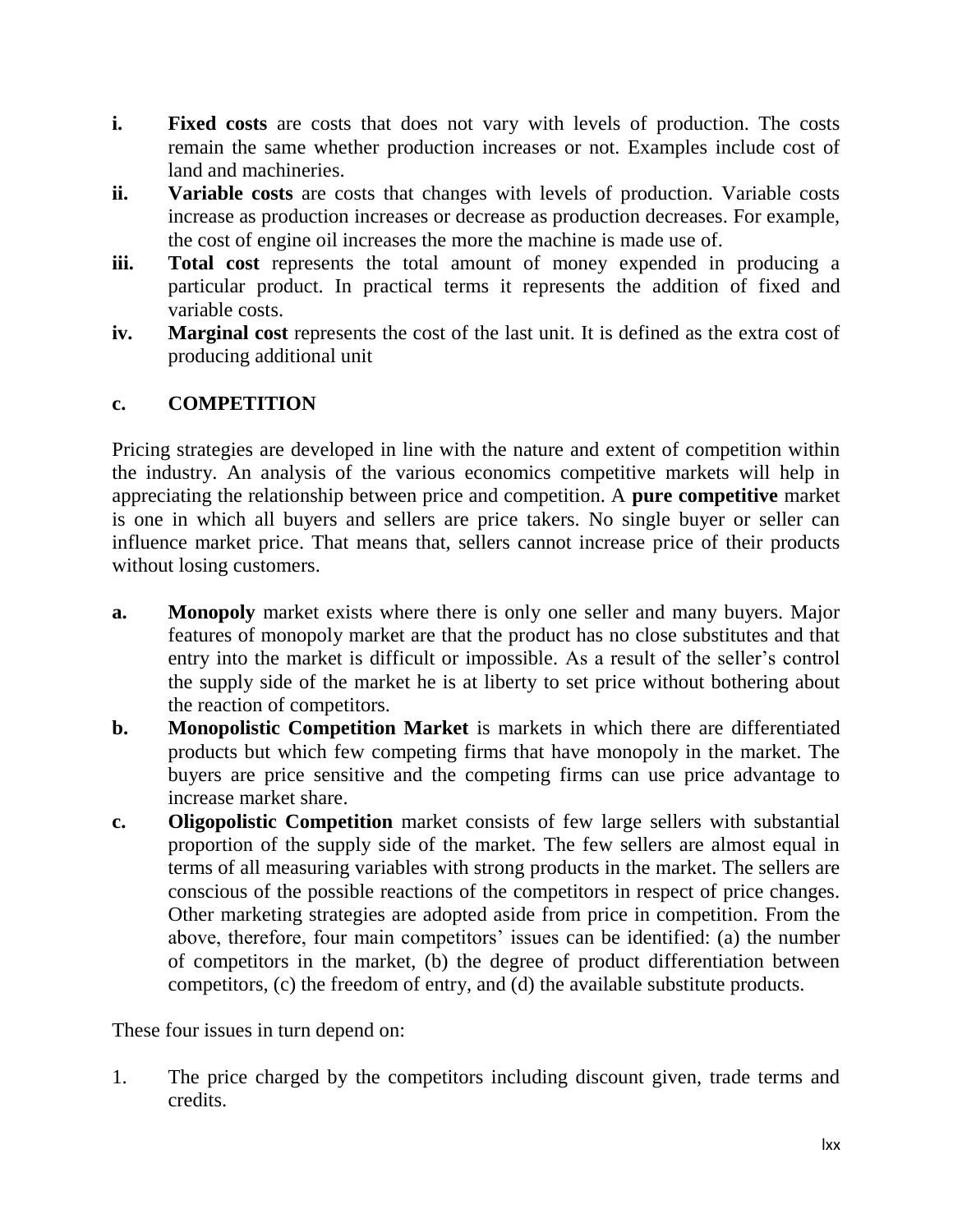i. **Fixed costs** are costs that does not vary with levels of production. The costs remain the same whether production increases or not. Examples include cost of land and machineries.

ii. **Variable costs** are costs that changes with levels of production. Variable costs increase as production increases or decrease as production decreases. For example, the cost of engine oil increases the more the machine is made use of.

iii. **Total cost** represents the total amount of money expended in producing a particular product. In practical terms it represents the addition of fixed and variable costs.

iv. **Marginal cost** represents the cost of the last unit. It is defined as the extra cost of producing additional unit

## c. COMPETITION

Pricing strategies are developed in line with the nature and extent of competition within the industry. An analysis of the various economics competitive markets will help in appreciating the relationship between price and competition. A **pure competitive** market is one in which all buyers and sellers are price takers. No single buyer or seller can influence market price. That means that, sellers cannot increase price of their products without losing customers.

a. **Monopoly** market exists where there is only one seller and many buyers. Major features of monopoly market are that the product has no close substitutes and that entry into the market is difficult or impossible. As a result of the seller's control the supply side of the market he is at liberty to set price without bothering about the reaction of competitors.

b. **Monopolistic Competition Market** is markets in which there are differentiated products but which few competing firms that have monopoly in the market. The buyers are price sensitive and the competing firms can use price advantage to increase market share.

c. **Oligopolistic Competition** market consists of few large sellers with substantial proportion of the supply side of the market. The few sellers are almost equal in terms of all measuring variables with strong products in the market. The sellers are conscious of the possible reactions of the competitors in respect of price changes. Other marketing strategies are adopted aside from price in competition. From the above, therefore, four main competitors' issues can be identified: (a) the number of competitors in the market, (b) the degree of product differentiation between competitors, (c) the freedom of entry, and (d) the available substitute products.

These four issues in turn depend on:

1. The price charged by the competitors including discount given, trade terms and credits.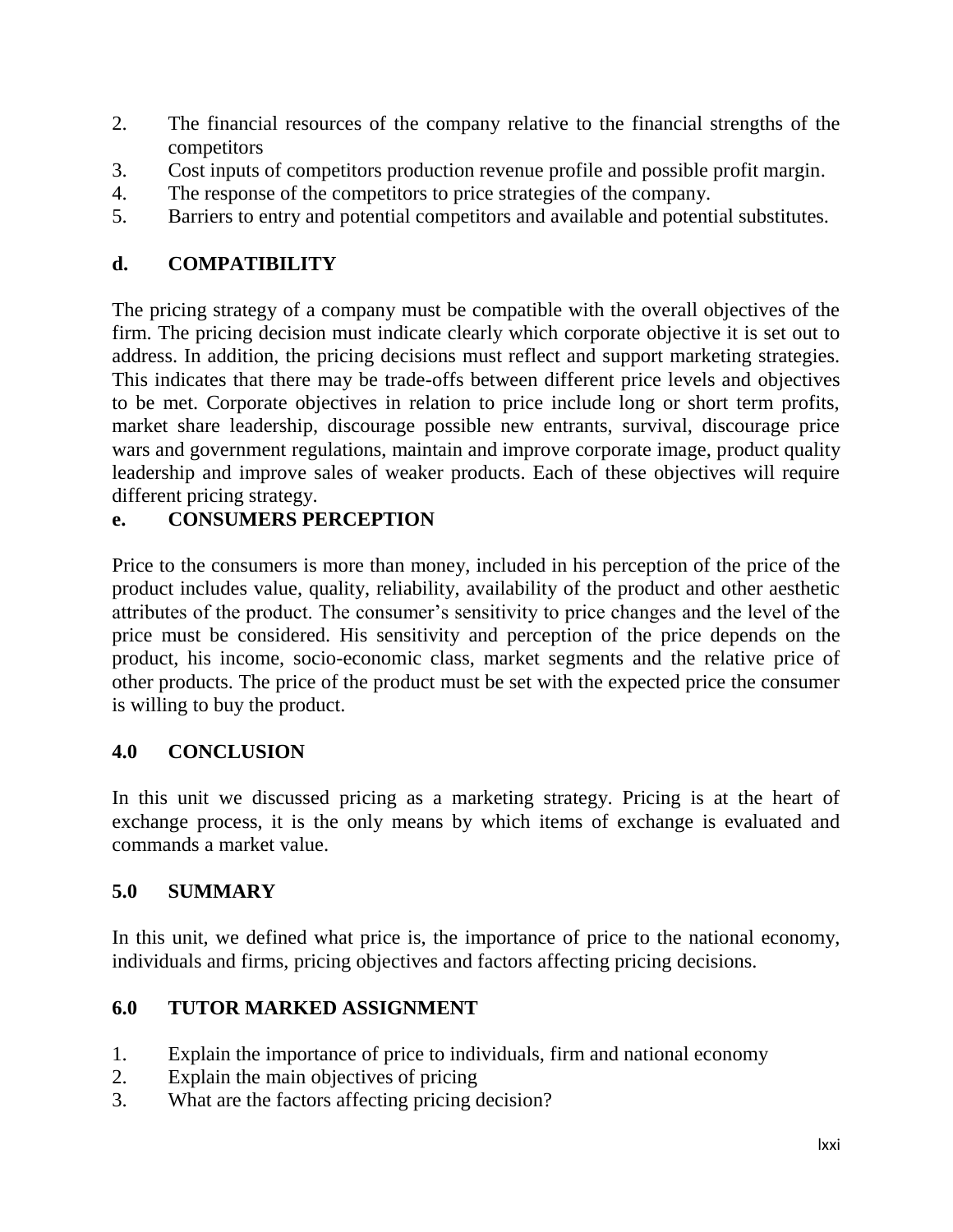2. The financial resources of the company relative to the financial strengths of the competitors
3. Cost inputs of competitors production revenue profile and possible profit margin.
4. The response of the competitors to price strategies of the company.
5. Barriers to entry and potential competitors and available and potential substitutes.

### d. COMPATIBILITY

The pricing strategy of a company must be compatible with the overall objectives of the firm. The pricing decision must indicate clearly which corporate objective it is set out to address. In addition, the pricing decisions must reflect and support marketing strategies. This indicates that there may be trade-offs between different price levels and objectives to be met. Corporate objectives in relation to price include long or short term profits, market share leadership, discourage possible new entrants, survival, discourage price wars and government regulations, maintain and improve corporate image, product quality leadership and improve sales of weaker products. Each of these objectives will require different pricing strategy.

### e. CONSUMERS PERCEPTION

Price to the consumers is more than money, included in his perception of the price of the product includes value, quality, reliability, availability of the product and other aesthetic attributes of the product. The consumer's sensitivity to price changes and the level of the price must be considered. His sensitivity and perception of the price depends on the product, his income, socio-economic class, market segments and the relative price of other products. The price of the product must be set with the expected price the consumer is willing to buy the product.

## 4.0 CONCLUSION

In this unit we discussed pricing as a marketing strategy. Pricing is at the heart of exchange process, it is the only means by which items of exchange is evaluated and commands a market value.

## 5.0 SUMMARY

In this unit, we defined what price is, the importance of price to the national economy, individuals and firms, pricing objectives and factors affecting pricing decisions.

## 6.0 TUTOR MARKED ASSIGNMENT

1. Explain the importance of price to individuals, firm and national economy
2. Explain the main objectives of pricing
3. What are the factors affecting pricing decision?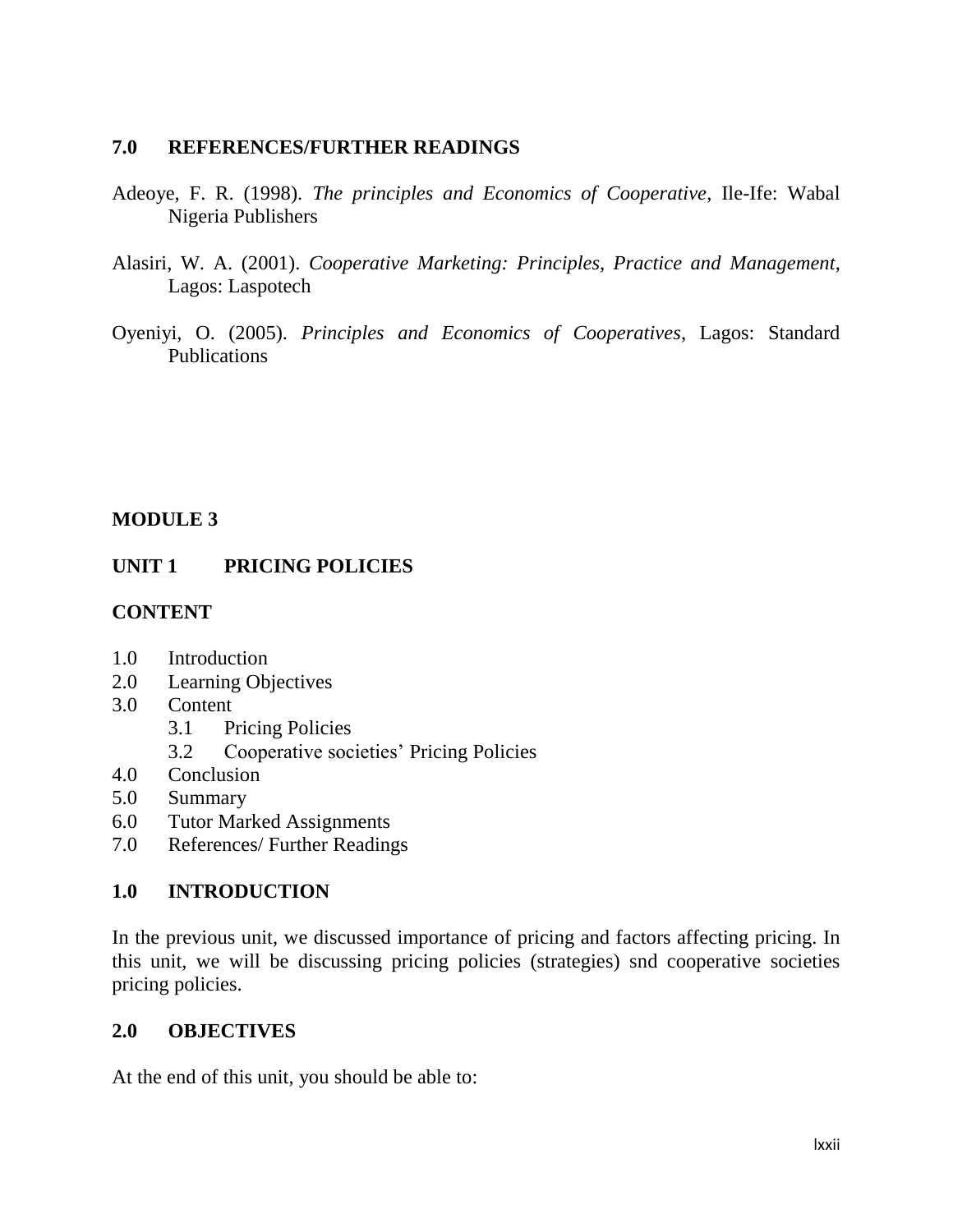## 7.0 REFERENCES/FURTHER READINGS

Adeoye, F. R. (1998). *The principles and Economics of Cooperative*, Ile-Ife: Wabal Nigeria Publishers

Alasiri, W. A. (2001). *Cooperative Marketing: Principles, Practice and Management*, Lagos: Laspotech

Oyeniyi, O. (2005). *Principles and Economics of Cooperatives*, Lagos: Standard Publications

# MODULE 3

## UNIT 1 PRICING POLICIES

### CONTENT

1.0 Introduction
2.0 Learning Objectives
3.0 Content
  3.1 Pricing Policies
  3.2 Cooperative societies' Pricing Policies
4.0 Conclusion
5.0 Summary
6.0 Tutor Marked Assignments
7.0 References/ Further Readings

## 1.0 INTRODUCTION

In the previous unit, we discussed importance of pricing and factors affecting pricing. In this unit, we will be discussing pricing policies (strategies) snd cooperative societies pricing policies.

## 2.0 OBJECTIVES

At the end of this unit, you should be able to: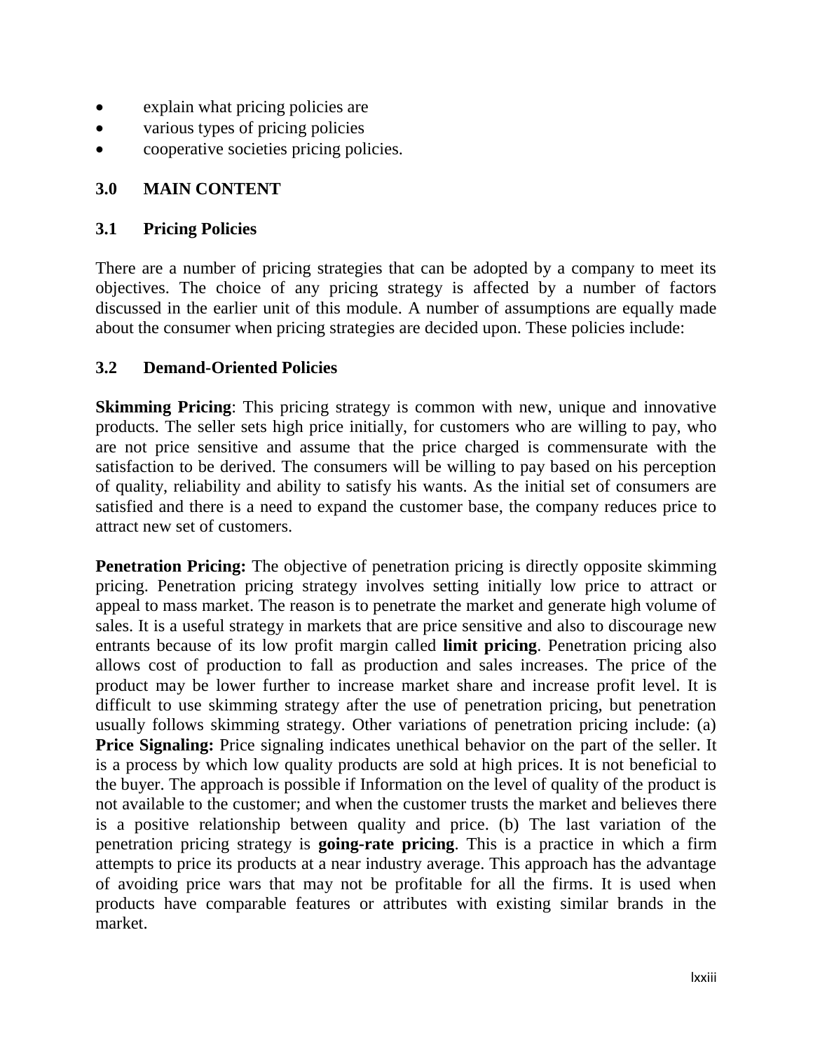- explain what pricing policies are
- various types of pricing policies
- cooperative societies pricing policies.

## 3.0 MAIN CONTENT

### 3.1 Pricing Policies

There are a number of pricing strategies that can be adopted by a company to meet its objectives. The choice of any pricing strategy is affected by a number of factors discussed in the earlier unit of this module. A number of assumptions are equally made about the consumer when pricing strategies are decided upon. These policies include:

### 3.2 Demand-Oriented Policies

**Skimming Pricing**: This pricing strategy is common with new, unique and innovative products. The seller sets high price initially, for customers who are willing to pay, who are not price sensitive and assume that the price charged is commensurate with the satisfaction to be derived. The consumers will be willing to pay based on his perception of quality, reliability and ability to satisfy his wants. As the initial set of consumers are satisfied and there is a need to expand the customer base, the company reduces price to attract new set of customers.

**Penetration Pricing:** The objective of penetration pricing is directly opposite skimming pricing. Penetration pricing strategy involves setting initially low price to attract or appeal to mass market. The reason is to penetrate the market and generate high volume of sales. It is a useful strategy in markets that are price sensitive and also to discourage new entrants because of its low profit margin called **limit pricing**. Penetration pricing also allows cost of production to fall as production and sales increases. The price of the product may be lower further to increase market share and increase profit level. It is difficult to use skimming strategy after the use of penetration pricing, but penetration usually follows skimming strategy. Other variations of penetration pricing include: (a) **Price Signaling:** Price signaling indicates unethical behavior on the part of the seller. It is a process by which low quality products are sold at high prices. It is not beneficial to the buyer. The approach is possible if Information on the level of quality of the product is not available to the customer; and when the customer trusts the market and believes there is a positive relationship between quality and price. (b) The last variation of the penetration pricing strategy is **going-rate pricing**. This is a practice in which a firm attempts to price its products at a near industry average. This approach has the advantage of avoiding price wars that may not be profitable for all the firms. It is used when products have comparable features or attributes with existing similar brands in the market.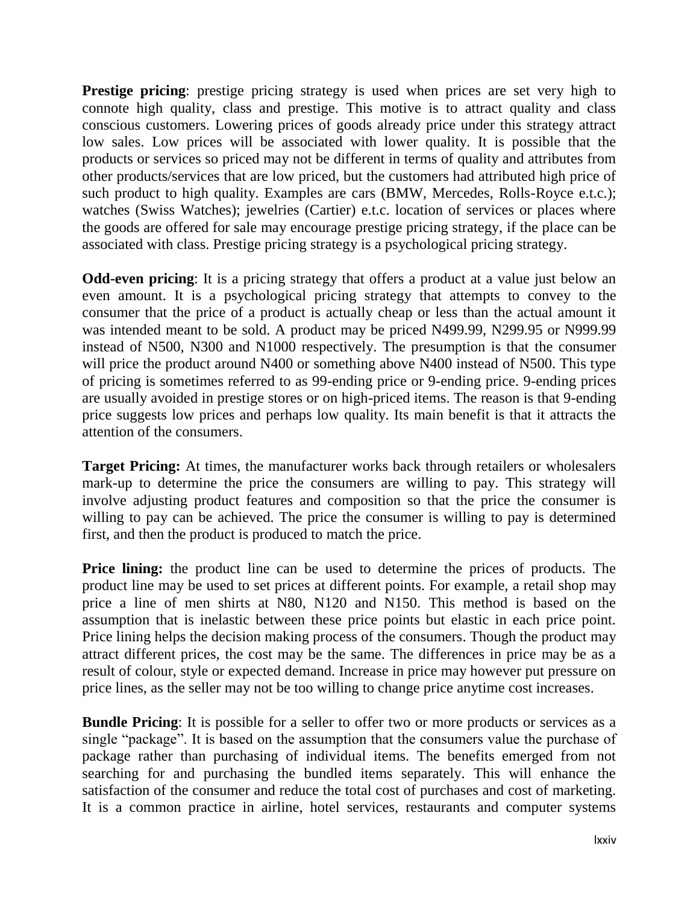**Prestige pricing**: prestige pricing strategy is used when prices are set very high to connote high quality, class and prestige. This motive is to attract quality and class conscious customers. Lowering prices of goods already price under this strategy attract low sales. Low prices will be associated with lower quality. It is possible that the products or services so priced may not be different in terms of quality and attributes from other products/services that are low priced, but the customers had attributed high price of such product to high quality. Examples are cars (BMW, Mercedes, Rolls-Royce e.t.c.); watches (Swiss Watches); jewelries (Cartier) e.t.c. location of services or places where the goods are offered for sale may encourage prestige pricing strategy, if the place can be associated with class. Prestige pricing strategy is a psychological pricing strategy.

**Odd-even pricing**: It is a pricing strategy that offers a product at a value just below an even amount. It is a psychological pricing strategy that attempts to convey to the consumer that the price of a product is actually cheap or less than the actual amount it was intended meant to be sold. A product may be priced N499.99, N299.95 or N999.99 instead of N500, N300 and N1000 respectively. The presumption is that the consumer will price the product around N400 or something above N400 instead of N500. This type of pricing is sometimes referred to as 99-ending price or 9-ending price. 9-ending prices are usually avoided in prestige stores or on high-priced items. The reason is that 9-ending price suggests low prices and perhaps low quality. Its main benefit is that it attracts the attention of the consumers.

**Target Pricing:** At times, the manufacturer works back through retailers or wholesalers mark-up to determine the price the consumers are willing to pay. This strategy will involve adjusting product features and composition so that the price the consumer is willing to pay can be achieved. The price the consumer is willing to pay is determined first, and then the product is produced to match the price.

**Price lining:** the product line can be used to determine the prices of products. The product line may be used to set prices at different points. For example, a retail shop may price a line of men shirts at N80, N120 and N150. This method is based on the assumption that is inelastic between these price points but elastic in each price point. Price lining helps the decision making process of the consumers. Though the product may attract different prices, the cost may be the same. The differences in price may be as a result of colour, style or expected demand. Increase in price may however put pressure on price lines, as the seller may not be too willing to change price anytime cost increases.

**Bundle Pricing**: It is possible for a seller to offer two or more products or services as a single "package". It is based on the assumption that the consumers value the purchase of package rather than purchasing of individual items. The benefits emerged from not searching for and purchasing the bundled items separately. This will enhance the satisfaction of the consumer and reduce the total cost of purchases and cost of marketing. It is a common practice in airline, hotel services, restaurants and computer systems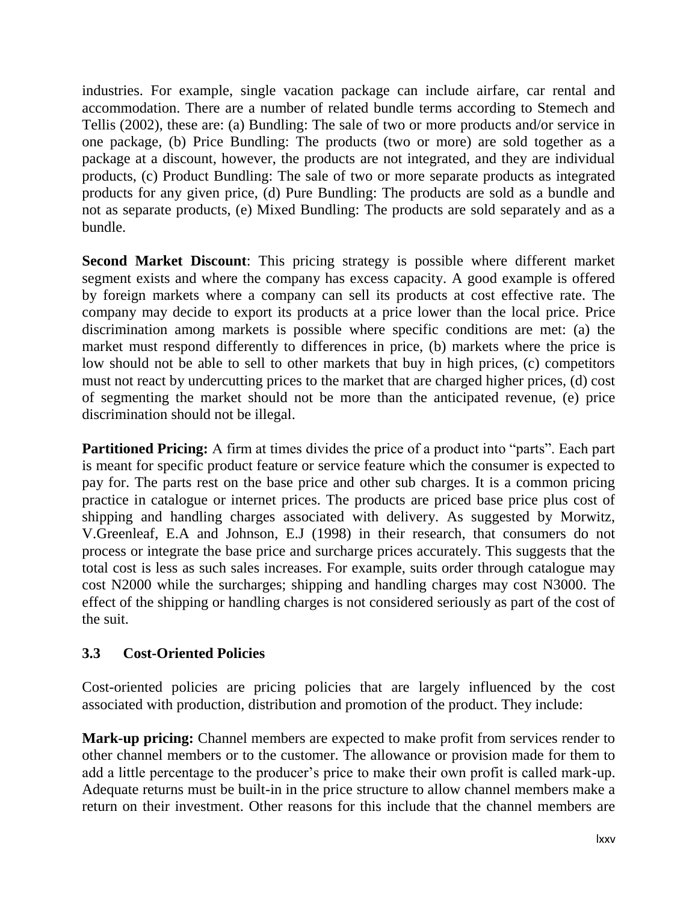industries. For example, single vacation package can include airfare, car rental and accommodation. There are a number of related bundle terms according to Stemech and Tellis (2002), these are: (a) Bundling: The sale of two or more products and/or service in one package, (b) Price Bundling: The products (two or more) are sold together as a package at a discount, however, the products are not integrated, and they are individual products, (c) Product Bundling: The sale of two or more separate products as integrated products for any given price, (d) Pure Bundling: The products are sold as a bundle and not as separate products, (e) Mixed Bundling: The products are sold separately and as a bundle.

**Second Market Discount**: This pricing strategy is possible where different market segment exists and where the company has excess capacity. A good example is offered by foreign markets where a company can sell its products at cost effective rate. The company may decide to export its products at a price lower than the local price. Price discrimination among markets is possible where specific conditions are met: (a) the market must respond differently to differences in price, (b) markets where the price is low should not be able to sell to other markets that buy in high prices, (c) competitors must not react by undercutting prices to the market that are charged higher prices, (d) cost of segmenting the market should not be more than the anticipated revenue, (e) price discrimination should not be illegal.

**Partitioned Pricing:** A firm at times divides the price of a product into "parts". Each part is meant for specific product feature or service feature which the consumer is expected to pay for. The parts rest on the base price and other sub charges. It is a common pricing practice in catalogue or internet prices. The products are priced base price plus cost of shipping and handling charges associated with delivery. As suggested by Morwitz, V.Greenleaf, E.A and Johnson, E.J (1998) in their research, that consumers do not process or integrate the base price and surcharge prices accurately. This suggests that the total cost is less as such sales increases. For example, suits order through catalogue may cost N2000 while the surcharges; shipping and handling charges may cost N3000. The effect of the shipping or handling charges is not considered seriously as part of the cost of the suit.

### 3.3 Cost-Oriented Policies

Cost-oriented policies are pricing policies that are largely influenced by the cost associated with production, distribution and promotion of the product. They include:

**Mark-up pricing:** Channel members are expected to make profit from services render to other channel members or to the customer. The allowance or provision made for them to add a little percentage to the producer's price to make their own profit is called mark-up. Adequate returns must be built-in in the price structure to allow channel members make a return on their investment. Other reasons for this include that the channel members are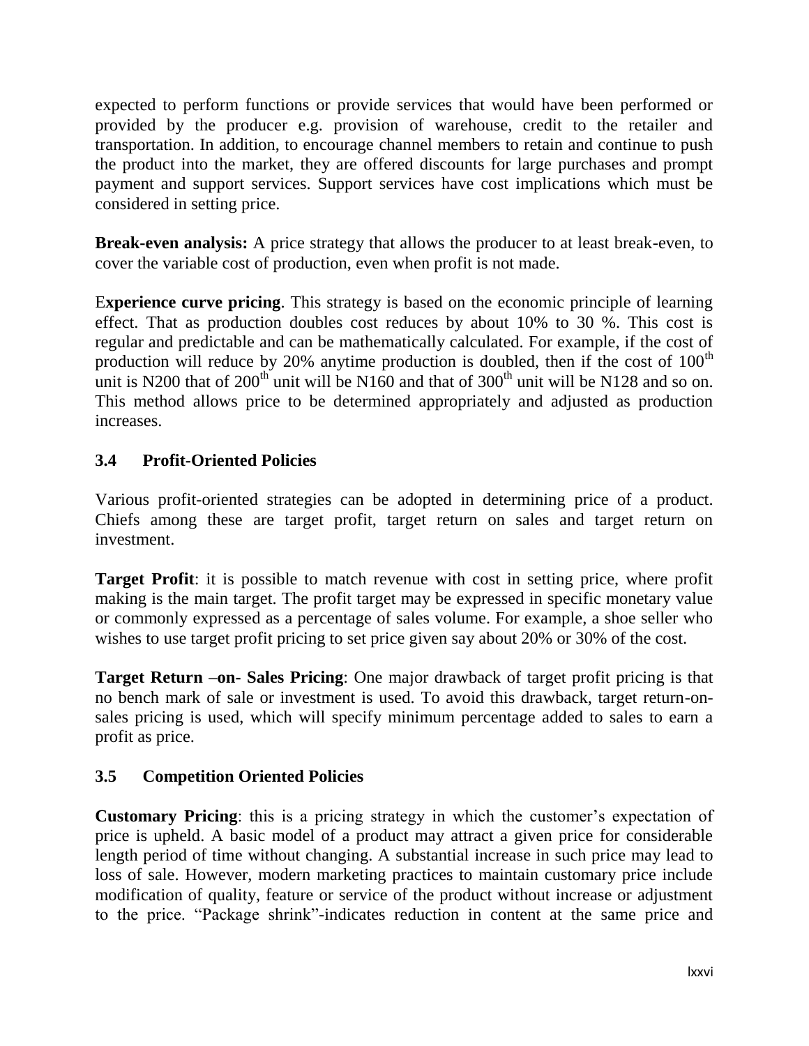expected to perform functions or provide services that would have been performed or provided by the producer e.g. provision of warehouse, credit to the retailer and transportation. In addition, to encourage channel members to retain and continue to push the product into the market, they are offered discounts for large purchases and prompt payment and support services. Support services have cost implications which must be considered in setting price.

**Break-even analysis:** A price strategy that allows the producer to at least break-even, to cover the variable cost of production, even when profit is not made.

E**xperience curve pricing**. This strategy is based on the economic principle of learning effect. That as production doubles cost reduces by about 10% to 30 %. This cost is regular and predictable and can be mathematically calculated. For example, if the cost of production will reduce by 20% anytime production is doubled, then if the cost of $100^{th}$ unit is N200 that of $200^{th}$ unit will be N160 and that of $300^{th}$ unit will be N128 and so on. This method allows price to be determined appropriately and adjusted as production increases.

### 3.4 Profit-Oriented Policies

Various profit-oriented strategies can be adopted in determining price of a product. Chiefs among these are target profit, target return on sales and target return on investment.

**Target Profit**: it is possible to match revenue with cost in setting price, where profit making is the main target. The profit target may be expressed in specific monetary value or commonly expressed as a percentage of sales volume. For example, a shoe seller who wishes to use target profit pricing to set price given say about 20% or 30% of the cost.

**Target Return –on- Sales Pricing**: One major drawback of target profit pricing is that no bench mark of sale or investment is used. To avoid this drawback, target return-on-sales pricing is used, which will specify minimum percentage added to sales to earn a profit as price.

### 3.5 Competition Oriented Policies

**Customary Pricing**: this is a pricing strategy in which the customer's expectation of price is upheld. A basic model of a product may attract a given price for considerable length period of time without changing. A substantial increase in such price may lead to loss of sale. However, modern marketing practices to maintain customary price include modification of quality, feature or service of the product without increase or adjustment to the price. "Package shrink"-indicates reduction in content at the same price and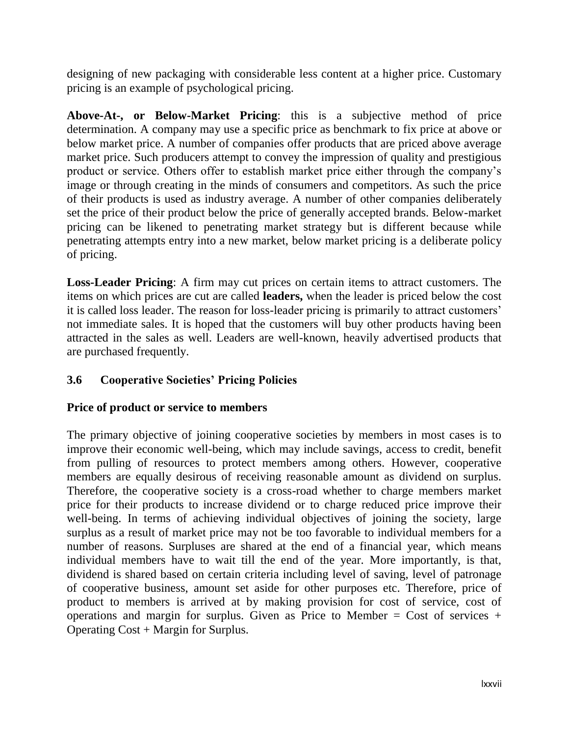designing of new packaging with considerable less content at a higher price. Customary pricing is an example of psychological pricing.

**Above-At-, or Below-Market Pricing**: this is a subjective method of price determination. A company may use a specific price as benchmark to fix price at above or below market price. A number of companies offer products that are priced above average market price. Such producers attempt to convey the impression of quality and prestigious product or service. Others offer to establish market price either through the company's image or through creating in the minds of consumers and competitors. As such the price of their products is used as industry average. A number of other companies deliberately set the price of their product below the price of generally accepted brands. Below-market pricing can be likened to penetrating market strategy but is different because while penetrating attempts entry into a new market, below market pricing is a deliberate policy of pricing.

**Loss-Leader Pricing**: A firm may cut prices on certain items to attract customers. The items on which prices are cut are called **leaders,** when the leader is priced below the cost it is called loss leader. The reason for loss-leader pricing is primarily to attract customers' not immediate sales. It is hoped that the customers will buy other products having been attracted in the sales as well. Leaders are well-known, heavily advertised products that are purchased frequently.

### 3.6 Cooperative Societies' Pricing Policies

**Price of product or service to members**

The primary objective of joining cooperative societies by members in most cases is to improve their economic well-being, which may include savings, access to credit, benefit from pulling of resources to protect members among others. However, cooperative members are equally desirous of receiving reasonable amount as dividend on surplus. Therefore, the cooperative society is a cross-road whether to charge members market price for their products to increase dividend or to charge reduced price improve their well-being. In terms of achieving individual objectives of joining the society, large surplus as a result of market price may not be too favorable to individual members for a number of reasons. Surpluses are shared at the end of a financial year, which means individual members have to wait till the end of the year. More importantly, is that, dividend is shared based on certain criteria including level of saving, level of patronage of cooperative business, amount set aside for other purposes etc. Therefore, price of product to members is arrived at by making provision for cost of service, cost of operations and margin for surplus. Given as Price to Member = Cost of services + Operating Cost + Margin for Surplus.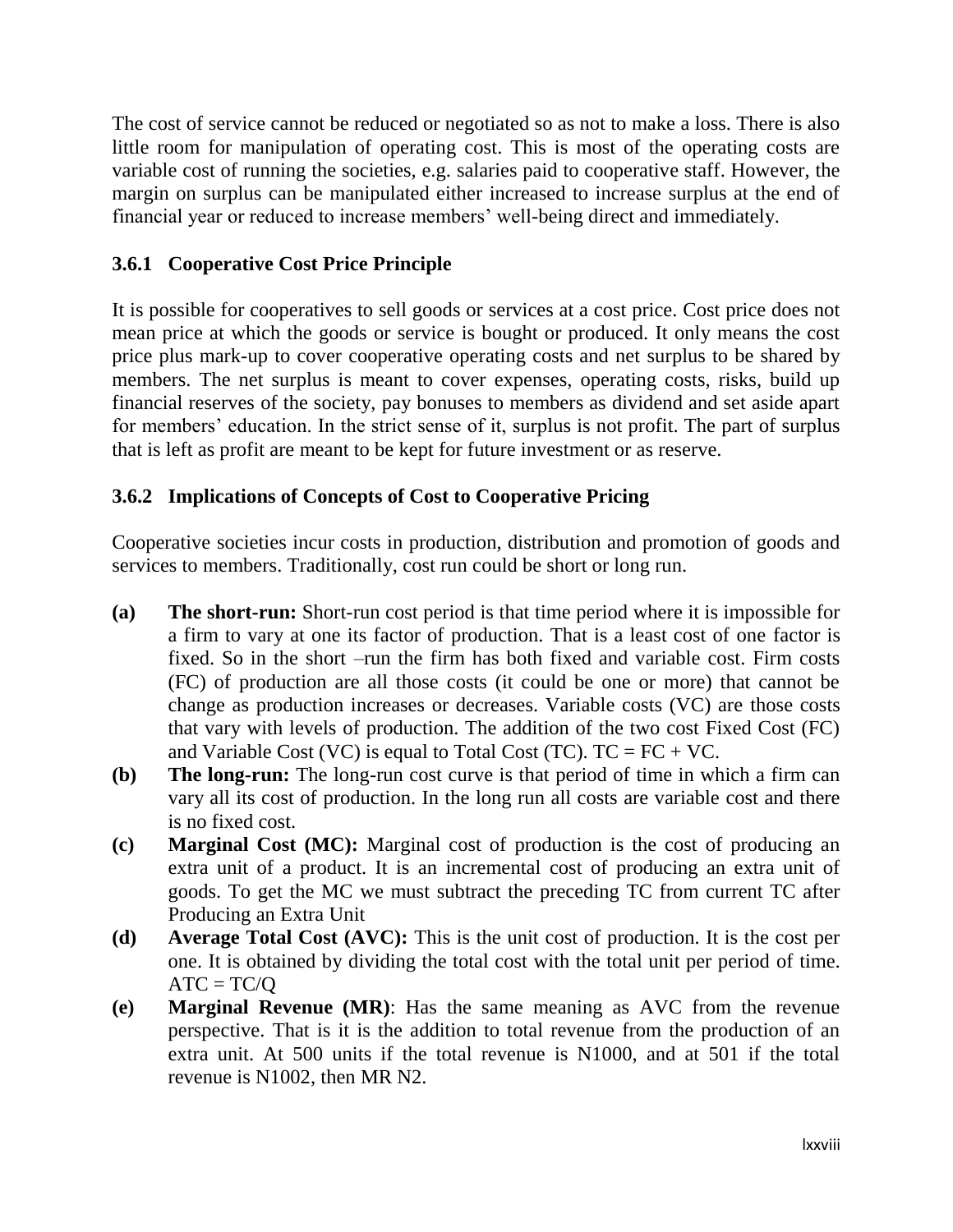The cost of service cannot be reduced or negotiated so as not to make a loss. There is also little room for manipulation of operating cost. This is most of the operating costs are variable cost of running the societies, e.g. salaries paid to cooperative staff. However, the margin on surplus can be manipulated either increased to increase surplus at the end of financial year or reduced to increase members' well-being direct and immediately.

### 3.6.1 Cooperative Cost Price Principle

It is possible for cooperatives to sell goods or services at a cost price. Cost price does not mean price at which the goods or service is bought or produced. It only means the cost price plus mark-up to cover cooperative operating costs and net surplus to be shared by members. The net surplus is meant to cover expenses, operating costs, risks, build up financial reserves of the society, pay bonuses to members as dividend and set aside apart for members' education. In the strict sense of it, surplus is not profit. The part of surplus that is left as profit are meant to be kept for future investment or as reserve.

### 3.6.2 Implications of Concepts of Cost to Cooperative Pricing

Cooperative societies incur costs in production, distribution and promotion of goods and services to members. Traditionally, cost run could be short or long run.

**(a)** **The short-run:** Short-run cost period is that time period where it is impossible for a firm to vary at one its factor of production. That is a least cost of one factor is fixed. So in the short –run the firm has both fixed and variable cost. Firm costs (FC) of production are all those costs (it could be one or more) that cannot be change as production increases or decreases. Variable costs (VC) are those costs that vary with levels of production. The addition of the two cost Fixed Cost (FC) and Variable Cost (VC) is equal to Total Cost (TC). $TC = FC + VC$.

**(b)** **The long-run:** The long-run cost curve is that period of time in which a firm can vary all its cost of production. In the long run all costs are variable cost and there is no fixed cost.

**(c)** **Marginal Cost (MC):** Marginal cost of production is the cost of producing an extra unit of a product. It is an incremental cost of producing an extra unit of goods. To get the MC we must subtract the preceding TC from current TC after Producing an Extra Unit

**(d)** **Average Total Cost (AVC):** This is the unit cost of production. It is the cost per one. It is obtained by dividing the total cost with the total unit per period of time. $ATC = TC/Q$

**(e)** **Marginal Revenue (MR)**: Has the same meaning as AVC from the revenue perspective. That is it is the addition to total revenue from the production of an extra unit. At 500 units if the total revenue is N1000, and at 501 if the total revenue is N1002, then MR N2.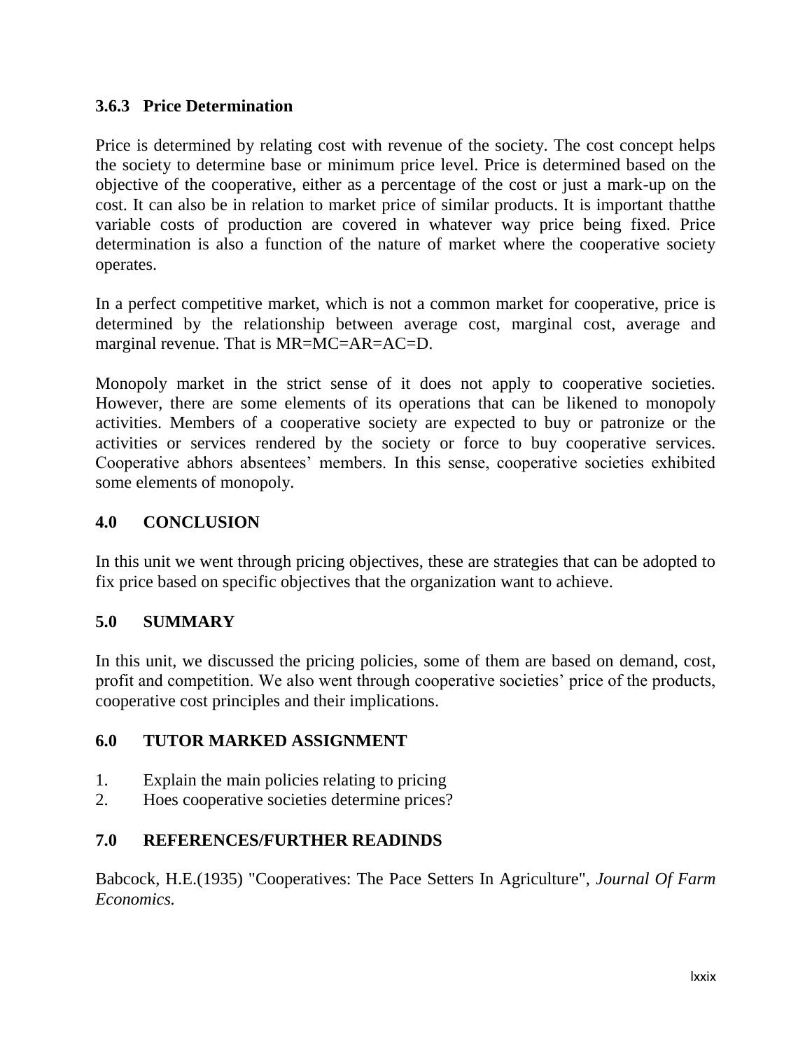### 3.6.3 Price Determination

Price is determined by relating cost with revenue of the society. The cost concept helps the society to determine base or minimum price level. Price is determined based on the objective of the cooperative, either as a percentage of the cost or just a mark-up on the cost. It can also be in relation to market price of similar products. It is important thatthe variable costs of production are covered in whatever way price being fixed. Price determination is also a function of the nature of market where the cooperative society operates.

In a perfect competitive market, which is not a common market for cooperative, price is determined by the relationship between average cost, marginal cost, average and marginal revenue. That is MR=MC=AR=AC=D.

Monopoly market in the strict sense of it does not apply to cooperative societies. However, there are some elements of its operations that can be likened to monopoly activities. Members of a cooperative society are expected to buy or patronize or the activities or services rendered by the society or force to buy cooperative services. Cooperative abhors absentees' members. In this sense, cooperative societies exhibited some elements of monopoly.

## 4.0 CONCLUSION

In this unit we went through pricing objectives, these are strategies that can be adopted to fix price based on specific objectives that the organization want to achieve.

## 5.0 SUMMARY

In this unit, we discussed the pricing policies, some of them are based on demand, cost, profit and competition. We also went through cooperative societies' price of the products, cooperative cost principles and their implications.

## 6.0 TUTOR MARKED ASSIGNMENT

1. Explain the main policies relating to pricing
2. Hoes cooperative societies determine prices?

## 7.0 REFERENCES/FURTHER READINDS

Babcock, H.E.(1935) "Cooperatives: The Pace Setters In Agriculture", *Journal Of Farm Economics.*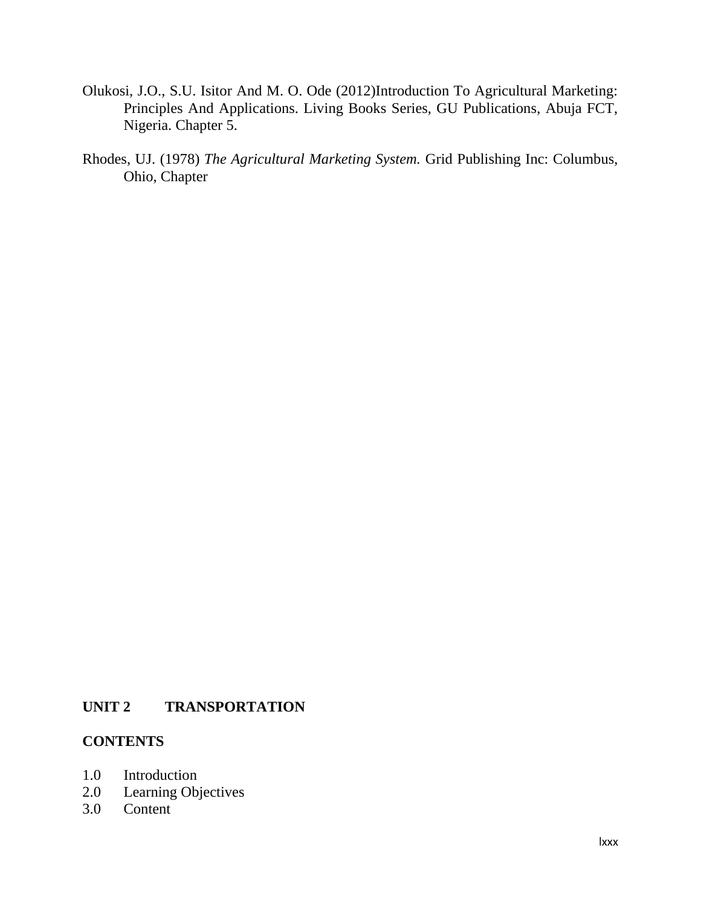Olukosi, J.O., S.U. Isitor And M. O. Ode (2012)Introduction To Agricultural Marketing: Principles And Applications. Living Books Series, GU Publications, Abuja FCT, Nigeria. Chapter 5.

Rhodes, UJ. (1978) *The Agricultural Marketing System.* Grid Publishing Inc: Columbus, Ohio, Chapter

## UNIT 2 TRANSPORTATION

**CONTENTS**

1.0 Introduction
2.0 Learning Objectives
3.0 Content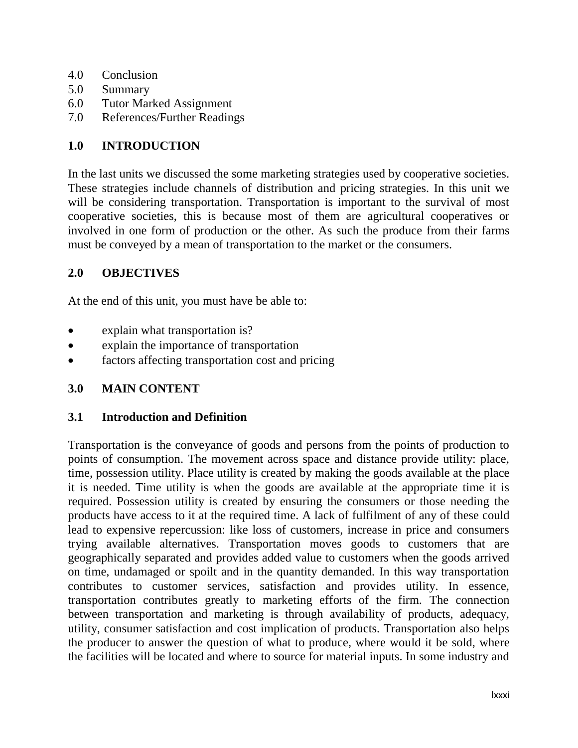4.0 Conclusion
5.0 Summary
6.0 Tutor Marked Assignment
7.0 References/Further Readings

## 1.0 INTRODUCTION

In the last units we discussed the some marketing strategies used by cooperative societies. These strategies include channels of distribution and pricing strategies. In this unit we will be considering transportation. Transportation is important to the survival of most cooperative societies, this is because most of them are agricultural cooperatives or involved in one form of production or the other. As such the produce from their farms must be conveyed by a mean of transportation to the market or the consumers.

## 2.0 OBJECTIVES

At the end of this unit, you must have be able to:

- explain what transportation is?
- explain the importance of transportation
- factors affecting transportation cost and pricing

## 3.0 MAIN CONTENT

### 3.1 Introduction and Definition

Transportation is the conveyance of goods and persons from the points of production to points of consumption. The movement across space and distance provide utility: place, time, possession utility. Place utility is created by making the goods available at the place it is needed. Time utility is when the goods are available at the appropriate time it is required. Possession utility is created by ensuring the consumers or those needing the products have access to it at the required time. A lack of fulfilment of any of these could lead to expensive repercussion: like loss of customers, increase in price and consumers trying available alternatives. Transportation moves goods to customers that are geographically separated and provides added value to customers when the goods arrived on time, undamaged or spoilt and in the quantity demanded. In this way transportation contributes to customer services, satisfaction and provides utility. In essence, transportation contributes greatly to marketing efforts of the firm. The connection between transportation and marketing is through availability of products, adequacy, utility, consumer satisfaction and cost implication of products. Transportation also helps the producer to answer the question of what to produce, where would it be sold, where the facilities will be located and where to source for material inputs. In some industry and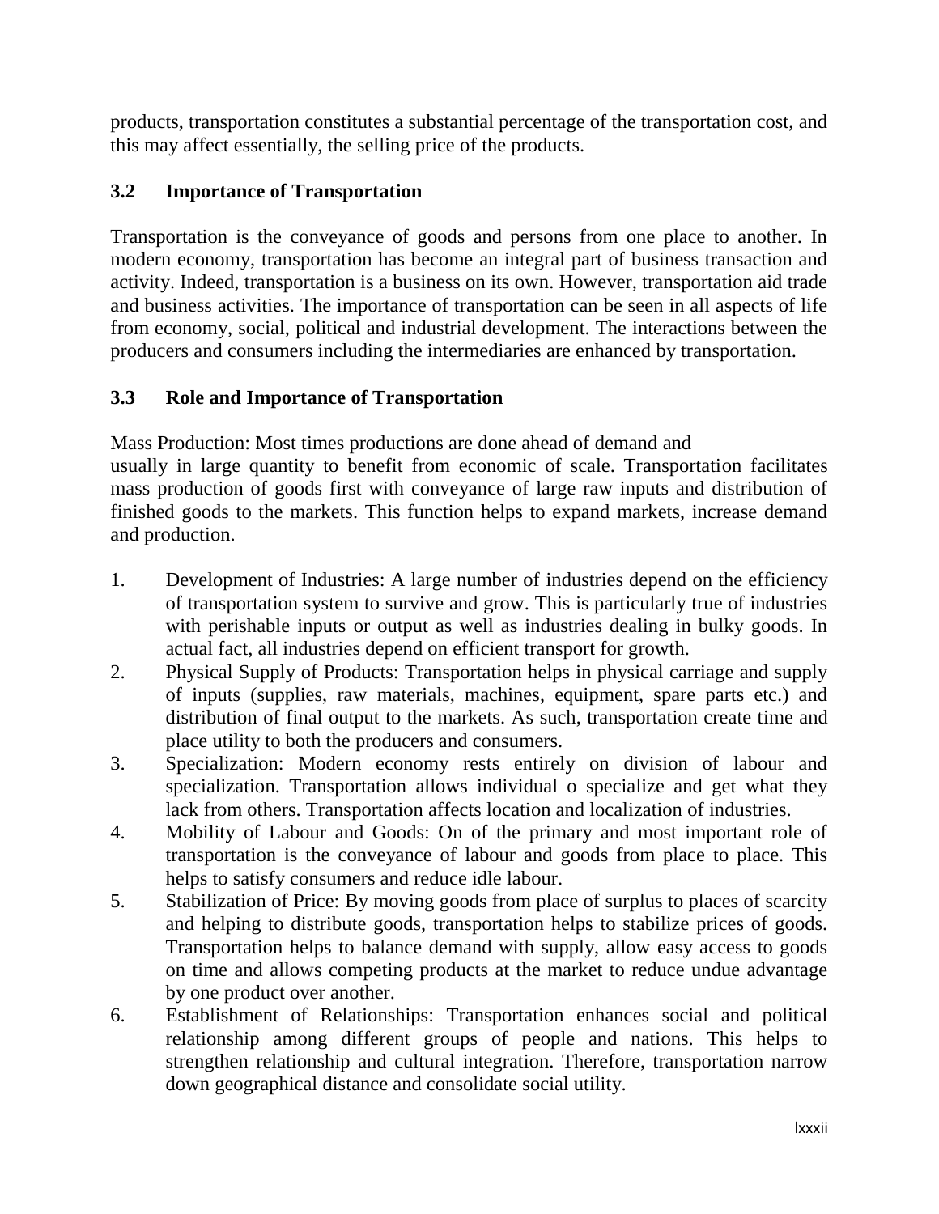products, transportation constitutes a substantial percentage of the transportation cost, and this may affect essentially, the selling price of the products.

### 3.2 Importance of Transportation

Transportation is the conveyance of goods and persons from one place to another. In modern economy, transportation has become an integral part of business transaction and activity. Indeed, transportation is a business on its own. However, transportation aid trade and business activities. The importance of transportation can be seen in all aspects of life from economy, social, political and industrial development. The interactions between the producers and consumers including the intermediaries are enhanced by transportation.

### 3.3 Role and Importance of Transportation

Mass Production: Most times productions are done ahead of demand and usually in large quantity to benefit from economic of scale. Transportation facilitates mass production of goods first with conveyance of large raw inputs and distribution of finished goods to the markets. This function helps to expand markets, increase demand and production.

1. Development of Industries: A large number of industries depend on the efficiency of transportation system to survive and grow. This is particularly true of industries with perishable inputs or output as well as industries dealing in bulky goods. In actual fact, all industries depend on efficient transport for growth.
2. Physical Supply of Products: Transportation helps in physical carriage and supply of inputs (supplies, raw materials, machines, equipment, spare parts etc.) and distribution of final output to the markets. As such, transportation create time and place utility to both the producers and consumers.
3. Specialization: Modern economy rests entirely on division of labour and specialization. Transportation allows individual o specialize and get what they lack from others. Transportation affects location and localization of industries.
4. Mobility of Labour and Goods: On of the primary and most important role of transportation is the conveyance of labour and goods from place to place. This helps to satisfy consumers and reduce idle labour.
5. Stabilization of Price: By moving goods from place of surplus to places of scarcity and helping to distribute goods, transportation helps to stabilize prices of goods. Transportation helps to balance demand with supply, allow easy access to goods on time and allows competing products at the market to reduce undue advantage by one product over another.
6. Establishment of Relationships: Transportation enhances social and political relationship among different groups of people and nations. This helps to strengthen relationship and cultural integration. Therefore, transportation narrow down geographical distance and consolidate social utility.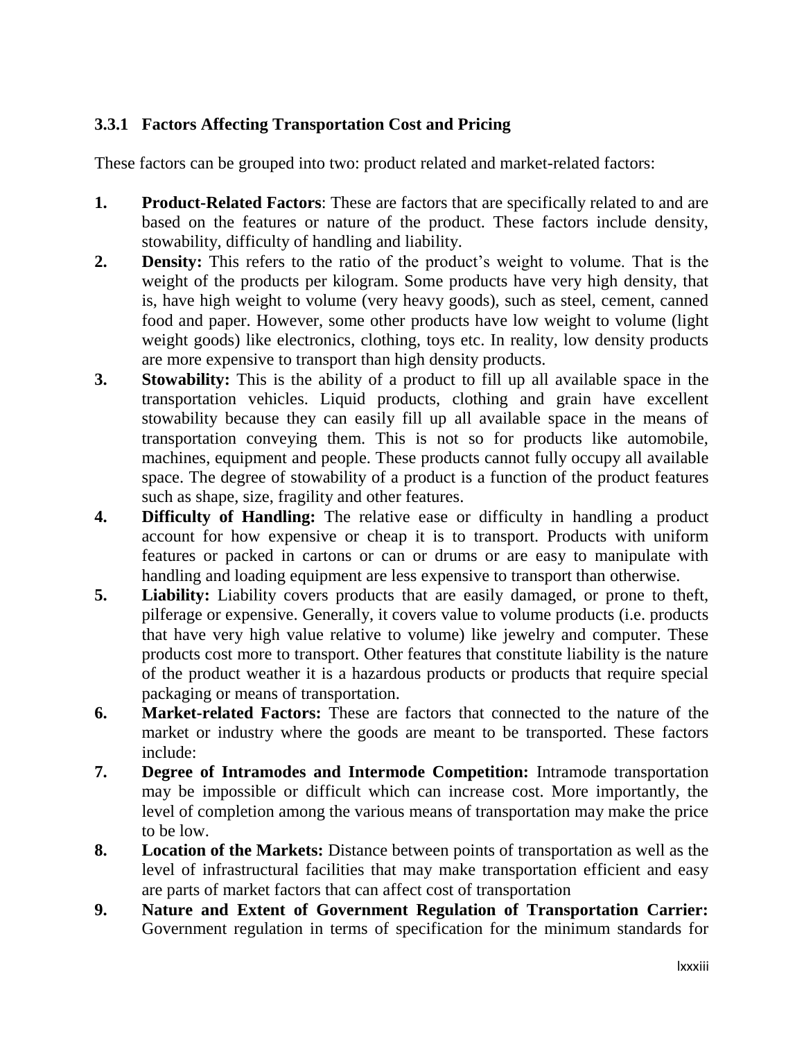### 3.3.1 Factors Affecting Transportation Cost and Pricing

These factors can be grouped into two: product related and market-related factors:

1. **Product-Related Factors**: These are factors that are specifically related to and are based on the features or nature of the product. These factors include density, stowability, difficulty of handling and liability.
2. **Density:** This refers to the ratio of the product's weight to volume. That is the weight of the products per kilogram. Some products have very high density, that is, have high weight to volume (very heavy goods), such as steel, cement, canned food and paper. However, some other products have low weight to volume (light weight goods) like electronics, clothing, toys etc. In reality, low density products are more expensive to transport than high density products.
3. **Stowability:** This is the ability of a product to fill up all available space in the transportation vehicles. Liquid products, clothing and grain have excellent stowability because they can easily fill up all available space in the means of transportation conveying them. This is not so for products like automobile, machines, equipment and people. These products cannot fully occupy all available space. The degree of stowability of a product is a function of the product features such as shape, size, fragility and other features.
4. **Difficulty of Handling:** The relative ease or difficulty in handling a product account for how expensive or cheap it is to transport. Products with uniform features or packed in cartons or can or drums or are easy to manipulate with handling and loading equipment are less expensive to transport than otherwise.
5. **Liability:** Liability covers products that are easily damaged, or prone to theft, pilferage or expensive. Generally, it covers value to volume products (i.e. products that have very high value relative to volume) like jewelry and computer. These products cost more to transport. Other features that constitute liability is the nature of the product weather it is a hazardous products or products that require special packaging or means of transportation.
6. **Market-related Factors:** These are factors that connected to the nature of the market or industry where the goods are meant to be transported. These factors include:
7. **Degree of Intramodes and Intermode Competition:** Intramode transportation may be impossible or difficult which can increase cost. More importantly, the level of completion among the various means of transportation may make the price to be low.
8. **Location of the Markets:** Distance between points of transportation as well as the level of infrastructural facilities that may make transportation efficient and easy are parts of market factors that can affect cost of transportation
9. **Nature and Extent of Government Regulation of Transportation Carrier:** Government regulation in terms of specification for the minimum standards for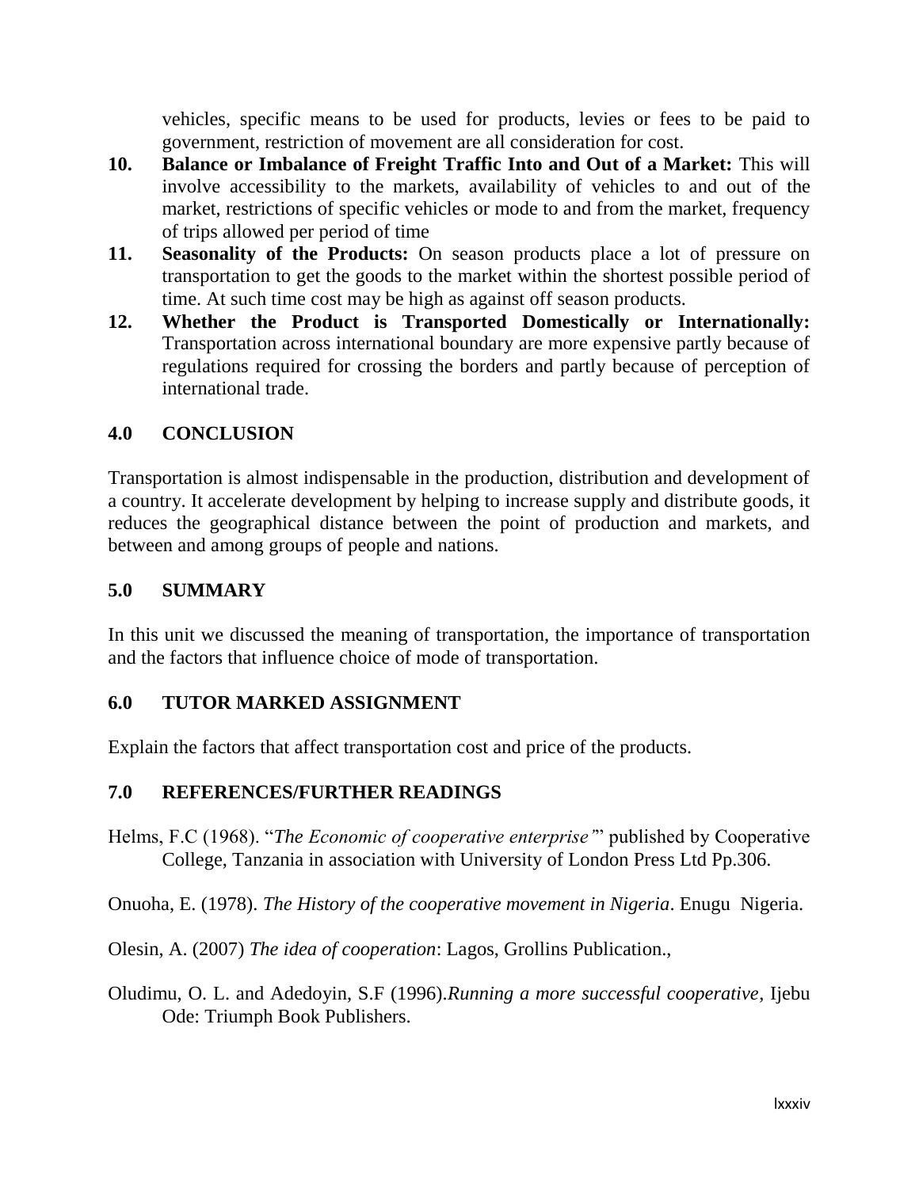vehicles, specific means to be used for products, levies or fees to be paid to government, restriction of movement are all consideration for cost.

10. **Balance or Imbalance of Freight Traffic Into and Out of a Market:** This will involve accessibility to the markets, availability of vehicles to and out of the market, restrictions of specific vehicles or mode to and from the market, frequency of trips allowed per period of time
11. **Seasonality of the Products:** On season products place a lot of pressure on transportation to get the goods to the market within the shortest possible period of time. At such time cost may be high as against off season products.
12. **Whether the Product is Transported Domestically or Internationally:** Transportation across international boundary are more expensive partly because of regulations required for crossing the borders and partly because of perception of international trade.

## 4.0 CONCLUSION

Transportation is almost indispensable in the production, distribution and development of a country. It accelerate development by helping to increase supply and distribute goods, it reduces the geographical distance between the point of production and markets, and between and among groups of people and nations.

## 5.0 SUMMARY

In this unit we discussed the meaning of transportation, the importance of transportation and the factors that influence choice of mode of transportation.

## 6.0 TUTOR MARKED ASSIGNMENT

Explain the factors that affect transportation cost and price of the products.

## 7.0 REFERENCES/FURTHER READINGS

Helms, F.C (1968). "*The Economic of cooperative enterprise*"" published by Cooperative College, Tanzania in association with University of London Press Ltd Pp.306.

Onuoha, E. (1978). *The History of the cooperative movement in Nigeria*. Enugu Nigeria.

Olesin, A. (2007) *The idea of cooperation*: Lagos, Grollins Publication.,

Oludimu, O. L. and Adedoyin, S.F (1996).*Running a more successful cooperative*, Ijebu Ode: Triumph Book Publishers.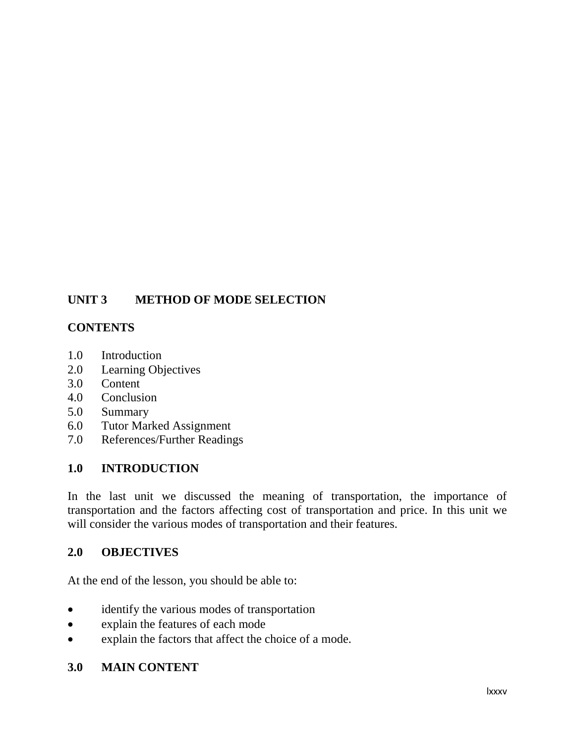## UNIT 3 METHOD OF MODE SELECTION

**CONTENTS**

1.0 Introduction
2.0 Learning Objectives
3.0 Content
4.0 Conclusion
5.0 Summary
6.0 Tutor Marked Assignment
7.0 References/Further Readings

### 1.0 INTRODUCTION

In the last unit we discussed the meaning of transportation, the importance of transportation and the factors affecting cost of transportation and price. In this unit we will consider the various modes of transportation and their features.

### 2.0 OBJECTIVES

At the end of the lesson, you should be able to:

- identify the various modes of transportation
- explain the features of each mode
- explain the factors that affect the choice of a mode.

### 3.0 MAIN CONTENT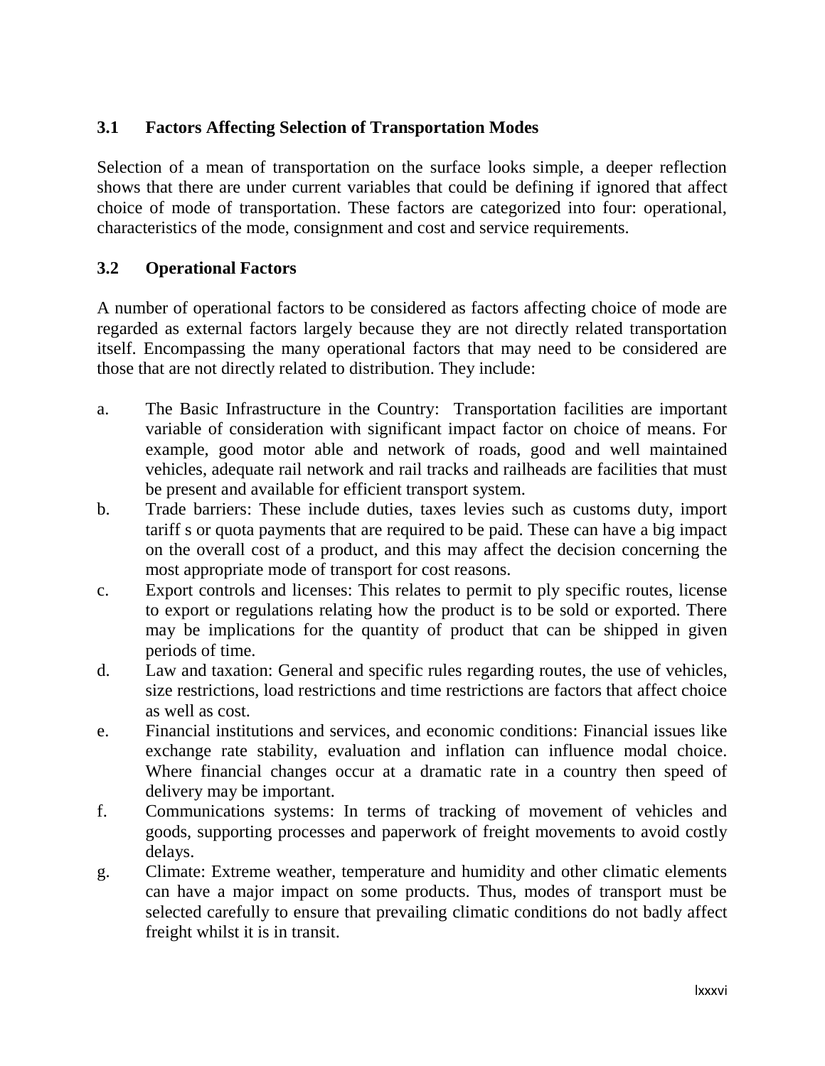### 3.1 Factors Affecting Selection of Transportation Modes

Selection of a mean of transportation on the surface looks simple, a deeper reflection shows that there are under current variables that could be defining if ignored that affect choice of mode of transportation. These factors are categorized into four: operational, characteristics of the mode, consignment and cost and service requirements.

### 3.2 Operational Factors

A number of operational factors to be considered as factors affecting choice of mode are regarded as external factors largely because they are not directly related transportation itself. Encompassing the many operational factors that may need to be considered are those that are not directly related to distribution. They include:

a. The Basic Infrastructure in the Country: Transportation facilities are important variable of consideration with significant impact factor on choice of means. For example, good motor able and network of roads, good and well maintained vehicles, adequate rail network and rail tracks and railheads are facilities that must be present and available for efficient transport system.

b. Trade barriers: These include duties, taxes levies such as customs duty, import tariff s or quota payments that are required to be paid. These can have a big impact on the overall cost of a product, and this may affect the decision concerning the most appropriate mode of transport for cost reasons.

c. Export controls and licenses: This relates to permit to ply specific routes, license to export or regulations relating how the product is to be sold or exported. There may be implications for the quantity of product that can be shipped in given periods of time.

d. Law and taxation: General and specific rules regarding routes, the use of vehicles, size restrictions, load restrictions and time restrictions are factors that affect choice as well as cost.

e. Financial institutions and services, and economic conditions: Financial issues like exchange rate stability, evaluation and inflation can influence modal choice. Where financial changes occur at a dramatic rate in a country then speed of delivery may be important.

f. Communications systems: In terms of tracking of movement of vehicles and goods, supporting processes and paperwork of freight movements to avoid costly delays.

g. Climate: Extreme weather, temperature and humidity and other climatic elements can have a major impact on some products. Thus, modes of transport must be selected carefully to ensure that prevailing climatic conditions do not badly affect freight whilst it is in transit.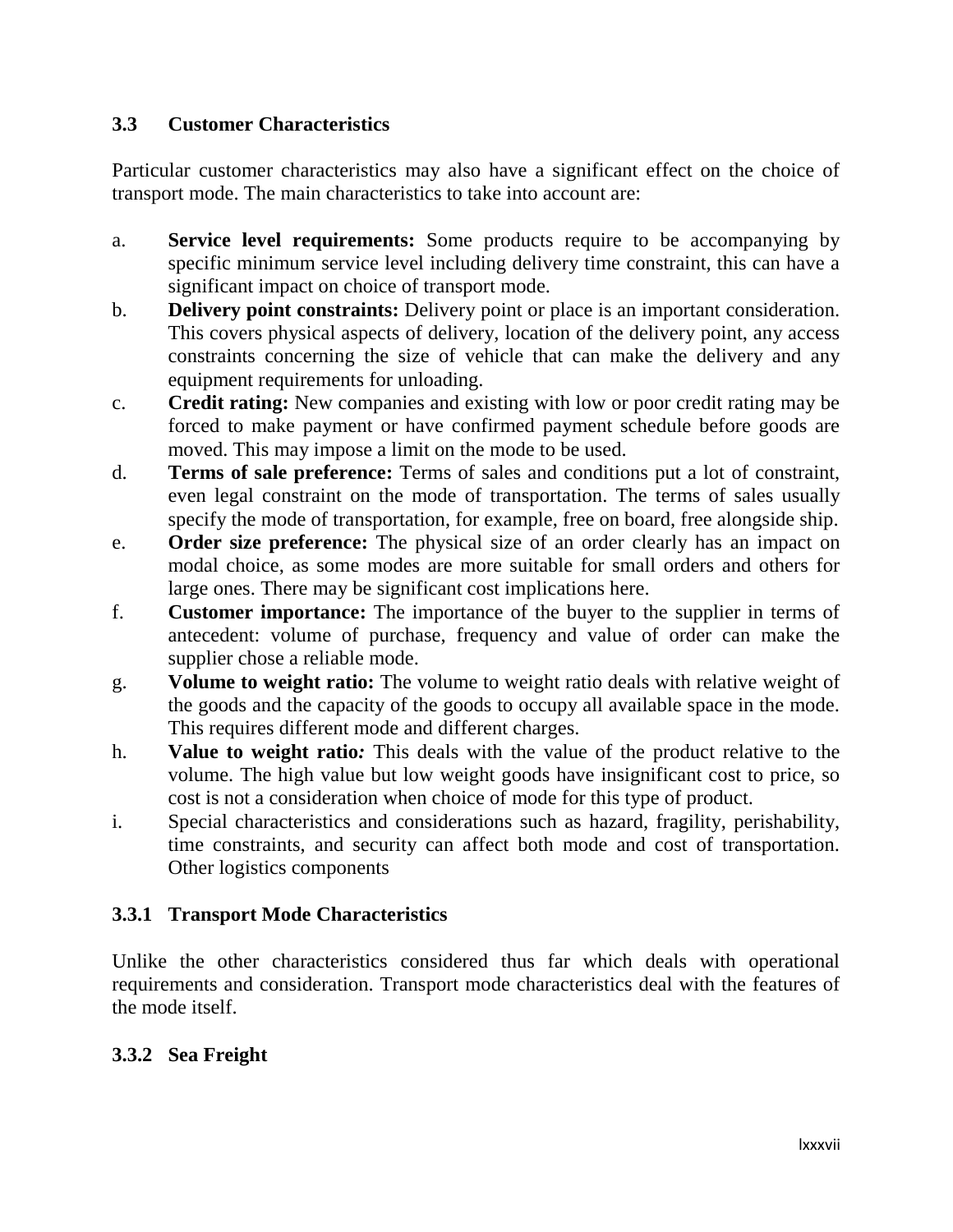### 3.3 Customer Characteristics

Particular customer characteristics may also have a significant effect on the choice of transport mode. The main characteristics to take into account are:

a. **Service level requirements:** Some products require to be accompanying by specific minimum service level including delivery time constraint, this can have a significant impact on choice of transport mode.
b. **Delivery point constraints:** Delivery point or place is an important consideration. This covers physical aspects of delivery, location of the delivery point, any access constraints concerning the size of vehicle that can make the delivery and any equipment requirements for unloading.
c. **Credit rating:** New companies and existing with low or poor credit rating may be forced to make payment or have confirmed payment schedule before goods are moved. This may impose a limit on the mode to be used.
d. **Terms of sale preference:** Terms of sales and conditions put a lot of constraint, even legal constraint on the mode of transportation. The terms of sales usually specify the mode of transportation, for example, free on board, free alongside ship.
e. **Order size preference:** The physical size of an order clearly has an impact on modal choice, as some modes are more suitable for small orders and others for large ones. There may be significant cost implications here.
f. **Customer importance:** The importance of the buyer to the supplier in terms of antecedent: volume of purchase, frequency and value of order can make the supplier chose a reliable mode.
g. **Volume to weight ratio:** The volume to weight ratio deals with relative weight of the goods and the capacity of the goods to occupy all available space in the mode. This requires different mode and different charges.
h. **Value to weight ratio*:*** This deals with the value of the product relative to the volume. The high value but low weight goods have insignificant cost to price, so cost is not a consideration when choice of mode for this type of product.
i. Special characteristics and considerations such as hazard, fragility, perishability, time constraints, and security can affect both mode and cost of transportation. Other logistics components

### 3.3.1 Transport Mode Characteristics

Unlike the other characteristics considered thus far which deals with operational requirements and consideration. Transport mode characteristics deal with the features of the mode itself.

### 3.3.2 Sea Freight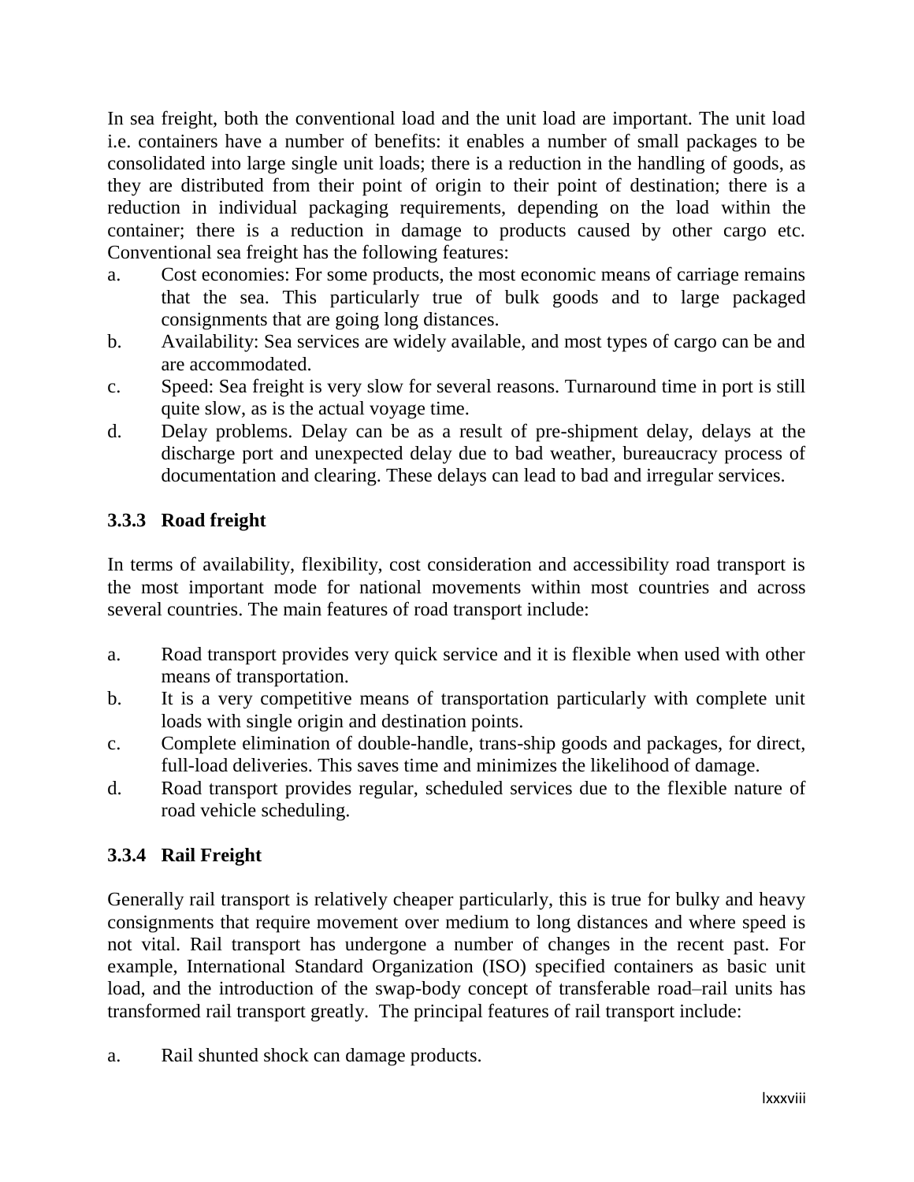In sea freight, both the conventional load and the unit load are important. The unit load i.e. containers have a number of benefits: it enables a number of small packages to be consolidated into large single unit loads; there is a reduction in the handling of goods, as they are distributed from their point of origin to their point of destination; there is a reduction in individual packaging requirements, depending on the load within the container; there is a reduction in damage to products caused by other cargo etc. Conventional sea freight has the following features:

a. Cost economies: For some products, the most economic means of carriage remains that the sea. This particularly true of bulk goods and to large packaged consignments that are going long distances.
b. Availability: Sea services are widely available, and most types of cargo can be and are accommodated.
c. Speed: Sea freight is very slow for several reasons. Turnaround time in port is still quite slow, as is the actual voyage time.
d. Delay problems. Delay can be as a result of pre-shipment delay, delays at the discharge port and unexpected delay due to bad weather, bureaucracy process of documentation and clearing. These delays can lead to bad and irregular services.

### 3.3.3 Road freight

In terms of availability, flexibility, cost consideration and accessibility road transport is the most important mode for national movements within most countries and across several countries. The main features of road transport include:

a. Road transport provides very quick service and it is flexible when used with other means of transportation.
b. It is a very competitive means of transportation particularly with complete unit loads with single origin and destination points.
c. Complete elimination of double-handle, trans-ship goods and packages, for direct, full-load deliveries. This saves time and minimizes the likelihood of damage.
d. Road transport provides regular, scheduled services due to the flexible nature of road vehicle scheduling.

### 3.3.4 Rail Freight

Generally rail transport is relatively cheaper particularly, this is true for bulky and heavy consignments that require movement over medium to long distances and where speed is not vital. Rail transport has undergone a number of changes in the recent past. For example, International Standard Organization (ISO) specified containers as basic unit load, and the introduction of the swap-body concept of transferable road–rail units has transformed rail transport greatly. The principal features of rail transport include:

a. Rail shunted shock can damage products.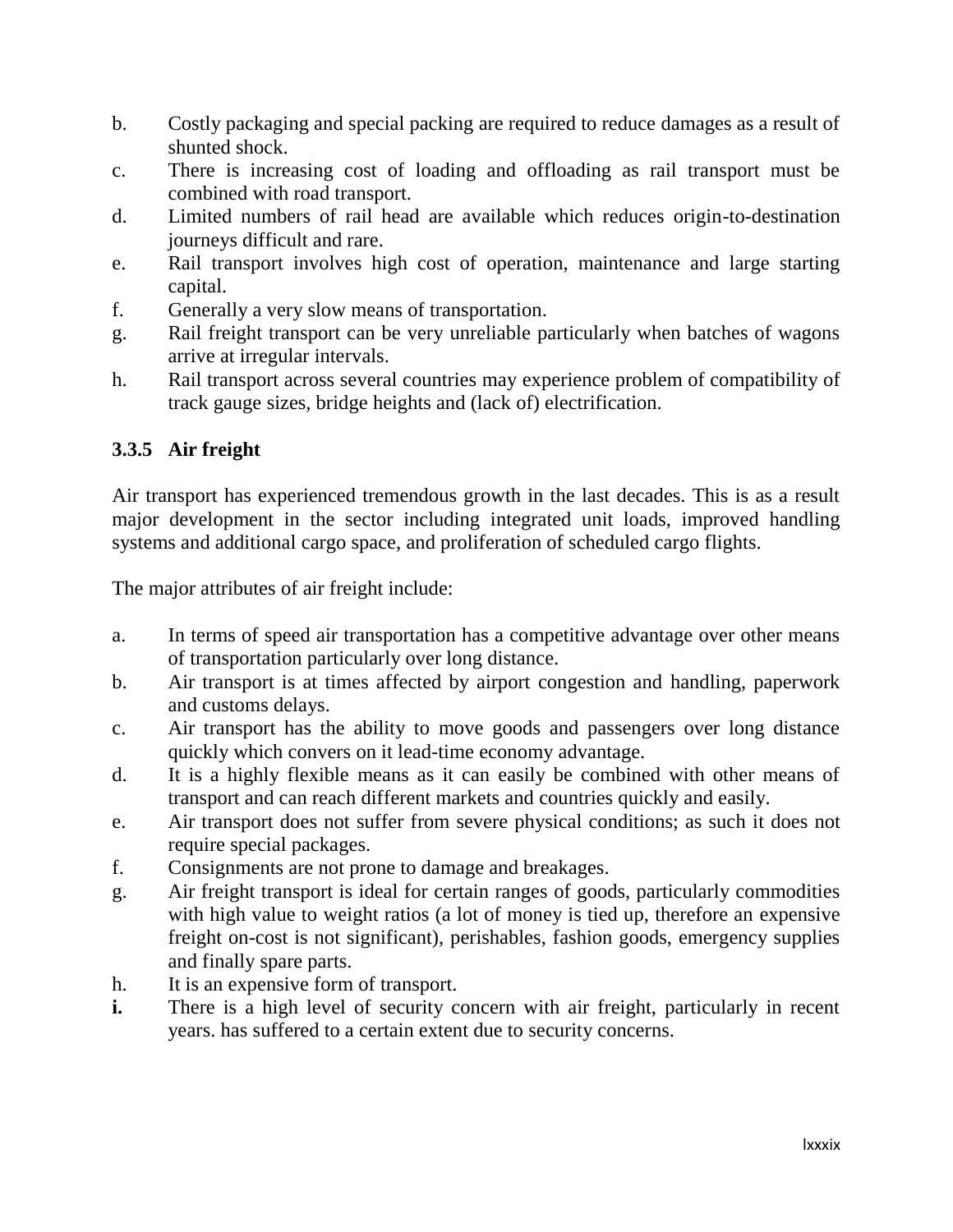b. Costly packaging and special packing are required to reduce damages as a result of shunted shock.
c. There is increasing cost of loading and offloading as rail transport must be combined with road transport.
d. Limited numbers of rail head are available which reduces origin-to-destination journeys difficult and rare.
e. Rail transport involves high cost of operation, maintenance and large starting capital.
f. Generally a very slow means of transportation.
g. Rail freight transport can be very unreliable particularly when batches of wagons arrive at irregular intervals.
h. Rail transport across several countries may experience problem of compatibility of track gauge sizes, bridge heights and (lack of) electrification.

### 3.3.5 Air freight

Air transport has experienced tremendous growth in the last decades. This is as a result major development in the sector including integrated unit loads, improved handling systems and additional cargo space, and proliferation of scheduled cargo flights.

The major attributes of air freight include:

a. In terms of speed air transportation has a competitive advantage over other means of transportation particularly over long distance.
b. Air transport is at times affected by airport congestion and handling, paperwork and customs delays.
c. Air transport has the ability to move goods and passengers over long distance quickly which convers on it lead-time economy advantage.
d. It is a highly flexible means as it can easily be combined with other means of transport and can reach different markets and countries quickly and easily.
e. Air transport does not suffer from severe physical conditions; as such it does not require special packages.
f. Consignments are not prone to damage and breakages.
g. Air freight transport is ideal for certain ranges of goods, particularly commodities with high value to weight ratios (a lot of money is tied up, therefore an expensive freight on-cost is not significant), perishables, fashion goods, emergency supplies and finally spare parts.
h. It is an expensive form of transport.
**i.** There is a high level of security concern with air freight, particularly in recent years. has suffered to a certain extent due to security concerns.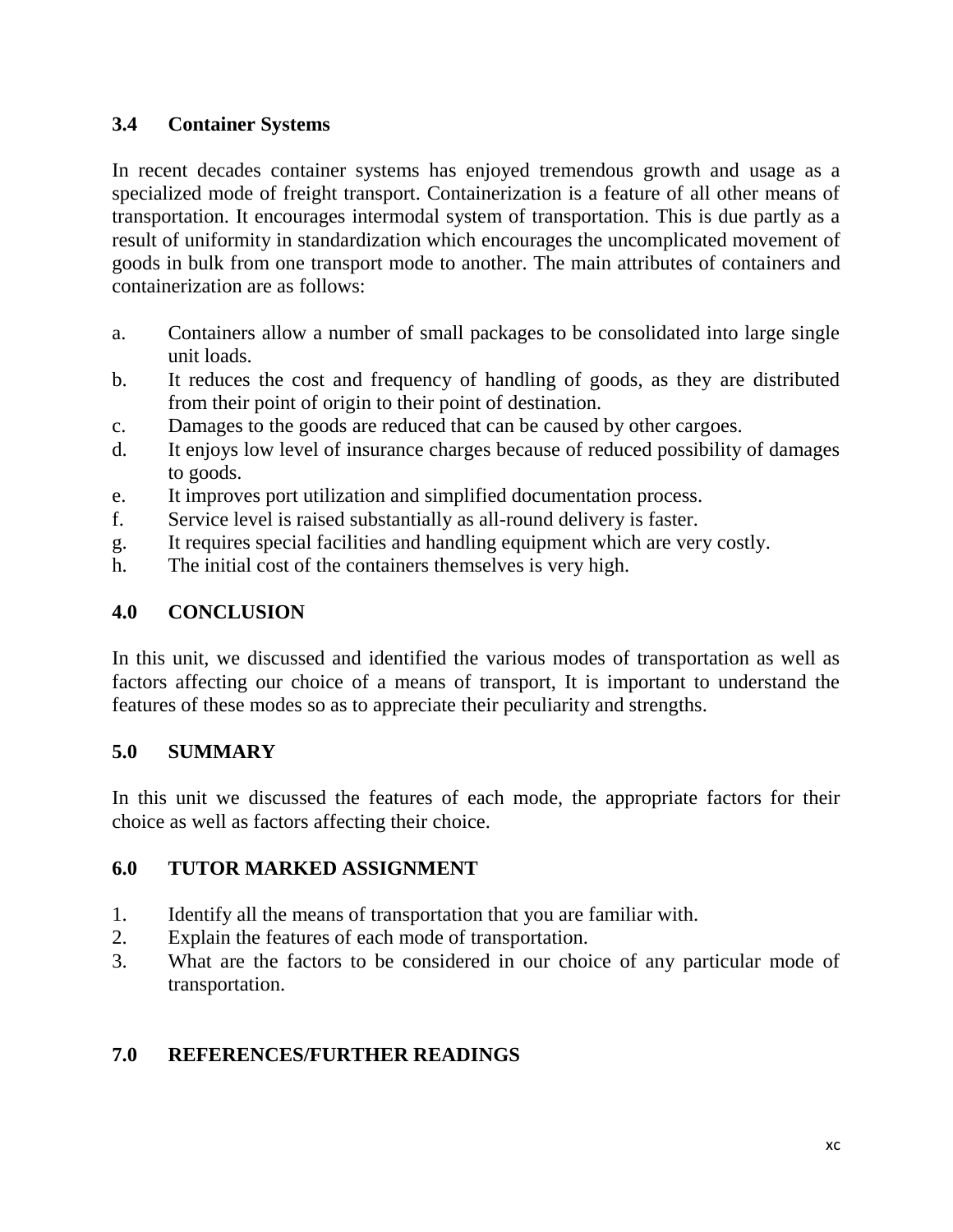### 3.4 Container Systems

In recent decades container systems has enjoyed tremendous growth and usage as a specialized mode of freight transport. Containerization is a feature of all other means of transportation. It encourages intermodal system of transportation. This is due partly as a result of uniformity in standardization which encourages the uncomplicated movement of goods in bulk from one transport mode to another. The main attributes of containers and containerization are as follows:

a. Containers allow a number of small packages to be consolidated into large single unit loads.
b. It reduces the cost and frequency of handling of goods, as they are distributed from their point of origin to their point of destination.
c. Damages to the goods are reduced that can be caused by other cargoes.
d. It enjoys low level of insurance charges because of reduced possibility of damages to goods.
e. It improves port utilization and simplified documentation process.
f. Service level is raised substantially as all-round delivery is faster.
g. It requires special facilities and handling equipment which are very costly.
h. The initial cost of the containers themselves is very high.

## 4.0 CONCLUSION

In this unit, we discussed and identified the various modes of transportation as well as factors affecting our choice of a means of transport, It is important to understand the features of these modes so as to appreciate their peculiarity and strengths.

## 5.0 SUMMARY

In this unit we discussed the features of each mode, the appropriate factors for their choice as well as factors affecting their choice.

## 6.0 TUTOR MARKED ASSIGNMENT

1. Identify all the means of transportation that you are familiar with.
2. Explain the features of each mode of transportation.
3. What are the factors to be considered in our choice of any particular mode of transportation.

## 7.0 REFERENCES/FURTHER READINGS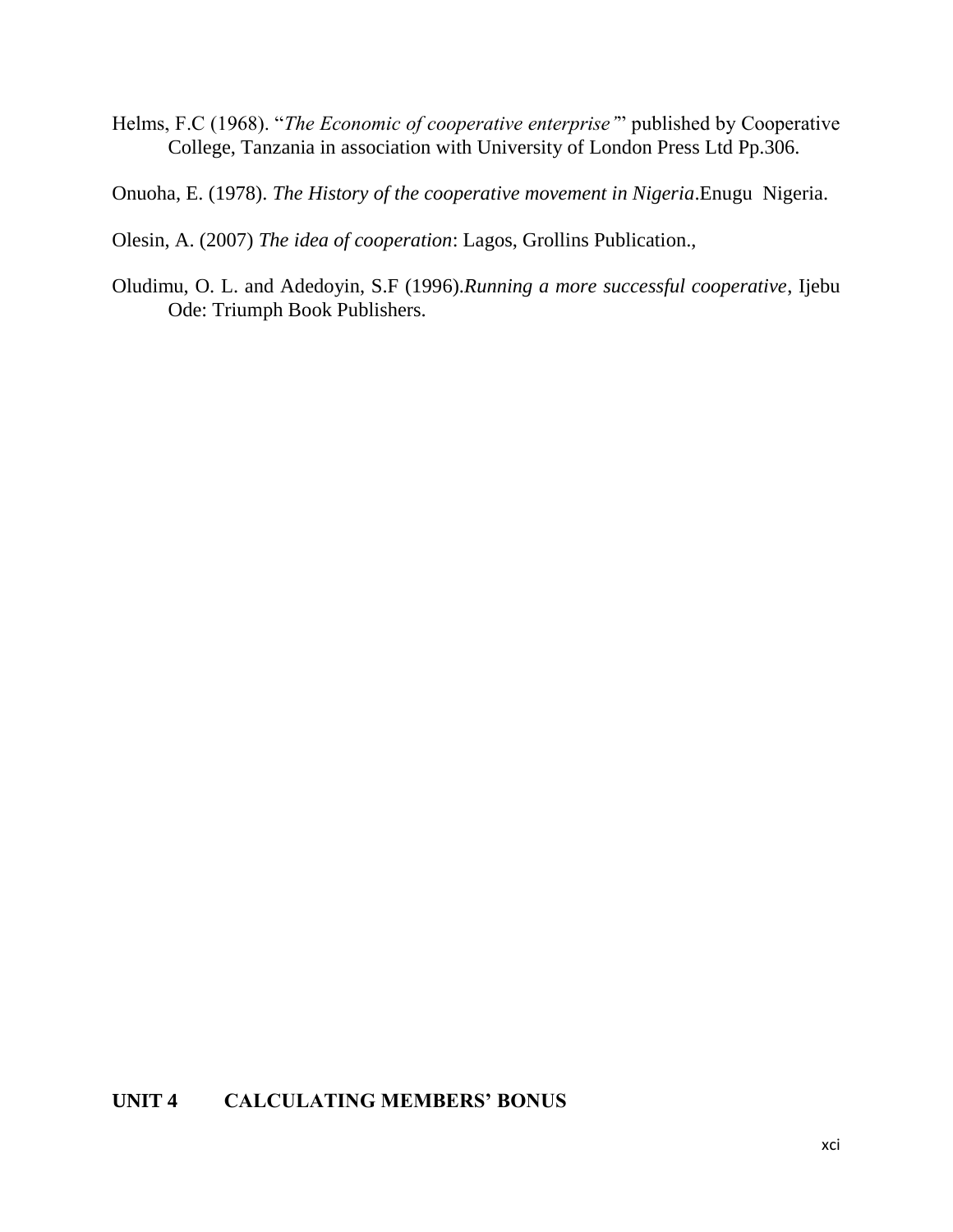Helms, F.C (1968). "*The Economic of cooperative enterprise*"' published by Cooperative College, Tanzania in association with University of London Press Ltd Pp.306.

Onuoha, E. (1978). *The History of the cooperative movement in Nigeria*.Enugu Nigeria.

Olesin, A. (2007) *The idea of cooperation*: Lagos, Grollins Publication.,

Oludimu, O. L. and Adedoyin, S.F (1996).*Running a more successful cooperative*, Ijebu Ode: Triumph Book Publishers.

## UNIT 4 CALCULATING MEMBERS' BONUS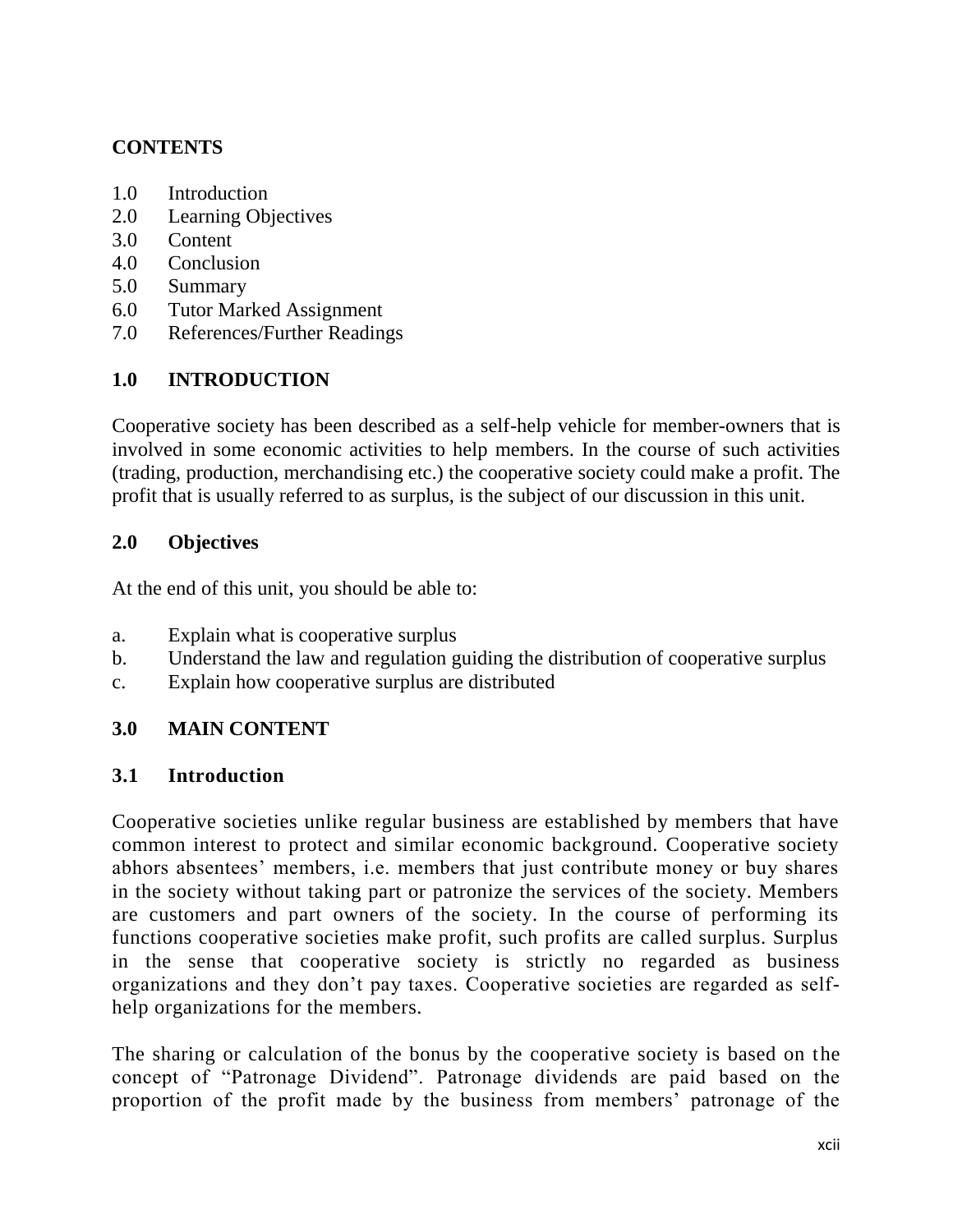**CONTENTS**

1.0 Introduction
2.0 Learning Objectives
3.0 Content
4.0 Conclusion
5.0 Summary
6.0 Tutor Marked Assignment
7.0 References/Further Readings

## 1.0 INTRODUCTION

Cooperative society has been described as a self-help vehicle for member-owners that is involved in some economic activities to help members. In the course of such activities (trading, production, merchandising etc.) the cooperative society could make a profit. The profit that is usually referred to as surplus, is the subject of our discussion in this unit.

## 2.0 Objectives

At the end of this unit, you should be able to:

a. Explain what is cooperative surplus
b. Understand the law and regulation guiding the distribution of cooperative surplus
c. Explain how cooperative surplus are distributed

## 3.0 MAIN CONTENT

### 3.1 Introduction

Cooperative societies unlike regular business are established by members that have common interest to protect and similar economic background. Cooperative society abhors absentees' members, i.e. members that just contribute money or buy shares in the society without taking part or patronize the services of the society. Members are customers and part owners of the society. In the course of performing its functions cooperative societies make profit, such profits are called surplus. Surplus in the sense that cooperative society is strictly no regarded as business organizations and they don't pay taxes. Cooperative societies are regarded as self-help organizations for the members.

The sharing or calculation of the bonus by the cooperative society is based on the concept of "Patronage Dividend". Patronage dividends are paid based on the proportion of the profit made by the business from members' patronage of the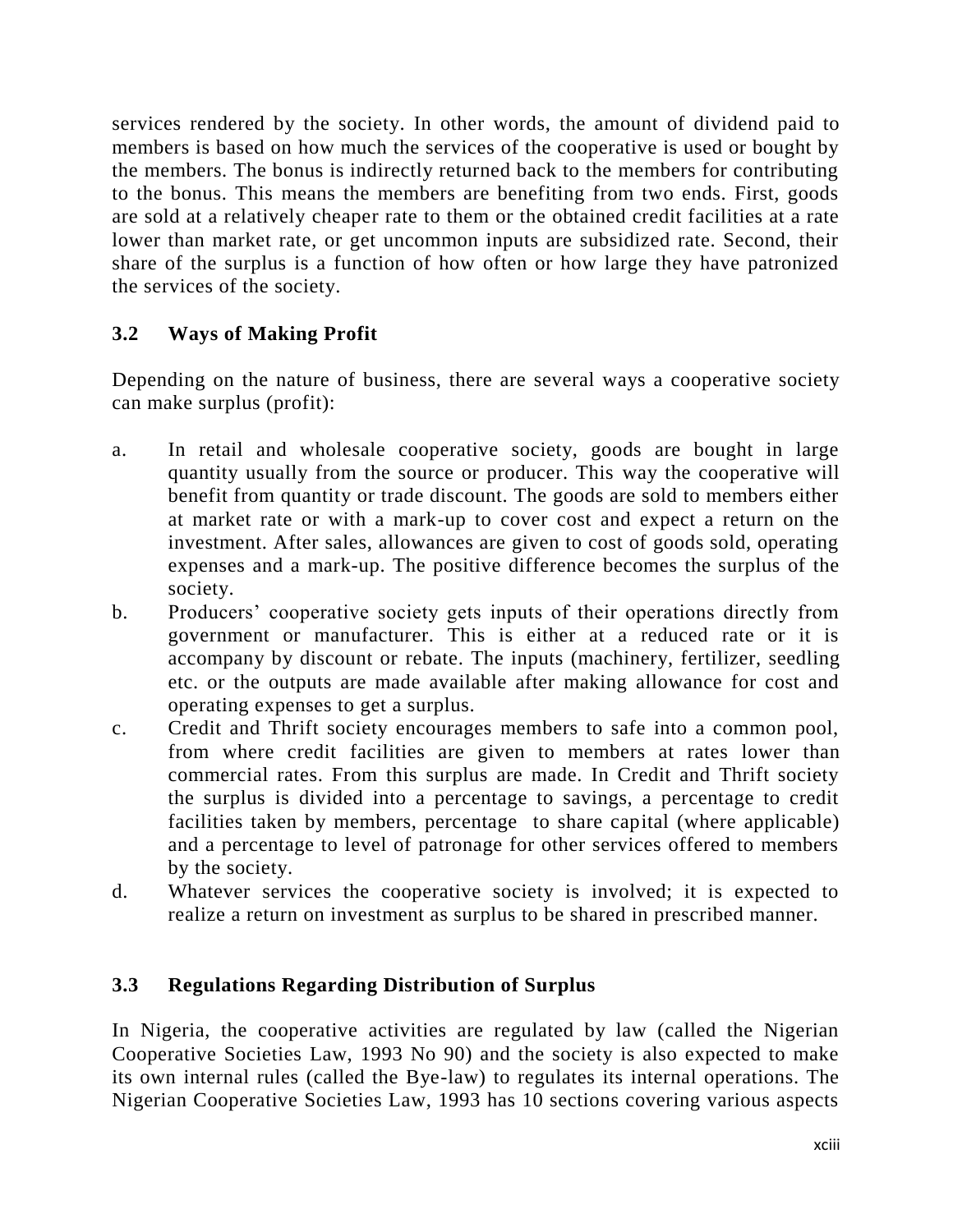services rendered by the society. In other words, the amount of dividend paid to members is based on how much the services of the cooperative is used or bought by the members. The bonus is indirectly returned back to the members for contributing to the bonus. This means the members are benefiting from two ends. First, goods are sold at a relatively cheaper rate to them or the obtained credit facilities at a rate lower than market rate, or get uncommon inputs are subsidized rate. Second, their share of the surplus is a function of how often or how large they have patronized the services of the society.

### 3.2 Ways of Making Profit

Depending on the nature of business, there are several ways a cooperative society can make surplus (profit):

a. In retail and wholesale cooperative society, goods are bought in large quantity usually from the source or producer. This way the cooperative will benefit from quantity or trade discount. The goods are sold to members either at market rate or with a mark-up to cover cost and expect a return on the investment. After sales, allowances are given to cost of goods sold, operating expenses and a mark-up. The positive difference becomes the surplus of the society.
b. Producers' cooperative society gets inputs of their operations directly from government or manufacturer. This is either at a reduced rate or it is accompany by discount or rebate. The inputs (machinery, fertilizer, seedling etc. or the outputs are made available after making allowance for cost and operating expenses to get a surplus.
c. Credit and Thrift society encourages members to safe into a common pool, from where credit facilities are given to members at rates lower than commercial rates. From this surplus are made. In Credit and Thrift society the surplus is divided into a percentage to savings, a percentage to credit facilities taken by members, percentage to share capital (where applicable) and a percentage to level of patronage for other services offered to members by the society.
d. Whatever services the cooperative society is involved; it is expected to realize a return on investment as surplus to be shared in prescribed manner.

### 3.3 Regulations Regarding Distribution of Surplus

In Nigeria, the cooperative activities are regulated by law (called the Nigerian Cooperative Societies Law, 1993 No 90) and the society is also expected to make its own internal rules (called the Bye-law) to regulates its internal operations. The Nigerian Cooperative Societies Law, 1993 has 10 sections covering various aspects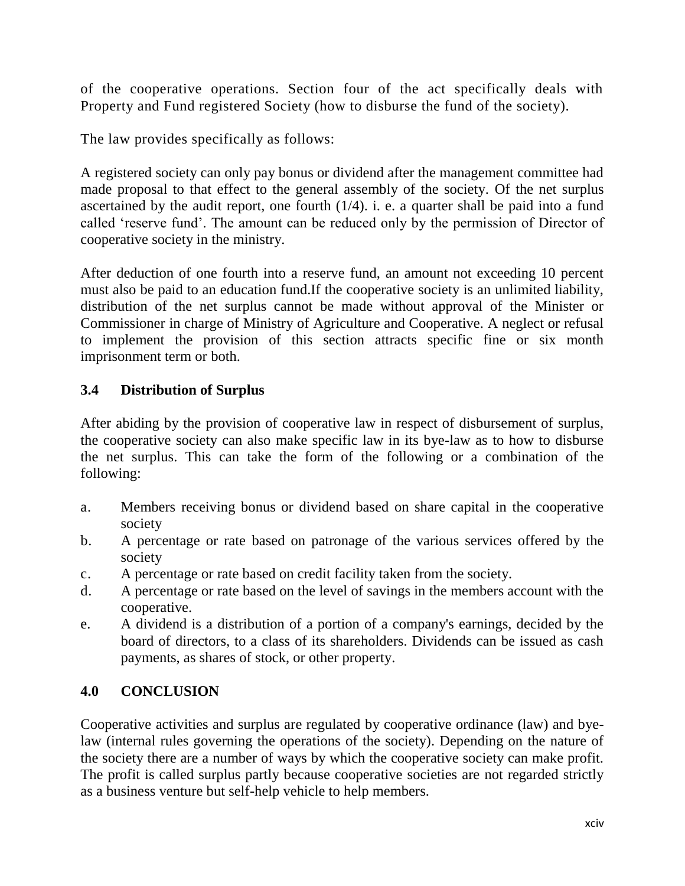of the cooperative operations. Section four of the act specifically deals with Property and Fund registered Society (how to disburse the fund of the society).

The law provides specifically as follows:

A registered society can only pay bonus or dividend after the management committee had made proposal to that effect to the general assembly of the society. Of the net surplus ascertained by the audit report, one fourth (1/4). i. e. a quarter shall be paid into a fund called 'reserve fund'. The amount can be reduced only by the permission of Director of cooperative society in the ministry.

After deduction of one fourth into a reserve fund, an amount not exceeding 10 percent must also be paid to an education fund.If the cooperative society is an unlimited liability, distribution of the net surplus cannot be made without approval of the Minister or Commissioner in charge of Ministry of Agriculture and Cooperative. A neglect or refusal to implement the provision of this section attracts specific fine or six month imprisonment term or both.

### 3.4 Distribution of Surplus

After abiding by the provision of cooperative law in respect of disbursement of surplus, the cooperative society can also make specific law in its bye-law as to how to disburse the net surplus. This can take the form of the following or a combination of the following:

a. Members receiving bonus or dividend based on share capital in the cooperative society
b. A percentage or rate based on patronage of the various services offered by the society
c. A percentage or rate based on credit facility taken from the society.
d. A percentage or rate based on the level of savings in the members account with the cooperative.
e. A dividend is a distribution of a portion of a company's earnings, decided by the board of directors, to a class of its shareholders. Dividends can be issued as cash payments, as shares of stock, or other property.

## 4.0 CONCLUSION

Cooperative activities and surplus are regulated by cooperative ordinance (law) and bye-law (internal rules governing the operations of the society). Depending on the nature of the society there are a number of ways by which the cooperative society can make profit. The profit is called surplus partly because cooperative societies are not regarded strictly as a business venture but self-help vehicle to help members.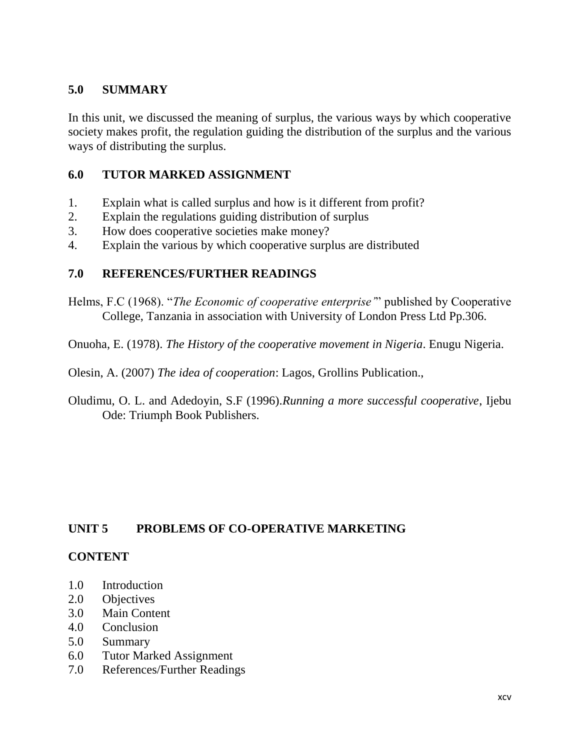## 5.0 SUMMARY

In this unit, we discussed the meaning of surplus, the various ways by which cooperative society makes profit, the regulation guiding the distribution of the surplus and the various ways of distributing the surplus.

## 6.0 TUTOR MARKED ASSIGNMENT

1. Explain what is called surplus and how is it different from profit?
2. Explain the regulations guiding distribution of surplus
3. How does cooperative societies make money?
4. Explain the various by which cooperative surplus are distributed

## 7.0 REFERENCES/FURTHER READINGS

Helms, F.C (1968). "*The Economic of cooperative enterprise*"' published by Cooperative College, Tanzania in association with University of London Press Ltd Pp.306.

Onuoha, E. (1978). *The History of the cooperative movement in Nigeria*. Enugu Nigeria.

Olesin, A. (2007) *The idea of cooperation*: Lagos, Grollins Publication.,

Oludimu, O. L. and Adedoyin, S.F (1996).*Running a more successful cooperative*, Ijebu Ode: Triumph Book Publishers.

# UNIT 5 PROBLEMS OF CO-OPERATIVE MARKETING

## CONTENT

1.0 Introduction
2.0 Objectives
3.0 Main Content
4.0 Conclusion
5.0 Summary
6.0 Tutor Marked Assignment
7.0 References/Further Readings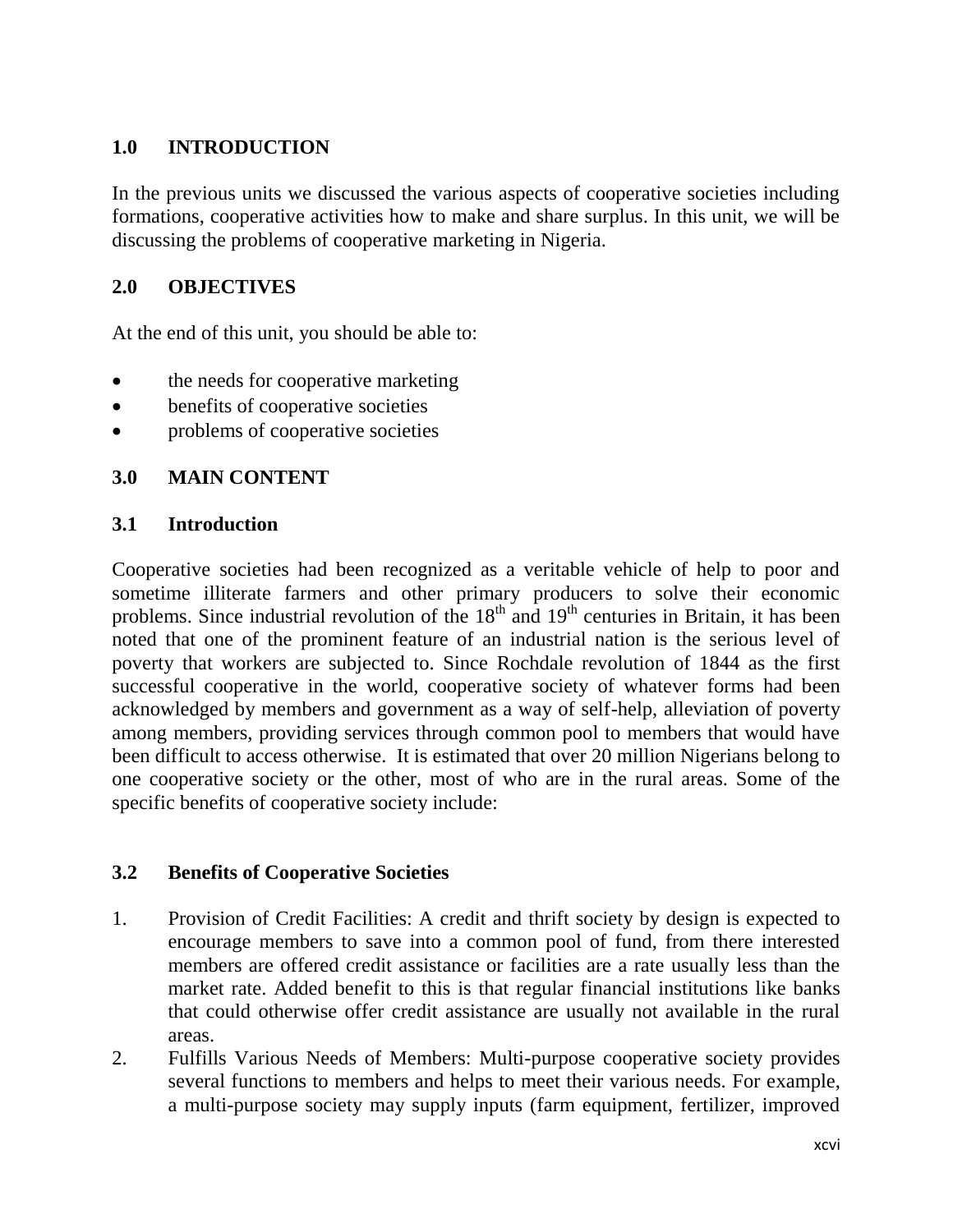## 1.0 INTRODUCTION

In the previous units we discussed the various aspects of cooperative societies including formations, cooperative activities how to make and share surplus. In this unit, we will be discussing the problems of cooperative marketing in Nigeria.

## 2.0 OBJECTIVES

At the end of this unit, you should be able to:

- the needs for cooperative marketing
- benefits of cooperative societies
- problems of cooperative societies

## 3.0 MAIN CONTENT

### 3.1 Introduction

Cooperative societies had been recognized as a veritable vehicle of help to poor and sometime illiterate farmers and other primary producers to solve their economic problems. Since industrial revolution of the 18th and 19th centuries in Britain, it has been noted that one of the prominent feature of an industrial nation is the serious level of poverty that workers are subjected to. Since Rochdale revolution of 1844 as the first successful cooperative in the world, cooperative society of whatever forms had been acknowledged by members and government as a way of self-help, alleviation of poverty among members, providing services through common pool to members that would have been difficult to access otherwise. It is estimated that over 20 million Nigerians belong to one cooperative society or the other, most of who are in the rural areas. Some of the specific benefits of cooperative society include:

### 3.2 Benefits of Cooperative Societies

1. Provision of Credit Facilities: A credit and thrift society by design is expected to encourage members to save into a common pool of fund, from there interested members are offered credit assistance or facilities are a rate usually less than the market rate. Added benefit to this is that regular financial institutions like banks that could otherwise offer credit assistance are usually not available in the rural areas.
2. Fulfills Various Needs of Members: Multi-purpose cooperative society provides several functions to members and helps to meet their various needs. For example, a multi-purpose society may supply inputs (farm equipment, fertilizer, improved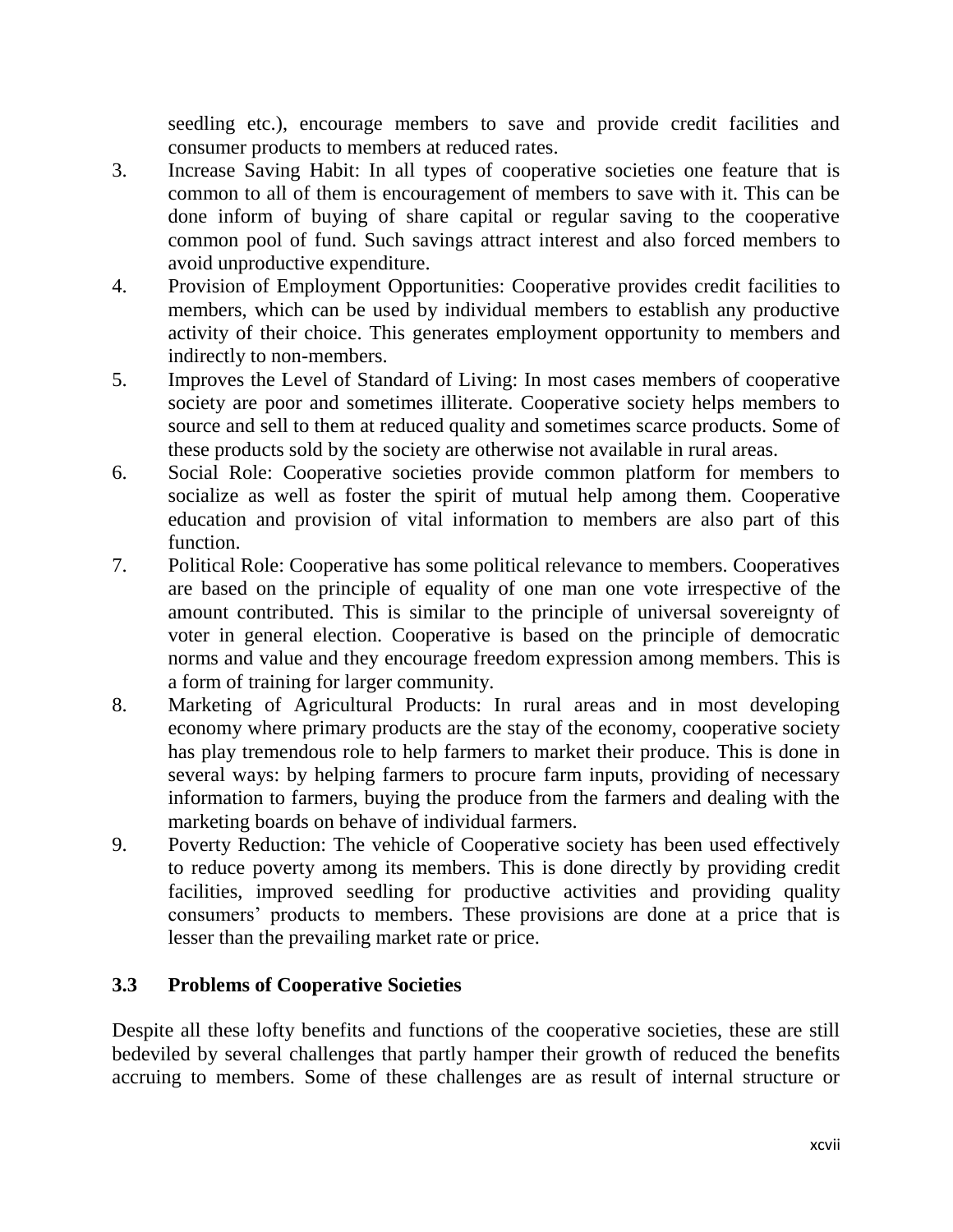seedling etc.), encourage members to save and provide credit facilities and consumer products to members at reduced rates.

3. Increase Saving Habit: In all types of cooperative societies one feature that is common to all of them is encouragement of members to save with it. This can be done inform of buying of share capital or regular saving to the cooperative common pool of fund. Such savings attract interest and also forced members to avoid unproductive expenditure.
4. Provision of Employment Opportunities: Cooperative provides credit facilities to members, which can be used by individual members to establish any productive activity of their choice. This generates employment opportunity to members and indirectly to non-members.
5. Improves the Level of Standard of Living: In most cases members of cooperative society are poor and sometimes illiterate. Cooperative society helps members to source and sell to them at reduced quality and sometimes scarce products. Some of these products sold by the society are otherwise not available in rural areas.
6. Social Role: Cooperative societies provide common platform for members to socialize as well as foster the spirit of mutual help among them. Cooperative education and provision of vital information to members are also part of this function.
7. Political Role: Cooperative has some political relevance to members. Cooperatives are based on the principle of equality of one man one vote irrespective of the amount contributed. This is similar to the principle of universal sovereignty of voter in general election. Cooperative is based on the principle of democratic norms and value and they encourage freedom expression among members. This is a form of training for larger community.
8. Marketing of Agricultural Products: In rural areas and in most developing economy where primary products are the stay of the economy, cooperative society has play tremendous role to help farmers to market their produce. This is done in several ways: by helping farmers to procure farm inputs, providing of necessary information to farmers, buying the produce from the farmers and dealing with the marketing boards on behave of individual farmers.
9. Poverty Reduction: The vehicle of Cooperative society has been used effectively to reduce poverty among its members. This is done directly by providing credit facilities, improved seedling for productive activities and providing quality consumers' products to members. These provisions are done at a price that is lesser than the prevailing market rate or price.

### 3.3 Problems of Cooperative Societies

Despite all these lofty benefits and functions of the cooperative societies, these are still bedeviled by several challenges that partly hamper their growth of reduced the benefits accruing to members. Some of these challenges are as result of internal structure or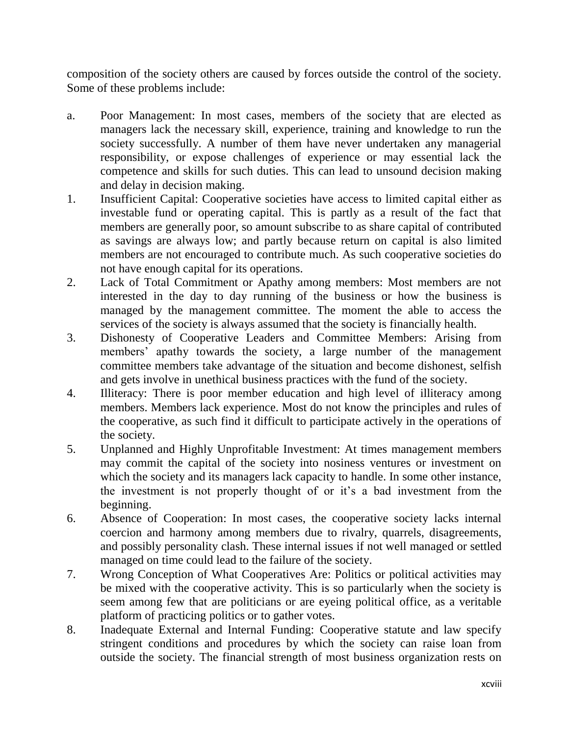composition of the society others are caused by forces outside the control of the society. Some of these problems include:

a. Poor Management: In most cases, members of the society that are elected as managers lack the necessary skill, experience, training and knowledge to run the society successfully. A number of them have never undertaken any managerial responsibility, or expose challenges of experience or may essential lack the competence and skills for such duties. This can lead to unsound decision making and delay in decision making.

1. Insufficient Capital: Cooperative societies have access to limited capital either as investable fund or operating capital. This is partly as a result of the fact that members are generally poor, so amount subscribe to as share capital of contributed as savings are always low; and partly because return on capital is also limited members are not encouraged to contribute much. As such cooperative societies do not have enough capital for its operations.
2. Lack of Total Commitment or Apathy among members: Most members are not interested in the day to day running of the business or how the business is managed by the management committee. The moment the able to access the services of the society is always assumed that the society is financially health.
3. Dishonesty of Cooperative Leaders and Committee Members: Arising from members' apathy towards the society, a large number of the management committee members take advantage of the situation and become dishonest, selfish and gets involve in unethical business practices with the fund of the society.
4. Illiteracy: There is poor member education and high level of illiteracy among members. Members lack experience. Most do not know the principles and rules of the cooperative, as such find it difficult to participate actively in the operations of the society.
5. Unplanned and Highly Unprofitable Investment: At times management members may commit the capital of the society into nosiness ventures or investment on which the society and its managers lack capacity to handle. In some other instance, the investment is not properly thought of or it's a bad investment from the beginning.
6. Absence of Cooperation: In most cases, the cooperative society lacks internal coercion and harmony among members due to rivalry, quarrels, disagreements, and possibly personality clash. These internal issues if not well managed or settled managed on time could lead to the failure of the society.
7. Wrong Conception of What Cooperatives Are: Politics or political activities may be mixed with the cooperative activity. This is so particularly when the society is seem among few that are politicians or are eyeing political office, as a veritable platform of practicing politics or to gather votes.
8. Inadequate External and Internal Funding: Cooperative statute and law specify stringent conditions and procedures by which the society can raise loan from outside the society. The financial strength of most business organization rests on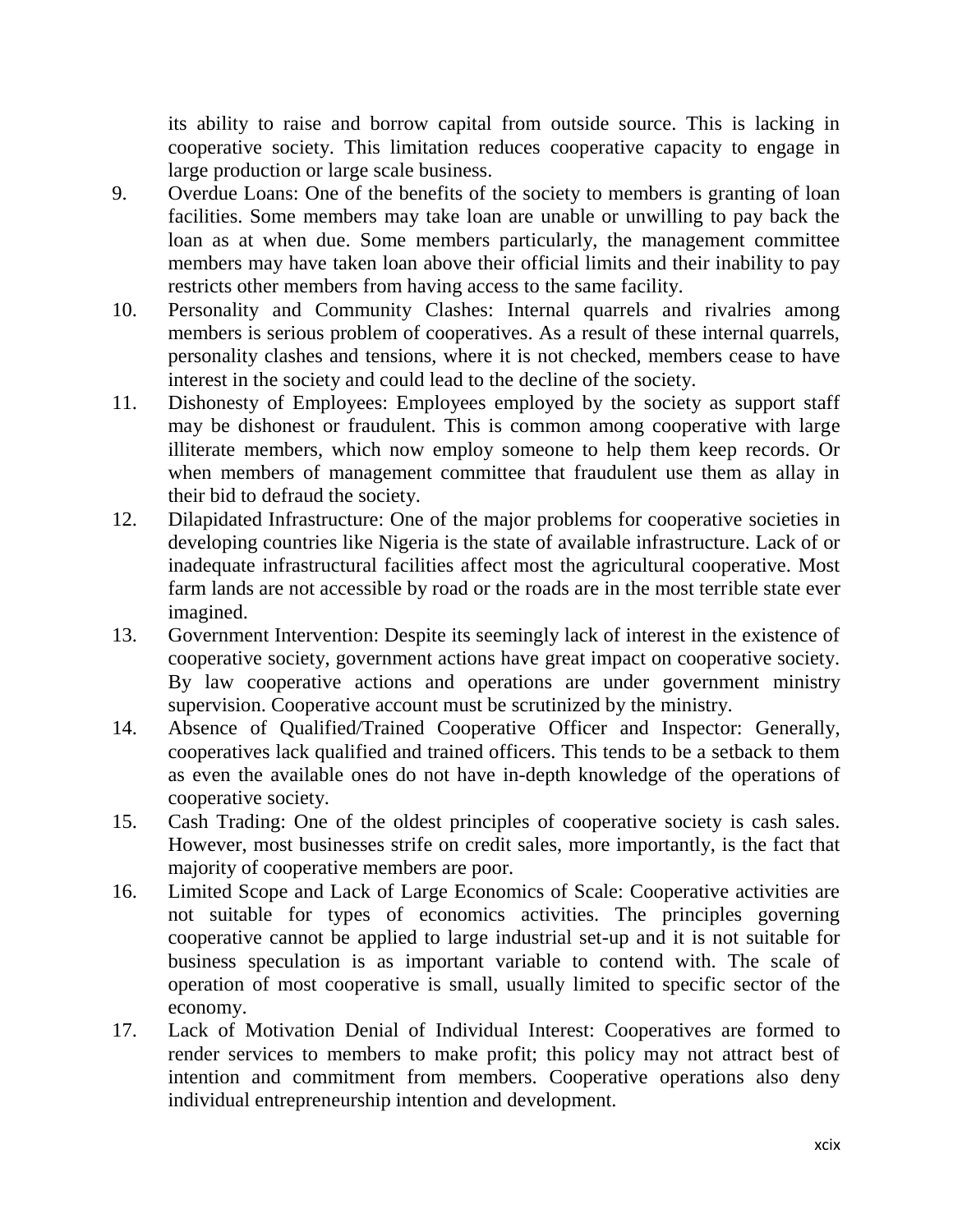its ability to raise and borrow capital from outside source. This is lacking in cooperative society. This limitation reduces cooperative capacity to engage in large production or large scale business.

9. Overdue Loans: One of the benefits of the society to members is granting of loan facilities. Some members may take loan are unable or unwilling to pay back the loan as at when due. Some members particularly, the management committee members may have taken loan above their official limits and their inability to pay restricts other members from having access to the same facility.
10. Personality and Community Clashes: Internal quarrels and rivalries among members is serious problem of cooperatives. As a result of these internal quarrels, personality clashes and tensions, where it is not checked, members cease to have interest in the society and could lead to the decline of the society.
11. Dishonesty of Employees: Employees employed by the society as support staff may be dishonest or fraudulent. This is common among cooperative with large illiterate members, which now employ someone to help them keep records. Or when members of management committee that fraudulent use them as allay in their bid to defraud the society.
12. Dilapidated Infrastructure: One of the major problems for cooperative societies in developing countries like Nigeria is the state of available infrastructure. Lack of or inadequate infrastructural facilities affect most the agricultural cooperative. Most farm lands are not accessible by road or the roads are in the most terrible state ever imagined.
13. Government Intervention: Despite its seemingly lack of interest in the existence of cooperative society, government actions have great impact on cooperative society. By law cooperative actions and operations are under government ministry supervision. Cooperative account must be scrutinized by the ministry.
14. Absence of Qualified/Trained Cooperative Officer and Inspector: Generally, cooperatives lack qualified and trained officers. This tends to be a setback to them as even the available ones do not have in-depth knowledge of the operations of cooperative society.
15. Cash Trading: One of the oldest principles of cooperative society is cash sales. However, most businesses strife on credit sales, more importantly, is the fact that majority of cooperative members are poor.
16. Limited Scope and Lack of Large Economics of Scale: Cooperative activities are not suitable for types of economics activities. The principles governing cooperative cannot be applied to large industrial set-up and it is not suitable for business speculation is as important variable to contend with. The scale of operation of most cooperative is small, usually limited to specific sector of the economy.
17. Lack of Motivation Denial of Individual Interest: Cooperatives are formed to render services to members to make profit; this policy may not attract best of intention and commitment from members. Cooperative operations also deny individual entrepreneurship intention and development.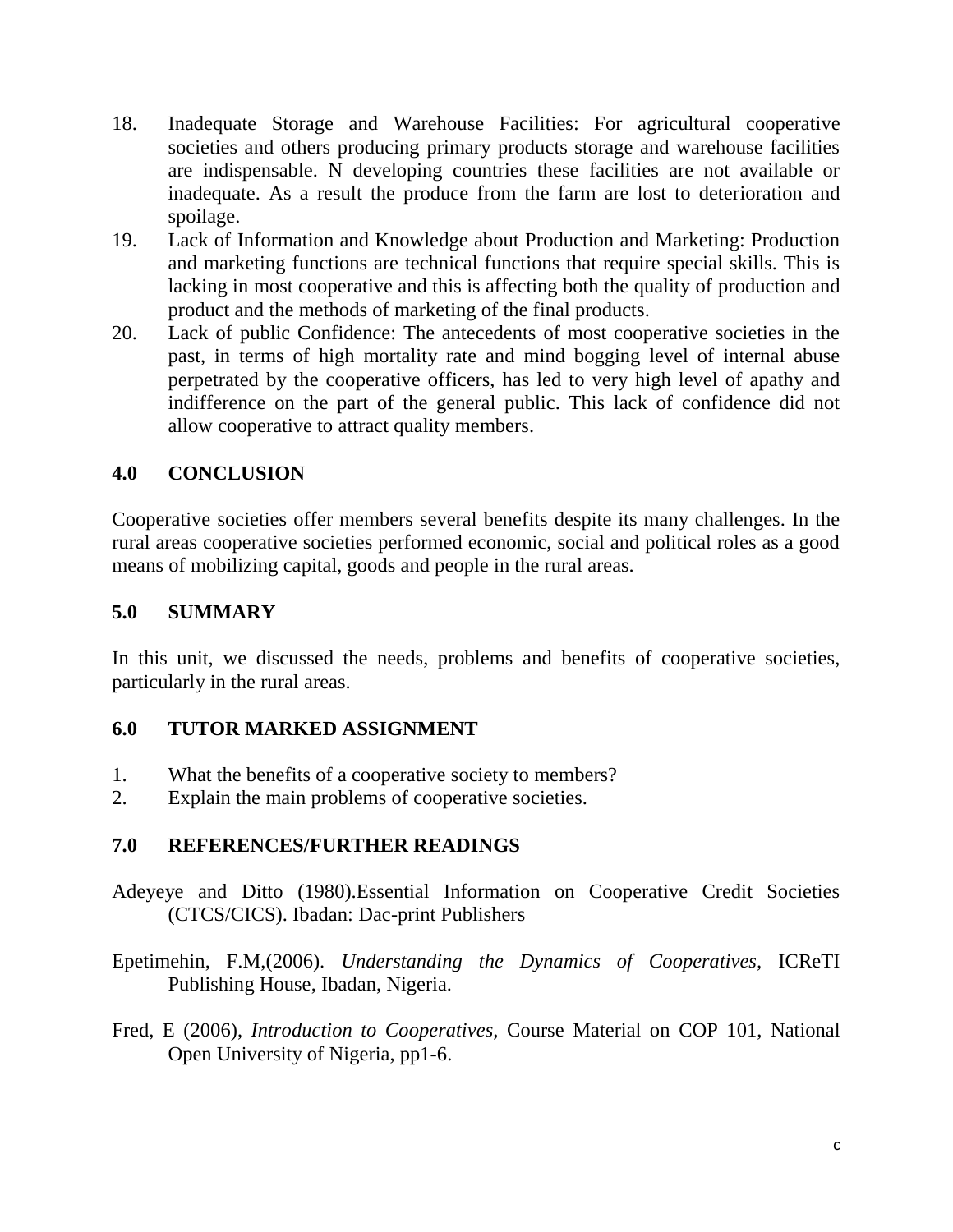18. Inadequate Storage and Warehouse Facilities: For agricultural cooperative societies and others producing primary products storage and warehouse facilities are indispensable. N developing countries these facilities are not available or inadequate. As a result the produce from the farm are lost to deterioration and spoilage.
19. Lack of Information and Knowledge about Production and Marketing: Production and marketing functions are technical functions that require special skills. This is lacking in most cooperative and this is affecting both the quality of production and product and the methods of marketing of the final products.
20. Lack of public Confidence: The antecedents of most cooperative societies in the past, in terms of high mortality rate and mind bogging level of internal abuse perpetrated by the cooperative officers, has led to very high level of apathy and indifference on the part of the general public. This lack of confidence did not allow cooperative to attract quality members.

## 4.0 CONCLUSION

Cooperative societies offer members several benefits despite its many challenges. In the rural areas cooperative societies performed economic, social and political roles as a good means of mobilizing capital, goods and people in the rural areas.

## 5.0 SUMMARY

In this unit, we discussed the needs, problems and benefits of cooperative societies, particularly in the rural areas.

## 6.0 TUTOR MARKED ASSIGNMENT

1. What the benefits of a cooperative society to members?
2. Explain the main problems of cooperative societies.

## 7.0 REFERENCES/FURTHER READINGS

Adeyeye and Ditto (1980).Essential Information on Cooperative Credit Societies (CTCS/CICS). Ibadan: Dac-print Publishers

Epetimehin, F.M,(2006). *Understanding the Dynamics of Cooperatives*, ICReTI Publishing House, Ibadan, Nigeria.

Fred, E (2006), *Introduction to Cooperatives*, Course Material on COP 101, National Open University of Nigeria, pp1-6.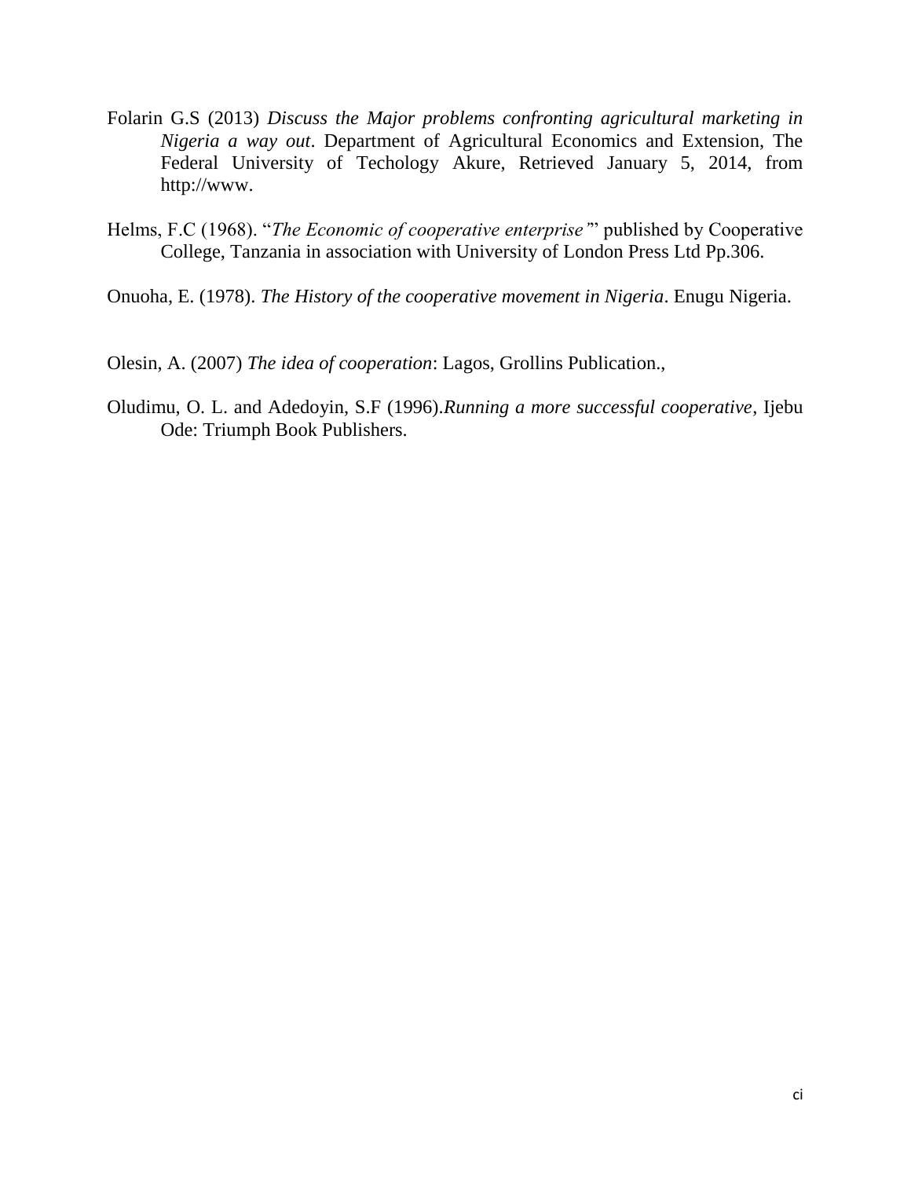Folarin G.S (2013) *Discuss the Major problems confronting agricultural marketing in Nigeria a way out*. Department of Agricultural Economics and Extension, The Federal University of Techology Akure, Retrieved January 5, 2014, from http://www.

Helms, F.C (1968). "*The Economic of cooperative enterprise*"' published by Cooperative College, Tanzania in association with University of London Press Ltd Pp.306.

Onuoha, E. (1978). *The History of the cooperative movement in Nigeria*. Enugu Nigeria.

Olesin, A. (2007) *The idea of cooperation*: Lagos, Grollins Publication.,

Oludimu, O. L. and Adedoyin, S.F (1996).*Running a more successful cooperative*, Ijebu Ode: Triumph Book Publishers.